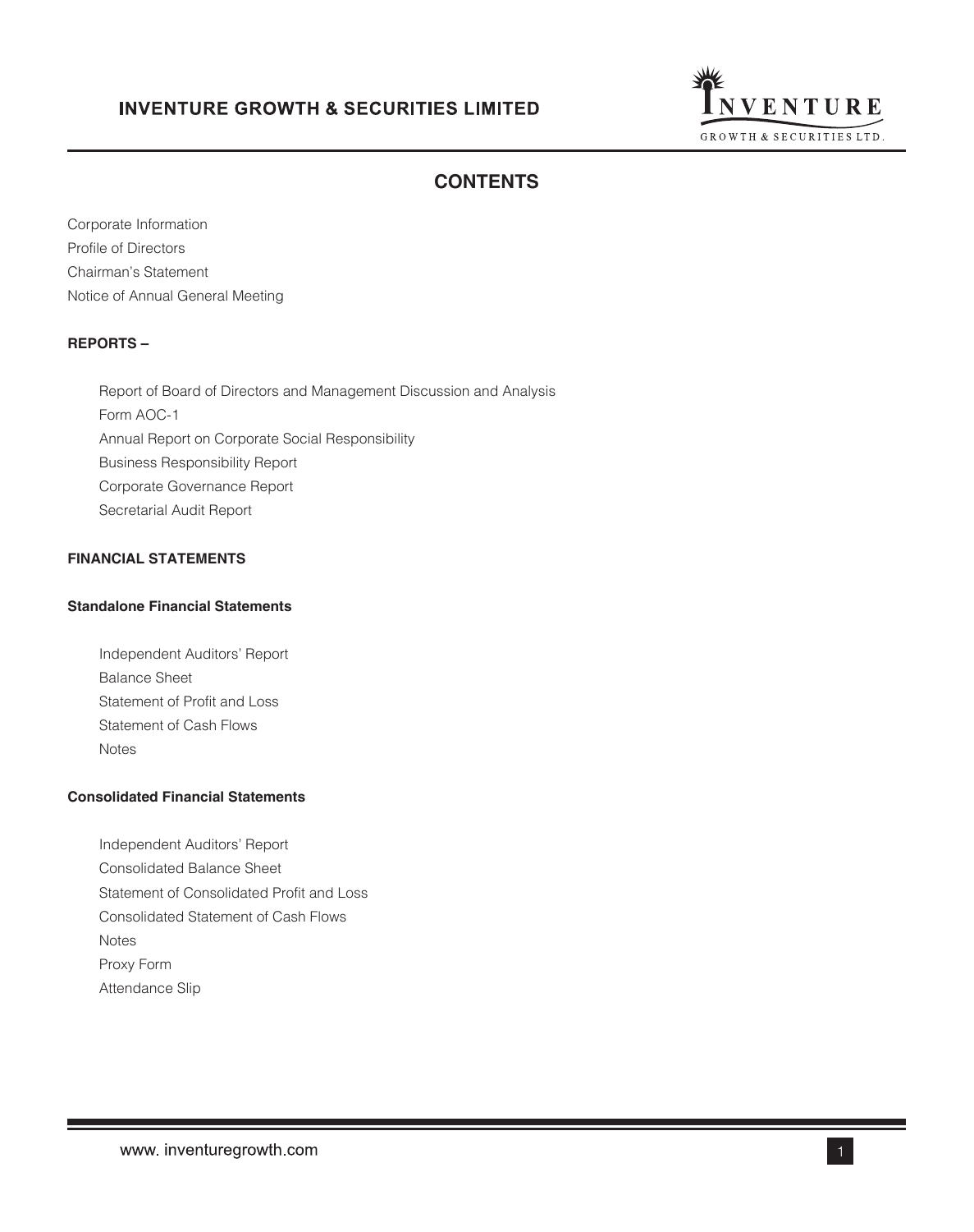# CONTENTS

Corporate Information

Profile of Directors

Chairman's Statement

Notice of Annual General Meeting

**REPORTS –**

- Report of Board of Directors and Management Discussion and Analysis
- Form AOC-1
- Annual Report on Corporate Social Responsibility
- Business Responsibility Report
- Corporate Governance Report
- Secretarial Audit Report

**FINANCIAL STATEMENTS**

**Standalone Financial Statements**

- Independent Auditors' Report
- Balance Sheet
- Statement of Profit and Loss
- Statement of Cash Flows
- Notes

**Consolidated Financial Statements**

- Independent Auditors' Report
- Consolidated Balance Sheet
- Statement of Consolidated Profit and Loss
- Consolidated Statement of Cash Flows
- Notes
- Proxy Form
- Attendance Slip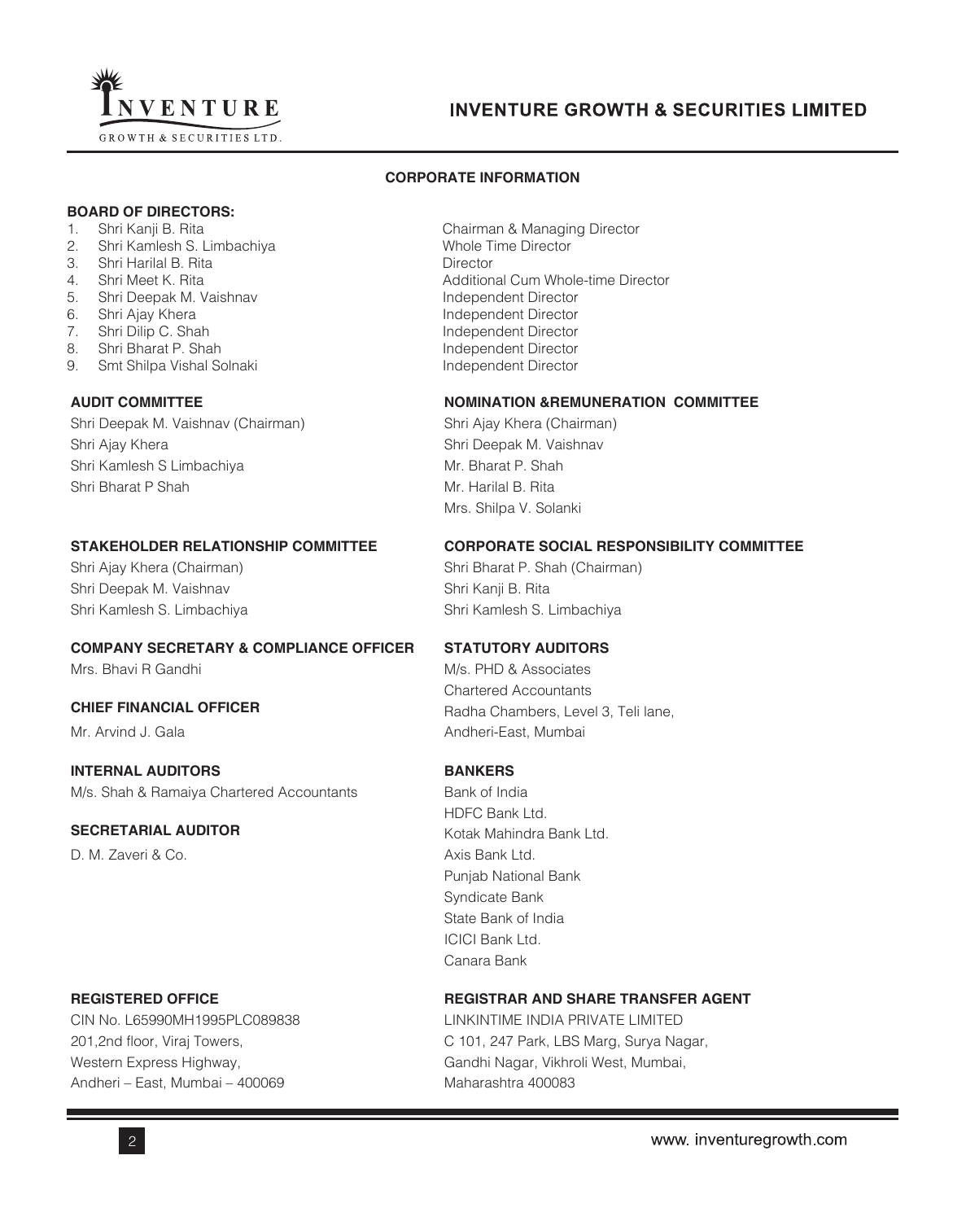## CORPORATE INFORMATION

### BOARD OF DIRECTORS:

| | Name | Designation |
|---|---|---|
| 1. | Shri Kanji B. Rita | Chairman & Managing Director |
| 2. | Shri Kamlesh S. Limbachiya | Whole Time Director |
| 3. | Shri Harilal B. Rita | Director |
| 4. | Shri Meet K. Rita | Additional Cum Whole-time Director |
| 5. | Shri Deepak M. Vaishnav | Independent Director |
| 6. | Shri Ajay Khera | Independent Director |
| 7. | Shri Dilip C. Shah | Independent Director |
| 8. | Shri Bharat P. Shah | Independent Director |
| 9. | Smt Shilpa Vishal Solnaki | Independent Director |

### AUDIT COMMITTEE

Shri Deepak M. Vaishnav (Chairman)
Shri Ajay Khera
Shri Kamlesh S Limbachiya
Shri Bharat P Shah

### NOMINATION &REMUNERATION COMMITTEE

Shri Ajay Khera (Chairman)
Shri Deepak M. Vaishnav
Mr. Bharat P. Shah
Mr. Harilal B. Rita
Mrs. Shilpa V. Solanki

### STAKEHOLDER RELATIONSHIP COMMITTEE

Shri Ajay Khera (Chairman)
Shri Deepak M. Vaishnav
Shri Kamlesh S. Limbachiya

### CORPORATE SOCIAL RESPONSIBILITY COMMITTEE

Shri Bharat P. Shah (Chairman)
Shri Kanji B. Rita
Shri Kamlesh S. Limbachiya

### COMPANY SECRETARY & COMPLIANCE OFFICER

Mrs. Bhavi R Gandhi

### CHIEF FINANCIAL OFFICER

Mr. Arvind J. Gala

### INTERNAL AUDITORS

M/s. Shah & Ramaiya Chartered Accountants

### SECRETARIAL AUDITOR

D. M. Zaveri & Co.

### STATUTORY AUDITORS

M/s. PHD & Associates
Chartered Accountants
Radha Chambers, Level 3, Teli lane,
Andheri-East, Mumbai

### BANKERS

Bank of India
HDFC Bank Ltd.
Kotak Mahindra Bank Ltd.
Axis Bank Ltd.
Punjab National Bank
Syndicate Bank
State Bank of India
ICICI Bank Ltd.
Canara Bank

### REGISTERED OFFICE

CIN No. L65990MH1995PLC089838
201,2nd floor, Viraj Towers,
Western Express Highway,
Andheri – East, Mumbai – 400069

### REGISTRAR AND SHARE TRANSFER AGENT

LINKINTIME INDIA PRIVATE LIMITED
C 101, 247 Park, LBS Marg, Surya Nagar,
Gandhi Nagar, Vikhroli West, Mumbai,
Maharashtra 400083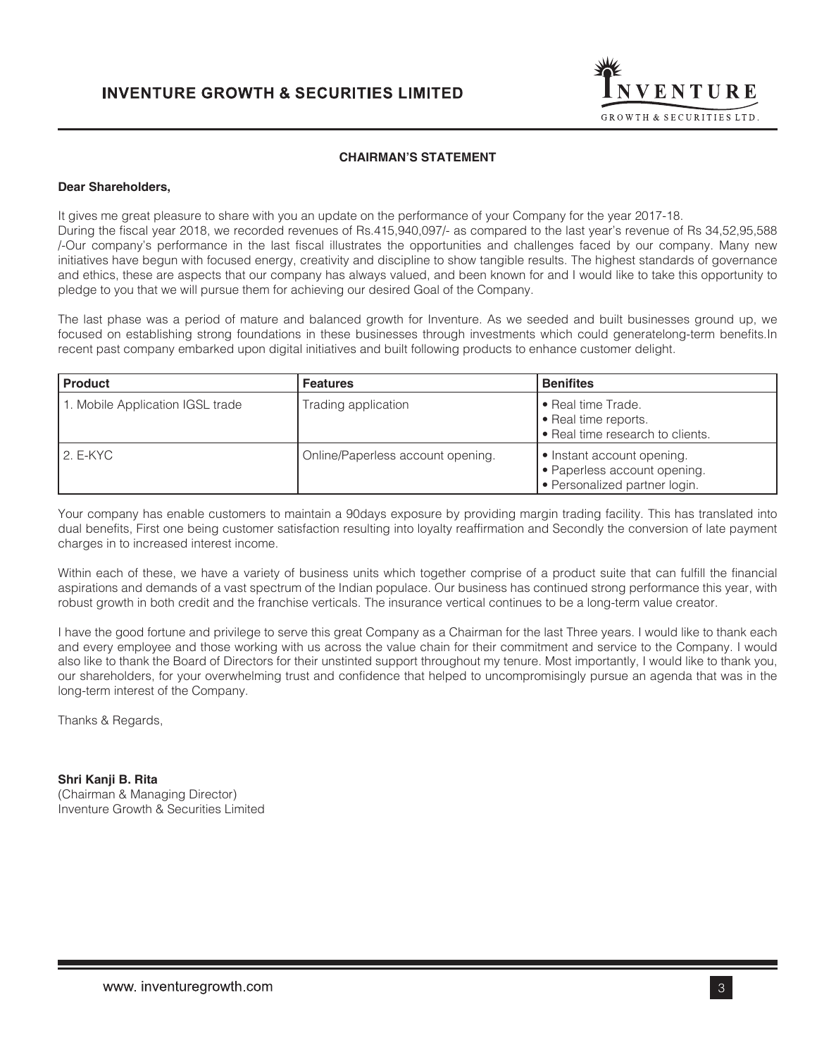## CHAIRMAN'S STATEMENT

**Dear Shareholders,**

It gives me great pleasure to share with you an update on the performance of your Company for the year 2017-18.
During the fiscal year 2018, we recorded revenues of Rs.415,940,097/- as compared to the last year's revenue of Rs 34,52,95,588 /-Our company's performance in the last fiscal illustrates the opportunities and challenges faced by our company. Many new initiatives have begun with focused energy, creativity and discipline to show tangible results. The highest standards of governance and ethics, these are aspects that our company has always valued, and been known for and I would like to take this opportunity to pledge to you that we will pursue them for achieving our desired Goal of the Company.

The last phase was a period of mature and balanced growth for Inventure. As we seeded and built businesses ground up, we focused on establishing strong foundations in these businesses through investments which could generatelong-term benefits.In recent past company embarked upon digital initiatives and built following products to enhance customer delight.

| Product | Features | Benifites |
| --- | --- | --- |
| 1. Mobile Application IGSL trade | Trading application | • Real time Trade.<br>• Real time reports.<br>• Real time research to clients. |
| 2. E-KYC | Online/Paperless account opening. | • Instant account opening.<br>• Paperless account opening.<br>• Personalized partner login. |

Your company has enable customers to maintain a 90days exposure by providing margin trading facility. This has translated into dual benefits, First one being customer satisfaction resulting into loyalty reaffirmation and Secondly the conversion of late payment charges in to increased interest income.

Within each of these, we have a variety of business units which together comprise of a product suite that can fulfill the financial aspirations and demands of a vast spectrum of the Indian populace. Our business has continued strong performance this year, with robust growth in both credit and the franchise verticals. The insurance vertical continues to be a long-term value creator.

I have the good fortune and privilege to serve this great Company as a Chairman for the last Three years. I would like to thank each and every employee and those working with us across the value chain for their commitment and service to the Company. I would also like to thank the Board of Directors for their unstinted support throughout my tenure. Most importantly, I would like to thank you, our shareholders, for your overwhelming trust and confidence that helped to uncompromisingly pursue an agenda that was in the long-term interest of the Company.

Thanks & Regards,

**Shri Kanji B. Rita**
(Chairman & Managing Director)
Inventure Growth & Securities Limited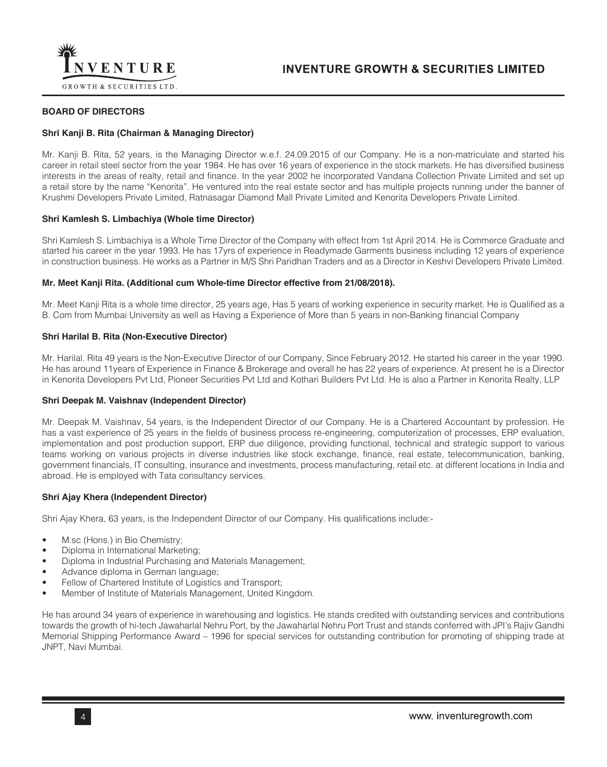## BOARD OF DIRECTORS

### Shri Kanji B. Rita (Chairman & Managing Director)

Mr. Kanji B. Rita, 52 years, is the Managing Director w.e.f. 24.09.2015 of our Company. He is a non-matriculate and started his career in retail steel sector from the year 1984. He has over 16 years of experience in the stock markets. He has diversified business interests in the areas of realty, retail and finance. In the year 2002 he incorporated Vandana Collection Private Limited and set up a retail store by the name "Kenorita". He ventured into the real estate sector and has multiple projects running under the banner of Krushmi Developers Private Limited, Ratnasagar Diamond Mall Private Limited and Kenorita Developers Private Limited.

### Shri Kamlesh S. Limbachiya (Whole time Director)

Shri Kamlesh S. Limbachiya is a Whole Time Director of the Company with effect from 1st April 2014. He is Commerce Graduate and started his career in the year 1993. He has 17yrs of experience in Readymade Garments business including 12 years of experience in construction business. He works as a Partner in M/S Shri Paridhan Traders and as a Director in Keshvi Developers Private Limited.

### Mr. Meet Kanji Rita. (Additional cum Whole-time Director effective from 21/08/2018).

Mr. Meet Kanji Rita is a whole time director, 25 years age, Has 5 years of working experience in security market. He is Qualified as a B. Com from Mumbai University as well as Having a Experience of More than 5 years in non-Banking financial Company

### Shri Harilal B. Rita (Non-Executive Director)

Mr. Harilal. Rita 49 years is the Non-Executive Director of our Company, Since February 2012. He started his career in the year 1990. He has around 11years of Experience in Finance & Brokerage and overall he has 22 years of experience. At present he is a Director in Kenorita Developers Pvt Ltd, Pioneer Securities Pvt Ltd and Kothari Builders Pvt Ltd. He is also a Partner in Kenorita Realty, LLP

### Shri Deepak M. Vaishnav (Independent Director)

Mr. Deepak M. Vaishnav, 54 years, is the Independent Director of our Company. He is a Chartered Accountant by profession. He has a vast experience of 25 years in the fields of business process re-engineering, computerization of processes, ERP evaluation, implementation and post production support, ERP due diligence, providing functional, technical and strategic support to various teams working on various projects in diverse industries like stock exchange, finance, real estate, telecommunication, banking, government financials, IT consulting, insurance and investments, process manufacturing, retail etc. at different locations in India and abroad. He is employed with Tata consultancy services.

### Shri Ajay Khera (Independent Director)

Shri Ajay Khera, 63 years, is the Independent Director of our Company. His qualifications include:-

- M.sc (Hons.) in Bio Chemistry;
- Diploma in International Marketing;
- Diploma in Industrial Purchasing and Materials Management;
- Advance diploma in German language;
- Fellow of Chartered Institute of Logistics and Transport;
- Member of Institute of Materials Management, United Kingdom.

He has around 34 years of experience in warehousing and logistics. He stands credited with outstanding services and contributions towards the growth of hi-tech Jawaharlal Nehru Port, by the Jawaharlal Nehru Port Trust and stands conferred with JPI's Rajiv Gandhi Memorial Shipping Performance Award – 1996 for special services for outstanding contribution for promoting of shipping trade at JNPT, Navi Mumbai.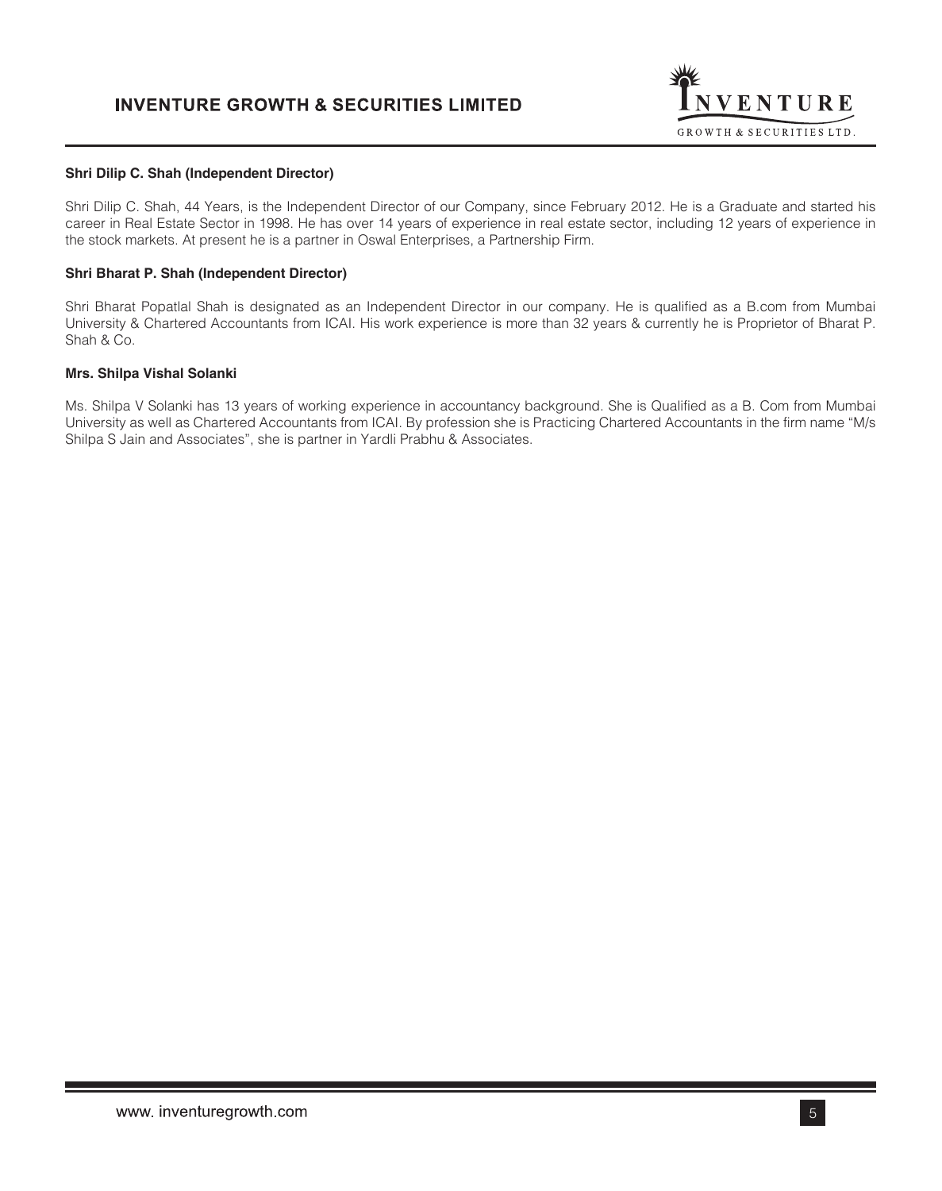**Shri Dilip C. Shah (Independent Director)**

Shri Dilip C. Shah, 44 Years, is the Independent Director of our Company, since February 2012. He is a Graduate and started his career in Real Estate Sector in 1998. He has over 14 years of experience in real estate sector, including 12 years of experience in the stock markets. At present he is a partner in Oswal Enterprises, a Partnership Firm.

**Shri Bharat P. Shah (Independent Director)**

Shri Bharat Popatlal Shah is designated as an Independent Director in our company. He is qualified as a B.com from Mumbai University & Chartered Accountants from ICAI. His work experience is more than 32 years & currently he is Proprietor of Bharat P. Shah & Co.

**Mrs. Shilpa Vishal Solanki**

Ms. Shilpa V Solanki has 13 years of working experience in accountancy background. She is Qualified as a B. Com from Mumbai University as well as Chartered Accountants from ICAI. By profession she is Practicing Chartered Accountants in the firm name "M/s Shilpa S Jain and Associates", she is partner in Yardli Prabhu & Associates.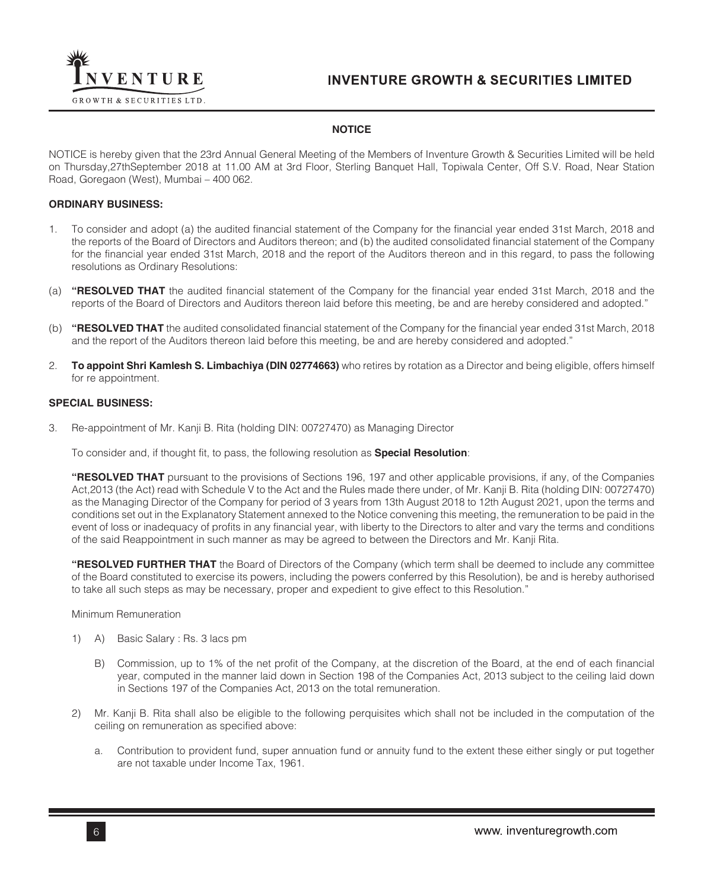## NOTICE

NOTICE is hereby given that the 23rd Annual General Meeting of the Members of Inventure Growth & Securities Limited will be held on Thursday,27thSeptember 2018 at 11.00 AM at 3rd Floor, Sterling Banquet Hall, Topiwala Center, Off S.V. Road, Near Station Road, Goregaon (West), Mumbai – 400 062.

### ORDINARY BUSINESS:

1. To consider and adopt (a) the audited financial statement of the Company for the financial year ended 31st March, 2018 and the reports of the Board of Directors and Auditors thereon; and (b) the audited consolidated financial statement of the Company for the financial year ended 31st March, 2018 and the report of the Auditors thereon and in this regard, to pass the following resolutions as Ordinary Resolutions:

(a) **"RESOLVED THAT** the audited financial statement of the Company for the financial year ended 31st March, 2018 and the reports of the Board of Directors and Auditors thereon laid before this meeting, be and are hereby considered and adopted."

(b) **"RESOLVED THAT** the audited consolidated financial statement of the Company for the financial year ended 31st March, 2018 and the report of the Auditors thereon laid before this meeting, be and are hereby considered and adopted."

2. **To appoint Shri Kamlesh S. Limbachiya (DIN 02774663)** who retires by rotation as a Director and being eligible, offers himself for re appointment.

### SPECIAL BUSINESS:

3. Re-appointment of Mr. Kanji B. Rita (holding DIN: 00727470) as Managing Director

   To consider and, if thought fit, to pass, the following resolution as **Special Resolution**:

   **"RESOLVED THAT** pursuant to the provisions of Sections 196, 197 and other applicable provisions, if any, of the Companies Act,2013 (the Act) read with Schedule V to the Act and the Rules made there under, of Mr. Kanji B. Rita (holding DIN: 00727470) as the Managing Director of the Company for period of 3 years from 13th August 2018 to 12th August 2021, upon the terms and conditions set out in the Explanatory Statement annexed to the Notice convening this meeting, the remuneration to be paid in the event of loss or inadequacy of profits in any financial year, with liberty to the Directors to alter and vary the terms and conditions of the said Reappointment in such manner as may be agreed to between the Directors and Mr. Kanji Rita.

   **"RESOLVED FURTHER THAT** the Board of Directors of the Company (which term shall be deemed to include any committee of the Board constituted to exercise its powers, including the powers conferred by this Resolution), be and is hereby authorised to take all such steps as may be necessary, proper and expedient to give effect to this Resolution."

   Minimum Remuneration

   1) A) Basic Salary : Rs. 3 lacs pm

      B) Commission, up to 1% of the net profit of the Company, at the discretion of the Board, at the end of each financial year, computed in the manner laid down in Section 198 of the Companies Act, 2013 subject to the ceiling laid down in Sections 197 of the Companies Act, 2013 on the total remuneration.

   2) Mr. Kanji B. Rita shall also be eligible to the following perquisites which shall not be included in the computation of the ceiling on remuneration as specified above:

      a. Contribution to provident fund, super annuation fund or annuity fund to the extent these either singly or put together are not taxable under Income Tax, 1961.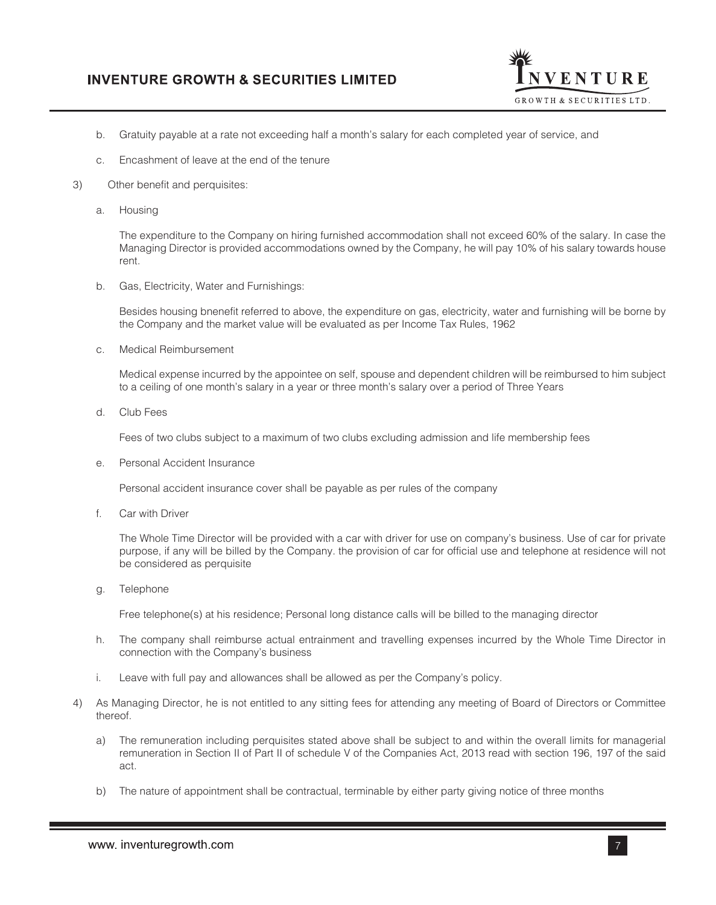b. Gratuity payable at a rate not exceeding half a month's salary for each completed year of service, and

c. Encashment of leave at the end of the tenure

3) Other benefit and perquisites:

a. Housing

The expenditure to the Company on hiring furnished accommodation shall not exceed 60% of the salary. In case the Managing Director is provided accommodations owned by the Company, he will pay 10% of his salary towards house rent.

b. Gas, Electricity, Water and Furnishings:

Besides housing bnenefit referred to above, the expenditure on gas, electricity, water and furnishing will be borne by the Company and the market value will be evaluated as per Income Tax Rules, 1962

c. Medical Reimbursement

Medical expense incurred by the appointee on self, spouse and dependent children will be reimbursed to him subject to a ceiling of one month's salary in a year or three month's salary over a period of Three Years

d. Club Fees

Fees of two clubs subject to a maximum of two clubs excluding admission and life membership fees

e. Personal Accident Insurance

Personal accident insurance cover shall be payable as per rules of the company

f. Car with Driver

The Whole Time Director will be provided with a car with driver for use on company's business. Use of car for private purpose, if any will be billed by the Company. the provision of car for official use and telephone at residence will not be considered as perquisite

g. Telephone

Free telephone(s) at his residence; Personal long distance calls will be billed to the managing director

h. The company shall reimburse actual entrainment and travelling expenses incurred by the Whole Time Director in connection with the Company's business

i. Leave with full pay and allowances shall be allowed as per the Company's policy.

4) As Managing Director, he is not entitled to any sitting fees for attending any meeting of Board of Directors or Committee thereof.

a) The remuneration including perquisites stated above shall be subject to and within the overall limits for managerial remuneration in Section II of Part II of schedule V of the Companies Act, 2013 read with section 196, 197 of the said act.

b) The nature of appointment shall be contractual, terminable by either party giving notice of three months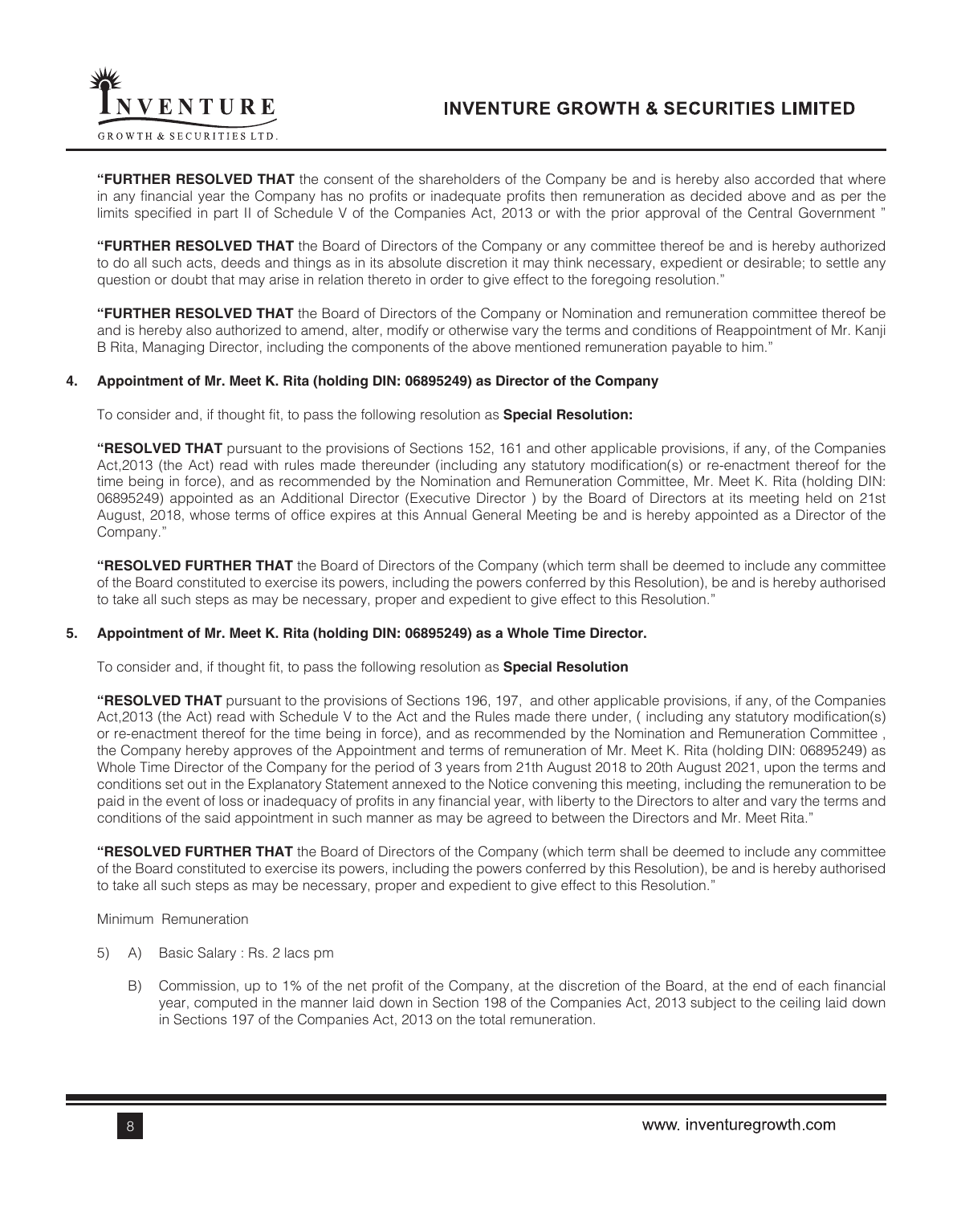**"FURTHER RESOLVED THAT** the consent of the shareholders of the Company be and is hereby also accorded that where in any financial year the Company has no profits or inadequate profits then remuneration as decided above and as per the limits specified in part II of Schedule V of the Companies Act, 2013 or with the prior approval of the Central Government "

**"FURTHER RESOLVED THAT** the Board of Directors of the Company or any committee thereof be and is hereby authorized to do all such acts, deeds and things as in its absolute discretion it may think necessary, expedient or desirable; to settle any question or doubt that may arise in relation thereto in order to give effect to the foregoing resolution."

**"FURTHER RESOLVED THAT** the Board of Directors of the Company or Nomination and remuneration committee thereof be and is hereby also authorized to amend, alter, modify or otherwise vary the terms and conditions of Reappointment of Mr. Kanji B Rita, Managing Director, including the components of the above mentioned remuneration payable to him."

**4. Appointment of Mr. Meet K. Rita (holding DIN: 06895249) as Director of the Company**

To consider and, if thought fit, to pass the following resolution as **Special Resolution:**

**"RESOLVED THAT** pursuant to the provisions of Sections 152, 161 and other applicable provisions, if any, of the Companies Act,2013 (the Act) read with rules made thereunder (including any statutory modification(s) or re-enactment thereof for the time being in force), and as recommended by the Nomination and Remuneration Committee, Mr. Meet K. Rita (holding DIN: 06895249) appointed as an Additional Director (Executive Director ) by the Board of Directors at its meeting held on 21st August, 2018, whose terms of office expires at this Annual General Meeting be and is hereby appointed as a Director of the Company."

**"RESOLVED FURTHER THAT** the Board of Directors of the Company (which term shall be deemed to include any committee of the Board constituted to exercise its powers, including the powers conferred by this Resolution), be and is hereby authorised to take all such steps as may be necessary, proper and expedient to give effect to this Resolution."

**5. Appointment of Mr. Meet K. Rita (holding DIN: 06895249) as a Whole Time Director.**

To consider and, if thought fit, to pass the following resolution as **Special Resolution**

**"RESOLVED THAT** pursuant to the provisions of Sections 196, 197, and other applicable provisions, if any, of the Companies Act,2013 (the Act) read with Schedule V to the Act and the Rules made there under, ( including any statutory modification(s) or re-enactment thereof for the time being in force), and as recommended by the Nomination and Remuneration Committee , the Company hereby approves of the Appointment and terms of remuneration of Mr. Meet K. Rita (holding DIN: 06895249) as Whole Time Director of the Company for the period of 3 years from 21th August 2018 to 20th August 2021, upon the terms and conditions set out in the Explanatory Statement annexed to the Notice convening this meeting, including the remuneration to be paid in the event of loss or inadequacy of profits in any financial year, with liberty to the Directors to alter and vary the terms and conditions of the said appointment in such manner as may be agreed to between the Directors and Mr. Meet Rita."

**"RESOLVED FURTHER THAT** the Board of Directors of the Company (which term shall be deemed to include any committee of the Board constituted to exercise its powers, including the powers conferred by this Resolution), be and is hereby authorised to take all such steps as may be necessary, proper and expedient to give effect to this Resolution."

Minimum Remuneration

5) A) Basic Salary : Rs. 2 lacs pm

B) Commission, up to 1% of the net profit of the Company, at the discretion of the Board, at the end of each financial year, computed in the manner laid down in Section 198 of the Companies Act, 2013 subject to the ceiling laid down in Sections 197 of the Companies Act, 2013 on the total remuneration.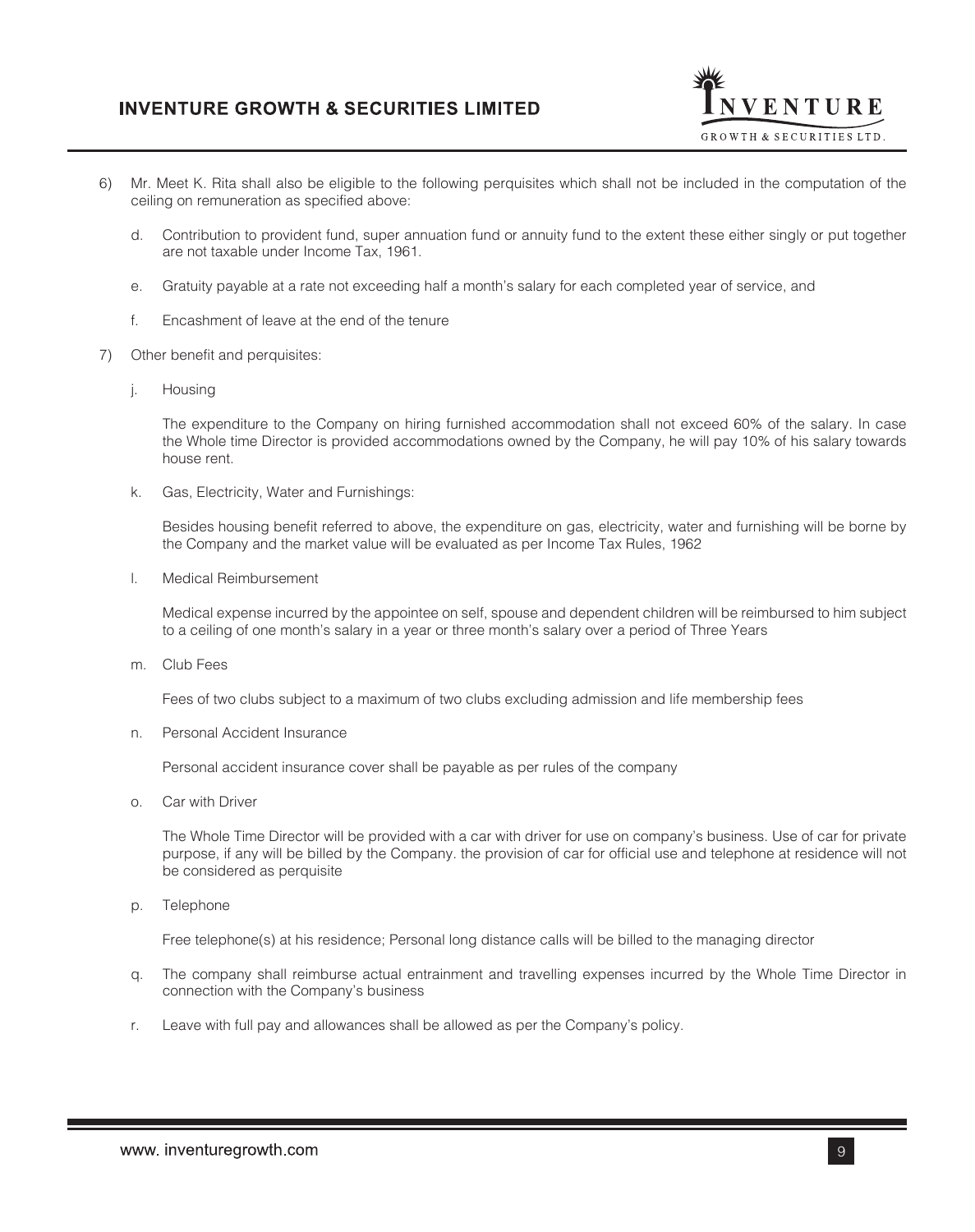6) Mr. Meet K. Rita shall also be eligible to the following perquisites which shall not be included in the computation of the ceiling on remuneration as specified above:

   d. Contribution to provident fund, super annuation fund or annuity fund to the extent these either singly or put together are not taxable under Income Tax, 1961.

   e. Gratuity payable at a rate not exceeding half a month's salary for each completed year of service, and

   f. Encashment of leave at the end of the tenure

7) Other benefit and perquisites:

   j. Housing

      The expenditure to the Company on hiring furnished accommodation shall not exceed 60% of the salary. In case the Whole time Director is provided accommodations owned by the Company, he will pay 10% of his salary towards house rent.

   k. Gas, Electricity, Water and Furnishings:

      Besides housing benefit referred to above, the expenditure on gas, electricity, water and furnishing will be borne by the Company and the market value will be evaluated as per Income Tax Rules, 1962

   l. Medical Reimbursement

      Medical expense incurred by the appointee on self, spouse and dependent children will be reimbursed to him subject to a ceiling of one month's salary in a year or three month's salary over a period of Three Years

   m. Club Fees

      Fees of two clubs subject to a maximum of two clubs excluding admission and life membership fees

   n. Personal Accident Insurance

      Personal accident insurance cover shall be payable as per rules of the company

   o. Car with Driver

      The Whole Time Director will be provided with a car with driver for use on company's business. Use of car for private purpose, if any will be billed by the Company. the provision of car for official use and telephone at residence will not be considered as perquisite

   p. Telephone

      Free telephone(s) at his residence; Personal long distance calls will be billed to the managing director

   q. The company shall reimburse actual entrainment and travelling expenses incurred by the Whole Time Director in connection with the Company's business

   r. Leave with full pay and allowances shall be allowed as per the Company's policy.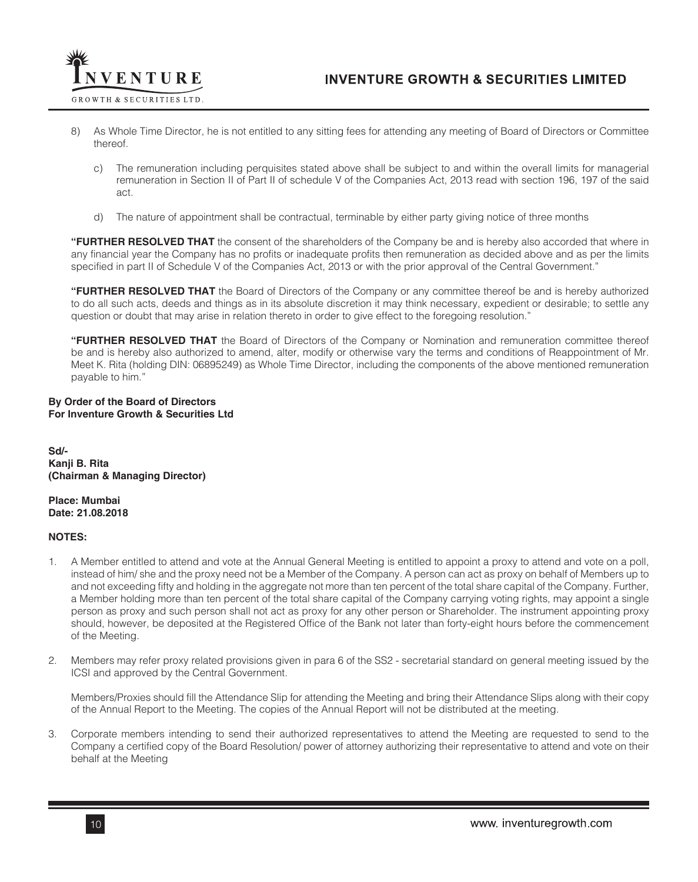8) As Whole Time Director, he is not entitled to any sitting fees for attending any meeting of Board of Directors or Committee thereof.

   c) The remuneration including perquisites stated above shall be subject to and within the overall limits for managerial remuneration in Section II of Part II of schedule V of the Companies Act, 2013 read with section 196, 197 of the said act.

   d) The nature of appointment shall be contractual, terminable by either party giving notice of three months

**"FURTHER RESOLVED THAT** the consent of the shareholders of the Company be and is hereby also accorded that where in any financial year the Company has no profits or inadequate profits then remuneration as decided above and as per the limits specified in part II of Schedule V of the Companies Act, 2013 or with the prior approval of the Central Government."

**"FURTHER RESOLVED THAT** the Board of Directors of the Company or any committee thereof be and is hereby authorized to do all such acts, deeds and things as in its absolute discretion it may think necessary, expedient or desirable; to settle any question or doubt that may arise in relation thereto in order to give effect to the foregoing resolution."

**"FURTHER RESOLVED THAT** the Board of Directors of the Company or Nomination and remuneration committee thereof be and is hereby also authorized to amend, alter, modify or otherwise vary the terms and conditions of Reappointment of Mr. Meet K. Rita (holding DIN: 06895249) as Whole Time Director, including the components of the above mentioned remuneration payable to him."

**By Order of the Board of Directors**
**For Inventure Growth & Securities Ltd**

**Sd/-**
**Kanji B. Rita**
**(Chairman & Managing Director)**

**Place: Mumbai**
**Date: 21.08.2018**

**NOTES:**

1. A Member entitled to attend and vote at the Annual General Meeting is entitled to appoint a proxy to attend and vote on a poll, instead of him/ she and the proxy need not be a Member of the Company. A person can act as proxy on behalf of Members up to and not exceeding fifty and holding in the aggregate not more than ten percent of the total share capital of the Company. Further, a Member holding more than ten percent of the total share capital of the Company carrying voting rights, may appoint a single person as proxy and such person shall not act as proxy for any other person or Shareholder. The instrument appointing proxy should, however, be deposited at the Registered Office of the Bank not later than forty-eight hours before the commencement of the Meeting.

2. Members may refer proxy related provisions given in para 6 of the SS2 - secretarial standard on general meeting issued by the ICSI and approved by the Central Government.

   Members/Proxies should fill the Attendance Slip for attending the Meeting and bring their Attendance Slips along with their copy of the Annual Report to the Meeting. The copies of the Annual Report will not be distributed at the meeting.

3. Corporate members intending to send their authorized representatives to attend the Meeting are requested to send to the Company a certified copy of the Board Resolution/ power of attorney authorizing their representative to attend and vote on their behalf at the Meeting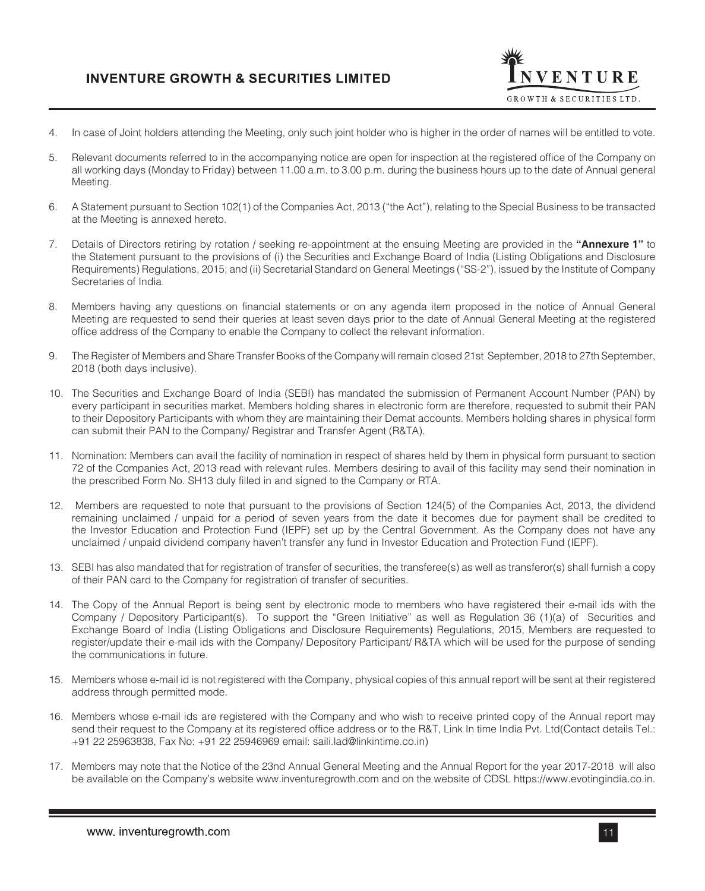4. In case of Joint holders attending the Meeting, only such joint holder who is higher in the order of names will be entitled to vote.

5. Relevant documents referred to in the accompanying notice are open for inspection at the registered office of the Company on all working days (Monday to Friday) between 11.00 a.m. to 3.00 p.m. during the business hours up to the date of Annual general Meeting.

6. A Statement pursuant to Section 102(1) of the Companies Act, 2013 ("the Act"), relating to the Special Business to be transacted at the Meeting is annexed hereto.

7. Details of Directors retiring by rotation / seeking re-appointment at the ensuing Meeting are provided in the **"Annexure 1"** to the Statement pursuant to the provisions of (i) the Securities and Exchange Board of India (Listing Obligations and Disclosure Requirements) Regulations, 2015; and (ii) Secretarial Standard on General Meetings ("SS-2"), issued by the Institute of Company Secretaries of India.

8. Members having any questions on financial statements or on any agenda item proposed in the notice of Annual General Meeting are requested to send their queries at least seven days prior to the date of Annual General Meeting at the registered office address of the Company to enable the Company to collect the relevant information.

9. The Register of Members and Share Transfer Books of the Company will remain closed 21st September, 2018 to 27th September, 2018 (both days inclusive).

10. The Securities and Exchange Board of India (SEBI) has mandated the submission of Permanent Account Number (PAN) by every participant in securities market. Members holding shares in electronic form are therefore, requested to submit their PAN to their Depository Participants with whom they are maintaining their Demat accounts. Members holding shares in physical form can submit their PAN to the Company/ Registrar and Transfer Agent (R&TA).

11. Nomination: Members can avail the facility of nomination in respect of shares held by them in physical form pursuant to section 72 of the Companies Act, 2013 read with relevant rules. Members desiring to avail of this facility may send their nomination in the prescribed Form No. SH13 duly filled in and signed to the Company or RTA.

12. Members are requested to note that pursuant to the provisions of Section 124(5) of the Companies Act, 2013, the dividend remaining unclaimed / unpaid for a period of seven years from the date it becomes due for payment shall be credited to the Investor Education and Protection Fund (IEPF) set up by the Central Government. As the Company does not have any unclaimed / unpaid dividend company haven't transfer any fund in Investor Education and Protection Fund (IEPF).

13. SEBI has also mandated that for registration of transfer of securities, the transferee(s) as well as transferor(s) shall furnish a copy of their PAN card to the Company for registration of transfer of securities.

14. The Copy of the Annual Report is being sent by electronic mode to members who have registered their e-mail ids with the Company / Depository Participant(s). To support the "Green Initiative" as well as Regulation 36 (1)(a) of Securities and Exchange Board of India (Listing Obligations and Disclosure Requirements) Regulations, 2015, Members are requested to register/update their e-mail ids with the Company/ Depository Participant/ R&TA which will be used for the purpose of sending the communications in future.

15. Members whose e-mail id is not registered with the Company, physical copies of this annual report will be sent at their registered address through permitted mode.

16. Members whose e-mail ids are registered with the Company and who wish to receive printed copy of the Annual report may send their request to the Company at its registered office address or to the R&T, Link In time India Pvt. Ltd(Contact details Tel.: +91 22 25963838, Fax No: +91 22 25946969 email: saili.lad@linkintime.co.in)

17. Members may note that the Notice of the 23nd Annual General Meeting and the Annual Report for the year 2017-2018 will also be available on the Company's website www.inventuregrowth.com and on the website of CDSL https://www.evotingindia.co.in.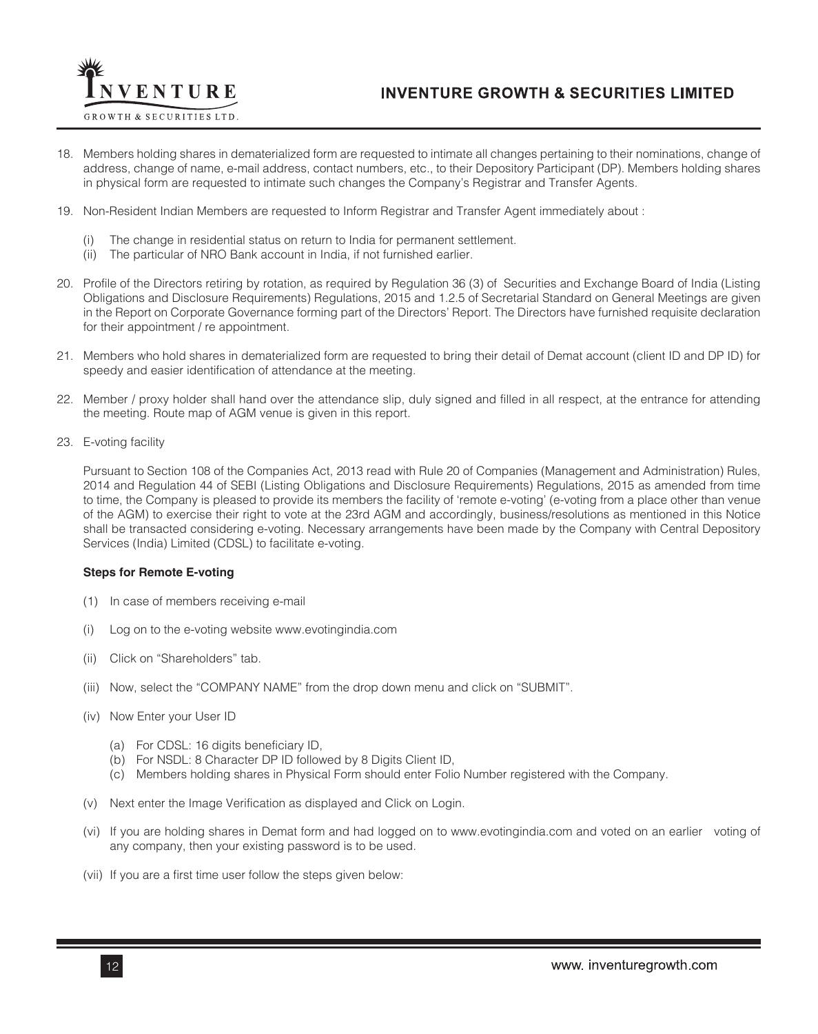18. Members holding shares in dematerialized form are requested to intimate all changes pertaining to their nominations, change of address, change of name, e-mail address, contact numbers, etc., to their Depository Participant (DP). Members holding shares in physical form are requested to intimate such changes the Company's Registrar and Transfer Agents.

19. Non-Resident Indian Members are requested to Inform Registrar and Transfer Agent immediately about :

    (i) The change in residential status on return to India for permanent settlement.

    (ii) The particular of NRO Bank account in India, if not furnished earlier.

20. Profile of the Directors retiring by rotation, as required by Regulation 36 (3) of Securities and Exchange Board of India (Listing Obligations and Disclosure Requirements) Regulations, 2015 and 1.2.5 of Secretarial Standard on General Meetings are given in the Report on Corporate Governance forming part of the Directors' Report. The Directors have furnished requisite declaration for their appointment / re appointment.

21. Members who hold shares in dematerialized form are requested to bring their detail of Demat account (client ID and DP ID) for speedy and easier identification of attendance at the meeting.

22. Member / proxy holder shall hand over the attendance slip, duly signed and filled in all respect, at the entrance for attending the meeting. Route map of AGM venue is given in this report.

23. E-voting facility

    Pursuant to Section 108 of the Companies Act, 2013 read with Rule 20 of Companies (Management and Administration) Rules, 2014 and Regulation 44 of SEBI (Listing Obligations and Disclosure Requirements) Regulations, 2015 as amended from time to time, the Company is pleased to provide its members the facility of 'remote e-voting' (e-voting from a place other than venue of the AGM) to exercise their right to vote at the 23rd AGM and accordingly, business/resolutions as mentioned in this Notice shall be transacted considering e-voting. Necessary arrangements have been made by the Company with Central Depository Services (India) Limited (CDSL) to facilitate e-voting.

    **Steps for Remote E-voting**

    (1) In case of members receiving e-mail

    (i) Log on to the e-voting website www.evotingindia.com

    (ii) Click on "Shareholders" tab.

    (iii) Now, select the "COMPANY NAME" from the drop down menu and click on "SUBMIT".

    (iv) Now Enter your User ID

      (a) For CDSL: 16 digits beneficiary ID,

      (b) For NSDL: 8 Character DP ID followed by 8 Digits Client ID,

      (c) Members holding shares in Physical Form should enter Folio Number registered with the Company.

    (v) Next enter the Image Verification as displayed and Click on Login.

    (vi) If you are holding shares in Demat form and had logged on to www.evotingindia.com and voted on an earlier voting of any company, then your existing password is to be used.

    (vii) If you are a first time user follow the steps given below: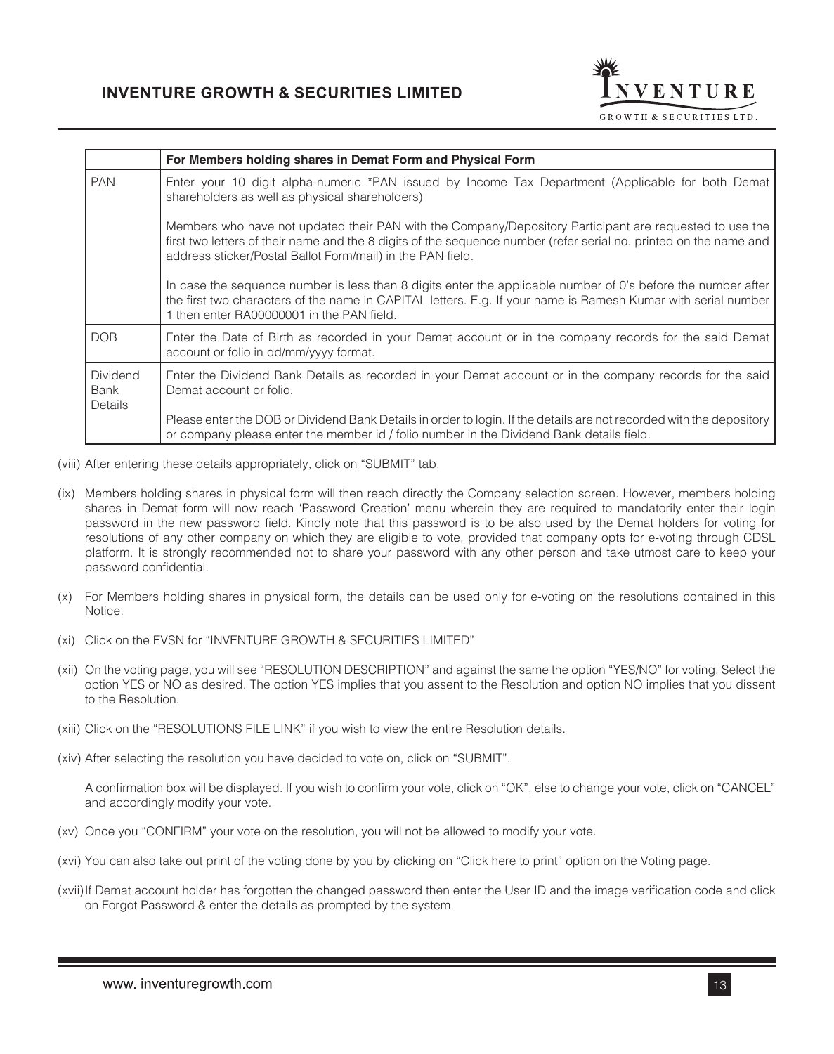| | For Members holding shares in Demat Form and Physical Form |
|---|---|
| PAN | Enter your 10 digit alpha-numeric *PAN issued by Income Tax Department (Applicable for both Demat shareholders as well as physical shareholders)<br><br>Members who have not updated their PAN with the Company/Depository Participant are requested to use the first two letters of their name and the 8 digits of the sequence number (refer serial no. printed on the name and address sticker/Postal Ballot Form/mail) in the PAN field.<br><br>In case the sequence number is less than 8 digits enter the applicable number of 0's before the number after the first two characters of the name in CAPITAL letters. E.g. If your name is Ramesh Kumar with serial number 1 then enter RA00000001 in the PAN field. |
| DOB | Enter the Date of Birth as recorded in your Demat account or in the company records for the said Demat account or folio in dd/mm/yyyy format. |
| Dividend Bank Details | Enter the Dividend Bank Details as recorded in your Demat account or in the company records for the said Demat account or folio.<br><br>Please enter the DOB or Dividend Bank Details in order to login. If the details are not recorded with the depository or company please enter the member id / folio number in the Dividend Bank details field. |

(viii) After entering these details appropriately, click on "SUBMIT" tab.

(ix) Members holding shares in physical form will then reach directly the Company selection screen. However, members holding shares in Demat form will now reach 'Password Creation' menu wherein they are required to mandatorily enter their login password in the new password field. Kindly note that this password is to be also used by the Demat holders for voting for resolutions of any other company on which they are eligible to vote, provided that company opts for e-voting through CDSL platform. It is strongly recommended not to share your password with any other person and take utmost care to keep your password confidential.

(x) For Members holding shares in physical form, the details can be used only for e-voting on the resolutions contained in this Notice.

(xi) Click on the EVSN for "INVENTURE GROWTH & SECURITIES LIMITED"

(xii) On the voting page, you will see "RESOLUTION DESCRIPTION" and against the same the option "YES/NO" for voting. Select the option YES or NO as desired. The option YES implies that you assent to the Resolution and option NO implies that you dissent to the Resolution.

(xiii) Click on the "RESOLUTIONS FILE LINK" if you wish to view the entire Resolution details.

(xiv) After selecting the resolution you have decided to vote on, click on "SUBMIT".

A confirmation box will be displayed. If you wish to confirm your vote, click on "OK", else to change your vote, click on "CANCEL" and accordingly modify your vote.

(xv) Once you "CONFIRM" your vote on the resolution, you will not be allowed to modify your vote.

(xvi) You can also take out print of the voting done by you by clicking on "Click here to print" option on the Voting page.

(xvii) If Demat account holder has forgotten the changed password then enter the User ID and the image verification code and click on Forgot Password & enter the details as prompted by the system.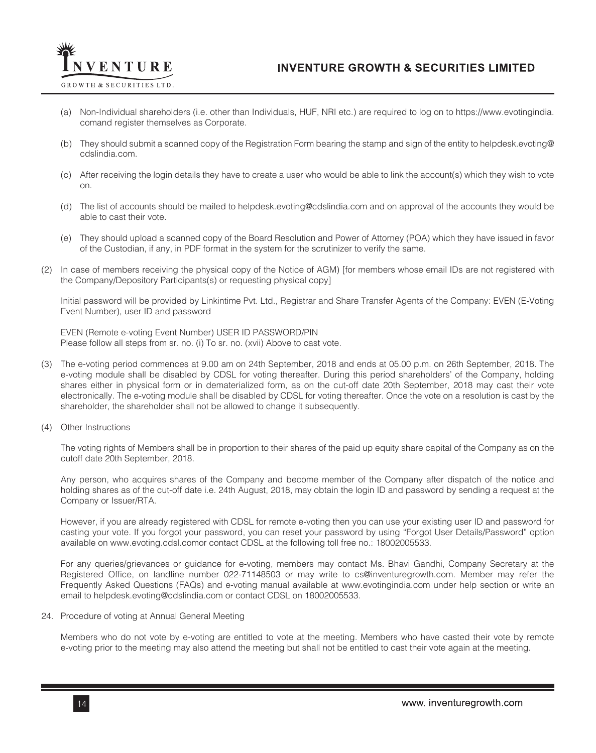(a) Non-Individual shareholders (i.e. other than Individuals, HUF, NRI etc.) are required to log on to https://www.evotingindia.comand register themselves as Corporate.

(b) They should submit a scanned copy of the Registration Form bearing the stamp and sign of the entity to helpdesk.evoting@cdslindia.com.

(c) After receiving the login details they have to create a user who would be able to link the account(s) which they wish to vote on.

(d) The list of accounts should be mailed to helpdesk.evoting@cdslindia.com and on approval of the accounts they would be able to cast their vote.

(e) They should upload a scanned copy of the Board Resolution and Power of Attorney (POA) which they have issued in favor of the Custodian, if any, in PDF format in the system for the scrutinizer to verify the same.

(2) In case of members receiving the physical copy of the Notice of AGM) [for members whose email IDs are not registered with the Company/Depository Participants(s) or requesting physical copy]

Initial password will be provided by Linkintime Pvt. Ltd., Registrar and Share Transfer Agents of the Company: EVEN (E-Voting Event Number), user ID and password

EVEN (Remote e-voting Event Number) USER ID PASSWORD/PIN
Please follow all steps from sr. no. (i) To sr. no. (xvii) Above to cast vote.

(3) The e-voting period commences at 9.00 am on 24th September, 2018 and ends at 05.00 p.m. on 26th September, 2018. The e-voting module shall be disabled by CDSL for voting thereafter. During this period shareholders' of the Company, holding shares either in physical form or in dematerialized form, as on the cut-off date 20th September, 2018 may cast their vote electronically. The e-voting module shall be disabled by CDSL for voting thereafter. Once the vote on a resolution is cast by the shareholder, the shareholder shall not be allowed to change it subsequently.

(4) Other Instructions

The voting rights of Members shall be in proportion to their shares of the paid up equity share capital of the Company as on the cutoff date 20th September, 2018.

Any person, who acquires shares of the Company and become member of the Company after dispatch of the notice and holding shares as of the cut-off date i.e. 24th August, 2018, may obtain the login ID and password by sending a request at the Company or Issuer/RTA.

However, if you are already registered with CDSL for remote e-voting then you can use your existing user ID and password for casting your vote. If you forgot your password, you can reset your password by using "Forgot User Details/Password" option available on www.evoting.cdsl.comor contact CDSL at the following toll free no.: 18002005533.

For any queries/grievances or guidance for e-voting, members may contact Ms. Bhavi Gandhi, Company Secretary at the Registered Office, on landline number 022-71148503 or may write to cs@inventuregrowth.com. Member may refer the Frequently Asked Questions (FAQs) and e-voting manual available at www.evotingindia.com under help section or write an email to helpdesk.evoting@cdslindia.com or contact CDSL on 18002005533.

24. Procedure of voting at Annual General Meeting

Members who do not vote by e-voting are entitled to vote at the meeting. Members who have casted their vote by remote e-voting prior to the meeting may also attend the meeting but shall not be entitled to cast their vote again at the meeting.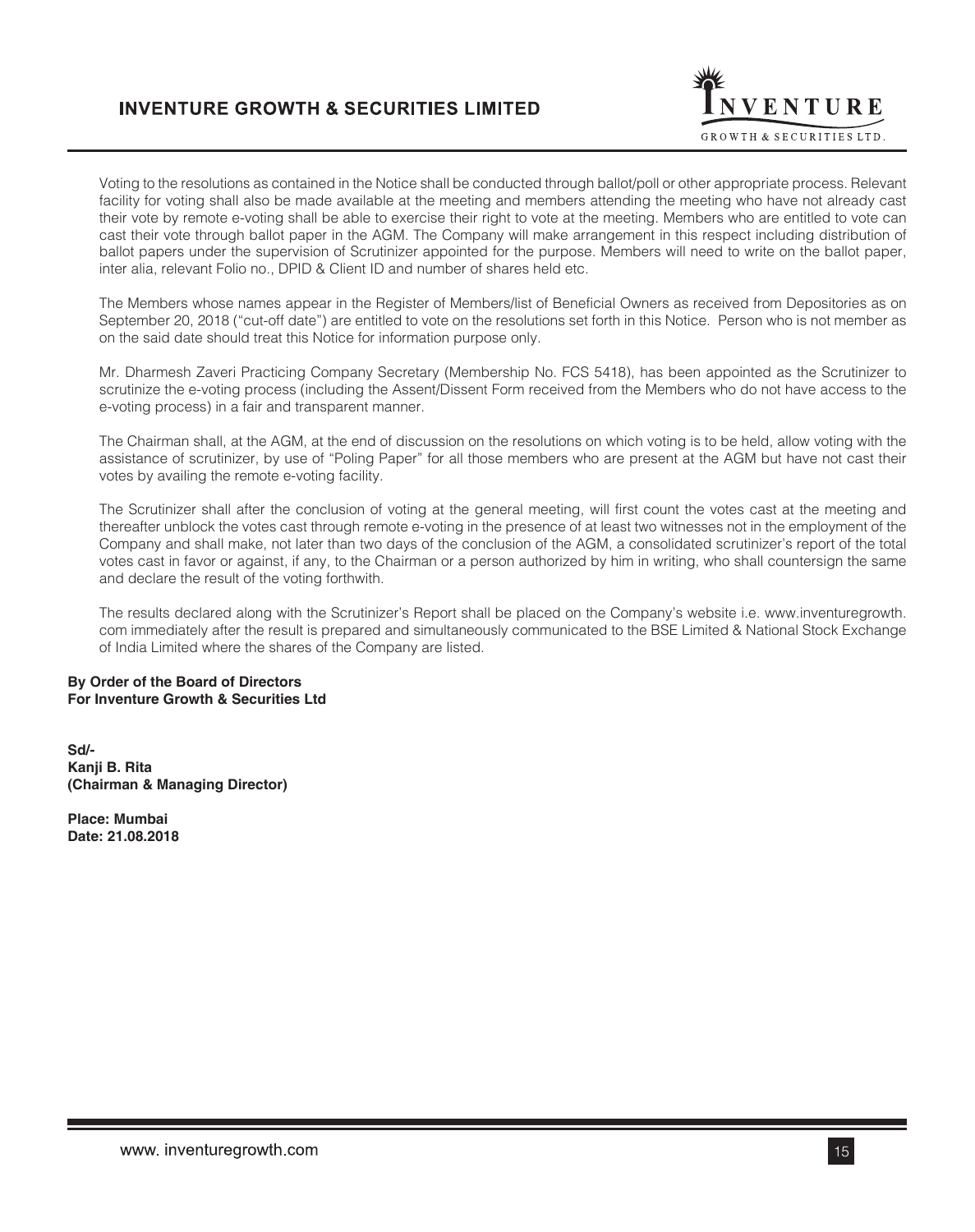Voting to the resolutions as contained in the Notice shall be conducted through ballot/poll or other appropriate process. Relevant facility for voting shall also be made available at the meeting and members attending the meeting who have not already cast their vote by remote e-voting shall be able to exercise their right to vote at the meeting. Members who are entitled to vote can cast their vote through ballot paper in the AGM. The Company will make arrangement in this respect including distribution of ballot papers under the supervision of Scrutinizer appointed for the purpose. Members will need to write on the ballot paper, inter alia, relevant Folio no., DPID & Client ID and number of shares held etc.

The Members whose names appear in the Register of Members/list of Beneficial Owners as received from Depositories as on September 20, 2018 ("cut-off date") are entitled to vote on the resolutions set forth in this Notice. Person who is not member as on the said date should treat this Notice for information purpose only.

Mr. Dharmesh Zaveri Practicing Company Secretary (Membership No. FCS 5418), has been appointed as the Scrutinizer to scrutinize the e-voting process (including the Assent/Dissent Form received from the Members who do not have access to the e-voting process) in a fair and transparent manner.

The Chairman shall, at the AGM, at the end of discussion on the resolutions on which voting is to be held, allow voting with the assistance of scrutinizer, by use of "Poling Paper" for all those members who are present at the AGM but have not cast their votes by availing the remote e-voting facility.

The Scrutinizer shall after the conclusion of voting at the general meeting, will first count the votes cast at the meeting and thereafter unblock the votes cast through remote e-voting in the presence of at least two witnesses not in the employment of the Company and shall make, not later than two days of the conclusion of the AGM, a consolidated scrutinizer's report of the total votes cast in favor or against, if any, to the Chairman or a person authorized by him in writing, who shall countersign the same and declare the result of the voting forthwith.

The results declared along with the Scrutinizer's Report shall be placed on the Company's website i.e. www.inventuregrowth.com immediately after the result is prepared and simultaneously communicated to the BSE Limited & National Stock Exchange of India Limited where the shares of the Company are listed.

**By Order of the Board of Directors**
**For Inventure Growth & Securities Ltd**

**Sd/-**
**Kanji B. Rita**
**(Chairman & Managing Director)**

**Place: Mumbai**
**Date: 21.08.2018**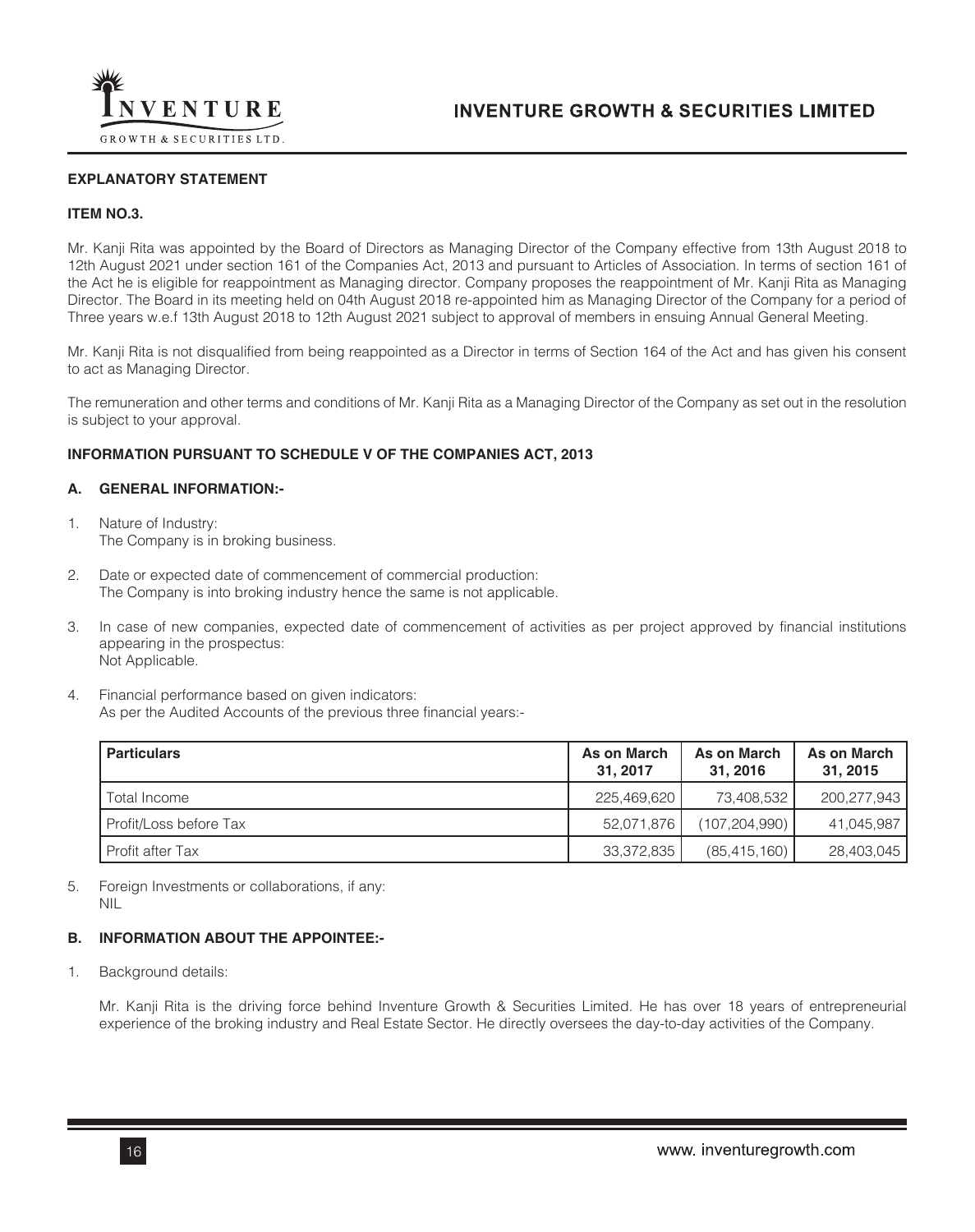## EXPLANATORY STATEMENT

### ITEM NO.3.

Mr. Kanji Rita was appointed by the Board of Directors as Managing Director of the Company effective from 13th August 2018 to 12th August 2021 under section 161 of the Companies Act, 2013 and pursuant to Articles of Association. In terms of section 161 of the Act he is eligible for reappointment as Managing director. Company proposes the reappointment of Mr. Kanji Rita as Managing Director. The Board in its meeting held on 04th August 2018 re-appointed him as Managing Director of the Company for a period of Three years w.e.f 13th August 2018 to 12th August 2021 subject to approval of members in ensuing Annual General Meeting.

Mr. Kanji Rita is not disqualified from being reappointed as a Director in terms of Section 164 of the Act and has given his consent to act as Managing Director.

The remuneration and other terms and conditions of Mr. Kanji Rita as a Managing Director of the Company as set out in the resolution is subject to your approval.

### INFORMATION PURSUANT TO SCHEDULE V OF THE COMPANIES ACT, 2013

#### A. GENERAL INFORMATION:-

1. Nature of Industry:
   The Company is in broking business.

2. Date or expected date of commencement of commercial production:
   The Company is into broking industry hence the same is not applicable.

3. In case of new companies, expected date of commencement of activities as per project approved by financial institutions appearing in the prospectus:
   Not Applicable.

4. Financial performance based on given indicators:
   As per the Audited Accounts of the previous three financial years:-

| Particulars | As on March 31, 2017 | As on March 31, 2016 | As on March 31, 2015 |
|---|---|---|---|
| Total Income | 225,469,620 | 73,408,532 | 200,277,943 |
| Profit/Loss before Tax | 52,071,876 | (107,204,990) | 41,045,987 |
| Profit after Tax | 33,372,835 | (85,415,160) | 28,403,045 |

5. Foreign Investments or collaborations, if any:
   NIL

#### B. INFORMATION ABOUT THE APPOINTEE:-

1. Background details:

   Mr. Kanji Rita is the driving force behind Inventure Growth & Securities Limited. He has over 18 years of entrepreneurial experience of the broking industry and Real Estate Sector. He directly oversees the day-to-day activities of the Company.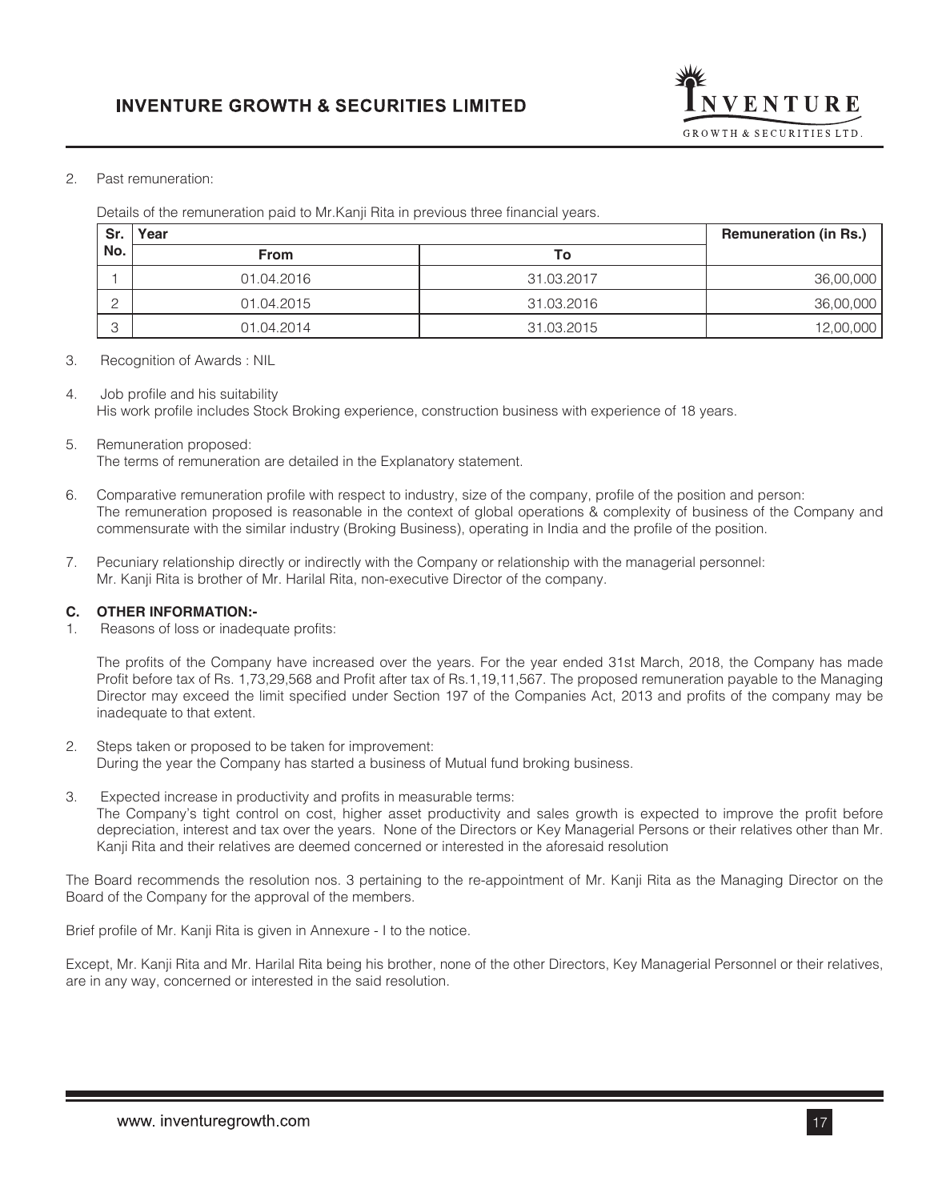2. Past remuneration:

Details of the remuneration paid to Mr.Kanji Rita in previous three financial years.

| Sr. No. | Year | | Remuneration (in Rs.) |
|---|---|---|---|
| | From | To | |
| 1 | 01.04.2016 | 31.03.2017 | 36,00,000 |
| 2 | 01.04.2015 | 31.03.2016 | 36,00,000 |
| 3 | 01.04.2014 | 31.03.2015 | 12,00,000 |

3. Recognition of Awards : NIL

4. Job profile and his suitability
   His work profile includes Stock Broking experience, construction business with experience of 18 years.

5. Remuneration proposed:
   The terms of remuneration are detailed in the Explanatory statement.

6. Comparative remuneration profile with respect to industry, size of the company, profile of the position and person:
   The remuneration proposed is reasonable in the context of global operations & complexity of business of the Company and commensurate with the similar industry (Broking Business), operating in India and the profile of the position.

7. Pecuniary relationship directly or indirectly with the Company or relationship with the managerial personnel:
   Mr. Kanji Rita is brother of Mr. Harilal Rita, non-executive Director of the company.

**C. OTHER INFORMATION:-**

1. Reasons of loss or inadequate profits:

   The profits of the Company have increased over the years. For the year ended 31st March, 2018, the Company has made Profit before tax of Rs. 1,73,29,568 and Profit after tax of Rs.1,19,11,567. The proposed remuneration payable to the Managing Director may exceed the limit specified under Section 197 of the Companies Act, 2013 and profits of the company may be inadequate to that extent.

2. Steps taken or proposed to be taken for improvement:
   During the year the Company has started a business of Mutual fund broking business.

3. Expected increase in productivity and profits in measurable terms:
   The Company's tight control on cost, higher asset productivity and sales growth is expected to improve the profit before depreciation, interest and tax over the years. None of the Directors or Key Managerial Persons or their relatives other than Mr. Kanji Rita and their relatives are deemed concerned or interested in the aforesaid resolution

The Board recommends the resolution nos. 3 pertaining to the re-appointment of Mr. Kanji Rita as the Managing Director on the Board of the Company for the approval of the members.

Brief profile of Mr. Kanji Rita is given in Annexure - I to the notice.

Except, Mr. Kanji Rita and Mr. Harilal Rita being his brother, none of the other Directors, Key Managerial Personnel or their relatives, are in any way, concerned or interested in the said resolution.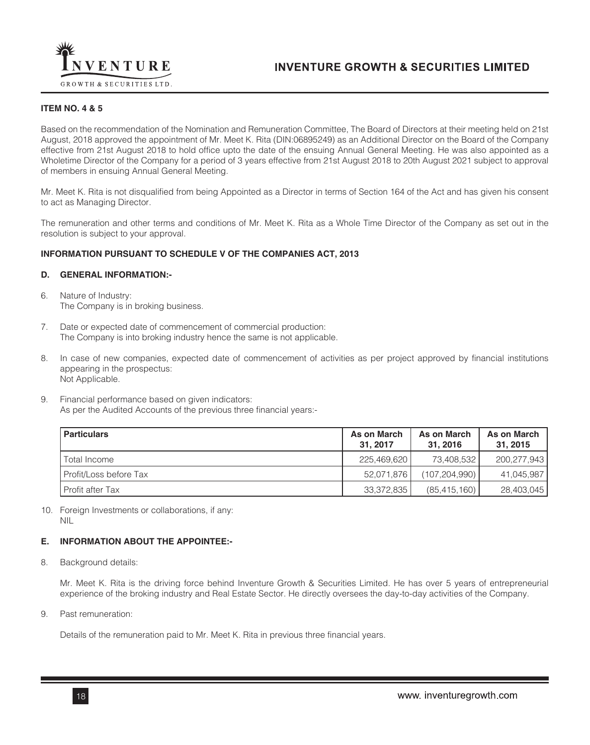### ITEM NO. 4 & 5

Based on the recommendation of the Nomination and Remuneration Committee, The Board of Directors at their meeting held on 21st August, 2018 approved the appointment of Mr. Meet K. Rita (DIN:06895249) as an Additional Director on the Board of the Company effective from 21st August 2018 to hold office upto the date of the ensuing Annual General Meeting. He was also appointed as a Wholetime Director of the Company for a period of 3 years effective from 21st August 2018 to 20th August 2021 subject to approval of members in ensuing Annual General Meeting.

Mr. Meet K. Rita is not disqualified from being Appointed as a Director in terms of Section 164 of the Act and has given his consent to act as Managing Director.

The remuneration and other terms and conditions of Mr. Meet K. Rita as a Whole Time Director of the Company as set out in the resolution is subject to your approval.

### INFORMATION PURSUANT TO SCHEDULE V OF THE COMPANIES ACT, 2013

### D. GENERAL INFORMATION:-

6. Nature of Industry:
   The Company is in broking business.

7. Date or expected date of commencement of commercial production:
   The Company is into broking industry hence the same is not applicable.

8. In case of new companies, expected date of commencement of activities as per project approved by financial institutions appearing in the prospectus:
   Not Applicable.

9. Financial performance based on given indicators:
   As per the Audited Accounts of the previous three financial years:-

| Particulars | As on March 31, 2017 | As on March 31, 2016 | As on March 31, 2015 |
|---|---|---|---|
| Total Income | 225,469,620 | 73,408,532 | 200,277,943 |
| Profit/Loss before Tax | 52,071,876 | (107,204,990) | 41,045,987 |
| Profit after Tax | 33,372,835 | (85,415,160) | 28,403,045 |

10. Foreign Investments or collaborations, if any:
    NIL

### E. INFORMATION ABOUT THE APPOINTEE:-

8. Background details:

   Mr. Meet K. Rita is the driving force behind Inventure Growth & Securities Limited. He has over 5 years of entrepreneurial experience of the broking industry and Real Estate Sector. He directly oversees the day-to-day activities of the Company.

9. Past remuneration:

   Details of the remuneration paid to Mr. Meet K. Rita in previous three financial years.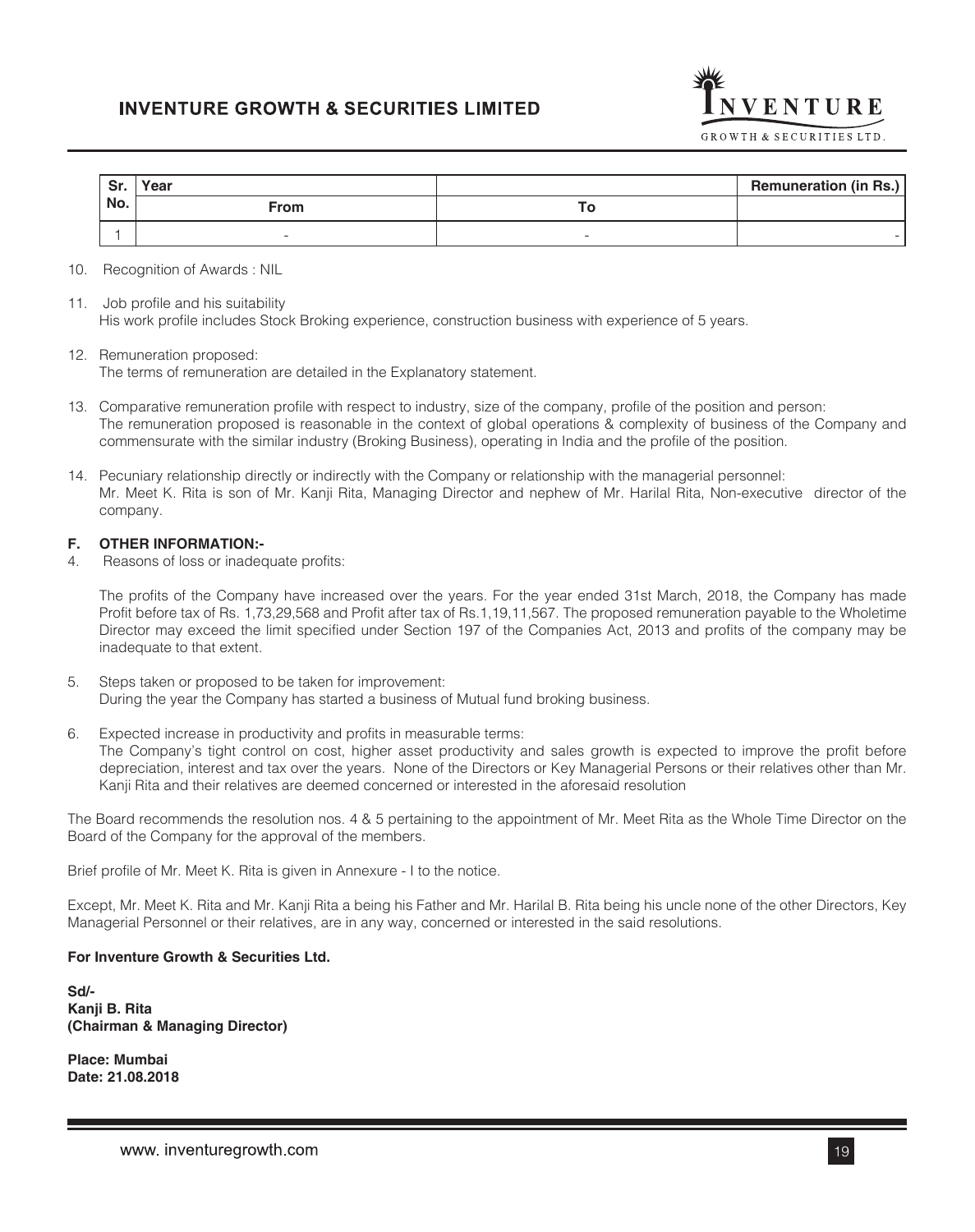| Sr. No. | Year | | Remuneration (in Rs.) |
|---|---|---|---|
| | From | To | |
| 1 | - | - | - |

10. Recognition of Awards : NIL

11. Job profile and his suitability
    His work profile includes Stock Broking experience, construction business with experience of 5 years.

12. Remuneration proposed:
    The terms of remuneration are detailed in the Explanatory statement.

13. Comparative remuneration profile with respect to industry, size of the company, profile of the position and person:
    The remuneration proposed is reasonable in the context of global operations & complexity of business of the Company and commensurate with the similar industry (Broking Business), operating in India and the profile of the position.

14. Pecuniary relationship directly or indirectly with the Company or relationship with the managerial personnel:
    Mr. Meet K. Rita is son of Mr. Kanji Rita, Managing Director and nephew of Mr. Harilal Rita, Non-executive director of the company.

**F. OTHER INFORMATION:-**

4. Reasons of loss or inadequate profits:

   The profits of the Company have increased over the years. For the year ended 31st March, 2018, the Company has made Profit before tax of Rs. 1,73,29,568 and Profit after tax of Rs.1,19,11,567. The proposed remuneration payable to the Wholetime Director may exceed the limit specified under Section 197 of the Companies Act, 2013 and profits of the company may be inadequate to that extent.

5. Steps taken or proposed to be taken for improvement:
   During the year the Company has started a business of Mutual fund broking business.

6. Expected increase in productivity and profits in measurable terms:
   The Company's tight control on cost, higher asset productivity and sales growth is expected to improve the profit before depreciation, interest and tax over the years. None of the Directors or Key Managerial Persons or their relatives other than Mr. Kanji Rita and their relatives are deemed concerned or interested in the aforesaid resolution

The Board recommends the resolution nos. 4 & 5 pertaining to the appointment of Mr. Meet Rita as the Whole Time Director on the Board of the Company for the approval of the members.

Brief profile of Mr. Meet K. Rita is given in Annexure - I to the notice.

Except, Mr. Meet K. Rita and Mr. Kanji Rita a being his Father and Mr. Harilal B. Rita being his uncle none of the other Directors, Key Managerial Personnel or their relatives, are in any way, concerned or interested in the said resolutions.

**For Inventure Growth & Securities Ltd.**

**Sd/-**
**Kanji B. Rita**
**(Chairman & Managing Director)**

**Place: Mumbai**
**Date: 21.08.2018**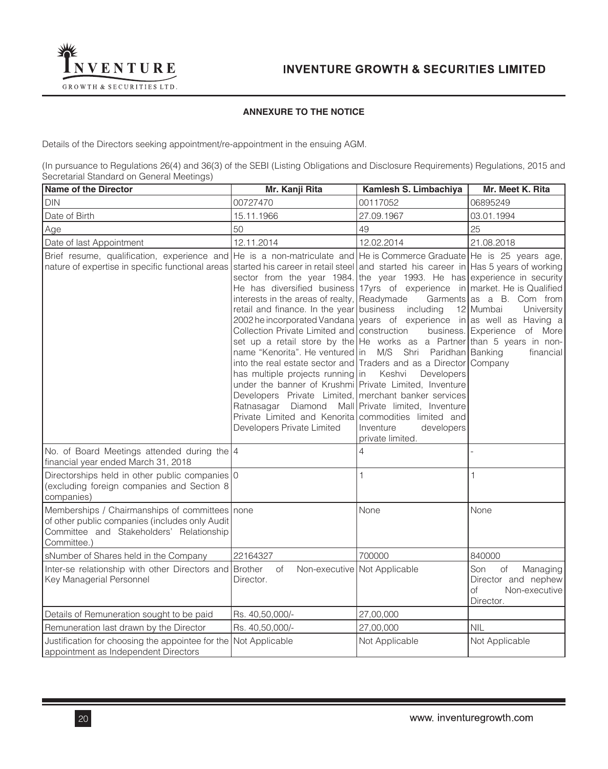## ANNEXURE TO THE NOTICE

Details of the Directors seeking appointment/re-appointment in the ensuing AGM.

(In pursuance to Regulations 26(4) and 36(3) of the SEBI (Listing Obligations and Disclosure Requirements) Regulations, 2015 and Secretarial Standard on General Meetings)

| Name of the Director | Mr. Kanji Rita | Kamlesh S. Limbachiya | Mr. Meet K. Rita |
|---|---|---|---|
| DIN | 00727470 | 00117052 | 06895249 |
| Date of Birth | 15.11.1966 | 27.09.1967 | 03.01.1994 |
| Age | 50 | 49 | 25 |
| Date of last Appointment | 12.11.2014 | 12.02.2014 | 21.08.2018 |
| Brief resume, qualification, experience and nature of expertise in specific functional areas | He is a non-matriculate and started his career in retail steel sector from the year 1984. He has diversified business interests in the areas of realty, retail and finance. In the year 2002 he incorporated Vandana Collection Private Limited and set up a retail store by the name "Kenorita". He ventured into the real estate sector and has multiple projects running under the banner of Krushmi Developers Private Limited, Ratnasagar Diamond Mall Private Limited and Kenorita Developers Private Limited | He is Commerce Graduate and started his career in the year 1993. He has 17yrs of experience in Readymade Garments business including 12 years of experience in construction business. He works as a Partner in M/S Shri Paridhan Traders and as a Director in Keshvi Developers Private Limited, Inventure merchant banker services Private limited, Inventure commodities limited and Inventure developers private limited. | He is 25 years age, Has 5 years of working experience in security market. He is Qualified as a B. Com from Mumbai University as well as Having a Experience of More than 5 years in non-Banking financial Company |
| No. of Board Meetings attended during the financial year ended March 31, 2018 | 4 | 4 | - |
| Directorships held in other public companies (excluding foreign companies and Section 8 companies) | 0 | 1 | 1 |
| Memberships / Chairmanships of committees of other public companies (includes only Audit Committee and Stakeholders' Relationship Committee.) | none | None | None |
| sNumber of Shares held in the Company | 22164327 | 700000 | 840000 |
| Inter-se relationship with other Directors and Key Managerial Personnel | Brother of Non-executive Director. | Not Applicable | Son of Managing Director and nephew of Non-executive Director. |
| Details of Remuneration sought to be paid | Rs. 40,50,000/- | 27,00,000 | |
| Remuneration last drawn by the Director | Rs. 40,50,000/- | 27,00,000 | NIL |
| Justification for choosing the appointee for the appointment as Independent Directors | Not Applicable | Not Applicable | Not Applicable |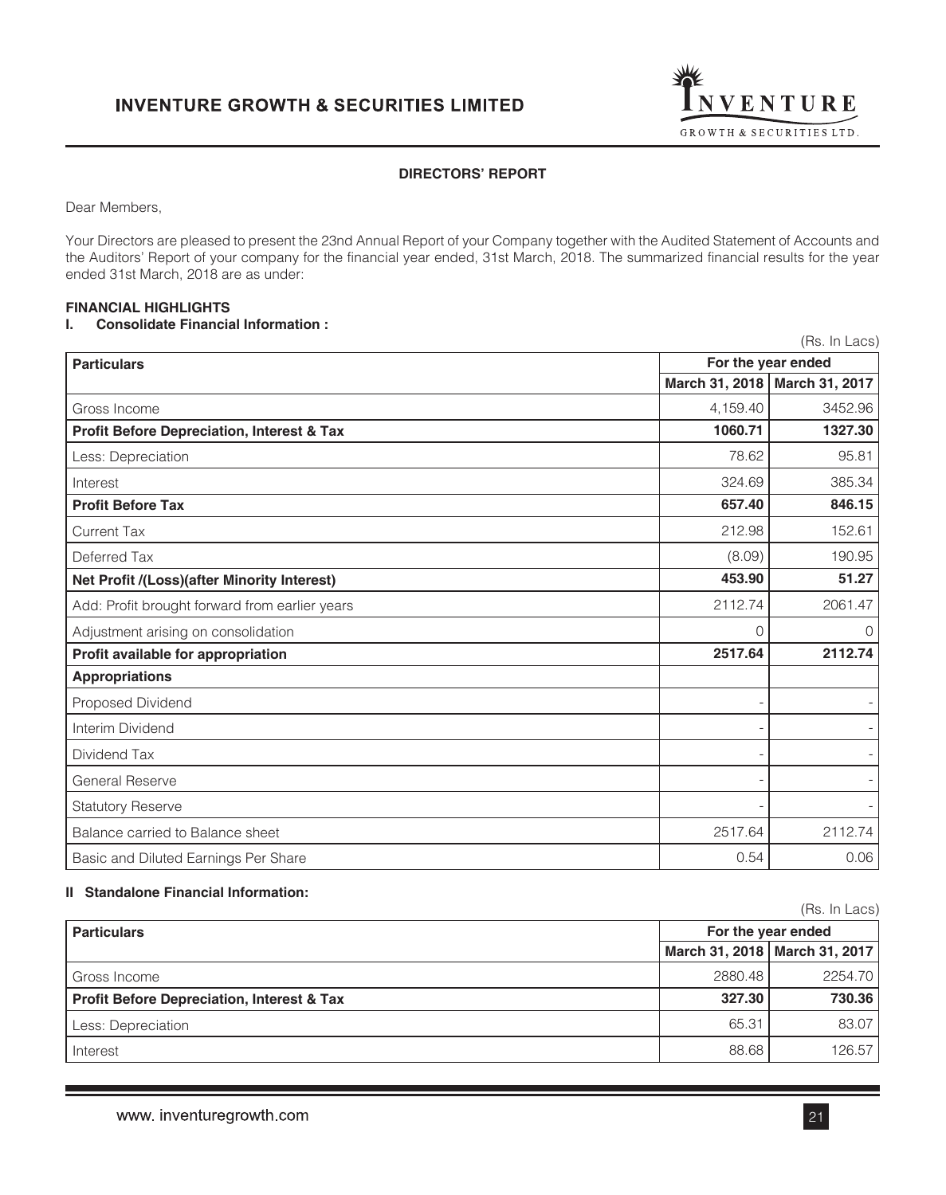## DIRECTORS' REPORT

Dear Members,

Your Directors are pleased to present the 23nd Annual Report of your Company together with the Audited Statement of Accounts and the Auditors' Report of your company for the financial year ended, 31st March, 2018. The summarized financial results for the year ended 31st March, 2018 are as under:

### FINANCIAL HIGHLIGHTS

**I. Consolidate Financial Information :**

(Rs. In Lacs)

| Particulars | For the year ended | |
|---|---|---|
| | March 31, 2018 | March 31, 2017 |
| Gross Income | 4,159.40 | 3452.96 |
| **Profit Before Depreciation, Interest & Tax** | **1060.71** | **1327.30** |
| Less: Depreciation | 78.62 | 95.81 |
| Interest | 324.69 | 385.34 |
| **Profit Before Tax** | **657.40** | **846.15** |
| Current Tax | 212.98 | 152.61 |
| Deferred Tax | (8.09) | 190.95 |
| **Net Profit /(Loss)(after Minority Interest)** | **453.90** | **51.27** |
| Add: Profit brought forward from earlier years | 2112.74 | 2061.47 |
| Adjustment arising on consolidation | 0 | 0 |
| **Profit available for appropriation** | **2517.64** | **2112.74** |
| **Appropriations** | | |
| Proposed Dividend | - | - |
| Interim Dividend | - | - |
| Dividend Tax | - | - |
| General Reserve | - | - |
| Statutory Reserve | - | - |
| Balance carried to Balance sheet | 2517.64 | 2112.74 |
| Basic and Diluted Earnings Per Share | 0.54 | 0.06 |

**II Standalone Financial Information:**

(Rs. In Lacs)

| Particulars | For the year ended | |
|---|---|---|
| | March 31, 2018 | March 31, 2017 |
| Gross Income | 2880.48 | 2254.70 |
| **Profit Before Depreciation, Interest & Tax** | **327.30** | **730.36** |
| Less: Depreciation | 65.31 | 83.07 |
| Interest | 88.68 | 126.57 |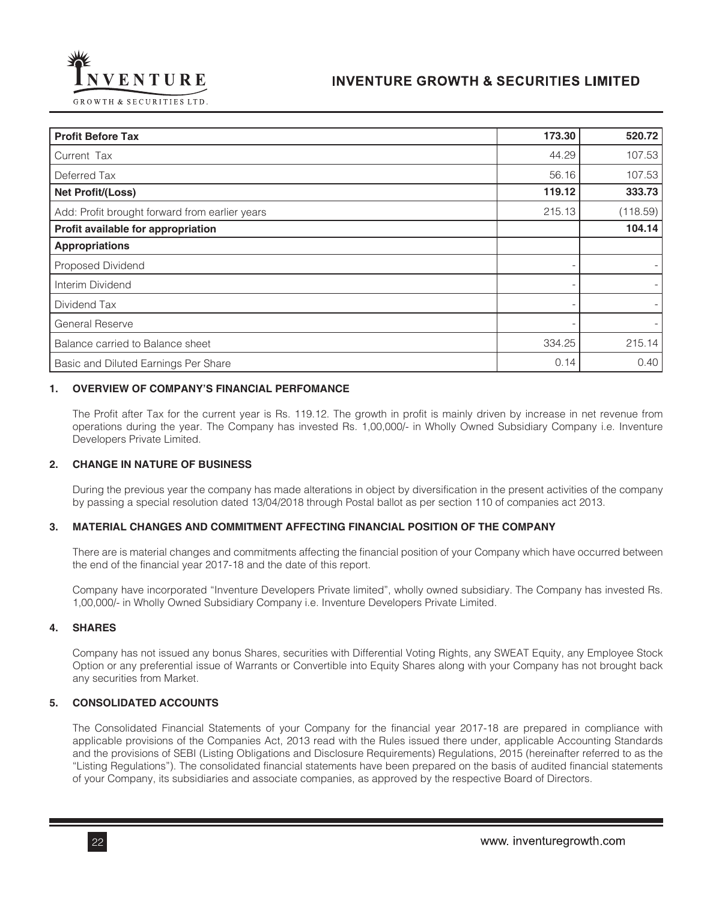| Profit Before Tax | 173.30 | 520.72 |
|---|---|---|
| Current Tax | 44.29 | 107.53 |
| Deferred Tax | 56.16 | 107.53 |
| **Net Profit/(Loss)** | **119.12** | **333.73** |
| Add: Profit brought forward from earlier years | 215.13 | (118.59) |
| **Profit available for appropriation** | | **104.14** |
| **Appropriations** | | |
| Proposed Dividend | - | - |
| Interim Dividend | - | - |
| Dividend Tax | - | - |
| General Reserve | - | - |
| Balance carried to Balance sheet | 334.25 | 215.14 |
| Basic and Diluted Earnings Per Share | 0.14 | 0.40 |

### 1. OVERVIEW OF COMPANY'S FINANCIAL PERFOMANCE

The Profit after Tax for the current year is Rs. 119.12. The growth in profit is mainly driven by increase in net revenue from operations during the year. The Company has invested Rs. 1,00,000/- in Wholly Owned Subsidiary Company i.e. Inventure Developers Private Limited.

### 2. CHANGE IN NATURE OF BUSINESS

During the previous year the company has made alterations in object by diversification in the present activities of the company by passing a special resolution dated 13/04/2018 through Postal ballot as per section 110 of companies act 2013.

### 3. MATERIAL CHANGES AND COMMITMENT AFFECTING FINANCIAL POSITION OF THE COMPANY

There are is material changes and commitments affecting the financial position of your Company which have occurred between the end of the financial year 2017-18 and the date of this report.

Company have incorporated "Inventure Developers Private limited", wholly owned subsidiary. The Company has invested Rs. 1,00,000/- in Wholly Owned Subsidiary Company i.e. Inventure Developers Private Limited.

### 4. SHARES

Company has not issued any bonus Shares, securities with Differential Voting Rights, any SWEAT Equity, any Employee Stock Option or any preferential issue of Warrants or Convertible into Equity Shares along with your Company has not brought back any securities from Market.

### 5. CONSOLIDATED ACCOUNTS

The Consolidated Financial Statements of your Company for the financial year 2017-18 are prepared in compliance with applicable provisions of the Companies Act, 2013 read with the Rules issued there under, applicable Accounting Standards and the provisions of SEBI (Listing Obligations and Disclosure Requirements) Regulations, 2015 (hereinafter referred to as the "Listing Regulations"). The consolidated financial statements have been prepared on the basis of audited financial statements of your Company, its subsidiaries and associate companies, as approved by the respective Board of Directors.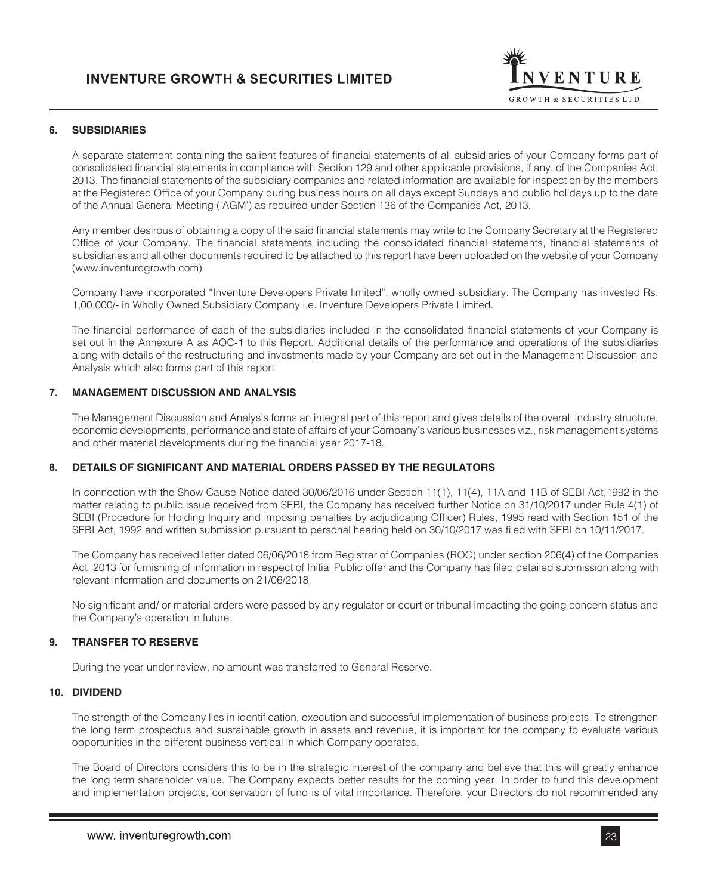## 6. SUBSIDIARIES

A separate statement containing the salient features of financial statements of all subsidiaries of your Company forms part of consolidated financial statements in compliance with Section 129 and other applicable provisions, if any, of the Companies Act, 2013. The financial statements of the subsidiary companies and related information are available for inspection by the members at the Registered Office of your Company during business hours on all days except Sundays and public holidays up to the date of the Annual General Meeting ('AGM') as required under Section 136 of the Companies Act, 2013.

Any member desirous of obtaining a copy of the said financial statements may write to the Company Secretary at the Registered Office of your Company. The financial statements including the consolidated financial statements, financial statements of subsidiaries and all other documents required to be attached to this report have been uploaded on the website of your Company (www.inventuregrowth.com)

Company have incorporated "Inventure Developers Private limited", wholly owned subsidiary. The Company has invested Rs. 1,00,000/- in Wholly Owned Subsidiary Company i.e. Inventure Developers Private Limited.

The financial performance of each of the subsidiaries included in the consolidated financial statements of your Company is set out in the Annexure A as AOC-1 to this Report. Additional details of the performance and operations of the subsidiaries along with details of the restructuring and investments made by your Company are set out in the Management Discussion and Analysis which also forms part of this report.

## 7. MANAGEMENT DISCUSSION AND ANALYSIS

The Management Discussion and Analysis forms an integral part of this report and gives details of the overall industry structure, economic developments, performance and state of affairs of your Company's various businesses viz., risk management systems and other material developments during the financial year 2017-18.

## 8. DETAILS OF SIGNIFICANT AND MATERIAL ORDERS PASSED BY THE REGULATORS

In connection with the Show Cause Notice dated 30/06/2016 under Section 11(1), 11(4), 11A and 11B of SEBI Act,1992 in the matter relating to public issue received from SEBI, the Company has received further Notice on 31/10/2017 under Rule 4(1) of SEBI (Procedure for Holding Inquiry and imposing penalties by adjudicating Officer) Rules, 1995 read with Section 151 of the SEBI Act, 1992 and written submission pursuant to personal hearing held on 30/10/2017 was filed with SEBI on 10/11/2017.

The Company has received letter dated 06/06/2018 from Registrar of Companies (ROC) under section 206(4) of the Companies Act, 2013 for furnishing of information in respect of Initial Public offer and the Company has filed detailed submission along with relevant information and documents on 21/06/2018.

No significant and/ or material orders were passed by any regulator or court or tribunal impacting the going concern status and the Company's operation in future.

## 9. TRANSFER TO RESERVE

During the year under review, no amount was transferred to General Reserve.

## 10. DIVIDEND

The strength of the Company lies in identification, execution and successful implementation of business projects. To strengthen the long term prospectus and sustainable growth in assets and revenue, it is important for the company to evaluate various opportunities in the different business vertical in which Company operates.

The Board of Directors considers this to be in the strategic interest of the company and believe that this will greatly enhance the long term shareholder value. The Company expects better results for the coming year. In order to fund this development and implementation projects, conservation of fund is of vital importance. Therefore, your Directors do not recommended any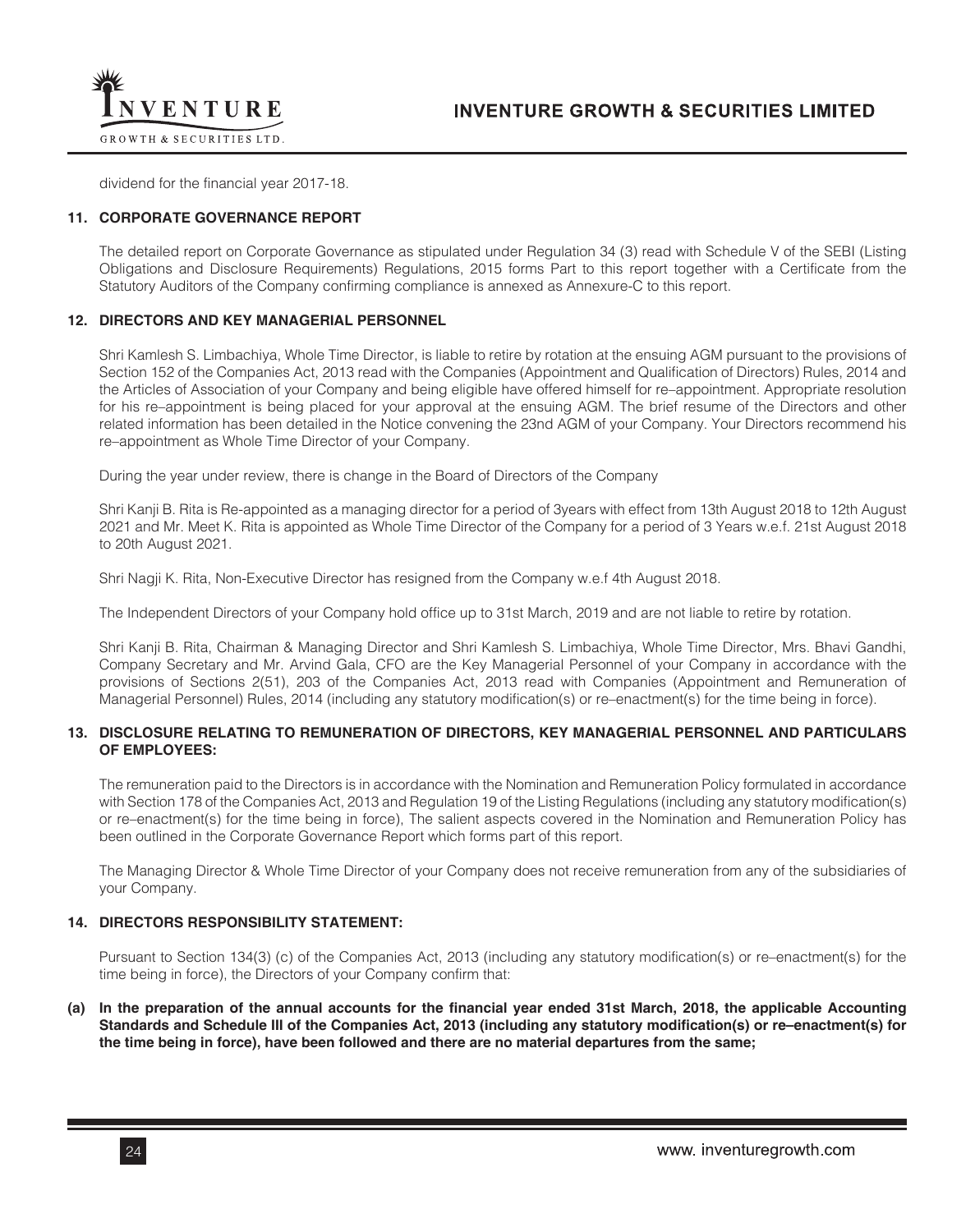dividend for the financial year 2017-18.

## 11. CORPORATE GOVERNANCE REPORT

The detailed report on Corporate Governance as stipulated under Regulation 34 (3) read with Schedule V of the SEBI (Listing Obligations and Disclosure Requirements) Regulations, 2015 forms Part to this report together with a Certificate from the Statutory Auditors of the Company confirming compliance is annexed as Annexure-C to this report.

## 12. DIRECTORS AND KEY MANAGERIAL PERSONNEL

Shri Kamlesh S. Limbachiya, Whole Time Director, is liable to retire by rotation at the ensuing AGM pursuant to the provisions of Section 152 of the Companies Act, 2013 read with the Companies (Appointment and Qualification of Directors) Rules, 2014 and the Articles of Association of your Company and being eligible have offered himself for re–appointment. Appropriate resolution for his re–appointment is being placed for your approval at the ensuing AGM. The brief resume of the Directors and other related information has been detailed in the Notice convening the 23nd AGM of your Company. Your Directors recommend his re–appointment as Whole Time Director of your Company.

During the year under review, there is change in the Board of Directors of the Company

Shri Kanji B. Rita is Re-appointed as a managing director for a period of 3years with effect from 13th August 2018 to 12th August 2021 and Mr. Meet K. Rita is appointed as Whole Time Director of the Company for a period of 3 Years w.e.f. 21st August 2018 to 20th August 2021.

Shri Nagji K. Rita, Non-Executive Director has resigned from the Company w.e.f 4th August 2018.

The Independent Directors of your Company hold office up to 31st March, 2019 and are not liable to retire by rotation.

Shri Kanji B. Rita, Chairman & Managing Director and Shri Kamlesh S. Limbachiya, Whole Time Director, Mrs. Bhavi Gandhi, Company Secretary and Mr. Arvind Gala, CFO are the Key Managerial Personnel of your Company in accordance with the provisions of Sections 2(51), 203 of the Companies Act, 2013 read with Companies (Appointment and Remuneration of Managerial Personnel) Rules, 2014 (including any statutory modification(s) or re–enactment(s) for the time being in force).

## 13. DISCLOSURE RELATING TO REMUNERATION OF DIRECTORS, KEY MANAGERIAL PERSONNEL AND PARTICULARS OF EMPLOYEES:

The remuneration paid to the Directors is in accordance with the Nomination and Remuneration Policy formulated in accordance with Section 178 of the Companies Act, 2013 and Regulation 19 of the Listing Regulations (including any statutory modification(s) or re–enactment(s) for the time being in force), The salient aspects covered in the Nomination and Remuneration Policy has been outlined in the Corporate Governance Report which forms part of this report.

The Managing Director & Whole Time Director of your Company does not receive remuneration from any of the subsidiaries of your Company.

## 14. DIRECTORS RESPONSIBILITY STATEMENT:

Pursuant to Section 134(3) (c) of the Companies Act, 2013 (including any statutory modification(s) or re–enactment(s) for the time being in force), the Directors of your Company confirm that:

**(a) In the preparation of the annual accounts for the financial year ended 31st March, 2018, the applicable Accounting Standards and Schedule III of the Companies Act, 2013 (including any statutory modification(s) or re–enactment(s) for the time being in force), have been followed and there are no material departures from the same;**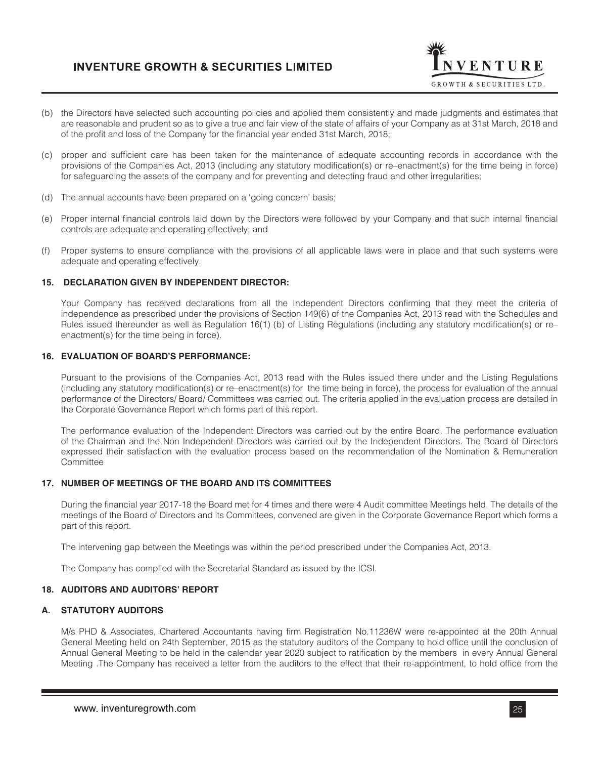(b) the Directors have selected such accounting policies and applied them consistently and made judgments and estimates that are reasonable and prudent so as to give a true and fair view of the state of affairs of your Company as at 31st March, 2018 and of the profit and loss of the Company for the financial year ended 31st March, 2018;

(c) proper and sufficient care has been taken for the maintenance of adequate accounting records in accordance with the provisions of the Companies Act, 2013 (including any statutory modification(s) or re–enactment(s) for the time being in force) for safeguarding the assets of the company and for preventing and detecting fraud and other irregularities;

(d) The annual accounts have been prepared on a 'going concern' basis;

(e) Proper internal financial controls laid down by the Directors were followed by your Company and that such internal financial controls are adequate and operating effectively; and

(f) Proper systems to ensure compliance with the provisions of all applicable laws were in place and that such systems were adequate and operating effectively.

### 15. DECLARATION GIVEN BY INDEPENDENT DIRECTOR:

Your Company has received declarations from all the Independent Directors confirming that they meet the criteria of independence as prescribed under the provisions of Section 149(6) of the Companies Act, 2013 read with the Schedules and Rules issued thereunder as well as Regulation 16(1) (b) of Listing Regulations (including any statutory modification(s) or re–enactment(s) for the time being in force).

### 16. EVALUATION OF BOARD'S PERFORMANCE:

Pursuant to the provisions of the Companies Act, 2013 read with the Rules issued there under and the Listing Regulations (including any statutory modification(s) or re–enactment(s) for the time being in force), the process for evaluation of the annual performance of the Directors/ Board/ Committees was carried out. The criteria applied in the evaluation process are detailed in the Corporate Governance Report which forms part of this report.

The performance evaluation of the Independent Directors was carried out by the entire Board. The performance evaluation of the Chairman and the Non Independent Directors was carried out by the Independent Directors. The Board of Directors expressed their satisfaction with the evaluation process based on the recommendation of the Nomination & Remuneration Committee

### 17. NUMBER OF MEETINGS OF THE BOARD AND ITS COMMITTEES

During the financial year 2017-18 the Board met for 4 times and there were 4 Audit committee Meetings held. The details of the meetings of the Board of Directors and its Committees, convened are given in the Corporate Governance Report which forms a part of this report.

The intervening gap between the Meetings was within the period prescribed under the Companies Act, 2013.

The Company has complied with the Secretarial Standard as issued by the ICSI.

### 18. AUDITORS AND AUDITORS' REPORT

#### A. STATUTORY AUDITORS

M/s PHD & Associates, Chartered Accountants having firm Registration No.11236W were re-appointed at the 20th Annual General Meeting held on 24th September, 2015 as the statutory auditors of the Company to hold office until the conclusion of Annual General Meeting to be held in the calendar year 2020 subject to ratification by the members in every Annual General Meeting .The Company has received a letter from the auditors to the effect that their re-appointment, to hold office from the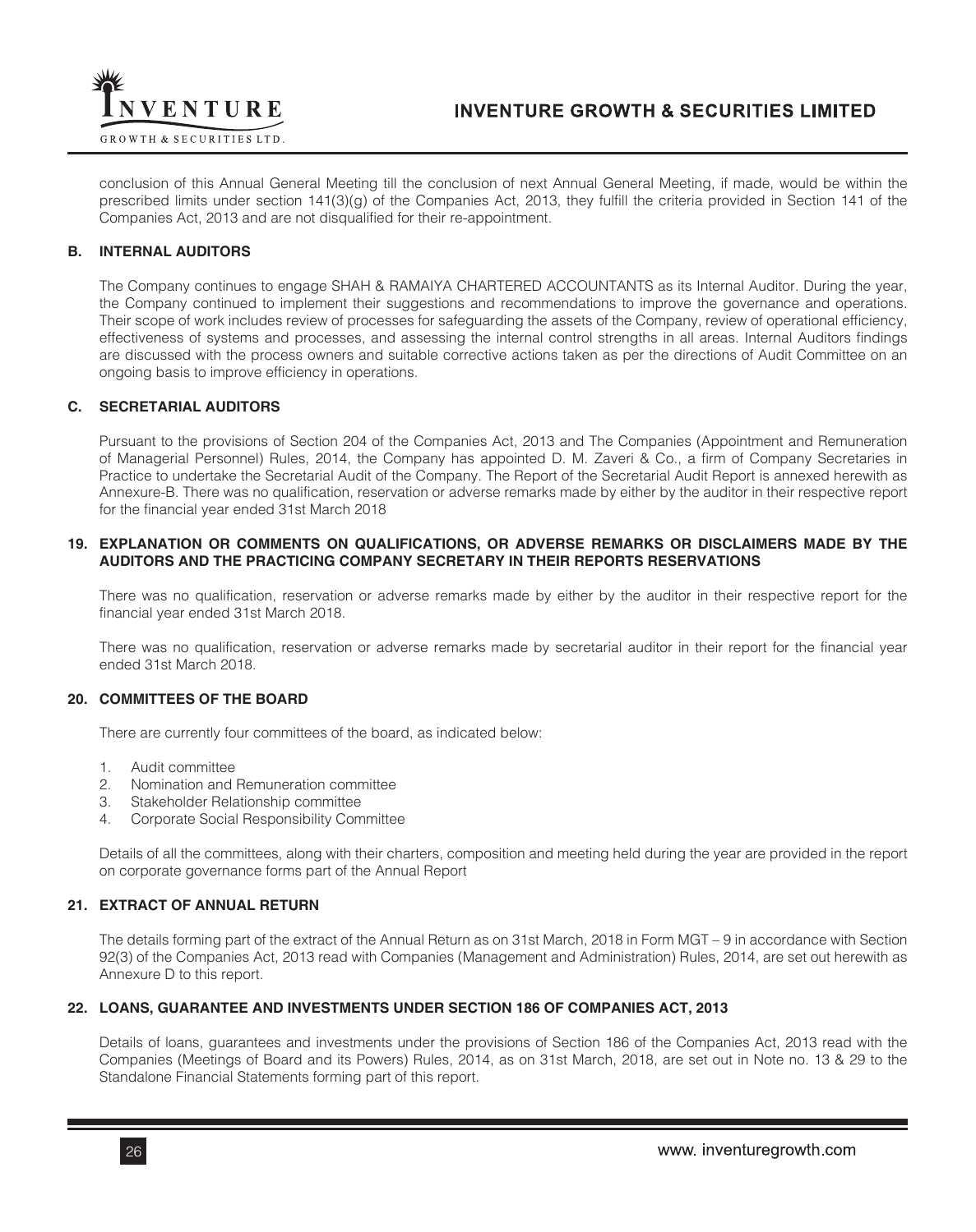conclusion of this Annual General Meeting till the conclusion of next Annual General Meeting, if made, would be within the prescribed limits under section 141(3)(g) of the Companies Act, 2013, they fulfill the criteria provided in Section 141 of the Companies Act, 2013 and are not disqualified for their re-appointment.

### B. INTERNAL AUDITORS

The Company continues to engage SHAH & RAMAIYA CHARTERED ACCOUNTANTS as its Internal Auditor. During the year, the Company continued to implement their suggestions and recommendations to improve the governance and operations. Their scope of work includes review of processes for safeguarding the assets of the Company, review of operational efficiency, effectiveness of systems and processes, and assessing the internal control strengths in all areas. Internal Auditors findings are discussed with the process owners and suitable corrective actions taken as per the directions of Audit Committee on an ongoing basis to improve efficiency in operations.

### C. SECRETARIAL AUDITORS

Pursuant to the provisions of Section 204 of the Companies Act, 2013 and The Companies (Appointment and Remuneration of Managerial Personnel) Rules, 2014, the Company has appointed D. M. Zaveri & Co., a firm of Company Secretaries in Practice to undertake the Secretarial Audit of the Company. The Report of the Secretarial Audit Report is annexed herewith as Annexure-B. There was no qualification, reservation or adverse remarks made by either by the auditor in their respective report for the financial year ended 31st March 2018

## 19. EXPLANATION OR COMMENTS ON QUALIFICATIONS, OR ADVERSE REMARKS OR DISCLAIMERS MADE BY THE AUDITORS AND THE PRACTICING COMPANY SECRETARY IN THEIR REPORTS RESERVATIONS

There was no qualification, reservation or adverse remarks made by either by the auditor in their respective report for the financial year ended 31st March 2018.

There was no qualification, reservation or adverse remarks made by secretarial auditor in their report for the financial year ended 31st March 2018.

## 20. COMMITTEES OF THE BOARD

There are currently four committees of the board, as indicated below:

1. Audit committee
2. Nomination and Remuneration committee
3. Stakeholder Relationship committee
4. Corporate Social Responsibility Committee

Details of all the committees, along with their charters, composition and meeting held during the year are provided in the report on corporate governance forms part of the Annual Report

## 21. EXTRACT OF ANNUAL RETURN

The details forming part of the extract of the Annual Return as on 31st March, 2018 in Form MGT – 9 in accordance with Section 92(3) of the Companies Act, 2013 read with Companies (Management and Administration) Rules, 2014, are set out herewith as Annexure D to this report.

## 22. LOANS, GUARANTEE AND INVESTMENTS UNDER SECTION 186 OF COMPANIES ACT, 2013

Details of loans, guarantees and investments under the provisions of Section 186 of the Companies Act, 2013 read with the Companies (Meetings of Board and its Powers) Rules, 2014, as on 31st March, 2018, are set out in Note no. 13 & 29 to the Standalone Financial Statements forming part of this report.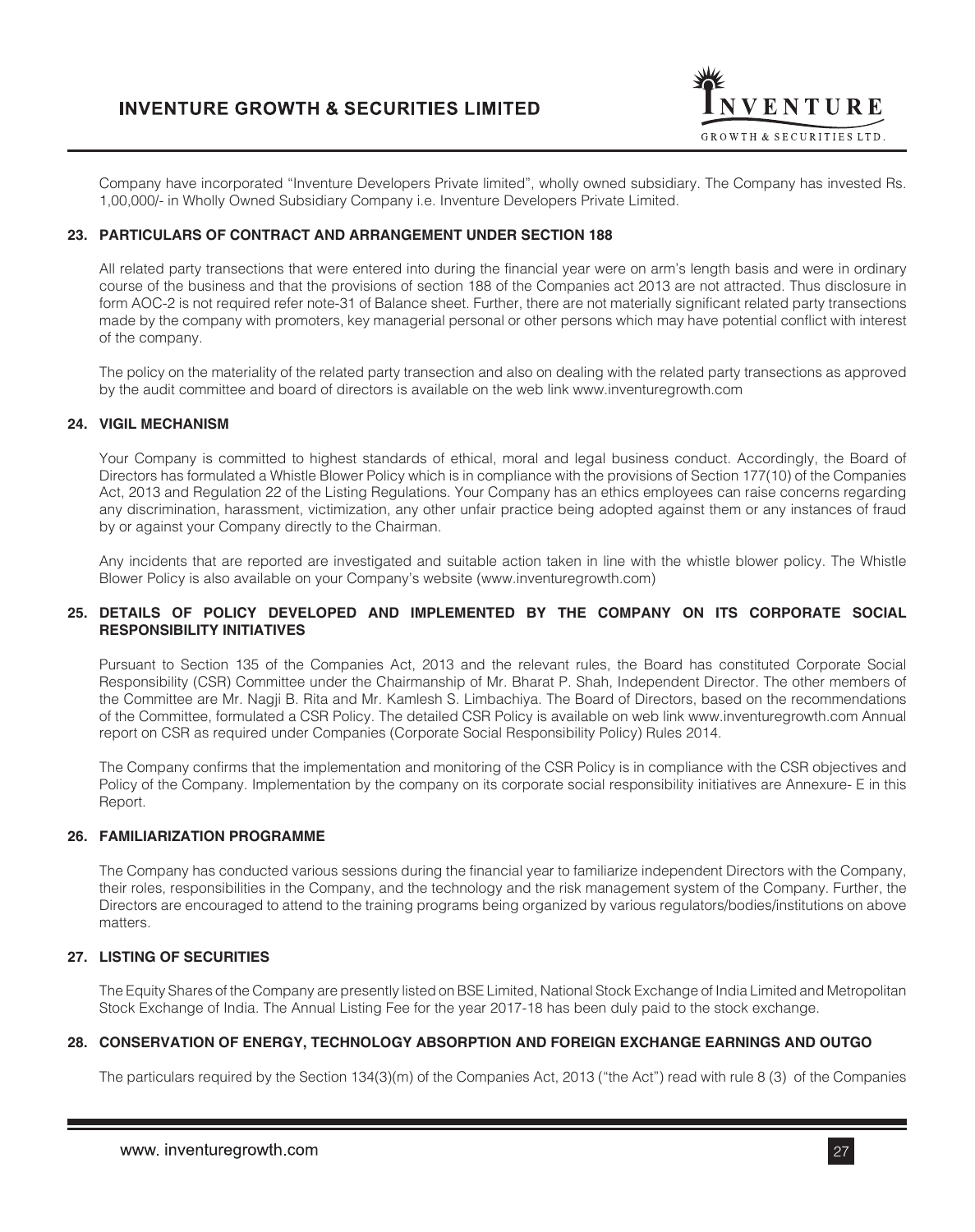Company have incorporated "Inventure Developers Private limited", wholly owned subsidiary. The Company has invested Rs. 1,00,000/- in Wholly Owned Subsidiary Company i.e. Inventure Developers Private Limited.

### 23. PARTICULARS OF CONTRACT AND ARRANGEMENT UNDER SECTION 188

All related party transections that were entered into during the financial year were on arm's length basis and were in ordinary course of the business and that the provisions of section 188 of the Companies act 2013 are not attracted. Thus disclosure in form AOC-2 is not required refer note-31 of Balance sheet. Further, there are not materially significant related party transactions made by the company with promoters, key managerial personal or other persons which may have potential conflict with interest of the company.

The policy on the materiality of the related party transection and also on dealing with the related party transections as approved by the audit committee and board of directors is available on the web link www.inventuregrowth.com

### 24. VIGIL MECHANISM

Your Company is committed to highest standards of ethical, moral and legal business conduct. Accordingly, the Board of Directors has formulated a Whistle Blower Policy which is in compliance with the provisions of Section 177(10) of the Companies Act, 2013 and Regulation 22 of the Listing Regulations. Your Company has an ethics employees can raise concerns regarding any discrimination, harassment, victimization, any other unfair practice being adopted against them or any instances of fraud by or against your Company directly to the Chairman.

Any incidents that are reported are investigated and suitable action taken in line with the whistle blower policy. The Whistle Blower Policy is also available on your Company's website (www.inventuregrowth.com)

### 25. DETAILS OF POLICY DEVELOPED AND IMPLEMENTED BY THE COMPANY ON ITS CORPORATE SOCIAL RESPONSIBILITY INITIATIVES

Pursuant to Section 135 of the Companies Act, 2013 and the relevant rules, the Board has constituted Corporate Social Responsibility (CSR) Committee under the Chairmanship of Mr. Bharat P. Shah, Independent Director. The other members of the Committee are Mr. Nagji B. Rita and Mr. Kamlesh S. Limbachiya. The Board of Directors, based on the recommendations of the Committee, formulated a CSR Policy. The detailed CSR Policy is available on web link www.inventuregrowth.com Annual report on CSR as required under Companies (Corporate Social Responsibility Policy) Rules 2014.

The Company confirms that the implementation and monitoring of the CSR Policy is in compliance with the CSR objectives and Policy of the Company. Implementation by the company on its corporate social responsibility initiatives are Annexure- E in this Report.

### 26. FAMILIARIZATION PROGRAMME

The Company has conducted various sessions during the financial year to familiarize independent Directors with the Company, their roles, responsibilities in the Company, and the technology and the risk management system of the Company. Further, the Directors are encouraged to attend to the training programs being organized by various regulators/bodies/institutions on above matters.

### 27. LISTING OF SECURITIES

The Equity Shares of the Company are presently listed on BSE Limited, National Stock Exchange of India Limited and Metropolitan Stock Exchange of India. The Annual Listing Fee for the year 2017-18 has been duly paid to the stock exchange.

### 28. CONSERVATION OF ENERGY, TECHNOLOGY ABSORPTION AND FOREIGN EXCHANGE EARNINGS AND OUTGO

The particulars required by the Section 134(3)(m) of the Companies Act, 2013 ("the Act") read with rule 8 (3) of the Companies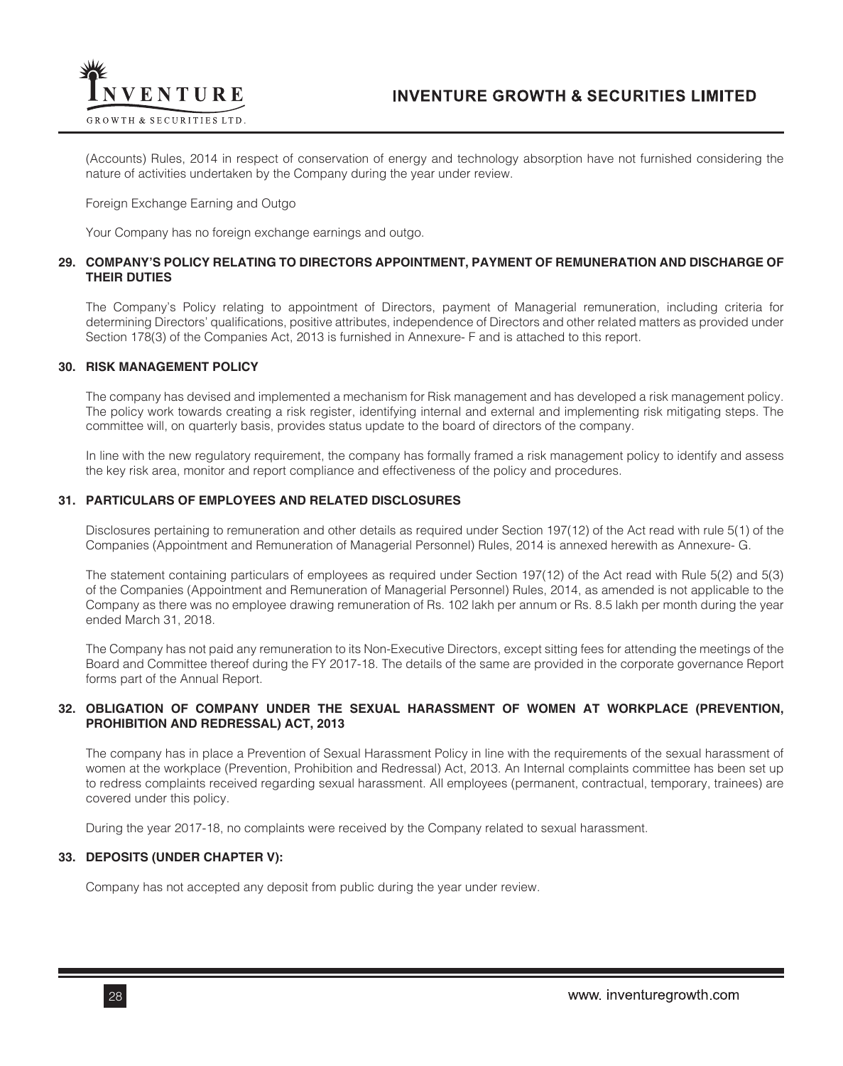(Accounts) Rules, 2014 in respect of conservation of energy and technology absorption have not furnished considering the nature of activities undertaken by the Company during the year under review.

Foreign Exchange Earning and Outgo

Your Company has no foreign exchange earnings and outgo.

## 29. COMPANY'S POLICY RELATING TO DIRECTORS APPOINTMENT, PAYMENT OF REMUNERATION AND DISCHARGE OF THEIR DUTIES

The Company's Policy relating to appointment of Directors, payment of Managerial remuneration, including criteria for determining Directors' qualifications, positive attributes, independence of Directors and other related matters as provided under Section 178(3) of the Companies Act, 2013 is furnished in Annexure- F and is attached to this report.

## 30. RISK MANAGEMENT POLICY

The company has devised and implemented a mechanism for Risk management and has developed a risk management policy. The policy work towards creating a risk register, identifying internal and external and implementing risk mitigating steps. The committee will, on quarterly basis, provides status update to the board of directors of the company.

In line with the new regulatory requirement, the company has formally framed a risk management policy to identify and assess the key risk area, monitor and report compliance and effectiveness of the policy and procedures.

## 31. PARTICULARS OF EMPLOYEES AND RELATED DISCLOSURES

Disclosures pertaining to remuneration and other details as required under Section 197(12) of the Act read with rule 5(1) of the Companies (Appointment and Remuneration of Managerial Personnel) Rules, 2014 is annexed herewith as Annexure- G.

The statement containing particulars of employees as required under Section 197(12) of the Act read with Rule 5(2) and 5(3) of the Companies (Appointment and Remuneration of Managerial Personnel) Rules, 2014, as amended is not applicable to the Company as there was no employee drawing remuneration of Rs. 102 lakh per annum or Rs. 8.5 lakh per month during the year ended March 31, 2018.

The Company has not paid any remuneration to its Non-Executive Directors, except sitting fees for attending the meetings of the Board and Committee thereof during the FY 2017-18. The details of the same are provided in the corporate governance Report forms part of the Annual Report.

## 32. OBLIGATION OF COMPANY UNDER THE SEXUAL HARASSMENT OF WOMEN AT WORKPLACE (PREVENTION, PROHIBITION AND REDRESSAL) ACT, 2013

The company has in place a Prevention of Sexual Harassment Policy in line with the requirements of the sexual harassment of women at the workplace (Prevention, Prohibition and Redressal) Act, 2013. An Internal complaints committee has been set up to redress complaints received regarding sexual harassment. All employees (permanent, contractual, temporary, trainees) are covered under this policy.

During the year 2017-18, no complaints were received by the Company related to sexual harassment.

## 33. DEPOSITS (UNDER CHAPTER V):

Company has not accepted any deposit from public during the year under review.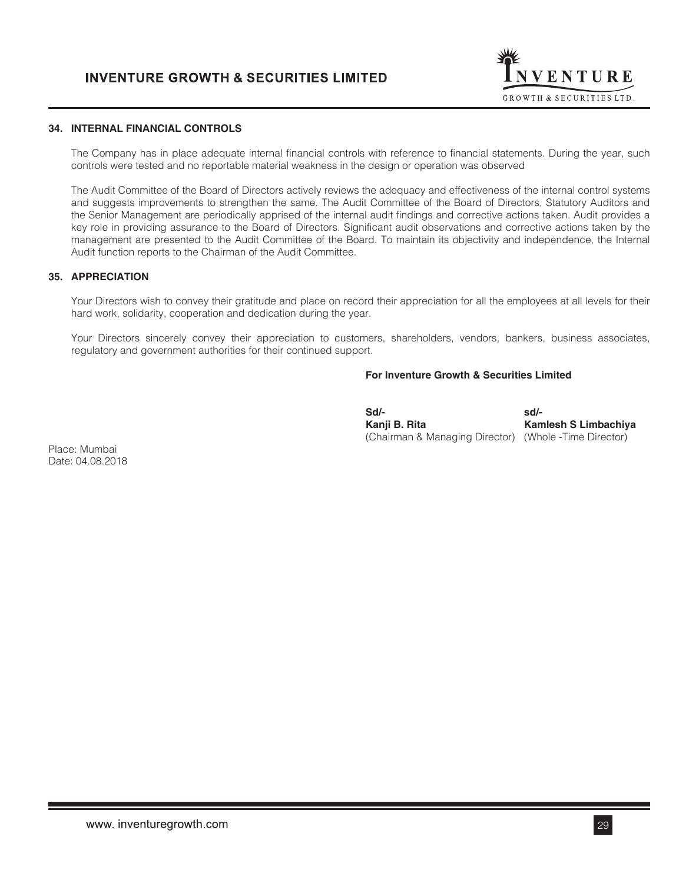### 34. INTERNAL FINANCIAL CONTROLS

The Company has in place adequate internal financial controls with reference to financial statements. During the year, such controls were tested and no reportable material weakness in the design or operation was observed

The Audit Committee of the Board of Directors actively reviews the adequacy and effectiveness of the internal control systems and suggests improvements to strengthen the same. The Audit Committee of the Board of Directors, Statutory Auditors and the Senior Management are periodically apprised of the internal audit findings and corrective actions taken. Audit provides a key role in providing assurance to the Board of Directors. Significant audit observations and corrective actions taken by the management are presented to the Audit Committee of the Board. To maintain its objectivity and independence, the Internal Audit function reports to the Chairman of the Audit Committee.

### 35. APPRECIATION

Your Directors wish to convey their gratitude and place on record their appreciation for all the employees at all levels for their hard work, solidarity, cooperation and dedication during the year.

Your Directors sincerely convey their appreciation to customers, shareholders, vendors, bankers, business associates, regulatory and government authorities for their continued support.

**For Inventure Growth & Securities Limited**

| | |
|---|---|
| **Sd/-** | **sd/-** |
| **Kanji B. Rita** | **Kamlesh S Limbachiya** |
| (Chairman & Managing Director) | (Whole -Time Director) |

Place: Mumbai
Date: 04.08.2018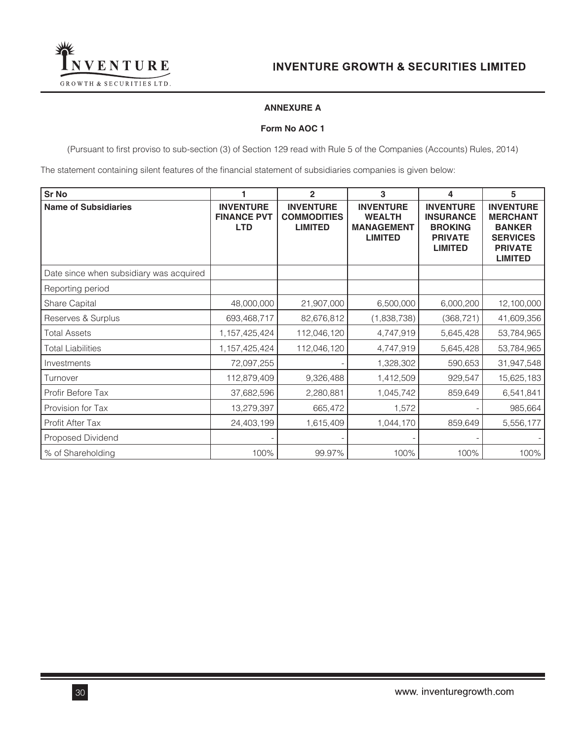**ANNEXURE A**

**Form No AOC 1**

(Pursuant to first proviso to sub-section (3) of Section 129 read with Rule 5 of the Companies (Accounts) Rules, 2014)

The statement containing silent features of the financial statement of subsidiaries companies is given below:

| **Sr No** | **1** | **2** | **3** | **4** | **5** |
|---|---|---|---|---|---|
| **Name of Subsidiaries** | **INVENTURE FINANCE PVT LTD** | **INVENTURE COMMODITIES LIMITED** | **INVENTURE WEALTH MANAGEMENT LIMITED** | **INVENTURE INSURANCE BROKING PRIVATE LIMITED** | **INVENTURE MERCHANT BANKER SERVICES PRIVATE LIMITED** |
| Date since when subsidiary was acquired | | | | | |
| Reporting period | | | | | |
| Share Capital | 48,000,000 | 21,907,000 | 6,500,000 | 6,000,200 | 12,100,000 |
| Reserves & Surplus | 693,468,717 | 82,676,812 | (1,838,738) | (368,721) | 41,609,356 |
| Total Assets | 1,157,425,424 | 112,046,120 | 4,747,919 | 5,645,428 | 53,784,965 |
| Total Liabilities | 1,157,425,424 | 112,046,120 | 4,747,919 | 5,645,428 | 53,784,965 |
| Investments | 72,097,255 | - | 1,328,302 | 590,653 | 31,947,548 |
| Turnover | 112,879,409 | 9,326,488 | 1,412,509 | 929,547 | 15,625,183 |
| Profir Before Tax | 37,682,596 | 2,280,881 | 1,045,742 | 859,649 | 6,541,841 |
| Provision for Tax | 13,279,397 | 665,472 | 1,572 | - | 985,664 |
| Profit After Tax | 24,403,199 | 1,615,409 | 1,044,170 | 859,649 | 5,556,177 |
| Proposed Dividend | - | - | - | - | - |
| % of Shareholding | 100% | 99.97% | 100% | 100% | 100% |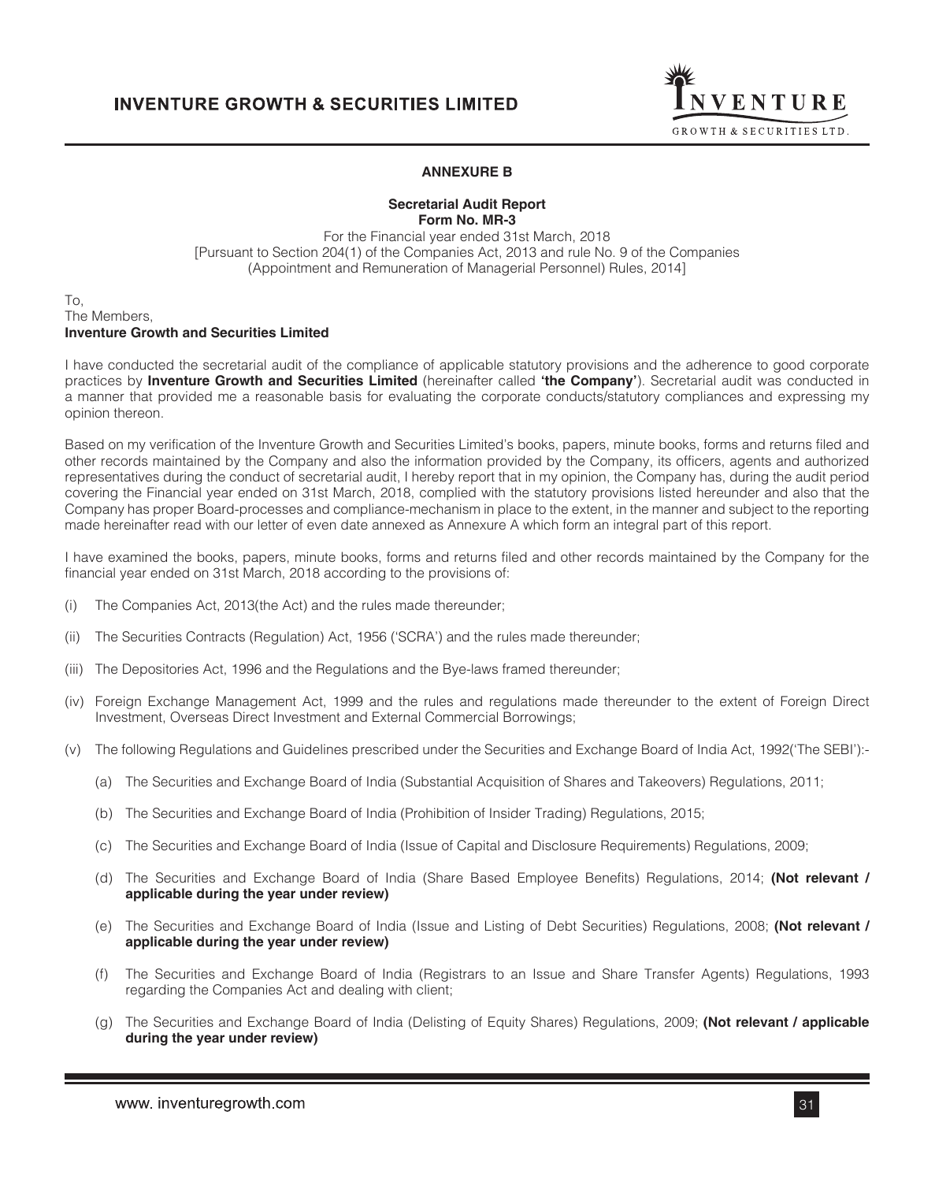## ANNEXURE B

### Secretarial Audit Report
**Form No. MR-3**

For the Financial year ended 31st March, 2018
[Pursuant to Section 204(1) of the Companies Act, 2013 and rule No. 9 of the Companies (Appointment and Remuneration of Managerial Personnel) Rules, 2014]

To,
The Members,
**Inventure Growth and Securities Limited**

I have conducted the secretarial audit of the compliance of applicable statutory provisions and the adherence to good corporate practices by **Inventure Growth and Securities Limited** (hereinafter called **'the Company'**). Secretarial audit was conducted in a manner that provided me a reasonable basis for evaluating the corporate conducts/statutory compliances and expressing my opinion thereon.

Based on my verification of the Inventure Growth and Securities Limited's books, papers, minute books, forms and returns filed and other records maintained by the Company and also the information provided by the Company, its officers, agents and authorized representatives during the conduct of secretarial audit, I hereby report that in my opinion, the Company has, during the audit period covering the Financial year ended on 31st March, 2018, complied with the statutory provisions listed hereunder and also that the Company has proper Board-processes and compliance-mechanism in place to the extent, in the manner and subject to the reporting made hereinafter read with our letter of even date annexed as Annexure A which form an integral part of this report.

I have examined the books, papers, minute books, forms and returns filed and other records maintained by the Company for the financial year ended on 31st March, 2018 according to the provisions of:

(i) The Companies Act, 2013(the Act) and the rules made thereunder;

(ii) The Securities Contracts (Regulation) Act, 1956 ('SCRA') and the rules made thereunder;

(iii) The Depositories Act, 1996 and the Regulations and the Bye-laws framed thereunder;

(iv) Foreign Exchange Management Act, 1999 and the rules and regulations made thereunder to the extent of Foreign Direct Investment, Overseas Direct Investment and External Commercial Borrowings;

(v) The following Regulations and Guidelines prescribed under the Securities and Exchange Board of India Act, 1992('The SEBI'):-

   (a) The Securities and Exchange Board of India (Substantial Acquisition of Shares and Takeovers) Regulations, 2011;

   (b) The Securities and Exchange Board of India (Prohibition of Insider Trading) Regulations, 2015;

   (c) The Securities and Exchange Board of India (Issue of Capital and Disclosure Requirements) Regulations, 2009;

   (d) The Securities and Exchange Board of India (Share Based Employee Benefits) Regulations, 2014; **(Not relevant / applicable during the year under review)**

   (e) The Securities and Exchange Board of India (Issue and Listing of Debt Securities) Regulations, 2008; **(Not relevant / applicable during the year under review)**

   (f) The Securities and Exchange Board of India (Registrars to an Issue and Share Transfer Agents) Regulations, 1993 regarding the Companies Act and dealing with client;

   (g) The Securities and Exchange Board of India (Delisting of Equity Shares) Regulations, 2009; **(Not relevant / applicable during the year under review)**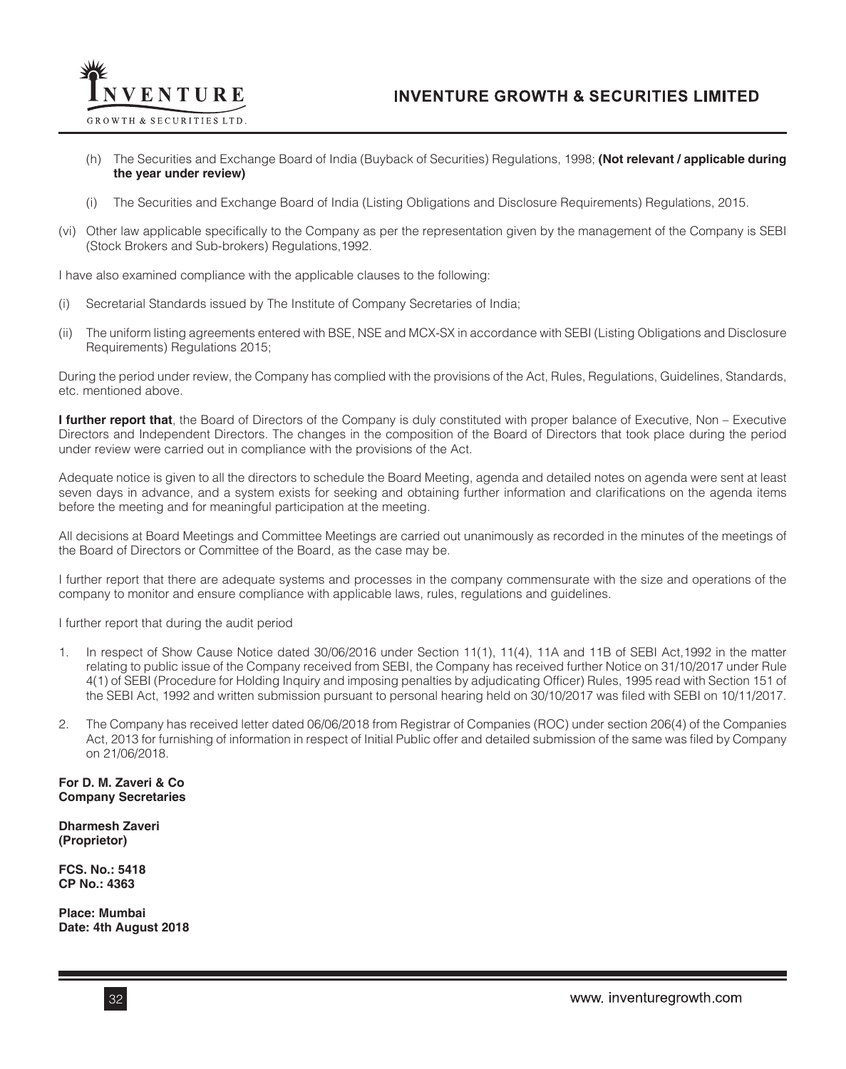(h) The Securities and Exchange Board of India (Buyback of Securities) Regulations, 1998; **(Not relevant / applicable during the year under review)**

(i) The Securities and Exchange Board of India (Listing Obligations and Disclosure Requirements) Regulations, 2015.

(vi) Other law applicable specifically to the Company as per the representation given by the management of the Company is SEBI (Stock Brokers and Sub-brokers) Regulations,1992.

I have also examined compliance with the applicable clauses to the following:

(i) Secretarial Standards issued by The Institute of Company Secretaries of India;

(ii) The uniform listing agreements entered with BSE, NSE and MCX-SX in accordance with SEBI (Listing Obligations and Disclosure Requirements) Regulations 2015;

During the period under review, the Company has complied with the provisions of the Act, Rules, Regulations, Guidelines, Standards, etc. mentioned above.

**I further report that**, the Board of Directors of the Company is duly constituted with proper balance of Executive, Non – Executive Directors and Independent Directors. The changes in the composition of the Board of Directors that took place during the period under review were carried out in compliance with the provisions of the Act.

Adequate notice is given to all the directors to schedule the Board Meeting, agenda and detailed notes on agenda were sent at least seven days in advance, and a system exists for seeking and obtaining further information and clarifications on the agenda items before the meeting and for meaningful participation at the meeting.

All decisions at Board Meetings and Committee Meetings are carried out unanimously as recorded in the minutes of the meetings of the Board of Directors or Committee of the Board, as the case may be.

I further report that there are adequate systems and processes in the company commensurate with the size and operations of the company to monitor and ensure compliance with applicable laws, rules, regulations and guidelines.

I further report that during the audit period

1. In respect of Show Cause Notice dated 30/06/2016 under Section 11(1), 11(4), 11A and 11B of SEBI Act,1992 in the matter relating to public issue of the Company received from SEBI, the Company has received further Notice on 31/10/2017 under Rule 4(1) of SEBI (Procedure for Holding Inquiry and imposing penalties by adjudicating Officer) Rules, 1995 read with Section 151 of the SEBI Act, 1992 and written submission pursuant to personal hearing held on 30/10/2017 was filed with SEBI on 10/11/2017.

2. The Company has received letter dated 06/06/2018 from Registrar of Companies (ROC) under section 206(4) of the Companies Act, 2013 for furnishing of information in respect of Initial Public offer and detailed submission of the same was filed by Company on 21/06/2018.

**For D. M. Zaveri & Co**
**Company Secretaries**

**Dharmesh Zaveri**
**(Proprietor)**

**FCS. No.: 5418**
**CP No.: 4363**

**Place: Mumbai**
**Date: 4th August 2018**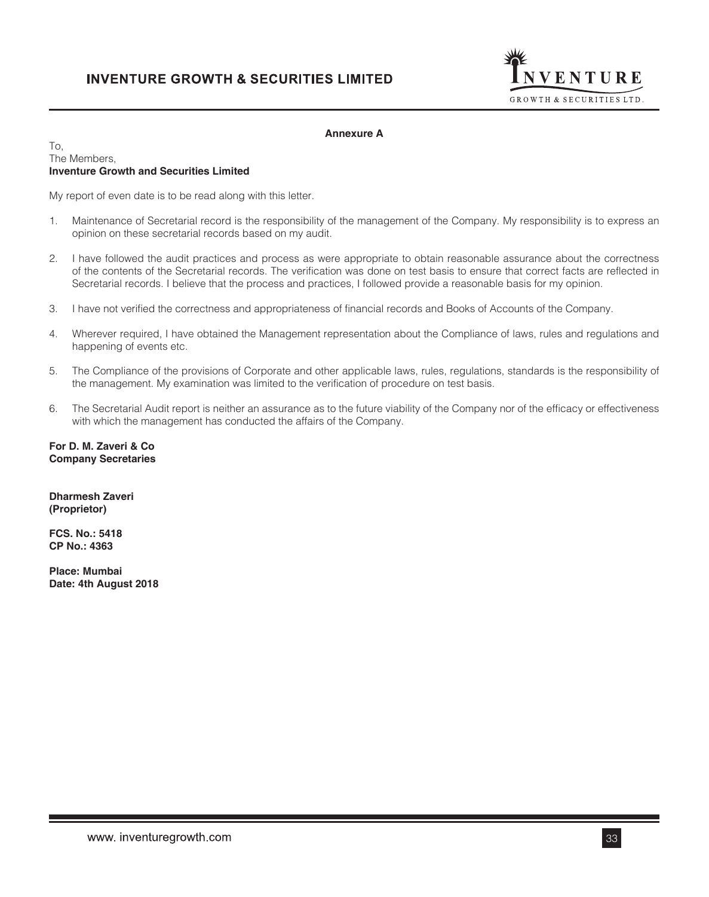## Annexure A

To,
The Members,
**Inventure Growth and Securities Limited**

My report of even date is to be read along with this letter.

1. Maintenance of Secretarial record is the responsibility of the management of the Company. My responsibility is to express an opinion on these secretarial records based on my audit.
2. I have followed the audit practices and process as were appropriate to obtain reasonable assurance about the correctness of the contents of the Secretarial records. The verification was done on test basis to ensure that correct facts are reflected in Secretarial records. I believe that the process and practices, I followed provide a reasonable basis for my opinion.
3. I have not verified the correctness and appropriateness of financial records and Books of Accounts of the Company.
4. Wherever required, I have obtained the Management representation about the Compliance of laws, rules and regulations and happening of events etc.
5. The Compliance of the provisions of Corporate and other applicable laws, rules, regulations, standards is the responsibility of the management. My examination was limited to the verification of procedure on test basis.
6. The Secretarial Audit report is neither an assurance as to the future viability of the Company nor of the efficacy or effectiveness with which the management has conducted the affairs of the Company.

**For D. M. Zaveri & Co**
**Company Secretaries**

**Dharmesh Zaveri**
**(Proprietor)**

**FCS. No.: 5418**
**CP No.: 4363**

**Place: Mumbai**
**Date: 4th August 2018**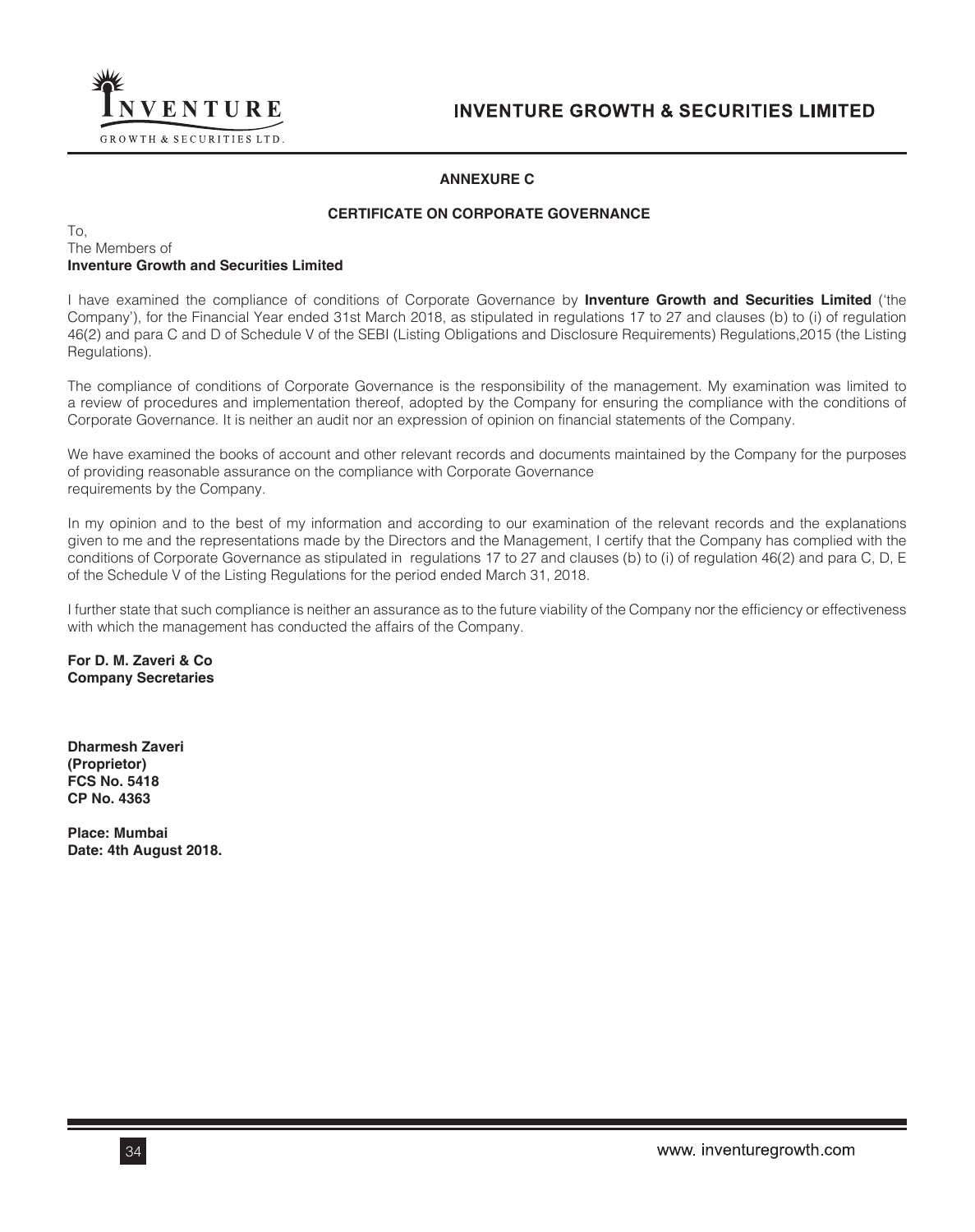## ANNEXURE C

## CERTIFICATE ON CORPORATE GOVERNANCE

To,
The Members of
**Inventure Growth and Securities Limited**

I have examined the compliance of conditions of Corporate Governance by **Inventure Growth and Securities Limited** ('the Company'), for the Financial Year ended 31st March 2018, as stipulated in regulations 17 to 27 and clauses (b) to (i) of regulation 46(2) and para C and D of Schedule V of the SEBI (Listing Obligations and Disclosure Requirements) Regulations,2015 (the Listing Regulations).

The compliance of conditions of Corporate Governance is the responsibility of the management. My examination was limited to a review of procedures and implementation thereof, adopted by the Company for ensuring the compliance with the conditions of Corporate Governance. It is neither an audit nor an expression of opinion on financial statements of the Company.

We have examined the books of account and other relevant records and documents maintained by the Company for the purposes of providing reasonable assurance on the compliance with Corporate Governance requirements by the Company.

In my opinion and to the best of my information and according to our examination of the relevant records and the explanations given to me and the representations made by the Directors and the Management, I certify that the Company has complied with the conditions of Corporate Governance as stipulated in regulations 17 to 27 and clauses (b) to (i) of regulation 46(2) and para C, D, E of the Schedule V of the Listing Regulations for the period ended March 31, 2018.

I further state that such compliance is neither an assurance as to the future viability of the Company nor the efficiency or effectiveness with which the management has conducted the affairs of the Company.

**For D. M. Zaveri & Co**
**Company Secretaries**

**Dharmesh Zaveri**
**(Proprietor)**
**FCS No. 5418**
**CP No. 4363**

**Place: Mumbai**
**Date: 4th August 2018.**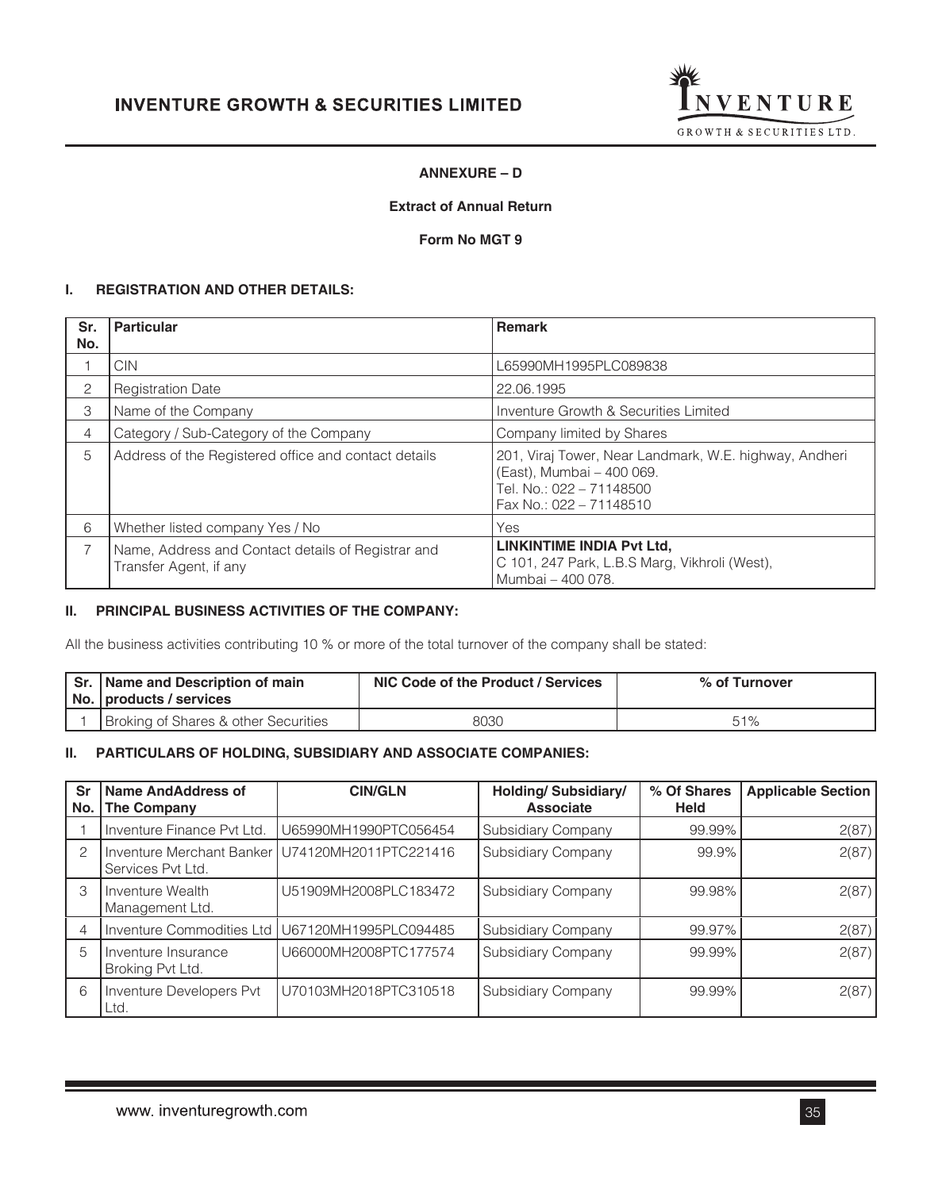## ANNEXURE – D

### Extract of Annual Return

### Form No MGT 9

#### I. REGISTRATION AND OTHER DETAILS:

| Sr. No. | Particular | Remark |
|---|---|---|
| 1 | CIN | L65990MH1995PLC089838 |
| 2 | Registration Date | 22.06.1995 |
| 3 | Name of the Company | Inventure Growth & Securities Limited |
| 4 | Category / Sub-Category of the Company | Company limited by Shares |
| 5 | Address of the Registered office and contact details | 201, Viraj Tower, Near Landmark, W.E. highway, Andheri (East), Mumbai – 400 069.<br>Tel. No.: 022 – 71148500<br>Fax No.: 022 – 71148510 |
| 6 | Whether listed company Yes / No | Yes |
| 7 | Name, Address and Contact details of Registrar and Transfer Agent, if any | **LINKINTIME INDIA Pvt Ltd,**<br>C 101, 247 Park, L.B.S Marg, Vikhroli (West), Mumbai – 400 078. |

#### II. PRINCIPAL BUSINESS ACTIVITIES OF THE COMPANY:

All the business activities contributing 10 % or more of the total turnover of the company shall be stated:

| Sr. No. | Name and Description of main products / services | NIC Code of the Product / Services | % of Turnover |
|---|---|---|---|
| 1 | Broking of Shares & other Securities | 8030 | 51% |

#### II. PARTICULARS OF HOLDING, SUBSIDIARY AND ASSOCIATE COMPANIES:

| Sr No. | Name AndAddress of The Company | CIN/GLN | Holding/ Subsidiary/ Associate | % Of Shares Held | Applicable Section |
|---|---|---|---|---|---|
| 1 | Inventure Finance Pvt Ltd. | U65990MH1990PTC056454 | Subsidiary Company | 99.99% | 2(87) |
| 2 | Inventure Merchant Banker Services Pvt Ltd. | U74120MH2011PTC221416 | Subsidiary Company | 99.9% | 2(87) |
| 3 | Inventure Wealth Management Ltd. | U51909MH2008PLC183472 | Subsidiary Company | 99.98% | 2(87) |
| 4 | Inventure Commodities Ltd | U67120MH1995PLC094485 | Subsidiary Company | 99.97% | 2(87) |
| 5 | Inventure Insurance Broking Pvt Ltd. | U66000MH2008PTC177574 | Subsidiary Company | 99.99% | 2(87) |
| 6 | Inventure Developers Pvt Ltd. | U70103MH2018PTC310518 | Subsidiary Company | 99.99% | 2(87) |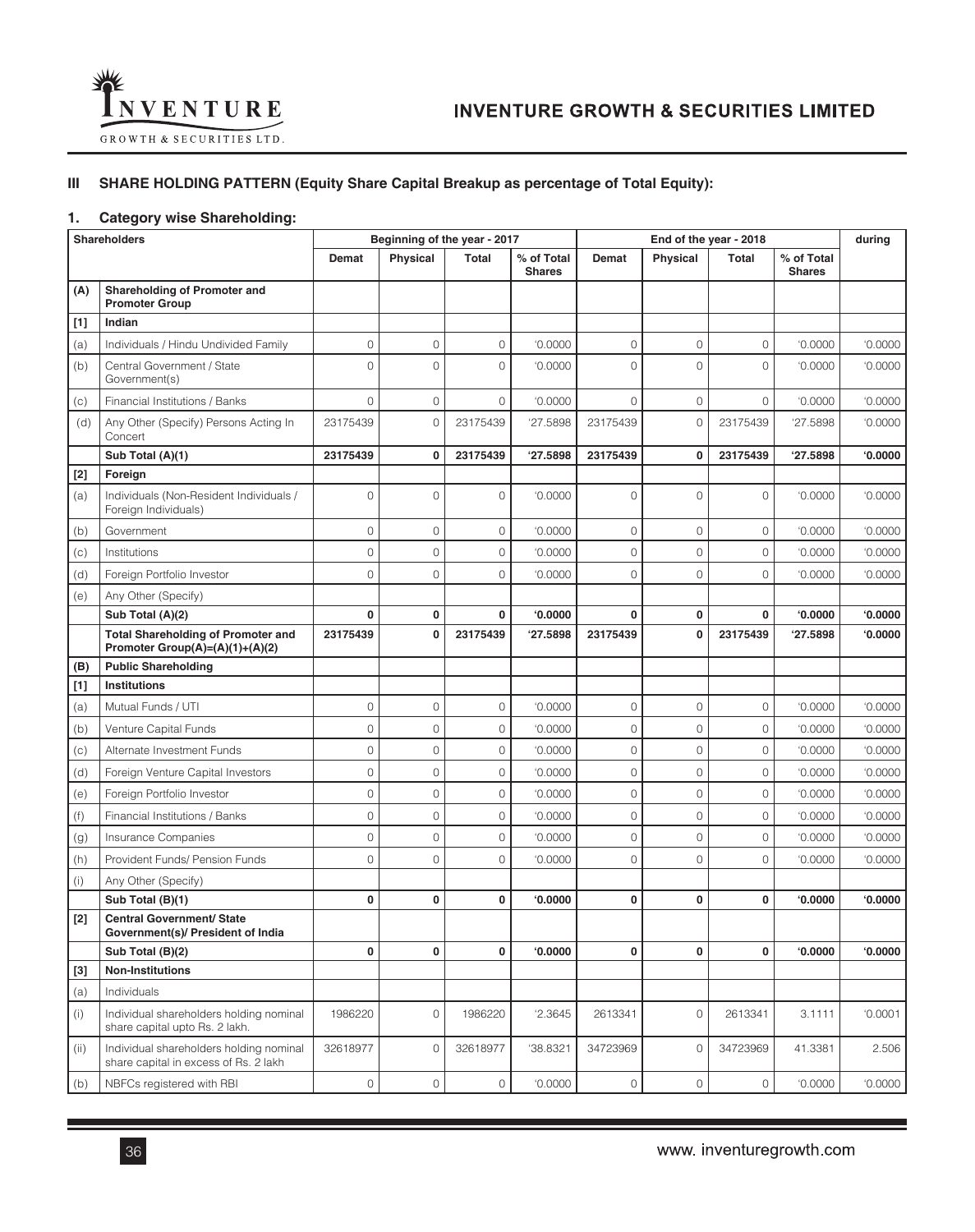## III SHARE HOLDING PATTERN (Equity Share Capital Breakup as percentage of Total Equity):

### 1. Category wise Shareholding:

| | Shareholders | Beginning of the year - 2017 | | | | End of the year - 2018 | | | | during |
|---|---|---|---|---|---|---|---|---|---|---|
| | | Demat | Physical | Total | % of Total Shares | Demat | Physical | Total | % of Total Shares | |
| **(A)** | **Shareholding of Promoter and Promoter Group** | | | | | | | | | |
| **[1]** | **Indian** | | | | | | | | | |
| (a) | Individuals / Hindu Undivided Family | 0 | 0 | 0 | '0.0000 | 0 | 0 | 0 | '0.0000 | '0.0000 |
| (b) | Central Government / State Government(s) | 0 | 0 | 0 | '0.0000 | 0 | 0 | 0 | '0.0000 | '0.0000 |
| (c) | Financial Institutions / Banks | 0 | 0 | 0 | '0.0000 | 0 | 0 | 0 | '0.0000 | '0.0000 |
| (d) | Any Other (Specify) Persons Acting In Concert | 23175439 | 0 | 23175439 | '27.5898 | 23175439 | 0 | 23175439 | '27.5898 | '0.0000 |
| | **Sub Total (A)(1)** | **23175439** | **0** | **23175439** | **'27.5898** | **23175439** | **0** | **23175439** | **'27.5898** | **'0.0000** |
| **[2]** | **Foreign** | | | | | | | | | |
| (a) | Individuals (Non-Resident Individuals / Foreign Individuals) | 0 | 0 | 0 | '0.0000 | 0 | 0 | 0 | '0.0000 | '0.0000 |
| (b) | Government | 0 | 0 | 0 | '0.0000 | 0 | 0 | 0 | '0.0000 | '0.0000 |
| (c) | Institutions | 0 | 0 | 0 | '0.0000 | 0 | 0 | 0 | '0.0000 | '0.0000 |
| (d) | Foreign Portfolio Investor | 0 | 0 | 0 | '0.0000 | 0 | 0 | 0 | '0.0000 | '0.0000 |
| (e) | Any Other (Specify) | | | | | | | | | |
| | **Sub Total (A)(2)** | **0** | **0** | **0** | **'0.0000** | **0** | **0** | **0** | **'0.0000** | **'0.0000** |
| | **Total Shareholding of Promoter and Promoter Group(A)=(A)(1)+(A)(2)** | **23175439** | **0** | **23175439** | **'27.5898** | **23175439** | **0** | **23175439** | **'27.5898** | **'0.0000** |
| **(B)** | **Public Shareholding** | | | | | | | | | |
| **[1]** | **Institutions** | | | | | | | | | |
| (a) | Mutual Funds / UTI | 0 | 0 | 0 | '0.0000 | 0 | 0 | 0 | '0.0000 | '0.0000 |
| (b) | Venture Capital Funds | 0 | 0 | 0 | '0.0000 | 0 | 0 | 0 | '0.0000 | '0.0000 |
| (c) | Alternate Investment Funds | 0 | 0 | 0 | '0.0000 | 0 | 0 | 0 | '0.0000 | '0.0000 |
| (d) | Foreign Venture Capital Investors | 0 | 0 | 0 | '0.0000 | 0 | 0 | 0 | '0.0000 | '0.0000 |
| (e) | Foreign Portfolio Investor | 0 | 0 | 0 | '0.0000 | 0 | 0 | 0 | '0.0000 | '0.0000 |
| (f) | Financial Institutions / Banks | 0 | 0 | 0 | '0.0000 | 0 | 0 | 0 | '0.0000 | '0.0000 |
| (g) | Insurance Companies | 0 | 0 | 0 | '0.0000 | 0 | 0 | 0 | '0.0000 | '0.0000 |
| (h) | Provident Funds/ Pension Funds | 0 | 0 | 0 | '0.0000 | 0 | 0 | 0 | '0.0000 | '0.0000 |
| (i) | Any Other (Specify) | | | | | | | | | |
| | **Sub Total (B)(1)** | **0** | **0** | **0** | **'0.0000** | **0** | **0** | **0** | **'0.0000** | **'0.0000** |
| **[2]** | **Central Government/ State Government(s)/ President of India** | | | | | | | | | |
| | **Sub Total (B)(2)** | **0** | **0** | **0** | **'0.0000** | **0** | **0** | **0** | **'0.0000** | **'0.0000** |
| **[3]** | **Non-Institutions** | | | | | | | | | |
| (a) | Individuals | | | | | | | | | |
| (i) | Individual shareholders holding nominal share capital upto Rs. 2 lakh. | 1986220 | 0 | 1986220 | '2.3645 | 2613341 | 0 | 2613341 | 3.1111 | '0.0001 |
| (ii) | Individual shareholders holding nominal share capital in excess of Rs. 2 lakh | 32618977 | 0 | 32618977 | '38.8321 | 34723969 | 0 | 34723969 | 41.3381 | 2.506 |
| (b) | NBFCs registered with RBI | 0 | 0 | 0 | '0.0000 | 0 | 0 | 0 | '0.0000 | '0.0000 |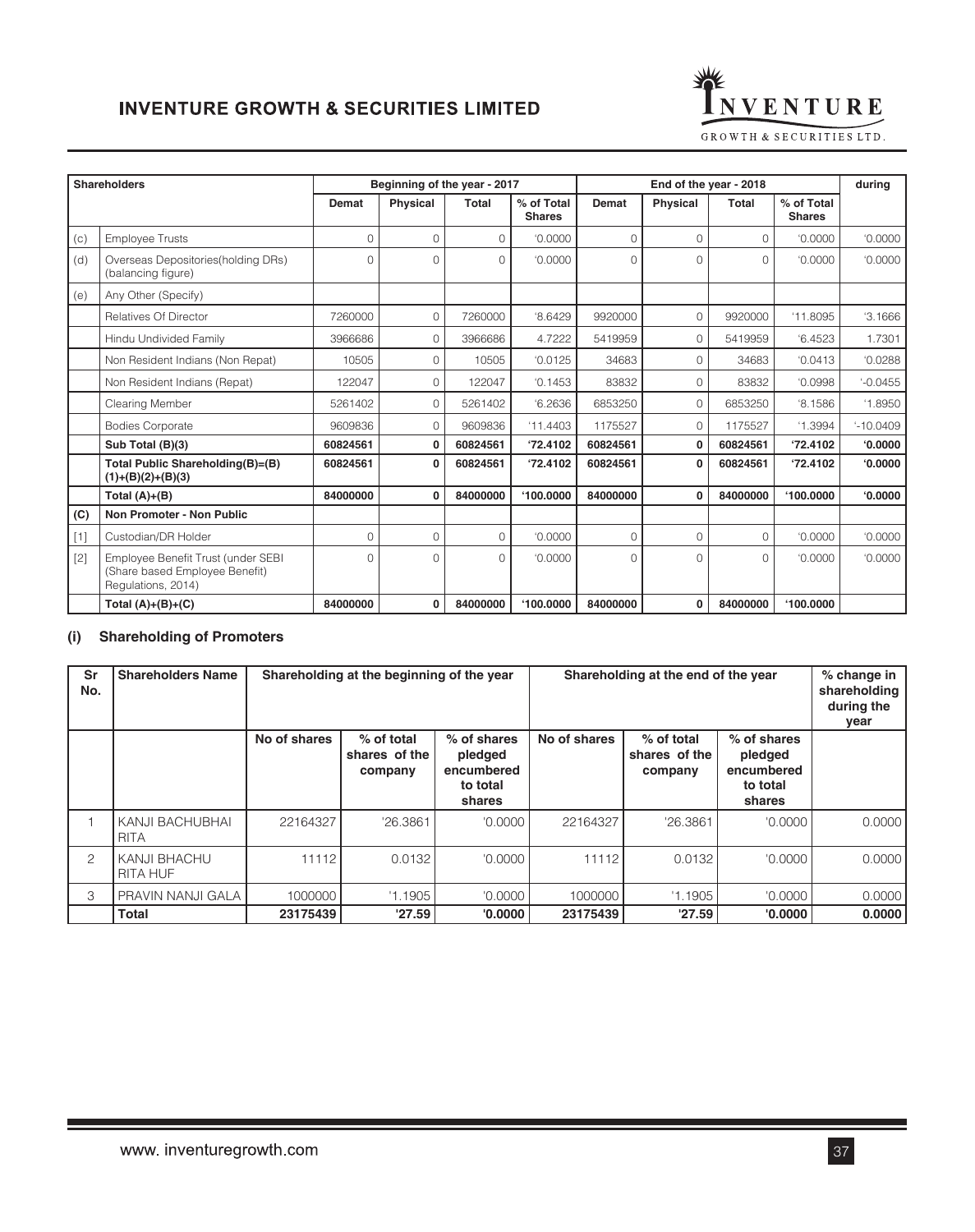| | Shareholders | Beginning of the year - 2017 | | | | End of the year - 2018 | | | | during |
|---|---|---|---|---|---|---|---|---|---|---|
| | | Demat | Physical | Total | % of Total Shares | Demat | Physical | Total | % of Total Shares | |
| (c) | Employee Trusts | 0 | 0 | 0 | '0.0000 | 0 | 0 | 0 | '0.0000 | '0.0000 |
| (d) | Overseas Depositories(holding DRs) (balancing figure) | 0 | 0 | 0 | '0.0000 | 0 | 0 | 0 | '0.0000 | '0.0000 |
| (e) | Any Other (Specify) | | | | | | | | | |
| | Relatives Of Director | 7260000 | 0 | 7260000 | '8.6429 | 9920000 | 0 | 9920000 | '11.8095 | '3.1666 |
| | Hindu Undivided Family | 3966686 | 0 | 3966686 | 4.7222 | 5419959 | 0 | 5419959 | '6.4523 | 1.7301 |
| | Non Resident Indians (Non Repat) | 10505 | 0 | 10505 | '0.0125 | 34683 | 0 | 34683 | '0.0413 | '0.0288 |
| | Non Resident Indians (Repat) | 122047 | 0 | 122047 | '0.1453 | 83832 | 0 | 83832 | '0.0998 | '-0.0455 |
| | Clearing Member | 5261402 | 0 | 5261402 | '6.2636 | 6853250 | 0 | 6853250 | '8.1586 | '1.8950 |
| | Bodies Corporate | 9609836 | 0 | 9609836 | '11.4403 | 1175527 | 0 | 1175527 | '1.3994 | '-10.0409 |
| | **Sub Total (B)(3)** | **60824561** | **0** | **60824561** | **'72.4102** | **60824561** | **0** | **60824561** | **'72.4102** | **'0.0000** |
| | **Total Public Shareholding(B)=(B)(1)+(B)(2)+(B)(3)** | **60824561** | **0** | **60824561** | **'72.4102** | **60824561** | **0** | **60824561** | **'72.4102** | **'0.0000** |
| | **Total (A)+(B)** | **84000000** | **0** | **84000000** | **'100.0000** | **84000000** | **0** | **84000000** | **'100.0000** | **'0.0000** |
| **(C)** | **Non Promoter - Non Public** | | | | | | | | | |
| [1] | Custodian/DR Holder | 0 | 0 | 0 | '0.0000 | 0 | 0 | 0 | '0.0000 | '0.0000 |
| [2] | Employee Benefit Trust (under SEBI (Share based Employee Benefit) Regulations, 2014) | 0 | 0 | 0 | '0.0000 | 0 | 0 | 0 | '0.0000 | '0.0000 |
| | **Total (A)+(B)+(C)** | **84000000** | **0** | **84000000** | **'100.0000** | **84000000** | **0** | **84000000** | **'100.0000** | |

### (i) Shareholding of Promoters

| Sr No. | Shareholders Name | Shareholding at the beginning of the year | | | Shareholding at the end of the year | | | % change in shareholding during the year |
|---|---|---|---|---|---|---|---|---|
| | | No of shares | % of total shares of the company | % of shares pledged encumbered to total shares | No of shares | % of total shares of the company | % of shares pledged encumbered to total shares | |
| 1 | KANJI BACHUBHAI RITA | 22164327 | '26.3861 | '0.0000 | 22164327 | '26.3861 | '0.0000 | 0.0000 |
| 2 | KANJI BHACHU RITA HUF | 11112 | 0.0132 | '0.0000 | 11112 | 0.0132 | '0.0000 | 0.0000 |
| 3 | PRAVIN NANJI GALA | 1000000 | '1.1905 | '0.0000 | 1000000 | '1.1905 | '0.0000 | 0.0000 |
| | **Total** | **23175439** | **'27.59** | **'0.0000** | **23175439** | **'27.59** | **'0.0000** | **0.0000** |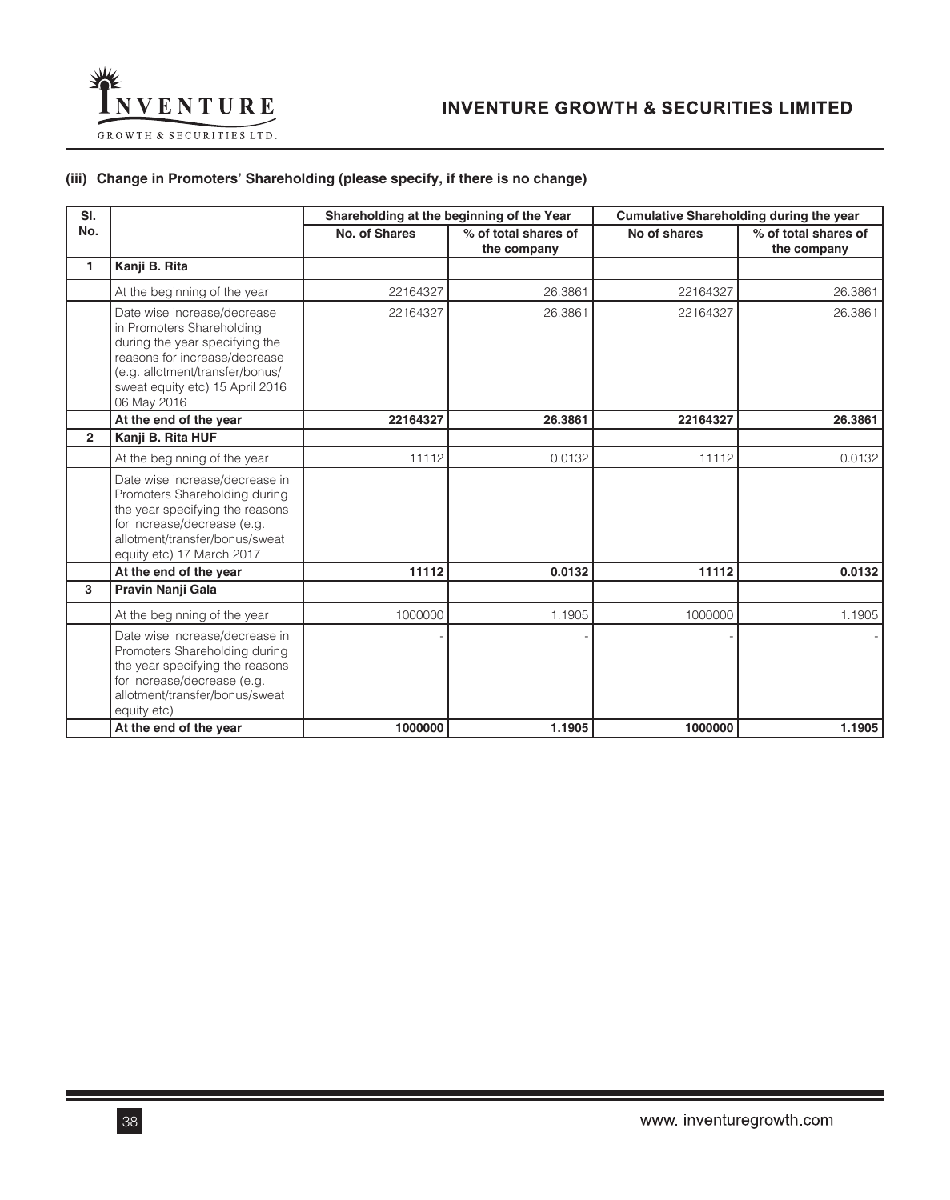### (iii) Change in Promoters' Shareholding (please specify, if there is no change)

| Sl. No. | | Shareholding at the beginning of the Year | | Cumulative Shareholding during the year | |
|---|---|---|---|---|---|
| | | No. of Shares | % of total shares of the company | No of shares | % of total shares of the company |
| 1 | **Kanji B. Rita** | | | | |
| | At the beginning of the year | 22164327 | 26.3861 | 22164327 | 26.3861 |
| | Date wise increase/decrease in Promoters Shareholding during the year specifying the reasons for increase/decrease (e.g. allotment/transfer/bonus/ sweat equity etc) 15 April 2016 06 May 2016 | 22164327 | 26.3861 | 22164327 | 26.3861 |
| | **At the end of the year** | **22164327** | **26.3861** | **22164327** | **26.3861** |
| 2 | **Kanji B. Rita HUF** | | | | |
| | At the beginning of the year | 11112 | 0.0132 | 11112 | 0.0132 |
| | Date wise increase/decrease in Promoters Shareholding during the year specifying the reasons for increase/decrease (e.g. allotment/transfer/bonus/sweat equity etc) 17 March 2017 | | | | |
| | **At the end of the year** | **11112** | **0.0132** | **11112** | **0.0132** |
| 3 | **Pravin Nanji Gala** | | | | |
| | At the beginning of the year | 1000000 | 1.1905 | 1000000 | 1.1905 |
| | Date wise increase/decrease in Promoters Shareholding during the year specifying the reasons for increase/decrease (e.g. allotment/transfer/bonus/sweat equity etc) | - | - | - | - |
| | **At the end of the year** | **1000000** | **1.1905** | **1000000** | **1.1905** |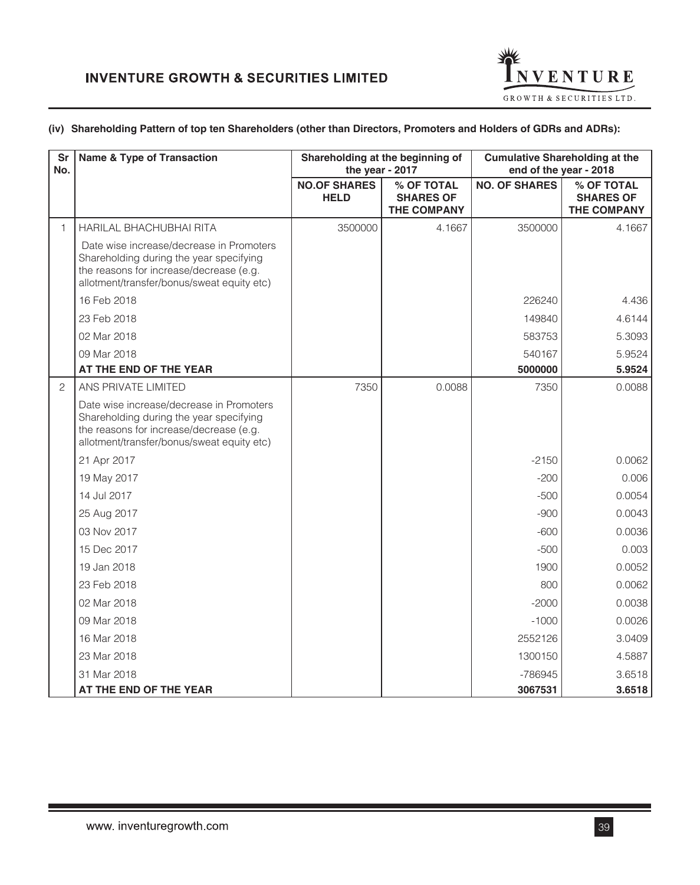(iv) **Shareholding Pattern of top ten Shareholders (other than Directors, Promoters and Holders of GDRs and ADRs):**

| Sr No. | Name & Type of Transaction | Shareholding at the beginning of the year - 2017 | | Cumulative Shareholding at the end of the year - 2018 | |
|---|---|---|---|---|---|
| | | NO.OF SHARES HELD | % OF TOTAL SHARES OF THE COMPANY | NO. OF SHARES | % OF TOTAL SHARES OF THE COMPANY |
| 1 | HARILAL BHACHUBHAI RITA | 3500000 | 4.1667 | 3500000 | 4.1667 |
| | Date wise increase/decrease in Promoters Shareholding during the year specifying the reasons for increase/decrease (e.g. allotment/transfer/bonus/sweat equity etc) | | | | |
| | 16 Feb 2018 | | | 226240 | 4.436 |
| | 23 Feb 2018 | | | 149840 | 4.6144 |
| | 02 Mar 2018 | | | 583753 | 5.3093 |
| | 09 Mar 2018 | | | 540167 | 5.9524 |
| | **AT THE END OF THE YEAR** | | | **5000000** | **5.9524** |
| 2 | ANS PRIVATE LIMITED | 7350 | 0.0088 | 7350 | 0.0088 |
| | Date wise increase/decrease in Promoters Shareholding during the year specifying the reasons for increase/decrease (e.g. allotment/transfer/bonus/sweat equity etc) | | | | |
| | 21 Apr 2017 | | | -2150 | 0.0062 |
| | 19 May 2017 | | | -200 | 0.006 |
| | 14 Jul 2017 | | | -500 | 0.0054 |
| | 25 Aug 2017 | | | -900 | 0.0043 |
| | 03 Nov 2017 | | | -600 | 0.0036 |
| | 15 Dec 2017 | | | -500 | 0.003 |
| | 19 Jan 2018 | | | 1900 | 0.0052 |
| | 23 Feb 2018 | | | 800 | 0.0062 |
| | 02 Mar 2018 | | | -2000 | 0.0038 |
| | 09 Mar 2018 | | | -1000 | 0.0026 |
| | 16 Mar 2018 | | | 2552126 | 3.0409 |
| | 23 Mar 2018 | | | 1300150 | 4.5887 |
| | 31 Mar 2018 | | | -786945 | 3.6518 |
| | **AT THE END OF THE YEAR** | | | **3067531** | **3.6518** |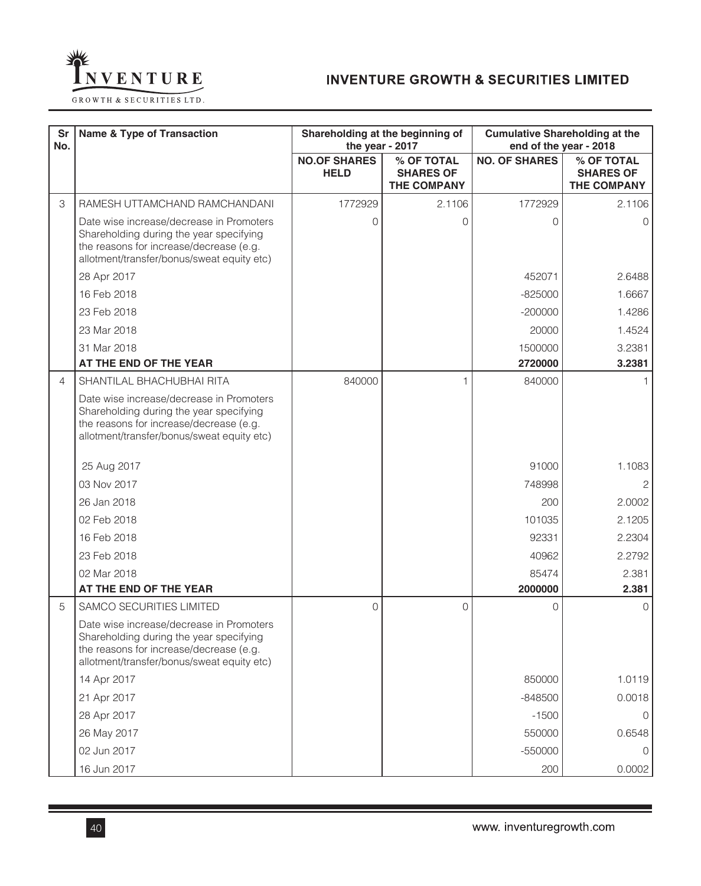| Sr No. | Name & Type of Transaction | Shareholding at the beginning of the year - 2017 | | Cumulative Shareholding at the end of the year - 2018 | |
|---|---|---|---|---|---|
| | | NO.OF SHARES HELD | % OF TOTAL SHARES OF THE COMPANY | NO. OF SHARES | % OF TOTAL SHARES OF THE COMPANY |
| 3 | RAMESH UTTAMCHAND RAMCHANDANI | 1772929 | 2.1106 | 1772929 | 2.1106 |
| | Date wise increase/decrease in Promoters Shareholding during the year specifying the reasons for increase/decrease (e.g. allotment/transfer/bonus/sweat equity etc) | 0 | 0 | 0 | 0 |
| | 28 Apr 2017 | | | 452071 | 2.6488 |
| | 16 Feb 2018 | | | -825000 | 1.6667 |
| | 23 Feb 2018 | | | -200000 | 1.4286 |
| | 23 Mar 2018 | | | 20000 | 1.4524 |
| | 31 Mar 2018 | | | 1500000 | 3.2381 |
| | **AT THE END OF THE YEAR** | | | **2720000** | **3.2381** |
| 4 | SHANTILAL BHACHUBHAI RITA | 840000 | 1 | 840000 | 1 |
| | Date wise increase/decrease in Promoters Shareholding during the year specifying the reasons for increase/decrease (e.g. allotment/transfer/bonus/sweat equity etc) | | | | |
| | 25 Aug 2017 | | | 91000 | 1.1083 |
| | 03 Nov 2017 | | | 748998 | 2 |
| | 26 Jan 2018 | | | 200 | 2.0002 |
| | 02 Feb 2018 | | | 101035 | 2.1205 |
| | 16 Feb 2018 | | | 92331 | 2.2304 |
| | 23 Feb 2018 | | | 40962 | 2.2792 |
| | 02 Mar 2018 | | | 85474 | 2.381 |
| | **AT THE END OF THE YEAR** | | | **2000000** | **2.381** |
| 5 | SAMCO SECURITIES LIMITED | 0 | 0 | 0 | 0 |
| | Date wise increase/decrease in Promoters Shareholding during the year specifying the reasons for increase/decrease (e.g. allotment/transfer/bonus/sweat equity etc) | | | | |
| | 14 Apr 2017 | | | 850000 | 1.0119 |
| | 21 Apr 2017 | | | -848500 | 0.0018 |
| | 28 Apr 2017 | | | -1500 | 0 |
| | 26 May 2017 | | | 550000 | 0.6548 |
| | 02 Jun 2017 | | | -550000 | 0 |
| | 16 Jun 2017 | | | 200 | 0.0002 |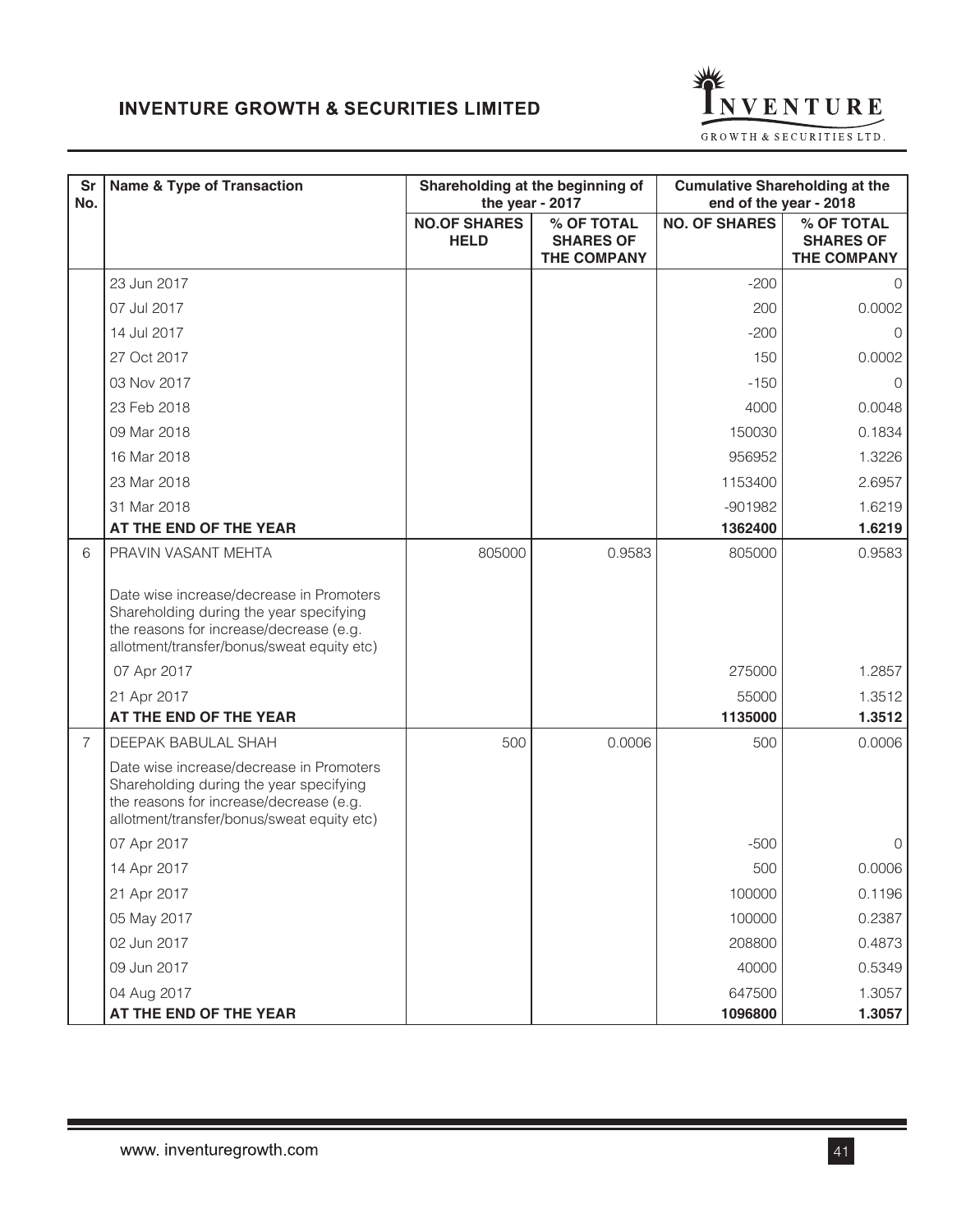| Sr No. | Name & Type of Transaction | Shareholding at the beginning of the year - 2017 | | Cumulative Shareholding at the end of the year - 2018 | |
|---|---|---|---|---|---|
| | | NO.OF SHARES HELD | % OF TOTAL SHARES OF THE COMPANY | NO. OF SHARES | % OF TOTAL SHARES OF THE COMPANY |
| | 23 Jun 2017 | | | -200 | 0 |
| | 07 Jul 2017 | | | 200 | 0.0002 |
| | 14 Jul 2017 | | | -200 | 0 |
| | 27 Oct 2017 | | | 150 | 0.0002 |
| | 03 Nov 2017 | | | -150 | 0 |
| | 23 Feb 2018 | | | 4000 | 0.0048 |
| | 09 Mar 2018 | | | 150030 | 0.1834 |
| | 16 Mar 2018 | | | 956952 | 1.3226 |
| | 23 Mar 2018 | | | 1153400 | 2.6957 |
| | 31 Mar 2018 | | | -901982 | 1.6219 |
| | **AT THE END OF THE YEAR** | | | **1362400** | **1.6219** |
| 6 | PRAVIN VASANT MEHTA | 805000 | 0.9583 | 805000 | 0.9583 |
| | Date wise increase/decrease in Promoters Shareholding during the year specifying the reasons for increase/decrease (e.g. allotment/transfer/bonus/sweat equity etc) | | | | |
| | 07 Apr 2017 | | | 275000 | 1.2857 |
| | 21 Apr 2017 | | | 55000 | 1.3512 |
| | **AT THE END OF THE YEAR** | | | **1135000** | **1.3512** |
| 7 | DEEPAK BABULAL SHAH | 500 | 0.0006 | 500 | 0.0006 |
| | Date wise increase/decrease in Promoters Shareholding during the year specifying the reasons for increase/decrease (e.g. allotment/transfer/bonus/sweat equity etc) | | | | |
| | 07 Apr 2017 | | | -500 | 0 |
| | 14 Apr 2017 | | | 500 | 0.0006 |
| | 21 Apr 2017 | | | 100000 | 0.1196 |
| | 05 May 2017 | | | 100000 | 0.2387 |
| | 02 Jun 2017 | | | 208800 | 0.4873 |
| | 09 Jun 2017 | | | 40000 | 0.5349 |
| | 04 Aug 2017 | | | 647500 | 1.3057 |
| | **AT THE END OF THE YEAR** | | | **1096800** | **1.3057** |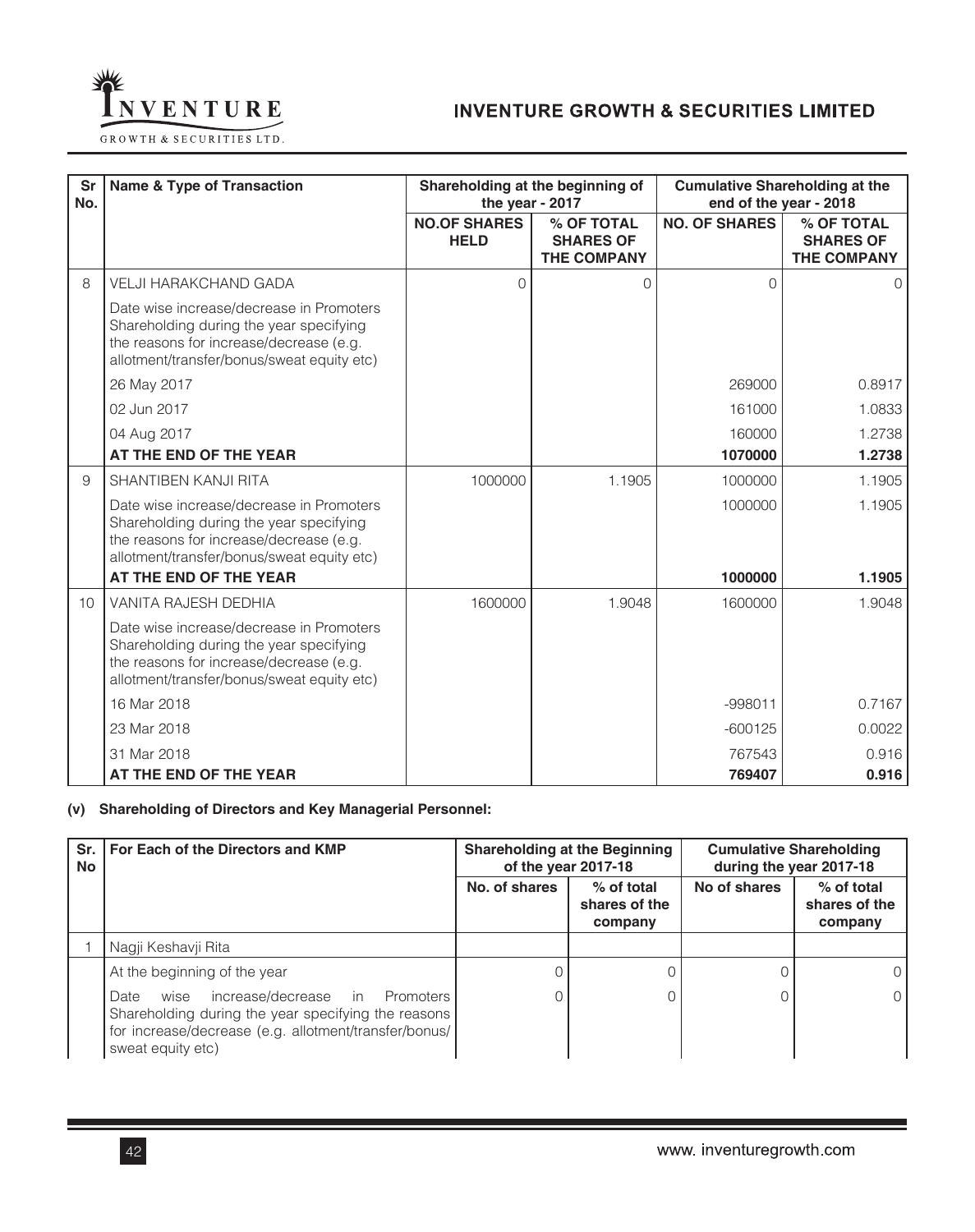| Sr No. | Name & Type of Transaction | Shareholding at the beginning of the year - 2017 | | Cumulative Shareholding at the end of the year - 2018 | |
|---|---|---|---|---|---|
| | | NO.OF SHARES HELD | % OF TOTAL SHARES OF THE COMPANY | NO. OF SHARES | % OF TOTAL SHARES OF THE COMPANY |
| 8 | VELJI HARAKCHAND GADA | 0 | 0 | 0 | 0 |
| | Date wise increase/decrease in Promoters Shareholding during the year specifying the reasons for increase/decrease (e.g. allotment/transfer/bonus/sweat equity etc) | | | | |
| | 26 May 2017 | | | 269000 | 0.8917 |
| | 02 Jun 2017 | | | 161000 | 1.0833 |
| | 04 Aug 2017 | | | 160000 | 1.2738 |
| | **AT THE END OF THE YEAR** | | | **1070000** | **1.2738** |
| 9 | SHANTIBEN KANJI RITA | 1000000 | 1.1905 | 1000000 | 1.1905 |
| | Date wise increase/decrease in Promoters Shareholding during the year specifying the reasons for increase/decrease (e.g. allotment/transfer/bonus/sweat equity etc) | | | 1000000 | 1.1905 |
| | **AT THE END OF THE YEAR** | | | **1000000** | **1.1905** |
| 10 | VANITA RAJESH DEDHIA | 1600000 | 1.9048 | 1600000 | 1.9048 |
| | Date wise increase/decrease in Promoters Shareholding during the year specifying the reasons for increase/decrease (e.g. allotment/transfer/bonus/sweat equity etc) | | | | |
| | 16 Mar 2018 | | | -998011 | 0.7167 |
| | 23 Mar 2018 | | | -600125 | 0.0022 |
| | 31 Mar 2018 | | | 767543 | 0.916 |
| | **AT THE END OF THE YEAR** | | | **769407** | **0.916** |

**(v) Shareholding of Directors and Key Managerial Personnel:**

| Sr. No | For Each of the Directors and KMP | Shareholding at the Beginning of the year 2017-18 | | Cumulative Shareholding during the year 2017-18 | |
|---|---|---|---|---|---|
| | | No. of shares | % of total shares of the company | No of shares | % of total shares of the company |
| 1 | Nagji Keshavji Rita | | | | |
| | At the beginning of the year | 0 | 0 | 0 | 0 |
| | Date wise increase/decrease in Promoters Shareholding during the year specifying the reasons for increase/decrease (e.g. allotment/transfer/bonus/ sweat equity etc) | 0 | 0 | 0 | 0 |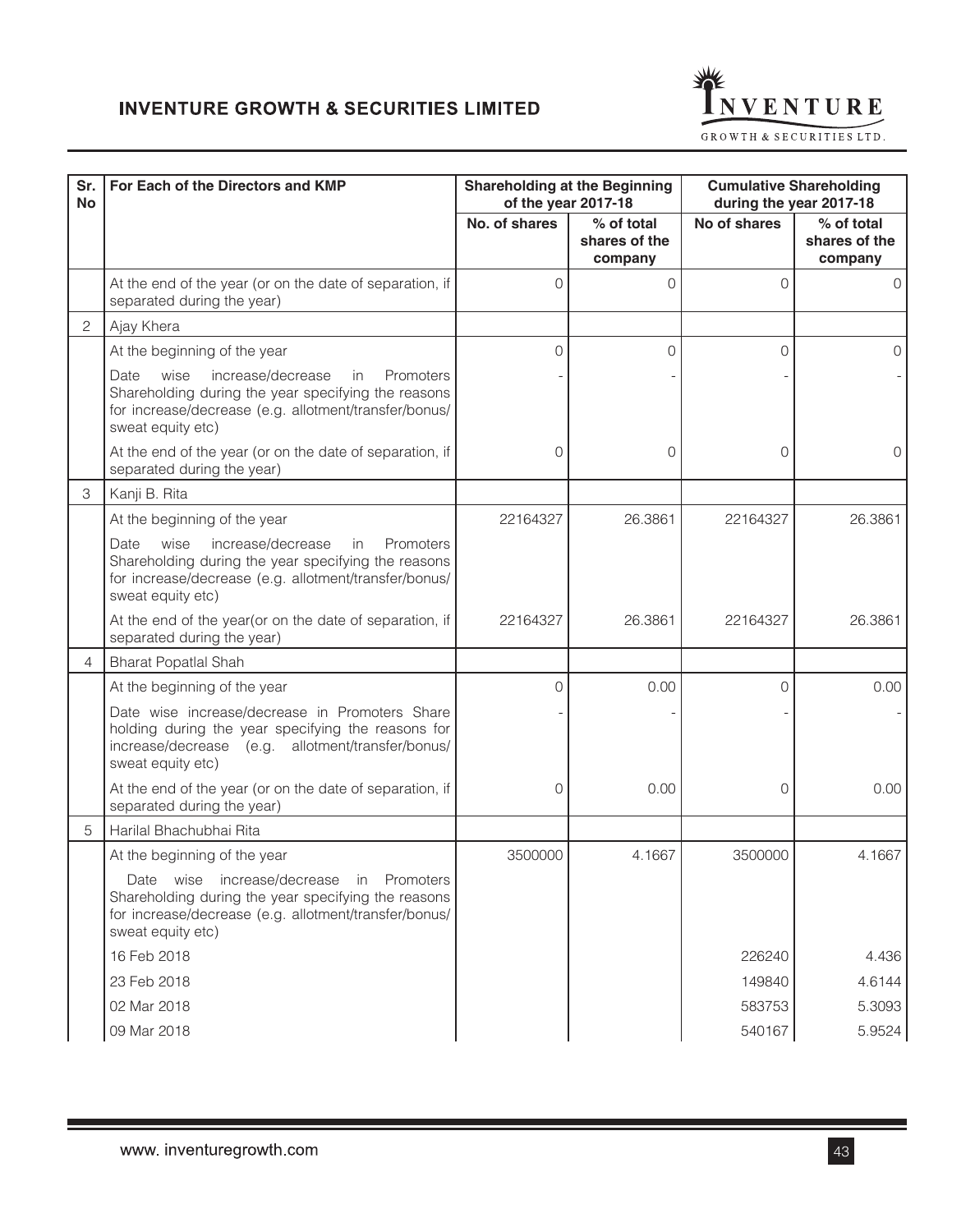| Sr. No | For Each of the Directors and KMP | Shareholding at the Beginning of the year 2017-18 | | Cumulative Shareholding during the year 2017-18 | |
|---|---|---|---|---|---|
| | | No. of shares | % of total shares of the company | No of shares | % of total shares of the company |
| | At the end of the year (or on the date of separation, if separated during the year) | 0 | 0 | 0 | 0 |
| 2 | Ajay Khera | | | | |
| | At the beginning of the year | 0 | 0 | 0 | 0 |
| | Date wise increase/decrease in Promoters Shareholding during the year specifying the reasons for increase/decrease (e.g. allotment/transfer/bonus/ sweat equity etc) | - | - | - | - |
| | At the end of the year (or on the date of separation, if separated during the year) | 0 | 0 | 0 | 0 |
| 3 | Kanji B. Rita | | | | |
| | At the beginning of the year | 22164327 | 26.3861 | 22164327 | 26.3861 |
| | Date wise increase/decrease in Promoters Shareholding during the year specifying the reasons for increase/decrease (e.g. allotment/transfer/bonus/ sweat equity etc) | | | | |
| | At the end of the year(or on the date of separation, if separated during the year) | 22164327 | 26.3861 | 22164327 | 26.3861 |
| 4 | Bharat Popatlal Shah | | | | |
| | At the beginning of the year | 0 | 0.00 | 0 | 0.00 |
| | Date wise increase/decrease in Promoters Share holding during the year specifying the reasons for increase/decrease (e.g. allotment/transfer/bonus/ sweat equity etc) | - | - | - | - |
| | At the end of the year (or on the date of separation, if separated during the year) | 0 | 0.00 | 0 | 0.00 |
| 5 | Harilal Bhachubhai Rita | | | | |
| | At the beginning of the year | 3500000 | 4.1667 | 3500000 | 4.1667 |
| | Date wise increase/decrease in Promoters Shareholding during the year specifying the reasons for increase/decrease (e.g. allotment/transfer/bonus/ sweat equity etc) | | | | |
| | 16 Feb 2018 | | | 226240 | 4.436 |
| | 23 Feb 2018 | | | 149840 | 4.6144 |
| | 02 Mar 2018 | | | 583753 | 5.3093 |
| | 09 Mar 2018 | | | 540167 | 5.9524 |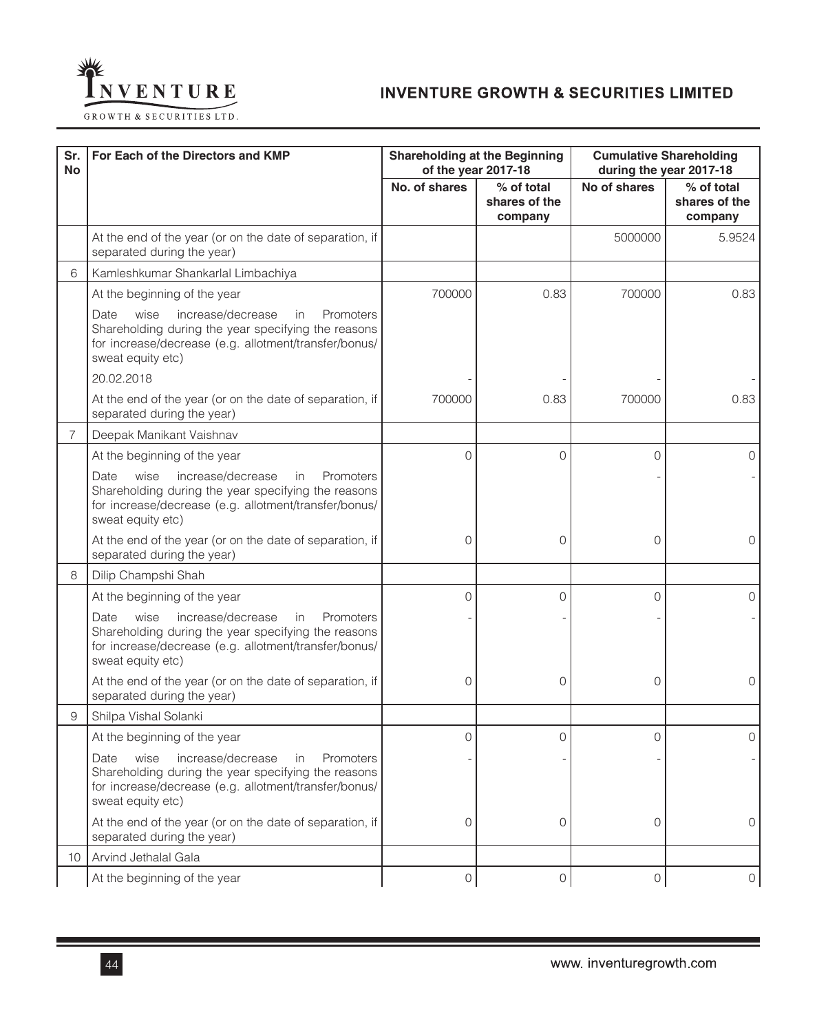| Sr. No | For Each of the Directors and KMP | Shareholding at the Beginning of the year 2017-18 | | Cumulative Shareholding during the year 2017-18 | |
|---|---|---|---|---|---|
| | | No. of shares | % of total shares of the company | No of shares | % of total shares of the company |
| | At the end of the year (or on the date of separation, if separated during the year) | | | 5000000 | 5.9524 |
| 6 | Kamleshkumar Shankarlal Limbachiya | | | | |
| | At the beginning of the year | 700000 | 0.83 | 700000 | 0.83 |
| | Date wise increase/decrease in Promoters Shareholding during the year specifying the reasons for increase/decrease (e.g. allotment/transfer/bonus/ sweat equity etc) | | | | |
| | 20.02.2018 | - | - | - | - |
| | At the end of the year (or on the date of separation, if separated during the year) | 700000 | 0.83 | 700000 | 0.83 |
| 7 | Deepak Manikant Vaishnav | | | | |
| | At the beginning of the year | 0 | 0 | 0 | 0 |
| | Date wise increase/decrease in Promoters Shareholding during the year specifying the reasons for increase/decrease (e.g. allotment/transfer/bonus/ sweat equity etc) | | | - | - |
| | At the end of the year (or on the date of separation, if separated during the year) | 0 | 0 | 0 | 0 |
| 8 | Dilip Champshi Shah | | | | |
| | At the beginning of the year | 0 | 0 | 0 | 0 |
| | Date wise increase/decrease in Promoters Shareholding during the year specifying the reasons for increase/decrease (e.g. allotment/transfer/bonus/ sweat equity etc) | - | - | - | - |
| | At the end of the year (or on the date of separation, if separated during the year) | 0 | 0 | 0 | 0 |
| 9 | Shilpa Vishal Solanki | | | | |
| | At the beginning of the year | 0 | 0 | 0 | 0 |
| | Date wise increase/decrease in Promoters Shareholding during the year specifying the reasons for increase/decrease (e.g. allotment/transfer/bonus/ sweat equity etc) | - | - | - | - |
| | At the end of the year (or on the date of separation, if separated during the year) | 0 | 0 | 0 | 0 |
| 10 | Arvind Jethalal Gala | | | | |
| | At the beginning of the year | 0 | 0 | 0 | 0 |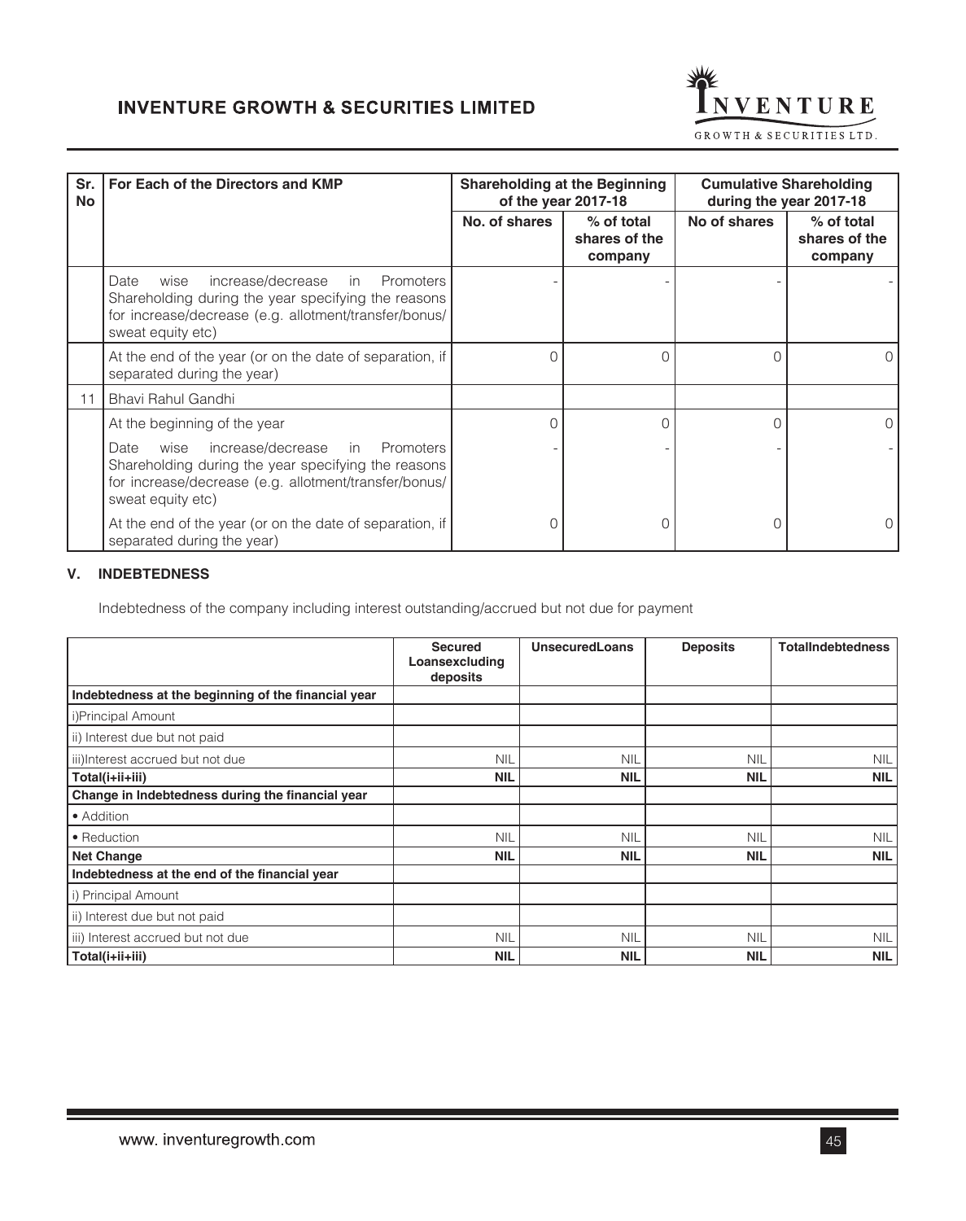| Sr. No | For Each of the Directors and KMP | Shareholding at the Beginning of the year 2017-18 | | Cumulative Shareholding during the year 2017-18 | |
|---|---|---|---|---|---|
| | | No. of shares | % of total shares of the company | No of shares | % of total shares of the company |
| | Date wise increase/decrease in Promoters Shareholding during the year specifying the reasons for increase/decrease (e.g. allotment/transfer/bonus/ sweat equity etc) | - | - | - | - |
| | At the end of the year (or on the date of separation, if separated during the year) | 0 | 0 | 0 | 0 |
| 11 | Bhavi Rahul Gandhi | | | | |
| | At the beginning of the year | 0 | 0 | 0 | 0 |
| | Date wise increase/decrease in Promoters Shareholding during the year specifying the reasons for increase/decrease (e.g. allotment/transfer/bonus/ sweat equity etc) | - | - | - | - |
| | At the end of the year (or on the date of separation, if separated during the year) | 0 | 0 | 0 | 0 |

## V. INDEBTEDNESS

Indebtedness of the company including interest outstanding/accrued but not due for payment

| | Secured Loansexcluding deposits | UnsecuredLoans | Deposits | TotalIndebtedness |
|---|---|---|---|---|
| **Indebtedness at the beginning of the financial year** | | | | |
| i)Principal Amount | | | | |
| ii) Interest due but not paid | | | | |
| iii)Interest accrued but not due | NIL | NIL | NIL | NIL |
| **Total(i+ii+iii)** | **NIL** | **NIL** | **NIL** | **NIL** |
| **Change in Indebtedness during the financial year** | | | | |
| • Addition | | | | |
| • Reduction | NIL | NIL | NIL | NIL |
| **Net Change** | **NIL** | **NIL** | **NIL** | **NIL** |
| **Indebtedness at the end of the financial year** | | | | |
| i) Principal Amount | | | | |
| ii) Interest due but not paid | | | | |
| iii) Interest accrued but not due | NIL | NIL | NIL | NIL |
| **Total(i+ii+iii)** | **NIL** | **NIL** | **NIL** | **NIL** |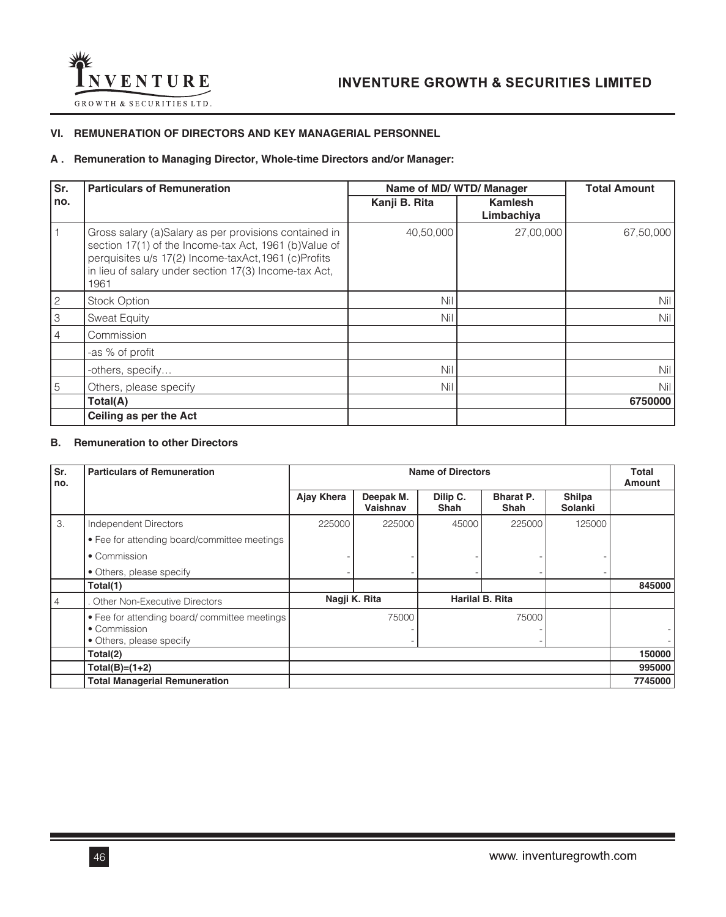## VI. REMUNERATION OF DIRECTORS AND KEY MANAGERIAL PERSONNEL

### A . Remuneration to Managing Director, Whole-time Directors and/or Manager:

| Sr. no. | Particulars of Remuneration | Name of MD/ WTD/ Manager | | Total Amount |
|---|---|---|---|---|
| | | Kanji B. Rita | Kamlesh Limbachiya | |
| 1 | Gross salary (a)Salary as per provisions contained in section 17(1) of the Income-tax Act, 1961 (b)Value of perquisites u/s 17(2) Income-taxAct,1961 (c)Profits in lieu of salary under section 17(3) Income-tax Act, 1961 | 40,50,000 | 27,00,000 | 67,50,000 |
| 2 | Stock Option | Nil | | Nil |
| 3 | Sweat Equity | Nil | | Nil |
| 4 | Commission | | | |
| | -as % of profit | | | |
| | -others, specify… | Nil | | Nil |
| 5 | Others, please specify | Nil | | Nil |
| | **Total(A)** | | | **6750000** |
| | **Ceiling as per the Act** | | | |

### B. Remuneration to other Directors

| Sr. no. | Particulars of Remuneration | Name of Directors | | | | | Total Amount |
|---|---|---|---|---|---|---|---|
| | | Ajay Khera | Deepak M. Vaishnav | Dilip C. Shah | Bharat P. Shah | Shilpa Solanki | |
| 3. | Independent Directors | 225000 | 225000 | 45000 | 225000 | 125000 | |
| | • Fee for attending board/committee meetings | | | | | | |
| | • Commission | - | - | - | - | - | |
| | • Others, please specify | - | - | - | - | - | |
| | **Total(1)** | | | | | | **845000** |
| 4 | . Other Non-Executive Directors | Nagji K. Rita | | Harilal B. Rita | | | |
| | • Fee for attending board/ committee meetings<br>• Commission<br>• Others, please specify | 75000<br>-<br>- | | 75000<br>-<br>- | | | <br>-<br>- |
| | **Total(2)** | | | | | | **150000** |
| | **Total(B)=(1+2)** | | | | | | **995000** |
| | **Total Managerial Remuneration** | | | | | | **7745000** |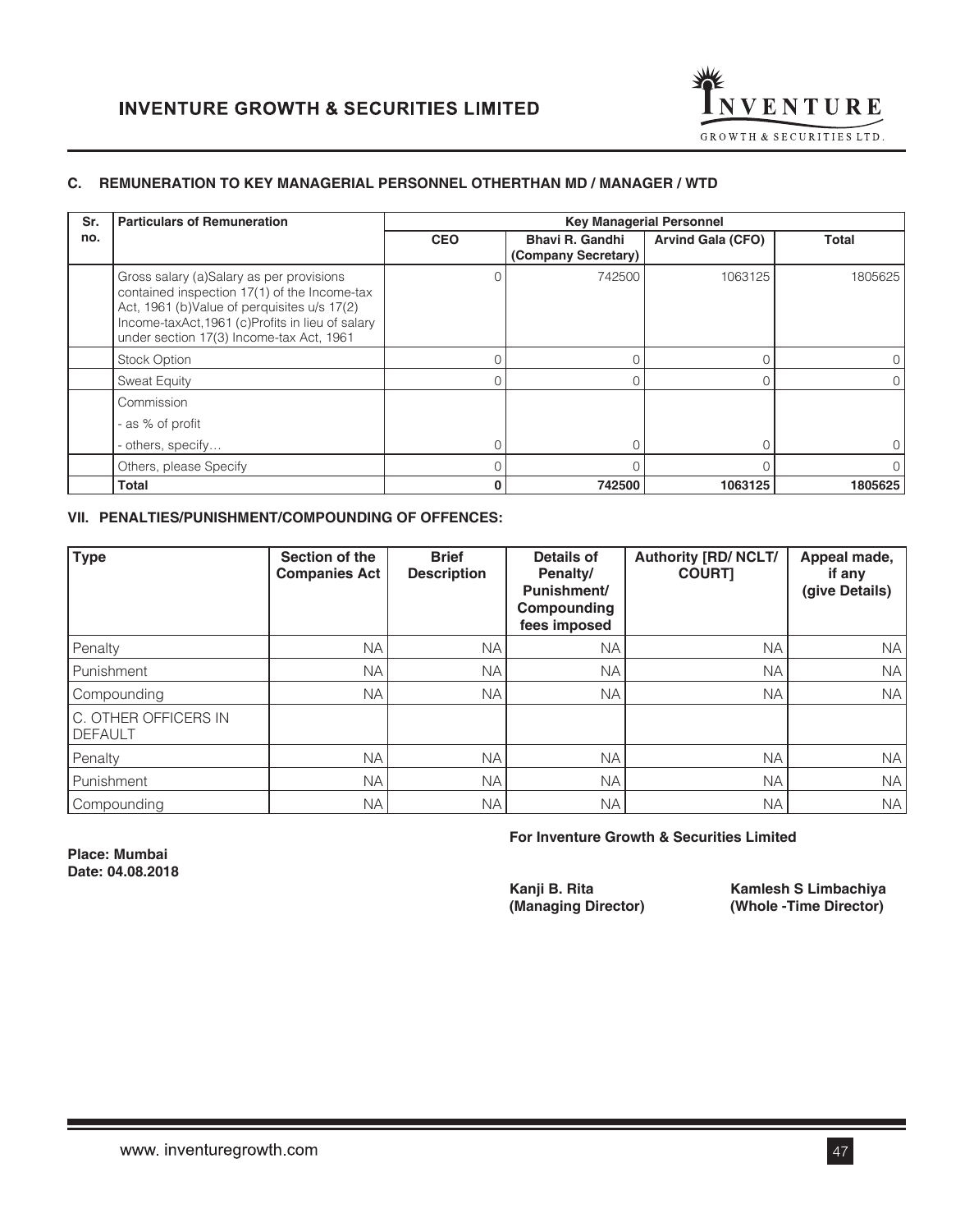### C. REMUNERATION TO KEY MANAGERIAL PERSONNEL OTHERTHAN MD / MANAGER / WTD

| Sr. no. | Particulars of Remuneration | Key Managerial Personnel | | | |
|---|---|---|---|---|---|
| | | CEO | Bhavi R. Gandhi (Company Secretary) | Arvind Gala (CFO) | Total |
| | Gross salary (a)Salary as per provisions contained inspection 17(1) of the Income-tax Act, 1961 (b)Value of perquisites u/s 17(2) Income-taxAct,1961 (c)Profits in lieu of salary under section 17(3) Income-tax Act, 1961 | 0 | 742500 | 1063125 | 1805625 |
| | Stock Option | 0 | 0 | 0 | 0 |
| | Sweat Equity | 0 | 0 | 0 | 0 |
| | Commission<br>- as % of profit<br>- others, specify… | 0 | 0 | 0 | 0 |
| | Others, please Specify | 0 | 0 | 0 | 0 |
| | **Total** | **0** | **742500** | **1063125** | **1805625** |

### VII. PENALTIES/PUNISHMENT/COMPOUNDING OF OFFENCES:

| Type | Section of the Companies Act | Brief Description | Details of Penalty/ Punishment/ Compounding fees imposed | Authority [RD/ NCLT/ COURT] | Appeal made, if any (give Details) |
|---|---|---|---|---|---|
| Penalty | NA | NA | NA | NA | NA |
| Punishment | NA | NA | NA | NA | NA |
| Compounding | NA | NA | NA | NA | NA |
| C. OTHER OFFICERS IN DEFAULT | | | | | |
| Penalty | NA | NA | NA | NA | NA |
| Punishment | NA | NA | NA | NA | NA |
| Compounding | NA | NA | NA | NA | NA |

**For Inventure Growth & Securities Limited**

**Place: Mumbai**
**Date: 04.08.2018**

**Kanji B. Rita**
**(Managing Director)**

**Kamlesh S Limbachiya**
**(Whole -Time Director)**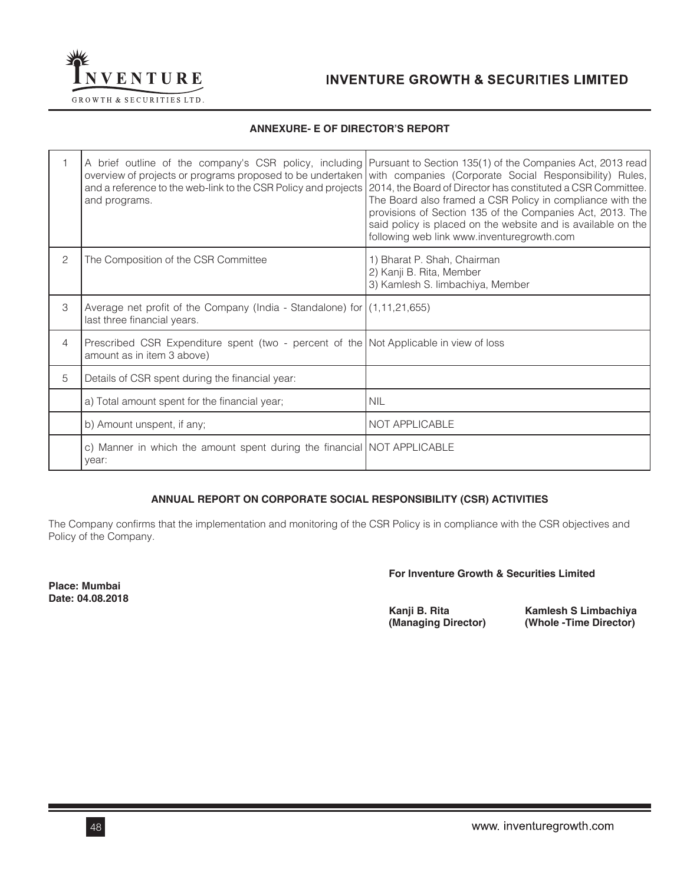## ANNEXURE- E OF DIRECTOR'S REPORT

| | | |
|---|---|---|
| 1 | A brief outline of the company's CSR policy, including overview of projects or programs proposed to be undertaken and a reference to the web-link to the CSR Policy and projects and programs. | Pursuant to Section 135(1) of the Companies Act, 2013 read with companies (Corporate Social Responsibility) Rules, 2014, the Board of Director has constituted a CSR Committee. The Board also framed a CSR Policy in compliance with the provisions of Section 135 of the Companies Act, 2013. The said policy is placed on the website and is available on the following web link www.inventuregrowth.com |
| 2 | The Composition of the CSR Committee | 1) Bharat P. Shah, Chairman<br>2) Kanji B. Rita, Member<br>3) Kamlesh S. limbachiya, Member |
| 3 | Average net profit of the Company (India - Standalone) for last three financial years. | (1,11,21,655) |
| 4 | Prescribed CSR Expenditure spent (two - percent of the amount as in item 3 above) | Not Applicable in view of loss |
| 5 | Details of CSR spent during the financial year: | |
| | a) Total amount spent for the financial year; | NIL |
| | b) Amount unspent, if any; | NOT APPLICABLE |
| | c) Manner in which the amount spent during the financial year: | NOT APPLICABLE |

## ANNUAL REPORT ON CORPORATE SOCIAL RESPONSIBILITY (CSR) ACTIVITIES

The Company confirms that the implementation and monitoring of the CSR Policy is in compliance with the CSR objectives and Policy of the Company.

**For Inventure Growth & Securities Limited**

**Place: Mumbai**
**Date: 04.08.2018**

**Kanji B. Rita**
**(Managing Director)**

**Kamlesh S Limbachiya**
**(Whole -Time Director)**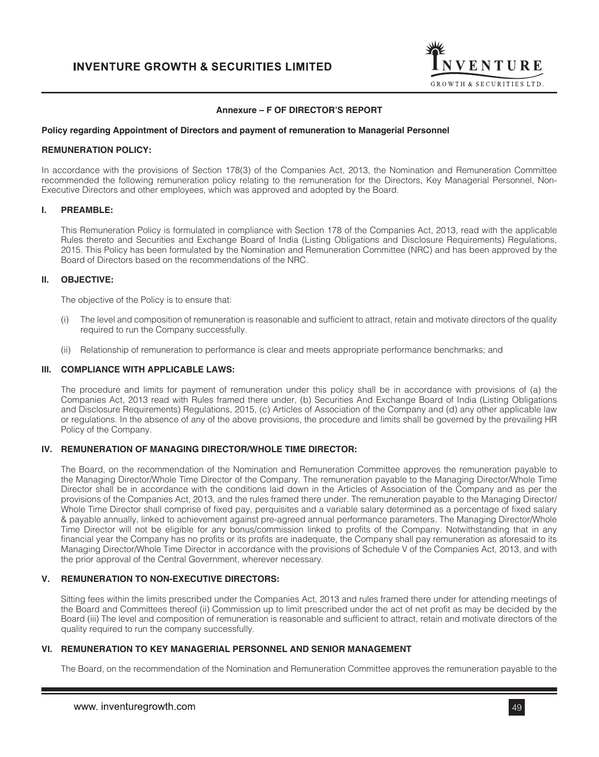## Annexure – F OF DIRECTOR'S REPORT

**Policy regarding Appointment of Directors and payment of remuneration to Managerial Personnel**

**REMUNERATION POLICY:**

In accordance with the provisions of Section 178(3) of the Companies Act, 2013, the Nomination and Remuneration Committee recommended the following remuneration policy relating to the remuneration for the Directors, Key Managerial Personnel, Non-Executive Directors and other employees, which was approved and adopted by the Board.

### I. PREAMBLE:

This Remuneration Policy is formulated in compliance with Section 178 of the Companies Act, 2013, read with the applicable Rules thereto and Securities and Exchange Board of India (Listing Obligations and Disclosure Requirements) Regulations, 2015. This Policy has been formulated by the Nomination and Remuneration Committee (NRC) and has been approved by the Board of Directors based on the recommendations of the NRC.

### II. OBJECTIVE:

The objective of the Policy is to ensure that:

(i) The level and composition of remuneration is reasonable and sufficient to attract, retain and motivate directors of the quality required to run the Company successfully.

(ii) Relationship of remuneration to performance is clear and meets appropriate performance benchmarks; and

### III. COMPLIANCE WITH APPLICABLE LAWS:

The procedure and limits for payment of remuneration under this policy shall be in accordance with provisions of (a) the Companies Act, 2013 read with Rules framed there under, (b) Securities And Exchange Board of India (Listing Obligations and Disclosure Requirements) Regulations, 2015, (c) Articles of Association of the Company and (d) any other applicable law or regulations. In the absence of any of the above provisions, the procedure and limits shall be governed by the prevailing HR Policy of the Company.

### IV. REMUNERATION OF MANAGING DIRECTOR/WHOLE TIME DIRECTOR:

The Board, on the recommendation of the Nomination and Remuneration Committee approves the remuneration payable to the Managing Director/Whole Time Director of the Company. The remuneration payable to the Managing Director/Whole Time Director shall be in accordance with the conditions laid down in the Articles of Association of the Company and as per the provisions of the Companies Act, 2013, and the rules framed there under. The remuneration payable to the Managing Director/ Whole Time Director shall comprise of fixed pay, perquisites and a variable salary determined as a percentage of fixed salary & payable annually, linked to achievement against pre-agreed annual performance parameters. The Managing Director/Whole Time Director will not be eligible for any bonus/commission linked to profits of the Company. Notwithstanding that in any financial year the Company has no profits or its profits are inadequate, the Company shall pay remuneration as aforesaid to its Managing Director/Whole Time Director in accordance with the provisions of Schedule V of the Companies Act, 2013, and with the prior approval of the Central Government, wherever necessary.

### V. REMUNERATION TO NON-EXECUTIVE DIRECTORS:

Sitting fees within the limits prescribed under the Companies Act, 2013 and rules framed there under for attending meetings of the Board and Committees thereof (ii) Commission up to limit prescribed under the act of net profit as may be decided by the Board (iii) The level and composition of remuneration is reasonable and sufficient to attract, retain and motivate directors of the quality required to run the company successfully.

### VI. REMUNERATION TO KEY MANAGERIAL PERSONNEL AND SENIOR MANAGEMENT

The Board, on the recommendation of the Nomination and Remuneration Committee approves the remuneration payable to the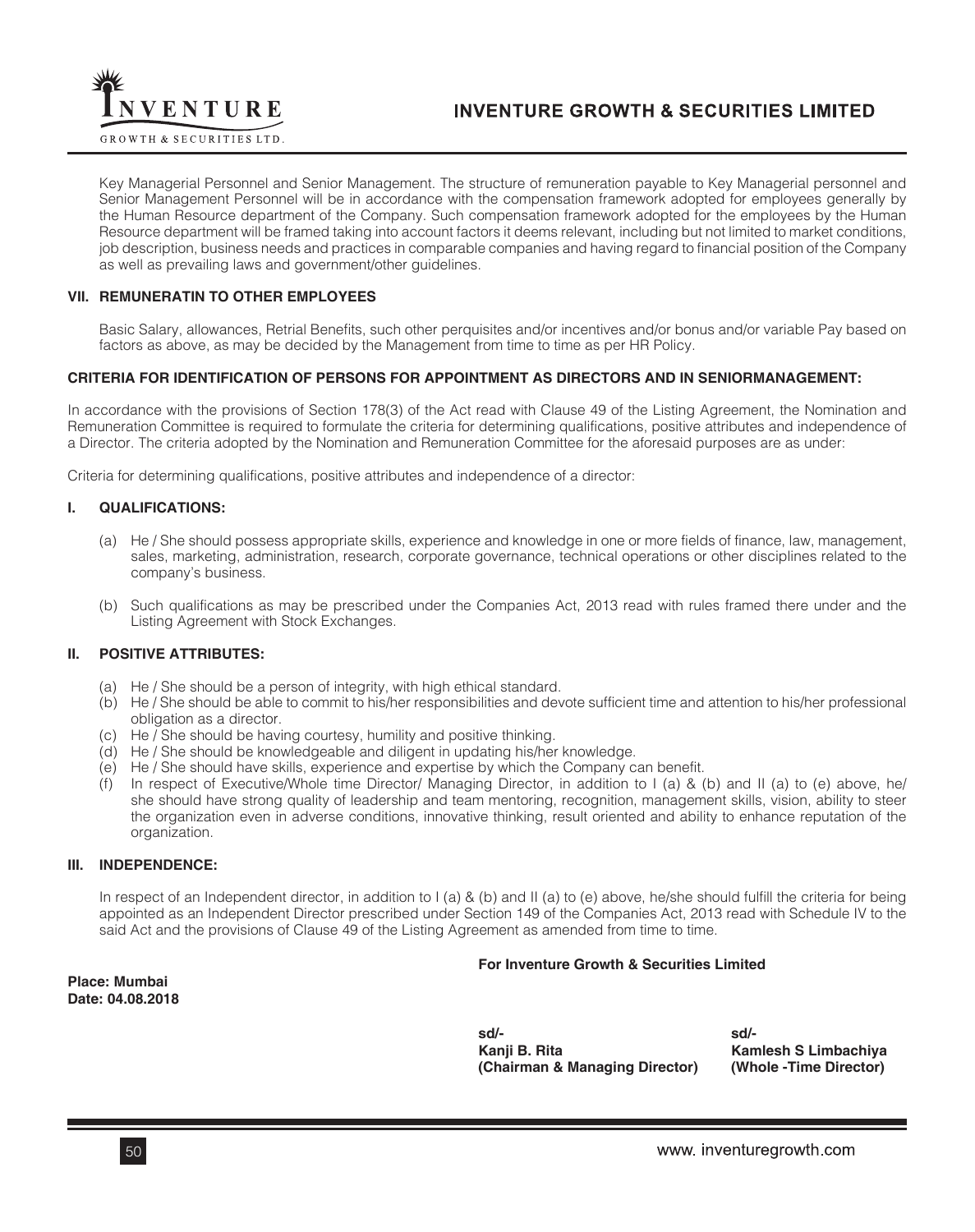Key Managerial Personnel and Senior Management. The structure of remuneration payable to Key Managerial personnel and Senior Management Personnel will be in accordance with the compensation framework adopted for employees generally by the Human Resource department of the Company. Such compensation framework adopted for the employees by the Human Resource department will be framed taking into account factors it deems relevant, including but not limited to market conditions, job description, business needs and practices in comparable companies and having regard to financial position of the Company as well as prevailing laws and government/other guidelines.

### VII. REMUNERATIN TO OTHER EMPLOYEES

Basic Salary, allowances, Retrial Benefits, such other perquisites and/or incentives and/or bonus and/or variable Pay based on factors as above, as may be decided by the Management from time to time as per HR Policy.

## CRITERIA FOR IDENTIFICATION OF PERSONS FOR APPOINTMENT AS DIRECTORS AND IN SENIORMANAGEMENT:

In accordance with the provisions of Section 178(3) of the Act read with Clause 49 of the Listing Agreement, the Nomination and Remuneration Committee is required to formulate the criteria for determining qualifications, positive attributes and independence of a Director. The criteria adopted by the Nomination and Remuneration Committee for the aforesaid purposes are as under:

Criteria for determining qualifications, positive attributes and independence of a director:

### I. QUALIFICATIONS:

(a) He / She should possess appropriate skills, experience and knowledge in one or more fields of finance, law, management, sales, marketing, administration, research, corporate governance, technical operations or other disciplines related to the company's business.

(b) Such qualifications as may be prescribed under the Companies Act, 2013 read with rules framed there under and the Listing Agreement with Stock Exchanges.

### II. POSITIVE ATTRIBUTES:

(a) He / She should be a person of integrity, with high ethical standard.
(b) He / She should be able to commit to his/her responsibilities and devote sufficient time and attention to his/her professional obligation as a director.
(c) He / She should be having courtesy, humility and positive thinking.
(d) He / She should be knowledgeable and diligent in updating his/her knowledge.
(e) He / She should have skills, experience and expertise by which the Company can benefit.
(f) In respect of Executive/Whole time Director/ Managing Director, in addition to I (a) & (b) and II (a) to (e) above, he/ she should have strong quality of leadership and team mentoring, recognition, management skills, vision, ability to steer the organization even in adverse conditions, innovative thinking, result oriented and ability to enhance reputation of the organization.

### III. INDEPENDENCE:

In respect of an Independent director, in addition to I (a) & (b) and II (a) to (e) above, he/she should fulfill the criteria for being appointed as an Independent Director prescribed under Section 149 of the Companies Act, 2013 read with Schedule IV to the said Act and the provisions of Clause 49 of the Listing Agreement as amended from time to time.

**For Inventure Growth & Securities Limited**

**Place: Mumbai**
**Date: 04.08.2018**

| sd/- | sd/- |
|---|---|
| **Kanji B. Rita** | **Kamlesh S Limbachiya** |
| **(Chairman & Managing Director)** | **(Whole -Time Director)** |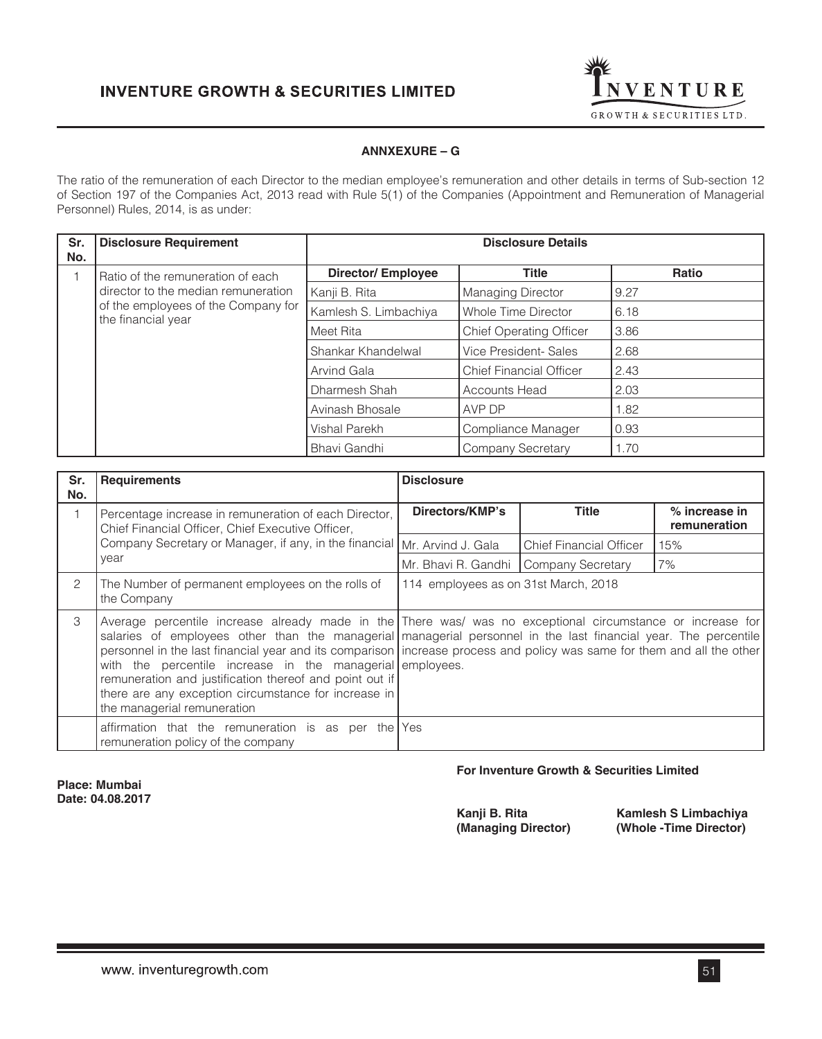## ANNXEXURE – G

The ratio of the remuneration of each Director to the median employee's remuneration and other details in terms of Sub-section 12 of Section 197 of the Companies Act, 2013 read with Rule 5(1) of the Companies (Appointment and Remuneration of Managerial Personnel) Rules, 2014, is as under:

| Sr. No. | Disclosure Requirement | Disclosure Details | | |
|---|---|---|---|---|
| 1 | Ratio of the remuneration of each director to the median remuneration of the employees of the Company for the financial year | **Director/ Employee** | **Title** | **Ratio** |
| | | Kanji B. Rita | Managing Director | 9.27 |
| | | Kamlesh S. Limbachiya | Whole Time Director | 6.18 |
| | | Meet Rita | Chief Operating Officer | 3.86 |
| | | Shankar Khandelwal | Vice President- Sales | 2.68 |
| | | Arvind Gala | Chief Financial Officer | 2.43 |
| | | Dharmesh Shah | Accounts Head | 2.03 |
| | | Avinash Bhosale | AVP DP | 1.82 |
| | | Vishal Parekh | Compliance Manager | 0.93 |
| | | Bhavi Gandhi | Company Secretary | 1.70 |

| Sr. No. | Requirements | Disclosure | | |
|---|---|---|---|---|
| 1 | Percentage increase in remuneration of each Director, Chief Financial Officer, Chief Executive Officer, Company Secretary or Manager, if any, in the financial year | **Directors/KMP's** | **Title** | **% increase in remuneration** |
| | | Mr. Arvind J. Gala | Chief Financial Officer | 15% |
| | | Mr. Bhavi R. Gandhi | Company Secretary | 7% |
| 2 | The Number of permanent employees on the rolls of the Company | 114 employees as on 31st March, 2018 | | |
| 3 | Average percentile increase already made in the salaries of employees other than the managerial personnel in the last financial year and its comparison with the percentile increase in the managerial remuneration and justification thereof and point out if there are any exception circumstance for increase in the managerial remuneration | There was/ was no exceptional circumstance or increase for managerial personnel in the last financial year. The percentile increase process and policy was same for them and all the other employees. | | |
| | affirmation that the remuneration is as per the remuneration policy of the company | Yes | | |

**For Inventure Growth & Securities Limited**

**Place: Mumbai**
**Date: 04.08.2017**

**Kanji B. Rita**
**(Managing Director)**

**Kamlesh S Limbachiya**
**(Whole -Time Director)**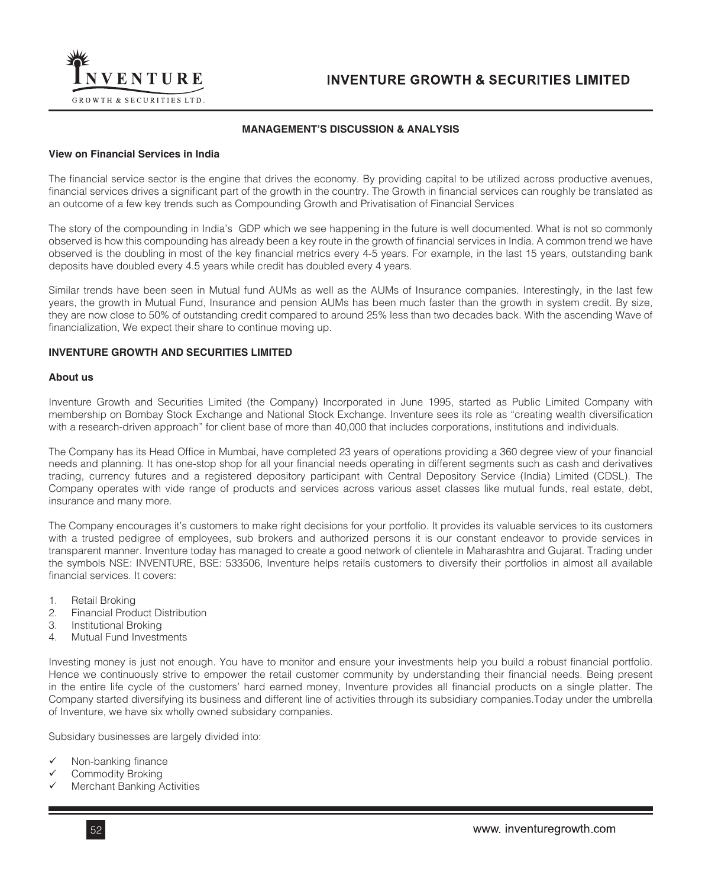## MANAGEMENT'S DISCUSSION & ANALYSIS

### View on Financial Services in India

The financial service sector is the engine that drives the economy. By providing capital to be utilized across productive avenues, financial services drives a significant part of the growth in the country. The Growth in financial services can roughly be translated as an outcome of a few key trends such as Compounding Growth and Privatisation of Financial Services

The story of the compounding in India's GDP which we see happening in the future is well documented. What is not so commonly observed is how this compounding has already been a key route in the growth of financial services in India. A common trend we have observed is the doubling in most of the key financial metrics every 4-5 years. For example, in the last 15 years, outstanding bank deposits have doubled every 4.5 years while credit has doubled every 4 years.

Similar trends have been seen in Mutual fund AUMs as well as the AUMs of Insurance companies. Interestingly, in the last few years, the growth in Mutual Fund, Insurance and pension AUMs has been much faster than the growth in system credit. By size, they are now close to 50% of outstanding credit compared to around 25% less than two decades back. With the ascending Wave of financialization, We expect their share to continue moving up.

### INVENTURE GROWTH AND SECURITIES LIMITED

#### About us

Inventure Growth and Securities Limited (the Company) Incorporated in June 1995, started as Public Limited Company with membership on Bombay Stock Exchange and National Stock Exchange. Inventure sees its role as "creating wealth diversification with a research-driven approach" for client base of more than 40,000 that includes corporations, institutions and individuals.

The Company has its Head Office in Mumbai, have completed 23 years of operations providing a 360 degree view of your financial needs and planning. It has one-stop shop for all your financial needs operating in different segments such as cash and derivatives trading, currency futures and a registered depository participant with Central Depository Service (India) Limited (CDSL). The Company operates with vide range of products and services across various asset classes like mutual funds, real estate, debt, insurance and many more.

The Company encourages it's customers to make right decisions for your portfolio. It provides its valuable services to its customers with a trusted pedigree of employees, sub brokers and authorized persons it is our constant endeavor to provide services in transparent manner. Inventure today has managed to create a good network of clientele in Maharashtra and Gujarat. Trading under the symbols NSE: INVENTURE, BSE: 533506, Inventure helps retails customers to diversify their portfolios in almost all available financial services. It covers:

1. Retail Broking
2. Financial Product Distribution
3. Institutional Broking
4. Mutual Fund Investments

Investing money is just not enough. You have to monitor and ensure your investments help you build a robust financial portfolio. Hence we continuously strive to empower the retail customer community by understanding their financial needs. Being present in the entire life cycle of the customers' hard earned money, Inventure provides all financial products on a single platter. The Company started diversifying its business and different line of activities through its subsidiary companies.Today under the umbrella of Inventure, we have six wholly owned subsidary companies.

Subsidary businesses are largely divided into:

- ✓ Non-banking finance
- ✓ Commodity Broking
- ✓ Merchant Banking Activities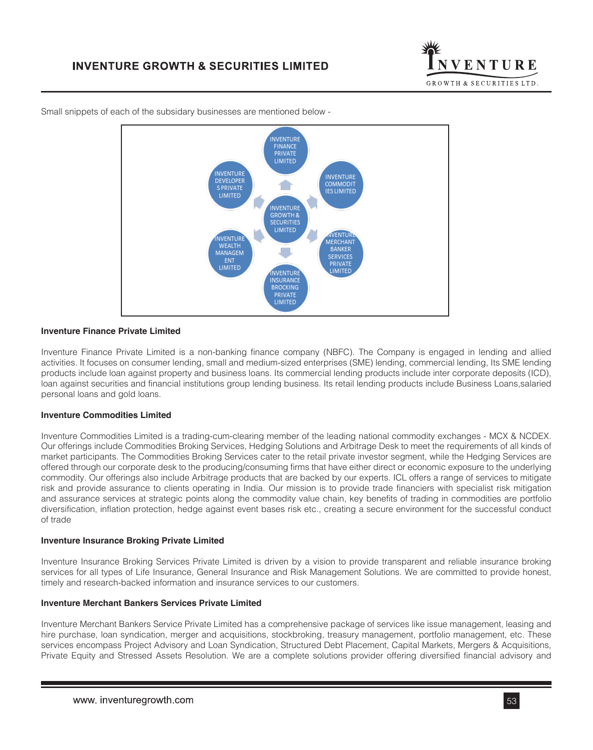Small snippets of each of the subsidary businesses are mentioned below -

INVENTURE FINANCE PRIVATE LIMITED

INVENTURE DEVELOPERS PRIVATE LIMITED

INVENTURE COMMODITIES LIMITED

INVENTURE GROWTH & SECURITIES LIMITED

INVENTURE WEALTH MANAGEMENT LIMITED

INVENTURE MERCHANT BANKER SERVICES PRIVATE LIMITED

INVENTURE INSURANCE BROCKING PRIVATE LIMITED

**Inventure Finance Private Limited**

Inventure Finance Private Limited is a non-banking finance company (NBFC). The Company is engaged in lending and allied activities. It focuses on consumer lending, small and medium-sized enterprises (SME) lending, commercial lending, Its SME lending products include loan against property and business loans. Its commercial lending products include inter corporate deposits (ICD), loan against securities and financial institutions group lending business. Its retail lending products include Business Loans,salaried personal loans and gold loans.

**Inventure Commodities Limited**

Inventure Commodities Limited is a trading-cum-clearing member of the leading national commodity exchanges - MCX & NCDEX. Our offerings include Commodities Broking Services, Hedging Solutions and Arbitrage Desk to meet the requirements of all kinds of market participants. The Commodities Broking Services cater to the retail private investor segment, while the Hedging Services are offered through our corporate desk to the producing/consuming firms that have either direct or economic exposure to the underlying commodity. Our offerings also include Arbitrage products that are backed by our experts. ICL offers a range of services to mitigate risk and provide assurance to clients operating in India. Our mission is to provide trade financiers with specialist risk mitigation and assurance services at strategic points along the commodity value chain, key benefits of trading in commodities are portfolio diversification, inflation protection, hedge against event bases risk etc., creating a secure environment for the successful conduct of trade

**Inventure Insurance Broking Private Limited**

Inventure Insurance Broking Services Private Limited is driven by a vision to provide transparent and reliable insurance broking services for all types of Life Insurance, General Insurance and Risk Management Solutions. We are committed to provide honest, timely and research-backed information and insurance services to our customers.

**Inventure Merchant Bankers Services Private Limited**

Inventure Merchant Bankers Service Private Limited has a comprehensive package of services like issue management, leasing and hire purchase, loan syndication, merger and acquisitions, stockbroking, treasury management, portfolio management, etc. These services encompass Project Advisory and Loan Syndication, Structured Debt Placement, Capital Markets, Mergers & Acquisitions, Private Equity and Stressed Assets Resolution. We are a complete solutions provider offering diversified financial advisory and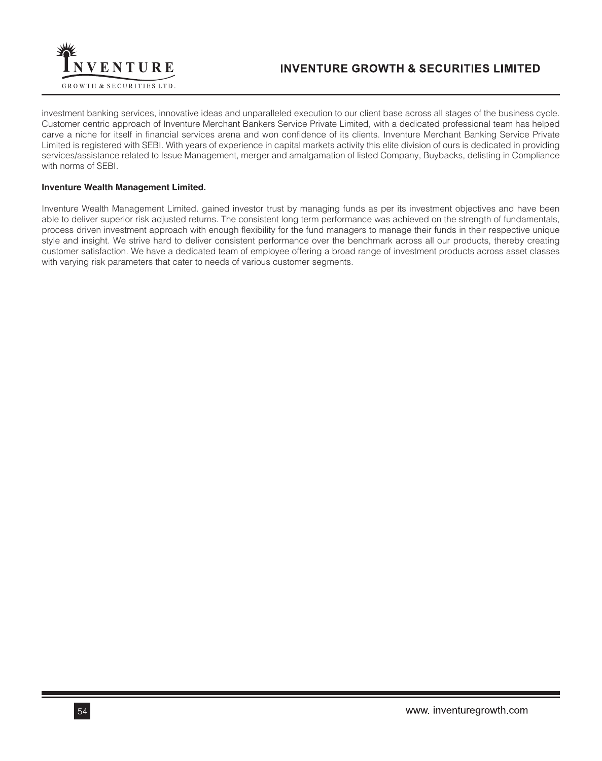investment banking services, innovative ideas and unparalleled execution to our client base across all stages of the business cycle. Customer centric approach of Inventure Merchant Bankers Service Private Limited, with a dedicated professional team has helped carve a niche for itself in financial services arena and won confidence of its clients. Inventure Merchant Banking Service Private Limited is registered with SEBI. With years of experience in capital markets activity this elite division of ours is dedicated in providing services/assistance related to Issue Management, merger and amalgamation of listed Company, Buybacks, delisting in Compliance with norms of SEBI.

**Inventure Wealth Management Limited.**

Inventure Wealth Management Limited. gained investor trust by managing funds as per its investment objectives and have been able to deliver superior risk adjusted returns. The consistent long term performance was achieved on the strength of fundamentals, process driven investment approach with enough flexibility for the fund managers to manage their funds in their respective unique style and insight. We strive hard to deliver consistent performance over the benchmark across all our products, thereby creating customer satisfaction. We have a dedicated team of employee offering a broad range of investment products across asset classes with varying risk parameters that cater to needs of various customer segments.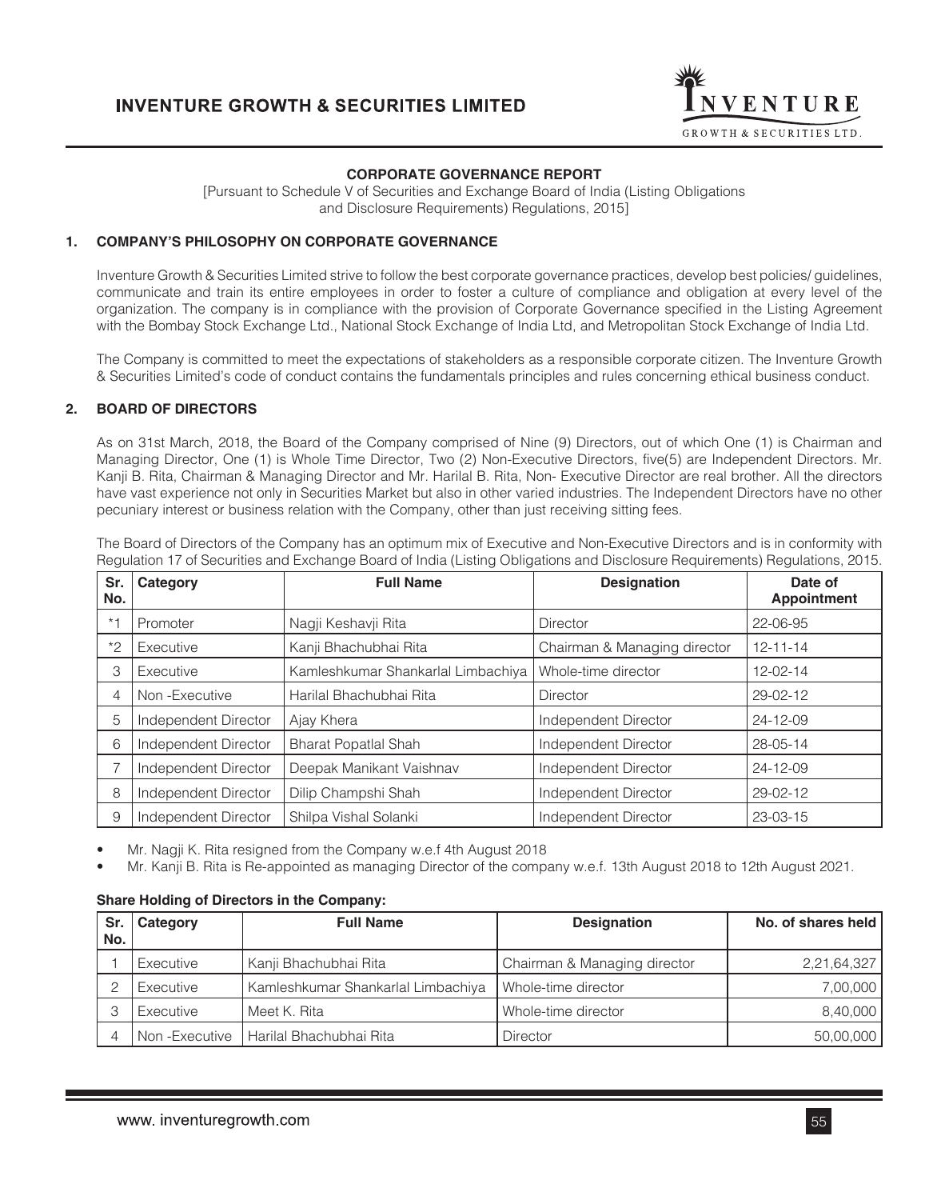## CORPORATE GOVERNANCE REPORT

[Pursuant to Schedule V of Securities and Exchange Board of India (Listing Obligations and Disclosure Requirements) Regulations, 2015]

### 1. COMPANY'S PHILOSOPHY ON CORPORATE GOVERNANCE

Inventure Growth & Securities Limited strive to follow the best corporate governance practices, develop best policies/ guidelines, communicate and train its entire employees in order to foster a culture of compliance and obligation at every level of the organization. The company is in compliance with the provision of Corporate Governance specified in the Listing Agreement with the Bombay Stock Exchange Ltd., National Stock Exchange of India Ltd, and Metropolitan Stock Exchange of India Ltd.

The Company is committed to meet the expectations of stakeholders as a responsible corporate citizen. The Inventure Growth & Securities Limited's code of conduct contains the fundamentals principles and rules concerning ethical business conduct.

### 2. BOARD OF DIRECTORS

As on 31st March, 2018, the Board of the Company comprised of Nine (9) Directors, out of which One (1) is Chairman and Managing Director, One (1) is Whole Time Director, Two (2) Non-Executive Directors, five(5) are Independent Directors. Mr. Kanji B. Rita, Chairman & Managing Director and Mr. Harilal B. Rita, Non- Executive Director are real brother. All the directors have vast experience not only in Securities Market but also in other varied industries. The Independent Directors have no other pecuniary interest or business relation with the Company, other than just receiving sitting fees.

The Board of Directors of the Company has an optimum mix of Executive and Non-Executive Directors and is in conformity with Regulation 17 of Securities and Exchange Board of India (Listing Obligations and Disclosure Requirements) Regulations, 2015.

| Sr. No. | Category | Full Name | Designation | Date of Appointment |
|---|---|---|---|---|
| *1 | Promoter | Nagji Keshavji Rita | Director | 22-06-95 |
| *2 | Executive | Kanji Bhachubhai Rita | Chairman & Managing director | 12-11-14 |
| 3 | Executive | Kamleshkumar Shankarlal Limbachiya | Whole-time director | 12-02-14 |
| 4 | Non -Executive | Harilal Bhachubhai Rita | Director | 29-02-12 |
| 5 | Independent Director | Ajay Khera | Independent Director | 24-12-09 |
| 6 | Independent Director | Bharat Popatlal Shah | Independent Director | 28-05-14 |
| 7 | Independent Director | Deepak Manikant Vaishnav | Independent Director | 24-12-09 |
| 8 | Independent Director | Dilip Champshi Shah | Independent Director | 29-02-12 |
| 9 | Independent Director | Shilpa Vishal Solanki | Independent Director | 23-03-15 |

- Mr. Nagji K. Rita resigned from the Company w.e.f 4th August 2018
- Mr. Kanji B. Rita is Re-appointed as managing Director of the company w.e.f. 13th August 2018 to 12th August 2021.

**Share Holding of Directors in the Company:**

| Sr. No. | Category | Full Name | Designation | No. of shares held |
|---|---|---|---|---|
| 1 | Executive | Kanji Bhachubhai Rita | Chairman & Managing director | 2,21,64,327 |
| 2 | Executive | Kamleshkumar Shankarlal Limbachiya | Whole-time director | 7,00,000 |
| 3 | Executive | Meet K. Rita | Whole-time director | 8,40,000 |
| 4 | Non -Executive | Harilal Bhachubhai Rita | Director | 50,00,000 |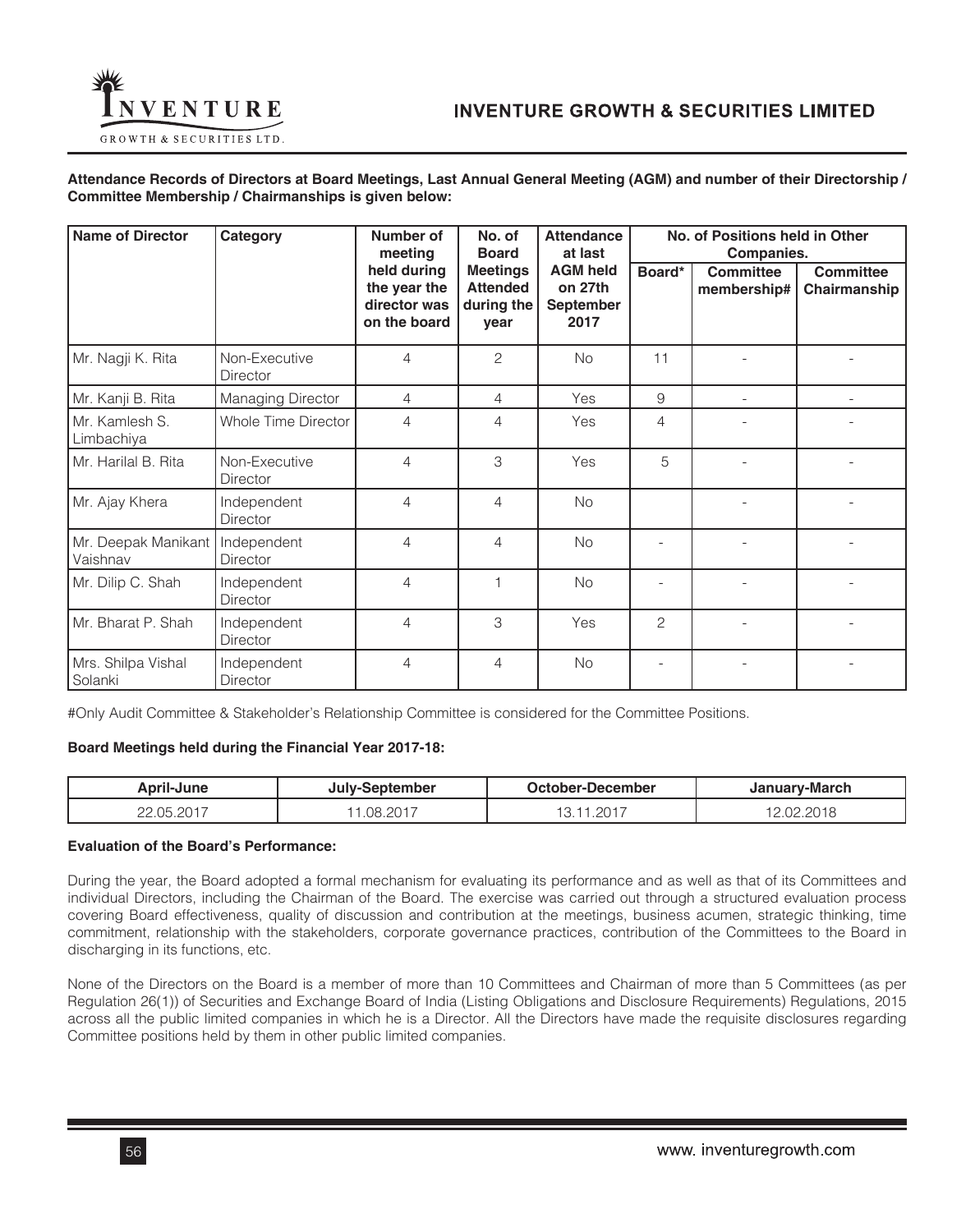**Attendance Records of Directors at Board Meetings, Last Annual General Meeting (AGM) and number of their Directorship / Committee Membership / Chairmanships is given below:**

| Name of Director | Category | Number of meeting held during the year the director was on the board | No. of Board Meetings Attended during the year | Attendance at last AGM held on 27th September 2017 | No. of Positions held in Other Companies. | | |
|---|---|---|---|---|---|---|---|
| | | | | | Board* | Committee membership# | Committee Chairmanship |
| Mr. Nagji K. Rita | Non-Executive Director | 4 | 2 | No | 11 | - | - |
| Mr. Kanji B. Rita | Managing Director | 4 | 4 | Yes | 9 | - | - |
| Mr. Kamlesh S. Limbachiya | Whole Time Director | 4 | 4 | Yes | 4 | - | - |
| Mr. Harilal B. Rita | Non-Executive Director | 4 | 3 | Yes | 5 | - | - |
| Mr. Ajay Khera | Independent Director | 4 | 4 | No | | - | - |
| Mr. Deepak Manikant Vaishnav | Independent Director | 4 | 4 | No | - | - | - |
| Mr. Dilip C. Shah | Independent Director | 4 | 1 | No | - | - | - |
| Mr. Bharat P. Shah | Independent Director | 4 | 3 | Yes | 2 | - | - |
| Mrs. Shilpa Vishal Solanki | Independent Director | 4 | 4 | No | - | - | - |

#Only Audit Committee & Stakeholder's Relationship Committee is considered for the Committee Positions.

**Board Meetings held during the Financial Year 2017-18:**

| April-June | July-September | October-December | January-March |
|---|---|---|---|
| 22.05.2017 | 11.08.2017 | 13.11.2017 | 12.02.2018 |

**Evaluation of the Board's Performance:**

During the year, the Board adopted a formal mechanism for evaluating its performance and as well as that of its Committees and individual Directors, including the Chairman of the Board. The exercise was carried out through a structured evaluation process covering Board effectiveness, quality of discussion and contribution at the meetings, business acumen, strategic thinking, time commitment, relationship with the stakeholders, corporate governance practices, contribution of the Committees to the Board in discharging in its functions, etc.

None of the Directors on the Board is a member of more than 10 Committees and Chairman of more than 5 Committees (as per Regulation 26(1)) of Securities and Exchange Board of India (Listing Obligations and Disclosure Requirements) Regulations, 2015 across all the public limited companies in which he is a Director. All the Directors have made the requisite disclosures regarding Committee positions held by them in other public limited companies.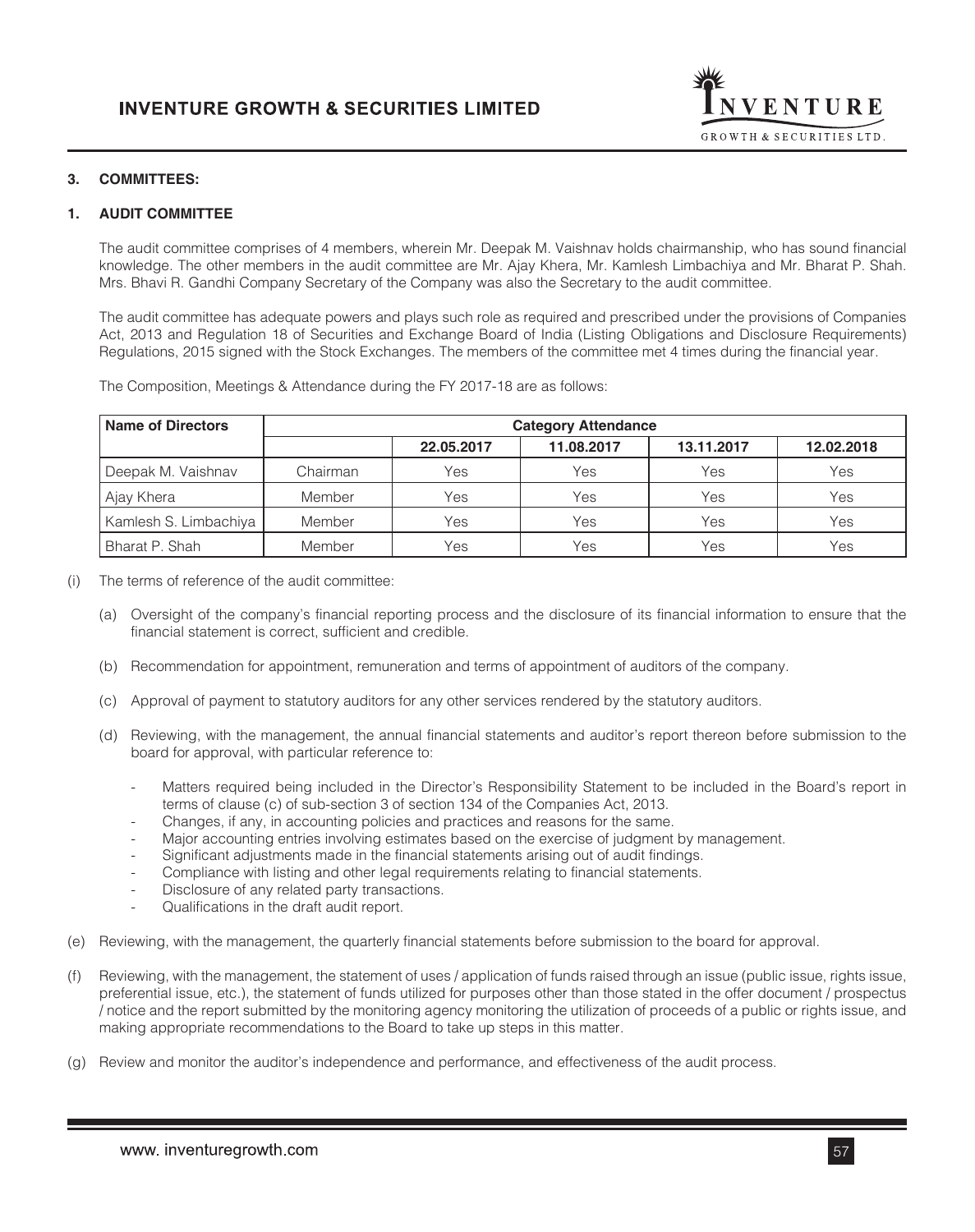### 3. COMMITTEES:

### 1. AUDIT COMMITTEE

The audit committee comprises of 4 members, wherein Mr. Deepak M. Vaishnav holds chairmanship, who has sound financial knowledge. The other members in the audit committee are Mr. Ajay Khera, Mr. Kamlesh Limbachiya and Mr. Bharat P. Shah. Mrs. Bhavi R. Gandhi Company Secretary of the Company was also the Secretary to the audit committee.

The audit committee has adequate powers and plays such role as required and prescribed under the provisions of Companies Act, 2013 and Regulation 18 of Securities and Exchange Board of India (Listing Obligations and Disclosure Requirements) Regulations, 2015 signed with the Stock Exchanges. The members of the committee met 4 times during the financial year.

The Composition, Meetings & Attendance during the FY 2017-18 are as follows:

| Name of Directors | Category Attendance | | | | |
|---|---|---|---|---|---|
| | | 22.05.2017 | 11.08.2017 | 13.11.2017 | 12.02.2018 |
| Deepak M. Vaishnav | Chairman | Yes | Yes | Yes | Yes |
| Ajay Khera | Member | Yes | Yes | Yes | Yes |
| Kamlesh S. Limbachiya | Member | Yes | Yes | Yes | Yes |
| Bharat P. Shah | Member | Yes | Yes | Yes | Yes |

(i) The terms of reference of the audit committee:

(a) Oversight of the company's financial reporting process and the disclosure of its financial information to ensure that the financial statement is correct, sufficient and credible.

(b) Recommendation for appointment, remuneration and terms of appointment of auditors of the company.

(c) Approval of payment to statutory auditors for any other services rendered by the statutory auditors.

(d) Reviewing, with the management, the annual financial statements and auditor's report thereon before submission to the board for approval, with particular reference to:

- Matters required being included in the Director's Responsibility Statement to be included in the Board's report in terms of clause (c) of sub-section 3 of section 134 of the Companies Act, 2013.
- Changes, if any, in accounting policies and practices and reasons for the same.
- Major accounting entries involving estimates based on the exercise of judgment by management.
- Significant adjustments made in the financial statements arising out of audit findings.
- Compliance with listing and other legal requirements relating to financial statements.
- Disclosure of any related party transactions.
- Qualifications in the draft audit report.

(e) Reviewing, with the management, the quarterly financial statements before submission to the board for approval.

(f) Reviewing, with the management, the statement of uses / application of funds raised through an issue (public issue, rights issue, preferential issue, etc.), the statement of funds utilized for purposes other than those stated in the offer document / prospectus / notice and the report submitted by the monitoring agency monitoring the utilization of proceeds of a public or rights issue, and making appropriate recommendations to the Board to take up steps in this matter.

(g) Review and monitor the auditor's independence and performance, and effectiveness of the audit process.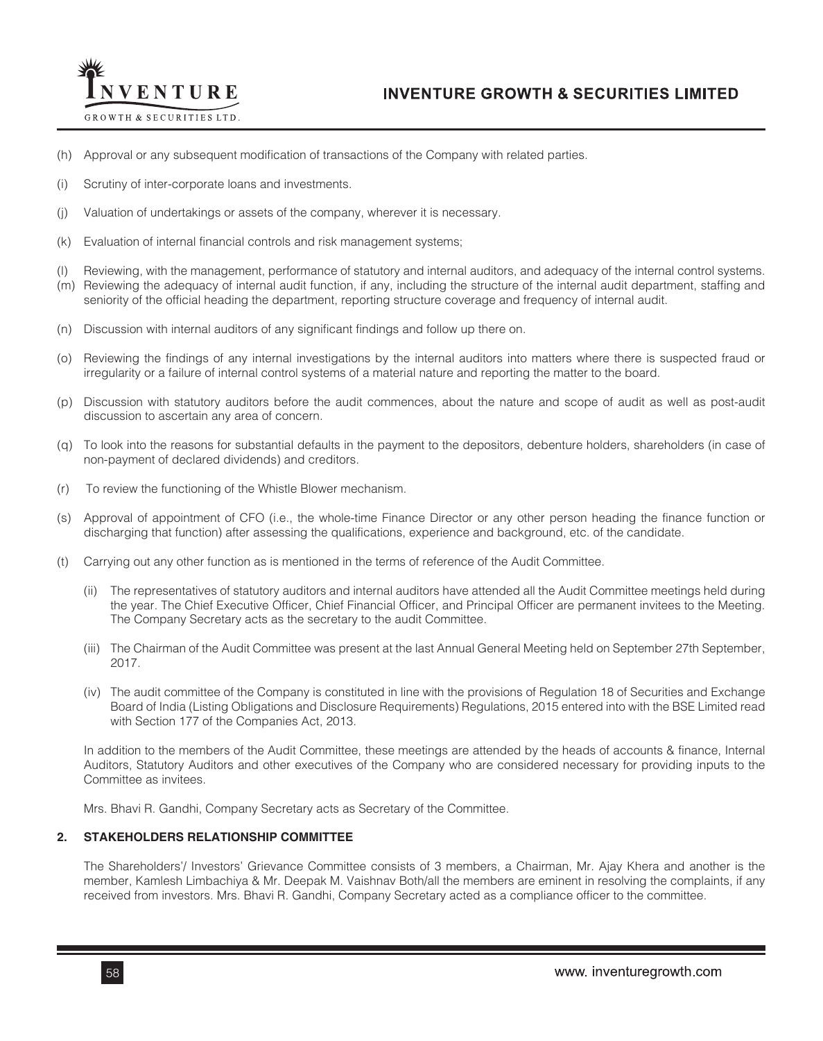(h) Approval or any subsequent modification of transactions of the Company with related parties.

(i) Scrutiny of inter-corporate loans and investments.

(j) Valuation of undertakings or assets of the company, wherever it is necessary.

(k) Evaluation of internal financial controls and risk management systems;

(l) Reviewing, with the management, performance of statutory and internal auditors, and adequacy of the internal control systems.

(m) Reviewing the adequacy of internal audit function, if any, including the structure of the internal audit department, staffing and seniority of the official heading the department, reporting structure coverage and frequency of internal audit.

(n) Discussion with internal auditors of any significant findings and follow up there on.

(o) Reviewing the findings of any internal investigations by the internal auditors into matters where there is suspected fraud or irregularity or a failure of internal control systems of a material nature and reporting the matter to the board.

(p) Discussion with statutory auditors before the audit commences, about the nature and scope of audit as well as post-audit discussion to ascertain any area of concern.

(q) To look into the reasons for substantial defaults in the payment to the depositors, debenture holders, shareholders (in case of non-payment of declared dividends) and creditors.

(r) To review the functioning of the Whistle Blower mechanism.

(s) Approval of appointment of CFO (i.e., the whole-time Finance Director or any other person heading the finance function or discharging that function) after assessing the qualifications, experience and background, etc. of the candidate.

(t) Carrying out any other function as is mentioned in the terms of reference of the Audit Committee.

   (ii) The representatives of statutory auditors and internal auditors have attended all the Audit Committee meetings held during the year. The Chief Executive Officer, Chief Financial Officer, and Principal Officer are permanent invitees to the Meeting. The Company Secretary acts as the secretary to the audit Committee.

   (iii) The Chairman of the Audit Committee was present at the last Annual General Meeting held on September 27th September, 2017.

   (iv) The audit committee of the Company is constituted in line with the provisions of Regulation 18 of Securities and Exchange Board of India (Listing Obligations and Disclosure Requirements) Regulations, 2015 entered into with the BSE Limited read with Section 177 of the Companies Act, 2013.

In addition to the members of the Audit Committee, these meetings are attended by the heads of accounts & finance, Internal Auditors, Statutory Auditors and other executives of the Company who are considered necessary for providing inputs to the Committee as invitees.

Mrs. Bhavi R. Gandhi, Company Secretary acts as Secretary of the Committee.

## 2. STAKEHOLDERS RELATIONSHIP COMMITTEE

The Shareholders'/ Investors' Grievance Committee consists of 3 members, a Chairman, Mr. Ajay Khera and another is the member, Kamlesh Limbachiya & Mr. Deepak M. Vaishnav Both/all the members are eminent in resolving the complaints, if any received from investors. Mrs. Bhavi R. Gandhi, Company Secretary acted as a compliance officer to the committee.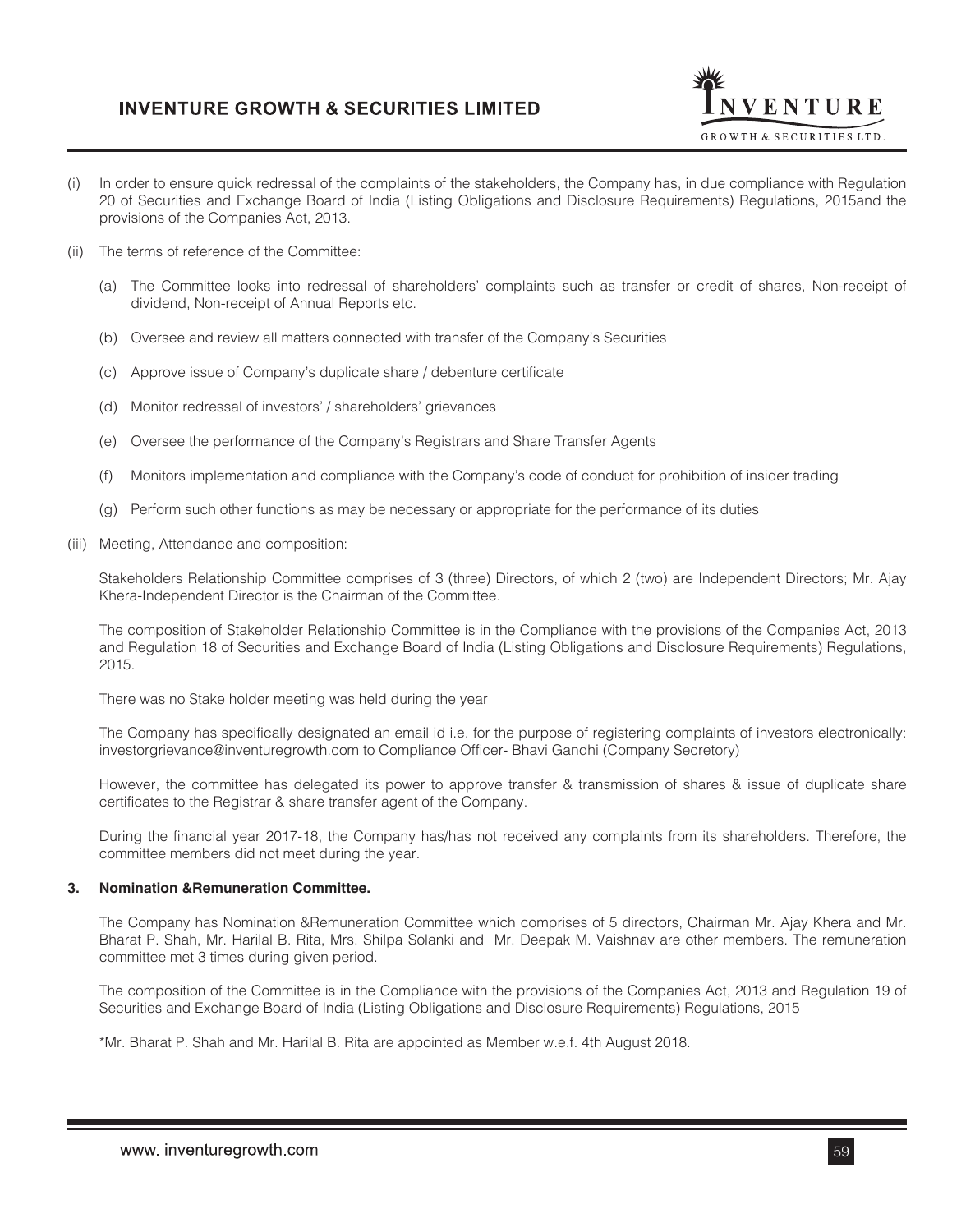(i) In order to ensure quick redressal of the complaints of the stakeholders, the Company has, in due compliance with Regulation 20 of Securities and Exchange Board of India (Listing Obligations and Disclosure Requirements) Regulations, 2015and the provisions of the Companies Act, 2013.

(ii) The terms of reference of the Committee:

   (a) The Committee looks into redressal of shareholders' complaints such as transfer or credit of shares, Non-receipt of dividend, Non-receipt of Annual Reports etc.

   (b) Oversee and review all matters connected with transfer of the Company's Securities

   (c) Approve issue of Company's duplicate share / debenture certificate

   (d) Monitor redressal of investors' / shareholders' grievances

   (e) Oversee the performance of the Company's Registrars and Share Transfer Agents

   (f) Monitors implementation and compliance with the Company's code of conduct for prohibition of insider trading

   (g) Perform such other functions as may be necessary or appropriate for the performance of its duties

(iii) Meeting, Attendance and composition:

Stakeholders Relationship Committee comprises of 3 (three) Directors, of which 2 (two) are Independent Directors; Mr. Ajay Khera-Independent Director is the Chairman of the Committee.

The composition of Stakeholder Relationship Committee is in the Compliance with the provisions of the Companies Act, 2013 and Regulation 18 of Securities and Exchange Board of India (Listing Obligations and Disclosure Requirements) Regulations, 2015.

There was no Stake holder meeting was held during the year

The Company has specifically designated an email id i.e. for the purpose of registering complaints of investors electronically: investorgrievance@inventuregrowth.com to Compliance Officer- Bhavi Gandhi (Company Secretory)

However, the committee has delegated its power to approve transfer & transmission of shares & issue of duplicate share certificates to the Registrar & share transfer agent of the Company.

During the financial year 2017-18, the Company has/has not received any complaints from its shareholders. Therefore, the committee members did not meet during the year.

**3. Nomination &Remuneration Committee.**

The Company has Nomination &Remuneration Committee which comprises of 5 directors, Chairman Mr. Ajay Khera and Mr. Bharat P. Shah, Mr. Harilal B. Rita, Mrs. Shilpa Solanki and Mr. Deepak M. Vaishnav are other members. The remuneration committee met 3 times during given period.

The composition of the Committee is in the Compliance with the provisions of the Companies Act, 2013 and Regulation 19 of Securities and Exchange Board of India (Listing Obligations and Disclosure Requirements) Regulations, 2015

*Mr. Bharat P. Shah and Mr. Harilal B. Rita are appointed as Member w.e.f. 4th August 2018.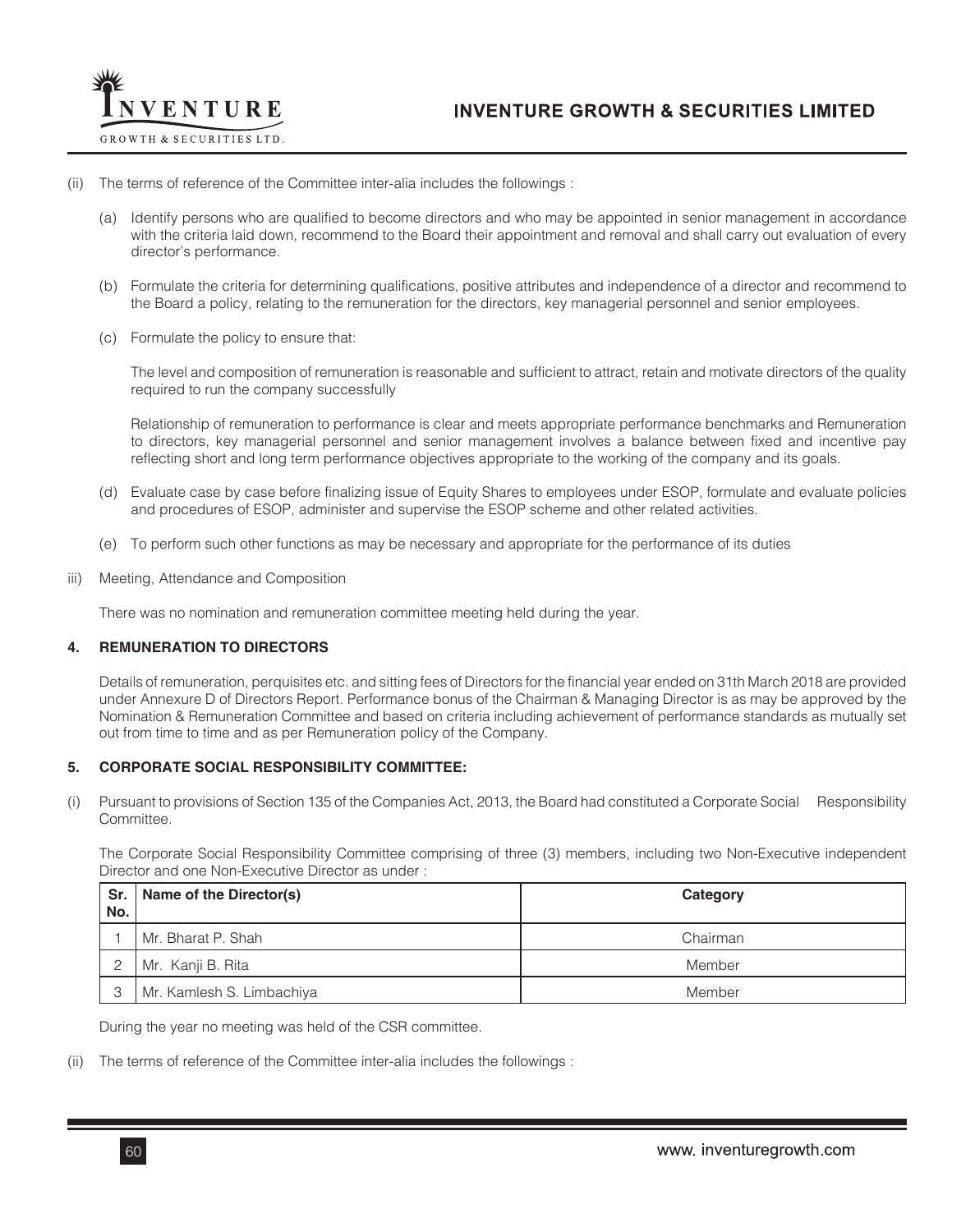(ii) The terms of reference of the Committee inter-alia includes the followings :

(a) Identify persons who are qualified to become directors and who may be appointed in senior management in accordance with the criteria laid down, recommend to the Board their appointment and removal and shall carry out evaluation of every director's performance.

(b) Formulate the criteria for determining qualifications, positive attributes and independence of a director and recommend to the Board a policy, relating to the remuneration for the directors, key managerial personnel and senior employees.

(c) Formulate the policy to ensure that:

The level and composition of remuneration is reasonable and sufficient to attract, retain and motivate directors of the quality required to run the company successfully

Relationship of remuneration to performance is clear and meets appropriate performance benchmarks and Remuneration to directors, key managerial personnel and senior management involves a balance between fixed and incentive pay reflecting short and long term performance objectives appropriate to the working of the company and its goals.

(d) Evaluate case by case before finalizing issue of Equity Shares to employees under ESOP, formulate and evaluate policies and procedures of ESOP, administer and supervise the ESOP scheme and other related activities.

(e) To perform such other functions as may be necessary and appropriate for the performance of its duties

iii) Meeting, Attendance and Composition

There was no nomination and remuneration committee meeting held during the year.

**4. REMUNERATION TO DIRECTORS**

Details of remuneration, perquisites etc. and sitting fees of Directors for the financial year ended on 31th March 2018 are provided under Annexure D of Directors Report. Performance bonus of the Chairman & Managing Director is as may be approved by the Nomination & Remuneration Committee and based on criteria including achievement of performance standards as mutually set out from time to time and as per Remuneration policy of the Company.

**5. CORPORATE SOCIAL RESPONSIBILITY COMMITTEE:**

(i) Pursuant to provisions of Section 135 of the Companies Act, 2013, the Board had constituted a Corporate Social Responsibility Committee.

The Corporate Social Responsibility Committee comprising of three (3) members, including two Non-Executive independent Director and one Non-Executive Director as under :

| Sr. No. | Name of the Director(s) | Category |
|---|---|---|
| 1 | Mr. Bharat P. Shah | Chairman |
| 2 | Mr. Kanji B. Rita | Member |
| 3 | Mr. Kamlesh S. Limbachiya | Member |

During the year no meeting was held of the CSR committee.

(ii) The terms of reference of the Committee inter-alia includes the followings :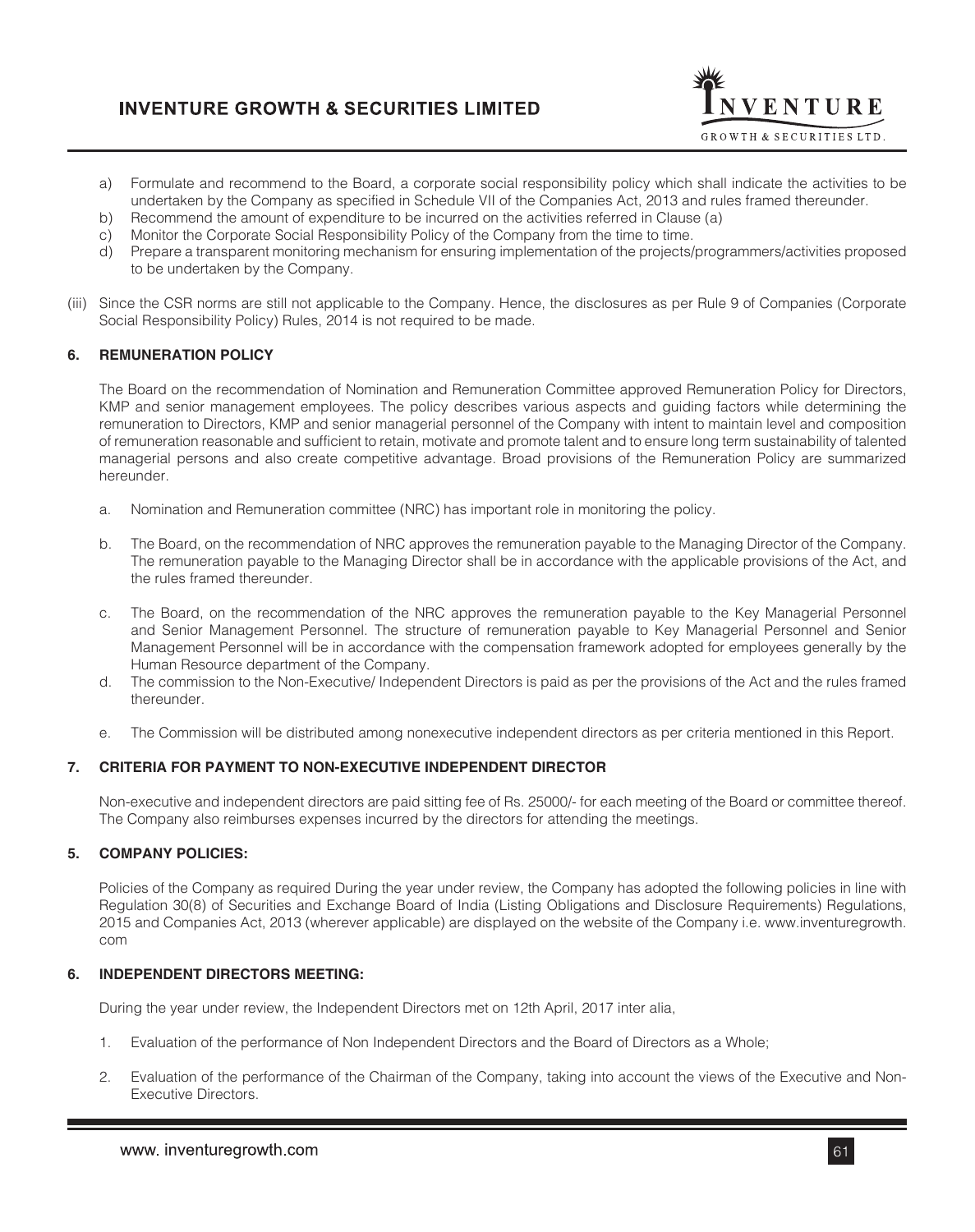a) Formulate and recommend to the Board, a corporate social responsibility policy which shall indicate the activities to be undertaken by the Company as specified in Schedule VII of the Companies Act, 2013 and rules framed thereunder.
b) Recommend the amount of expenditure to be incurred on the activities referred in Clause (a)
c) Monitor the Corporate Social Responsibility Policy of the Company from the time to time.
d) Prepare a transparent monitoring mechanism for ensuring implementation of the projects/programmers/activities proposed to be undertaken by the Company.

(iii) Since the CSR norms are still not applicable to the Company. Hence, the disclosures as per Rule 9 of Companies (Corporate Social Responsibility Policy) Rules, 2014 is not required to be made.

### 6. REMUNERATION POLICY

The Board on the recommendation of Nomination and Remuneration Committee approved Remuneration Policy for Directors, KMP and senior management employees. The policy describes various aspects and guiding factors while determining the remuneration to Directors, KMP and senior managerial personnel of the Company with intent to maintain level and composition of remuneration reasonable and sufficient to retain, motivate and promote talent and to ensure long term sustainability of talented managerial persons and also create competitive advantage. Broad provisions of the Remuneration Policy are summarized hereunder.

a. Nomination and Remuneration committee (NRC) has important role in monitoring the policy.

b. The Board, on the recommendation of NRC approves the remuneration payable to the Managing Director of the Company. The remuneration payable to the Managing Director shall be in accordance with the applicable provisions of the Act, and the rules framed thereunder.

c. The Board, on the recommendation of the NRC approves the remuneration payable to the Key Managerial Personnel and Senior Management Personnel. The structure of remuneration payable to Key Managerial Personnel and Senior Management Personnel will be in accordance with the compensation framework adopted for employees generally by the Human Resource department of the Company.
d. The commission to the Non-Executive/ Independent Directors is paid as per the provisions of the Act and the rules framed thereunder.

e. The Commission will be distributed among nonexecutive independent directors as per criteria mentioned in this Report.

### 7. CRITERIA FOR PAYMENT TO NON-EXECUTIVE INDEPENDENT DIRECTOR

Non-executive and independent directors are paid sitting fee of Rs. 25000/- for each meeting of the Board or committee thereof. The Company also reimburses expenses incurred by the directors for attending the meetings.

### 5. COMPANY POLICIES:

Policies of the Company as required During the year under review, the Company has adopted the following policies in line with Regulation 30(8) of Securities and Exchange Board of India (Listing Obligations and Disclosure Requirements) Regulations, 2015 and Companies Act, 2013 (wherever applicable) are displayed on the website of the Company i.e. www.inventuregrowth.com

### 6. INDEPENDENT DIRECTORS MEETING:

During the year under review, the Independent Directors met on 12th April, 2017 inter alia,

1. Evaluation of the performance of Non Independent Directors and the Board of Directors as a Whole;

2. Evaluation of the performance of the Chairman of the Company, taking into account the views of the Executive and Non-Executive Directors.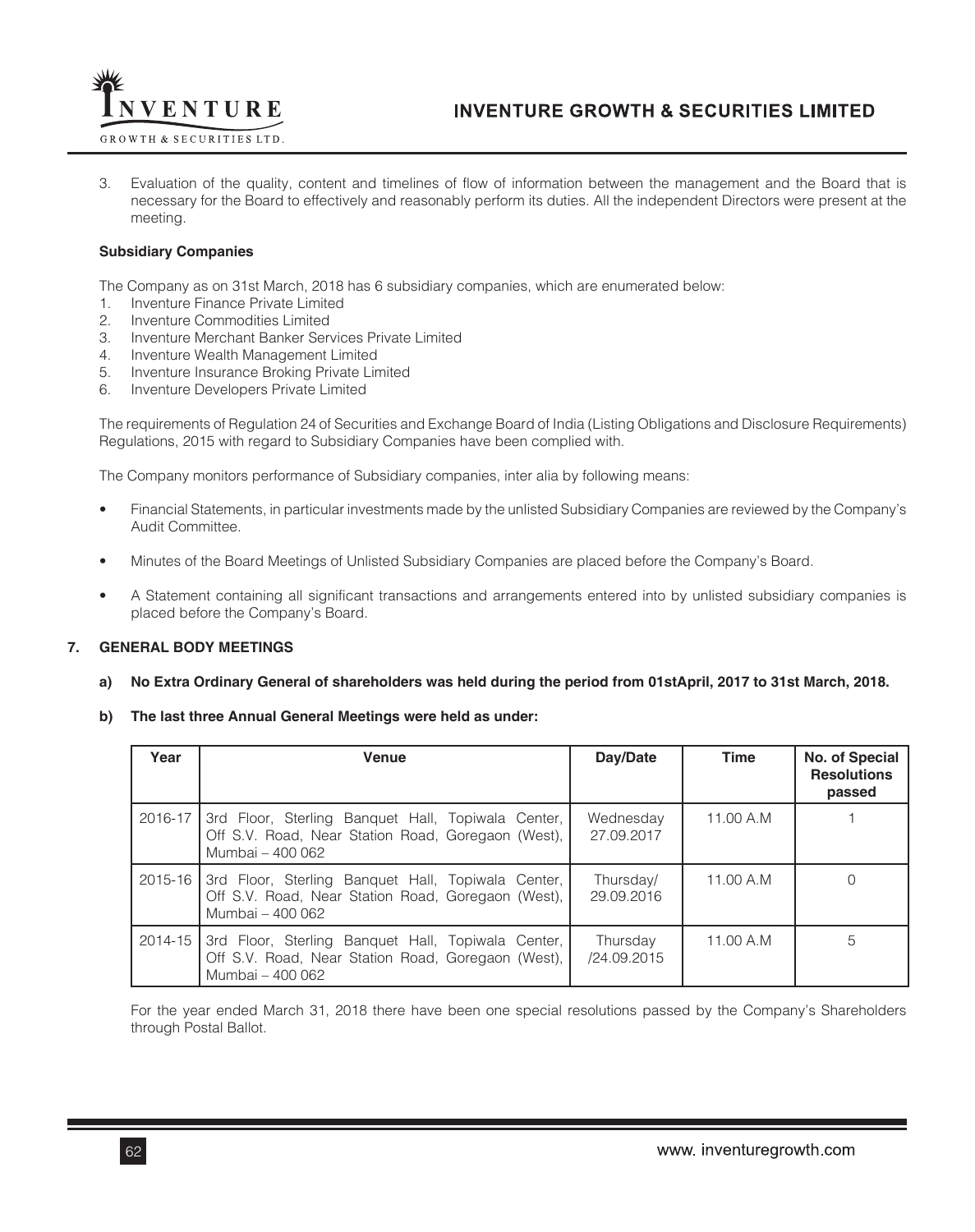3. Evaluation of the quality, content and timelines of flow of information between the management and the Board that is necessary for the Board to effectively and reasonably perform its duties. All the independent Directors were present at the meeting.

**Subsidiary Companies**

The Company as on 31st March, 2018 has 6 subsidiary companies, which are enumerated below:

1. Inventure Finance Private Limited
2. Inventure Commodities Limited
3. Inventure Merchant Banker Services Private Limited
4. Inventure Wealth Management Limited
5. Inventure Insurance Broking Private Limited
6. Inventure Developers Private Limited

The requirements of Regulation 24 of Securities and Exchange Board of India (Listing Obligations and Disclosure Requirements) Regulations, 2015 with regard to Subsidiary Companies have been complied with.

The Company monitors performance of Subsidiary companies, inter alia by following means:

- Financial Statements, in particular investments made by the unlisted Subsidiary Companies are reviewed by the Company's Audit Committee.
- Minutes of the Board Meetings of Unlisted Subsidiary Companies are placed before the Company's Board.
- A Statement containing all significant transactions and arrangements entered into by unlisted subsidiary companies is placed before the Company's Board.

## 7. GENERAL BODY MEETINGS

**a) No Extra Ordinary General of shareholders was held during the period from 01stApril, 2017 to 31st March, 2018.**

**b) The last three Annual General Meetings were held as under:**

| Year | Venue | Day/Date | Time | No. of Special Resolutions passed |
|---|---|---|---|---|
| 2016-17 | 3rd Floor, Sterling Banquet Hall, Topiwala Center, Off S.V. Road, Near Station Road, Goregaon (West), Mumbai – 400 062 | Wednesday 27.09.2017 | 11.00 A.M | 1 |
| 2015-16 | 3rd Floor, Sterling Banquet Hall, Topiwala Center, Off S.V. Road, Near Station Road, Goregaon (West), Mumbai – 400 062 | Thursday/ 29.09.2016 | 11.00 A.M | 0 |
| 2014-15 | 3rd Floor, Sterling Banquet Hall, Topiwala Center, Off S.V. Road, Near Station Road, Goregaon (West), Mumbai – 400 062 | Thursday /24.09.2015 | 11.00 A.M | 5 |

For the year ended March 31, 2018 there have been one special resolutions passed by the Company's Shareholders through Postal Ballot.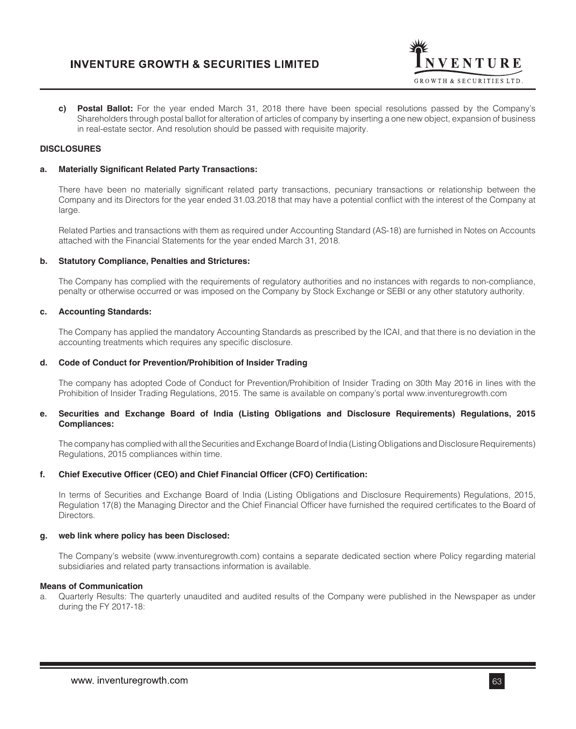**c) Postal Ballot:** For the year ended March 31, 2018 there have been special resolutions passed by the Company's Shareholders through postal ballot for alteration of articles of company by inserting a one new object, expansion of business in real-estate sector. And resolution should be passed with requisite majority.

**DISCLOSURES**

**a. Materially Significant Related Party Transactions:**

There have been no materially significant related party transactions, pecuniary transactions or relationship between the Company and its Directors for the year ended 31.03.2018 that may have a potential conflict with the interest of the Company at large.

Related Parties and transactions with them as required under Accounting Standard (AS-18) are furnished in Notes on Accounts attached with the Financial Statements for the year ended March 31, 2018.

**b. Statutory Compliance, Penalties and Strictures:**

The Company has complied with the requirements of regulatory authorities and no instances with regards to non-compliance, penalty or otherwise occurred or was imposed on the Company by Stock Exchange or SEBI or any other statutory authority.

**c. Accounting Standards:**

The Company has applied the mandatory Accounting Standards as prescribed by the ICAI, and that there is no deviation in the accounting treatments which requires any specific disclosure.

**d. Code of Conduct for Prevention/Prohibition of Insider Trading**

The company has adopted Code of Conduct for Prevention/Prohibition of Insider Trading on 30th May 2016 in lines with the Prohibition of Insider Trading Regulations, 2015. The same is available on company's portal www.inventuregrowth.com

**e. Securities and Exchange Board of India (Listing Obligations and Disclosure Requirements) Regulations, 2015 Compliances:**

The company has complied with all the Securities and Exchange Board of India (Listing Obligations and Disclosure Requirements) Regulations, 2015 compliances within time.

**f. Chief Executive Officer (CEO) and Chief Financial Officer (CFO) Certification:**

In terms of Securities and Exchange Board of India (Listing Obligations and Disclosure Requirements) Regulations, 2015, Regulation 17(8) the Managing Director and the Chief Financial Officer have furnished the required certificates to the Board of Directors.

**g. web link where policy has been Disclosed:**

The Company's website (www.inventuregrowth.com) contains a separate dedicated section where Policy regarding material subsidiaries and related party transactions information is available.

**Means of Communication**

a. Quarterly Results: The quarterly unaudited and audited results of the Company were published in the Newspaper as under during the FY 2017-18: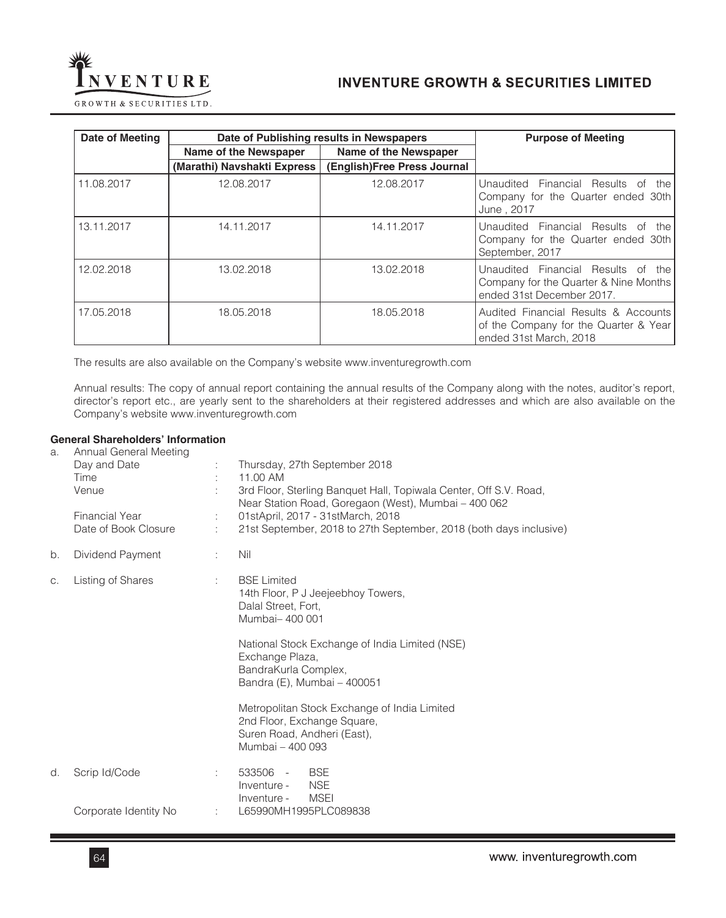| Date of Meeting | Date of Publishing results in Newspapers | | Purpose of Meeting |
|---|---|---|---|
| | Name of the Newspaper | Name of the Newspaper | |
| | (Marathi) Navshakti Express | (English)Free Press Journal | |
| 11.08.2017 | 12.08.2017 | 12.08.2017 | Unaudited Financial Results of the Company for the Quarter ended 30th June , 2017 |
| 13.11.2017 | 14.11.2017 | 14.11.2017 | Unaudited Financial Results of the Company for the Quarter ended 30th September, 2017 |
| 12.02.2018 | 13.02.2018 | 13.02.2018 | Unaudited Financial Results of the Company for the Quarter & Nine Months ended 31st December 2017. |
| 17.05.2018 | 18.05.2018 | 18.05.2018 | Audited Financial Results & Accounts of the Company for the Quarter & Year ended 31st March, 2018 |

The results are also available on the Company's website www.inventuregrowth.com

Annual results: The copy of annual report containing the annual results of the Company along with the notes, auditor's report, director's report etc., are yearly sent to the shareholders at their registered addresses and which are also available on the Company's website www.inventuregrowth.com

**General Shareholders' Information**

a. Annual General Meeting

| | | |
|---|---|---|
| Day and Date | : | Thursday, 27th September 2018 |
| Time | : | 11.00 AM |
| Venue | : | 3rd Floor, Sterling Banquet Hall, Topiwala Center, Off S.V. Road, Near Station Road, Goregaon (West), Mumbai – 400 062 |
| Financial Year | : | 01stApril, 2017 - 31stMarch, 2018 |
| Date of Book Closure | : | 21st September, 2018 to 27th September, 2018 (both days inclusive) |

b. Dividend Payment : Nil

c. Listing of Shares :

BSE Limited
14th Floor, P J Jeejeebhoy Towers,
Dalal Street, Fort,
Mumbai– 400 001

National Stock Exchange of India Limited (NSE)
Exchange Plaza,
BandraKurla Complex,
Bandra (E), Mumbai – 400051

Metropolitan Stock Exchange of India Limited
2nd Floor, Exchange Square,
Suren Road, Andheri (East),
Mumbai – 400 093

d. Scrip Id/Code :

533506 - BSE
Inventure - NSE
Inventure - MSEI

Corporate Identity No : L65990MH1995PLC089838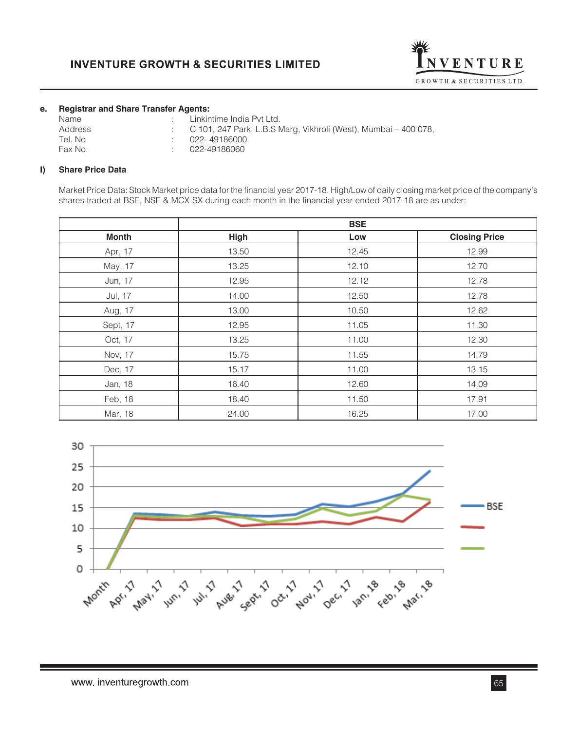**e. Registrar and Share Transfer Agents:**

| | | |
|---|---|---|
| Name | : | Linkintime India Pvt Ltd. |
| Address | : | C 101, 247 Park, L.B.S Marg, Vikhroli (West), Mumbai – 400 078, |
| Tel. No | : | 022- 49186000 |
| Fax No. | : | 022-49186060 |

**l) Share Price Data**

Market Price Data: Stock Market price data for the financial year 2017-18. High/Low of daily closing market price of the company's shares traded at BSE, NSE & MCX-SX during each month in the financial year ended 2017-18 are as under:

| | BSE | | |
|---|---|---|---|
| **Month** | **High** | **Low** | **Closing Price** |
| Apr, 17 | 13.50 | 12.45 | 12.99 |
| May, 17 | 13.25 | 12.10 | 12.70 |
| Jun, 17 | 12.95 | 12.12 | 12.78 |
| Jul, 17 | 14.00 | 12.50 | 12.78 |
| Aug, 17 | 13.00 | 10.50 | 12.62 |
| Sept, 17 | 12.95 | 11.05 | 11.30 |
| Oct, 17 | 13.25 | 11.00 | 12.30 |
| Nov, 17 | 15.75 | 11.55 | 14.79 |
| Dec, 17 | 15.17 | 11.00 | 13.15 |
| Jan, 18 | 16.40 | 12.60 | 14.09 |
| Feb, 18 | 18.40 | 11.50 | 17.91 |
| Mar, 18 | 24.00 | 16.25 | 17.00 |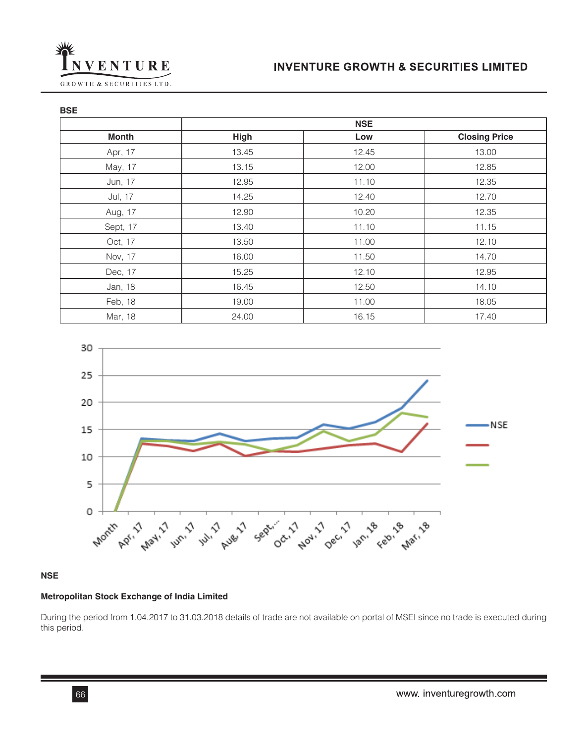**BSE**

| | NSE | | |
|---|---|---|---|
| **Month** | **High** | **Low** | **Closing Price** |
| Apr, 17 | 13.45 | 12.45 | 13.00 |
| May, 17 | 13.15 | 12.00 | 12.85 |
| Jun, 17 | 12.95 | 11.10 | 12.35 |
| Jul, 17 | 14.25 | 12.40 | 12.70 |
| Aug, 17 | 12.90 | 10.20 | 12.35 |
| Sept, 17 | 13.40 | 11.10 | 11.15 |
| Oct, 17 | 13.50 | 11.00 | 12.10 |
| Nov, 17 | 16.00 | 11.50 | 14.70 |
| Dec, 17 | 15.25 | 12.10 | 12.95 |
| Jan, 18 | 16.45 | 12.50 | 14.10 |
| Feb, 18 | 19.00 | 11.00 | 18.05 |
| Mar, 18 | 24.00 | 16.15 | 17.40 |

**NSE**

**Metropolitan Stock Exchange of India Limited**

During the period from 1.04.2017 to 31.03.2018 details of trade are not available on portal of MSEI since no trade is executed during this period.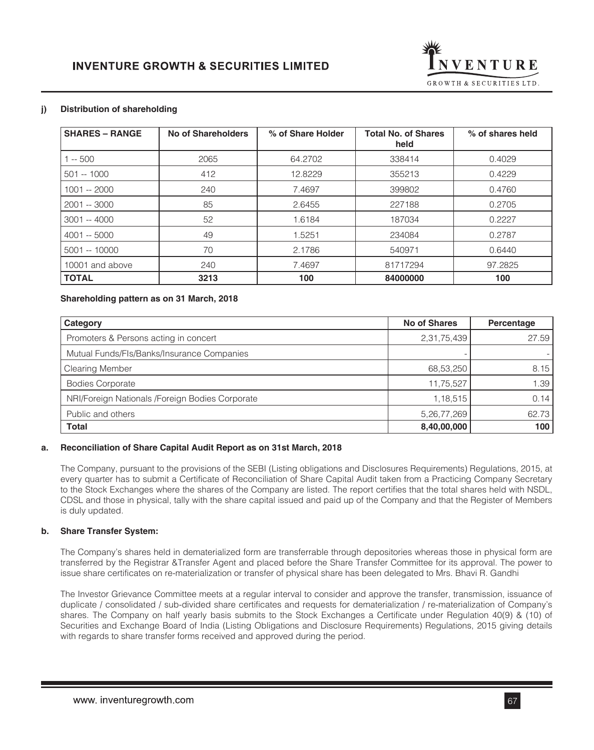**j) Distribution of shareholding**

| SHARES – RANGE | No of Shareholders | % of Share Holder | Total No. of Shares held | % of shares held |
|---|---|---|---|---|
| 1 -- 500 | 2065 | 64.2702 | 338414 | 0.4029 |
| 501 -- 1000 | 412 | 12.8229 | 355213 | 0.4229 |
| 1001 -- 2000 | 240 | 7.4697 | 399802 | 0.4760 |
| 2001 -- 3000 | 85 | 2.6455 | 227188 | 0.2705 |
| 3001 -- 4000 | 52 | 1.6184 | 187034 | 0.2227 |
| 4001 -- 5000 | 49 | 1.5251 | 234084 | 0.2787 |
| 5001 -- 10000 | 70 | 2.1786 | 540971 | 0.6440 |
| 10001 and above | 240 | 7.4697 | 81717294 | 97.2825 |
| **TOTAL** | **3213** | **100** | **84000000** | **100** |

**Shareholding pattern as on 31 March, 2018**

| Category | No of Shares | Percentage |
|---|---|---|
| Promoters & Persons acting in concert | 2,31,75,439 | 27.59 |
| Mutual Funds/FIs/Banks/Insurance Companies | - | - |
| Clearing Member | 68,53,250 | 8.15 |
| Bodies Corporate | 11,75,527 | 1.39 |
| NRI/Foreign Nationals /Foreign Bodies Corporate | 1,18,515 | 0.14 |
| Public and others | 5,26,77,269 | 62.73 |
| **Total** | **8,40,00,000** | **100** |

**a. Reconciliation of Share Capital Audit Report as on 31st March, 2018**

The Company, pursuant to the provisions of the SEBI (Listing obligations and Disclosures Requirements) Regulations, 2015, at every quarter has to submit a Certificate of Reconciliation of Share Capital Audit taken from a Practicing Company Secretary to the Stock Exchanges where the shares of the Company are listed. The report certifies that the total shares held with NSDL, CDSL and those in physical, tally with the share capital issued and paid up of the Company and that the Register of Members is duly updated.

**b. Share Transfer System:**

The Company's shares held in dematerialized form are transferrable through depositories whereas those in physical form are transferred by the Registrar &Transfer Agent and placed before the Share Transfer Committee for its approval. The power to issue share certificates on re-materialization or transfer of physical share has been delegated to Mrs. Bhavi R. Gandhi

The Investor Grievance Committee meets at a regular interval to consider and approve the transfer, transmission, issuance of duplicate / consolidated / sub-divided share certificates and requests for dematerialization / re-materialization of Company's shares. The Company on half yearly basis submits to the Stock Exchanges a Certificate under Regulation 40(9) & (10) of Securities and Exchange Board of India (Listing Obligations and Disclosure Requirements) Regulations, 2015 giving details with regards to share transfer forms received and approved during the period.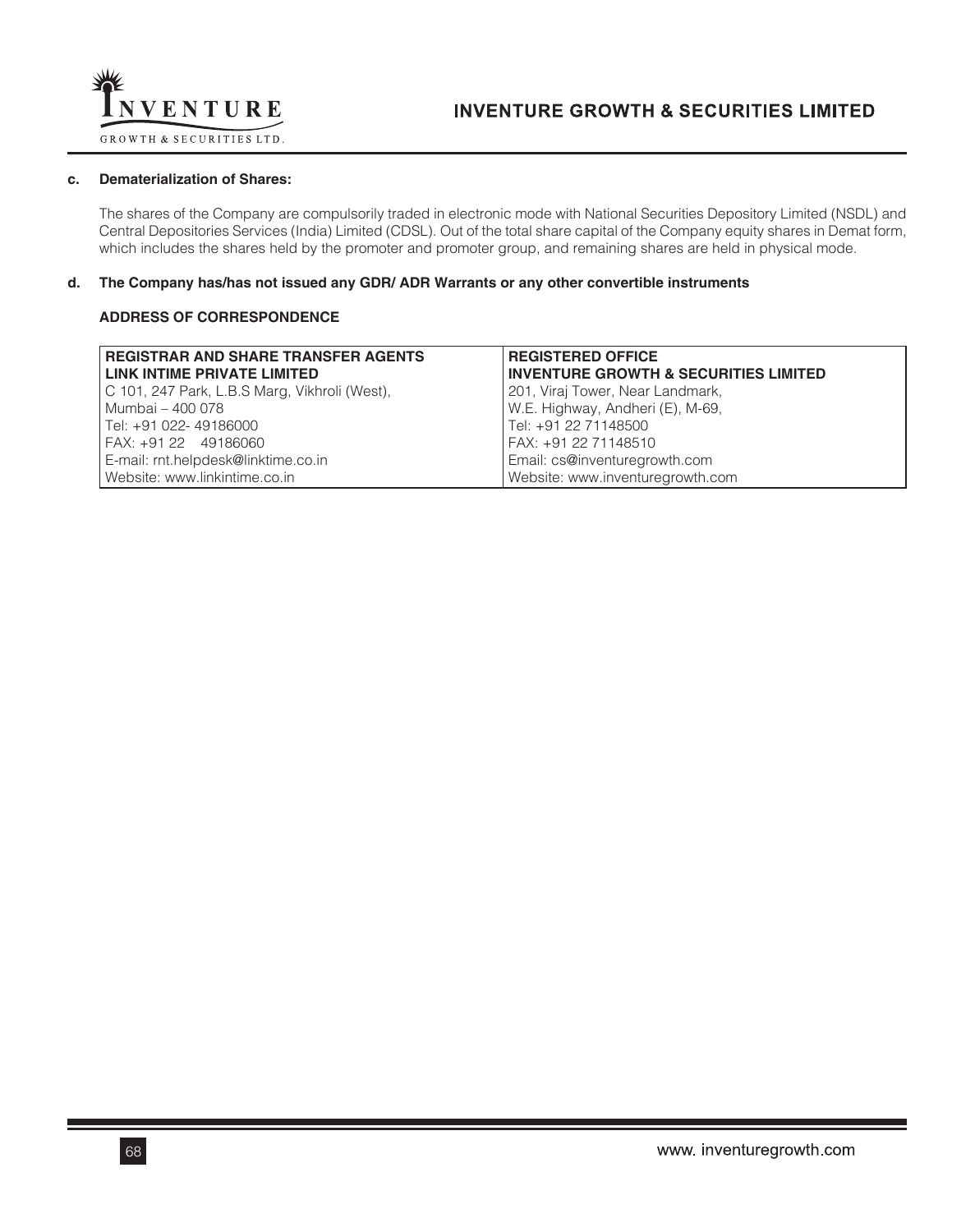**c. Dematerialization of Shares:**

The shares of the Company are compulsorily traded in electronic mode with National Securities Depository Limited (NSDL) and Central Depositories Services (India) Limited (CDSL). Out of the total share capital of the Company equity shares in Demat form, which includes the shares held by the promoter and promoter group, and remaining shares are held in physical mode.

**d. The Company has/has not issued any GDR/ ADR Warrants or any other convertible instruments**

**ADDRESS OF CORRESPONDENCE**

| **REGISTRAR AND SHARE TRANSFER AGENTS**<br>**LINK INTIME PRIVATE LIMITED** | **REGISTERED OFFICE**<br>**INVENTURE GROWTH & SECURITIES LIMITED** |
|---|---|
| C 101, 247 Park, L.B.S Marg, Vikhroli (West), | 201, Viraj Tower, Near Landmark, |
| Mumbai – 400 078 | W.E. Highway, Andheri (E), M-69, |
| Tel: +91 022- 49186000 | Tel: +91 22 71148500 |
| FAX: +91 22 49186060 | FAX: +91 22 71148510 |
| E-mail: rnt.helpdesk@linktime.co.in | Email: cs@inventuregrowth.com |
| Website: www.linkintime.co.in | Website: www.inventuregrowth.com |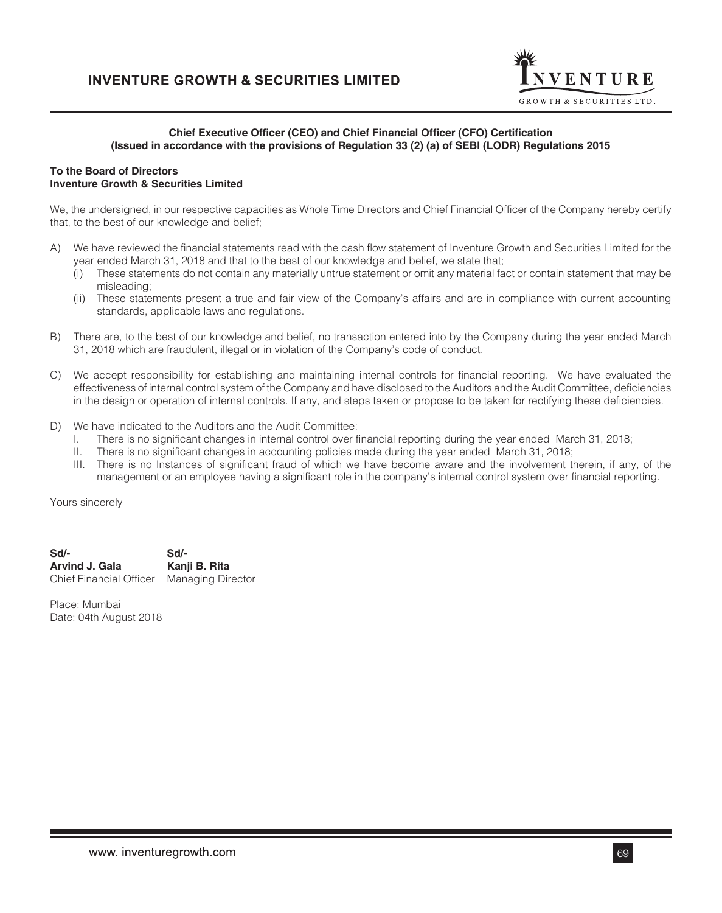**Chief Executive Officer (CEO) and Chief Financial Officer (CFO) Certification**
**(Issued in accordance with the provisions of Regulation 33 (2) (a) of SEBI (LODR) Regulations 2015**

**To the Board of Directors**
**Inventure Growth & Securities Limited**

We, the undersigned, in our respective capacities as Whole Time Directors and Chief Financial Officer of the Company hereby certify that, to the best of our knowledge and belief;

A) We have reviewed the financial statements read with the cash flow statement of Inventure Growth and Securities Limited for the year ended March 31, 2018 and that to the best of our knowledge and belief, we state that;
   (i) These statements do not contain any materially untrue statement or omit any material fact or contain statement that may be misleading;
   (ii) These statements present a true and fair view of the Company's affairs and are in compliance with current accounting standards, applicable laws and regulations.

B) There are, to the best of our knowledge and belief, no transaction entered into by the Company during the year ended March 31, 2018 which are fraudulent, illegal or in violation of the Company's code of conduct.

C) We accept responsibility for establishing and maintaining internal controls for financial reporting. We have evaluated the effectiveness of internal control system of the Company and have disclosed to the Auditors and the Audit Committee, deficiencies in the design or operation of internal controls. If any, and steps taken or propose to be taken for rectifying these deficiencies.

D) We have indicated to the Auditors and the Audit Committee:
   I. There is no significant changes in internal control over financial reporting during the year ended March 31, 2018;
   II. There is no significant changes in accounting policies made during the year ended March 31, 2018;
   III. There is no Instances of significant fraud of which we have become aware and the involvement therein, if any, of the management or an employee having a significant role in the company's internal control system over financial reporting.

Yours sincerely

| **Sd/-** | **Sd/-** |
|---|---|
| **Arvind J. Gala** | **Kanji B. Rita** |
| Chief Financial Officer | Managing Director |

Place: Mumbai
Date: 04th August 2018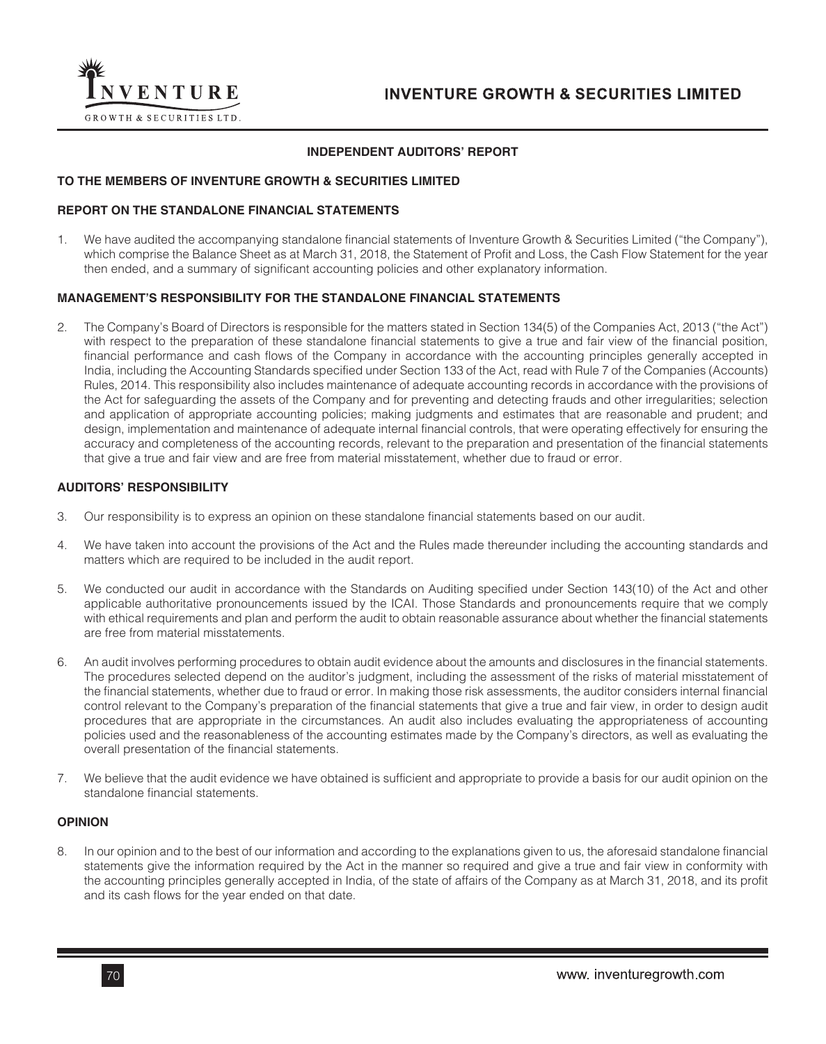## INDEPENDENT AUDITORS' REPORT

**TO THE MEMBERS OF INVENTURE GROWTH & SECURITIES LIMITED**

**REPORT ON THE STANDALONE FINANCIAL STATEMENTS**

1. We have audited the accompanying standalone financial statements of Inventure Growth & Securities Limited ("the Company"), which comprise the Balance Sheet as at March 31, 2018, the Statement of Profit and Loss, the Cash Flow Statement for the year then ended, and a summary of significant accounting policies and other explanatory information.

**MANAGEMENT'S RESPONSIBILITY FOR THE STANDALONE FINANCIAL STATEMENTS**

2. The Company's Board of Directors is responsible for the matters stated in Section 134(5) of the Companies Act, 2013 ("the Act") with respect to the preparation of these standalone financial statements to give a true and fair view of the financial position, financial performance and cash flows of the Company in accordance with the accounting principles generally accepted in India, including the Accounting Standards specified under Section 133 of the Act, read with Rule 7 of the Companies (Accounts) Rules, 2014. This responsibility also includes maintenance of adequate accounting records in accordance with the provisions of the Act for safeguarding the assets of the Company and for preventing and detecting frauds and other irregularities; selection and application of appropriate accounting policies; making judgments and estimates that are reasonable and prudent; and design, implementation and maintenance of adequate internal financial controls, that were operating effectively for ensuring the accuracy and completeness of the accounting records, relevant to the preparation and presentation of the financial statements that give a true and fair view and are free from material misstatement, whether due to fraud or error.

**AUDITORS' RESPONSIBILITY**

3. Our responsibility is to express an opinion on these standalone financial statements based on our audit.

4. We have taken into account the provisions of the Act and the Rules made thereunder including the accounting standards and matters which are required to be included in the audit report.

5. We conducted our audit in accordance with the Standards on Auditing specified under Section 143(10) of the Act and other applicable authoritative pronouncements issued by the ICAI. Those Standards and pronouncements require that we comply with ethical requirements and plan and perform the audit to obtain reasonable assurance about whether the financial statements are free from material misstatements.

6. An audit involves performing procedures to obtain audit evidence about the amounts and disclosures in the financial statements. The procedures selected depend on the auditor's judgment, including the assessment of the risks of material misstatement of the financial statements, whether due to fraud or error. In making those risk assessments, the auditor considers internal financial control relevant to the Company's preparation of the financial statements that give a true and fair view, in order to design audit procedures that are appropriate in the circumstances. An audit also includes evaluating the appropriateness of accounting policies used and the reasonableness of the accounting estimates made by the Company's directors, as well as evaluating the overall presentation of the financial statements.

7. We believe that the audit evidence we have obtained is sufficient and appropriate to provide a basis for our audit opinion on the standalone financial statements.

**OPINION**

8. In our opinion and to the best of our information and according to the explanations given to us, the aforesaid standalone financial statements give the information required by the Act in the manner so required and give a true and fair view in conformity with the accounting principles generally accepted in India, of the state of affairs of the Company as at March 31, 2018, and its profit and its cash flows for the year ended on that date.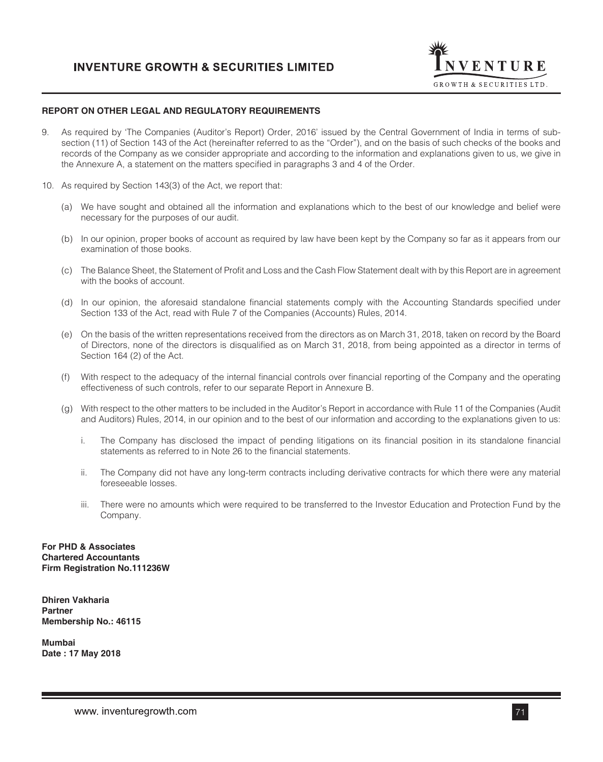## REPORT ON OTHER LEGAL AND REGULATORY REQUIREMENTS

9. As required by 'The Companies (Auditor's Report) Order, 2016' issued by the Central Government of India in terms of sub-section (11) of Section 143 of the Act (hereinafter referred to as the "Order"), and on the basis of such checks of the books and records of the Company as we consider appropriate and according to the information and explanations given to us, we give in the Annexure A, a statement on the matters specified in paragraphs 3 and 4 of the Order.

10. As required by Section 143(3) of the Act, we report that:

    (a) We have sought and obtained all the information and explanations which to the best of our knowledge and belief were necessary for the purposes of our audit.

    (b) In our opinion, proper books of account as required by law have been kept by the Company so far as it appears from our examination of those books.

    (c) The Balance Sheet, the Statement of Profit and Loss and the Cash Flow Statement dealt with by this Report are in agreement with the books of account.

    (d) In our opinion, the aforesaid standalone financial statements comply with the Accounting Standards specified under Section 133 of the Act, read with Rule 7 of the Companies (Accounts) Rules, 2014.

    (e) On the basis of the written representations received from the directors as on March 31, 2018, taken on record by the Board of Directors, none of the directors is disqualified as on March 31, 2018, from being appointed as a director in terms of Section 164 (2) of the Act.

    (f) With respect to the adequacy of the internal financial controls over financial reporting of the Company and the operating effectiveness of such controls, refer to our separate Report in Annexure B.

    (g) With respect to the other matters to be included in the Auditor's Report in accordance with Rule 11 of the Companies (Audit and Auditors) Rules, 2014, in our opinion and to the best of our information and according to the explanations given to us:

        i. The Company has disclosed the impact of pending litigations on its financial position in its standalone financial statements as referred to in Note 26 to the financial statements.

        ii. The Company did not have any long-term contracts including derivative contracts for which there were any material foreseeable losses.

        iii. There were no amounts which were required to be transferred to the Investor Education and Protection Fund by the Company.

**For PHD & Associates**
**Chartered Accountants**
**Firm Registration No.111236W**

**Dhiren Vakharia**
**Partner**
**Membership No.: 46115**

**Mumbai**
**Date : 17 May 2018**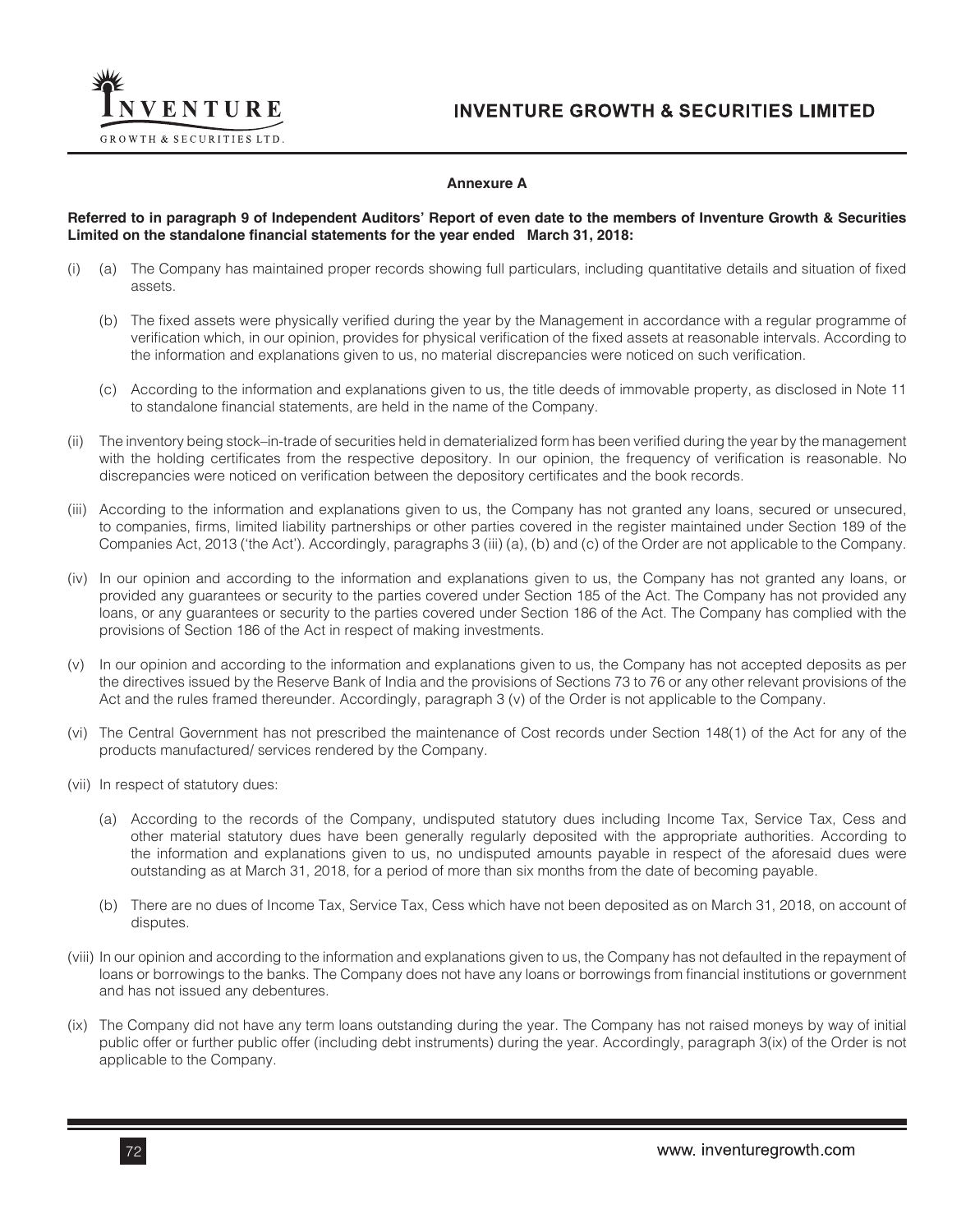## Annexure A

**Referred to in paragraph 9 of Independent Auditors' Report of even date to the members of Inventure Growth & Securities Limited on the standalone financial statements for the year ended March 31, 2018:**

(i) (a) The Company has maintained proper records showing full particulars, including quantitative details and situation of fixed assets.

(b) The fixed assets were physically verified during the year by the Management in accordance with a regular programme of verification which, in our opinion, provides for physical verification of the fixed assets at reasonable intervals. According to the information and explanations given to us, no material discrepancies were noticed on such verification.

(c) According to the information and explanations given to us, the title deeds of immovable property, as disclosed in Note 11 to standalone financial statements, are held in the name of the Company.

(ii) The inventory being stock–in-trade of securities held in dematerialized form has been verified during the year by the management with the holding certificates from the respective depository. In our opinion, the frequency of verification is reasonable. No discrepancies were noticed on verification between the depository certificates and the book records.

(iii) According to the information and explanations given to us, the Company has not granted any loans, secured or unsecured, to companies, firms, limited liability partnerships or other parties covered in the register maintained under Section 189 of the Companies Act, 2013 ('the Act'). Accordingly, paragraphs 3 (iii) (a), (b) and (c) of the Order are not applicable to the Company.

(iv) In our opinion and according to the information and explanations given to us, the Company has not granted any loans, or provided any guarantees or security to the parties covered under Section 185 of the Act. The Company has not provided any loans, or any guarantees or security to the parties covered under Section 186 of the Act. The Company has complied with the provisions of Section 186 of the Act in respect of making investments.

(v) In our opinion and according to the information and explanations given to us, the Company has not accepted deposits as per the directives issued by the Reserve Bank of India and the provisions of Sections 73 to 76 or any other relevant provisions of the Act and the rules framed thereunder. Accordingly, paragraph 3 (v) of the Order is not applicable to the Company.

(vi) The Central Government has not prescribed the maintenance of Cost records under Section 148(1) of the Act for any of the products manufactured/ services rendered by the Company.

(vii) In respect of statutory dues:

(a) According to the records of the Company, undisputed statutory dues including Income Tax, Service Tax, Cess and other material statutory dues have been generally regularly deposited with the appropriate authorities. According to the information and explanations given to us, no undisputed amounts payable in respect of the aforesaid dues were outstanding as at March 31, 2018, for a period of more than six months from the date of becoming payable.

(b) There are no dues of Income Tax, Service Tax, Cess which have not been deposited as on March 31, 2018, on account of disputes.

(viii) In our opinion and according to the information and explanations given to us, the Company has not defaulted in the repayment of loans or borrowings to the banks. The Company does not have any loans or borrowings from financial institutions or government and has not issued any debentures.

(ix) The Company did not have any term loans outstanding during the year. The Company has not raised moneys by way of initial public offer or further public offer (including debt instruments) during the year. Accordingly, paragraph 3(ix) of the Order is not applicable to the Company.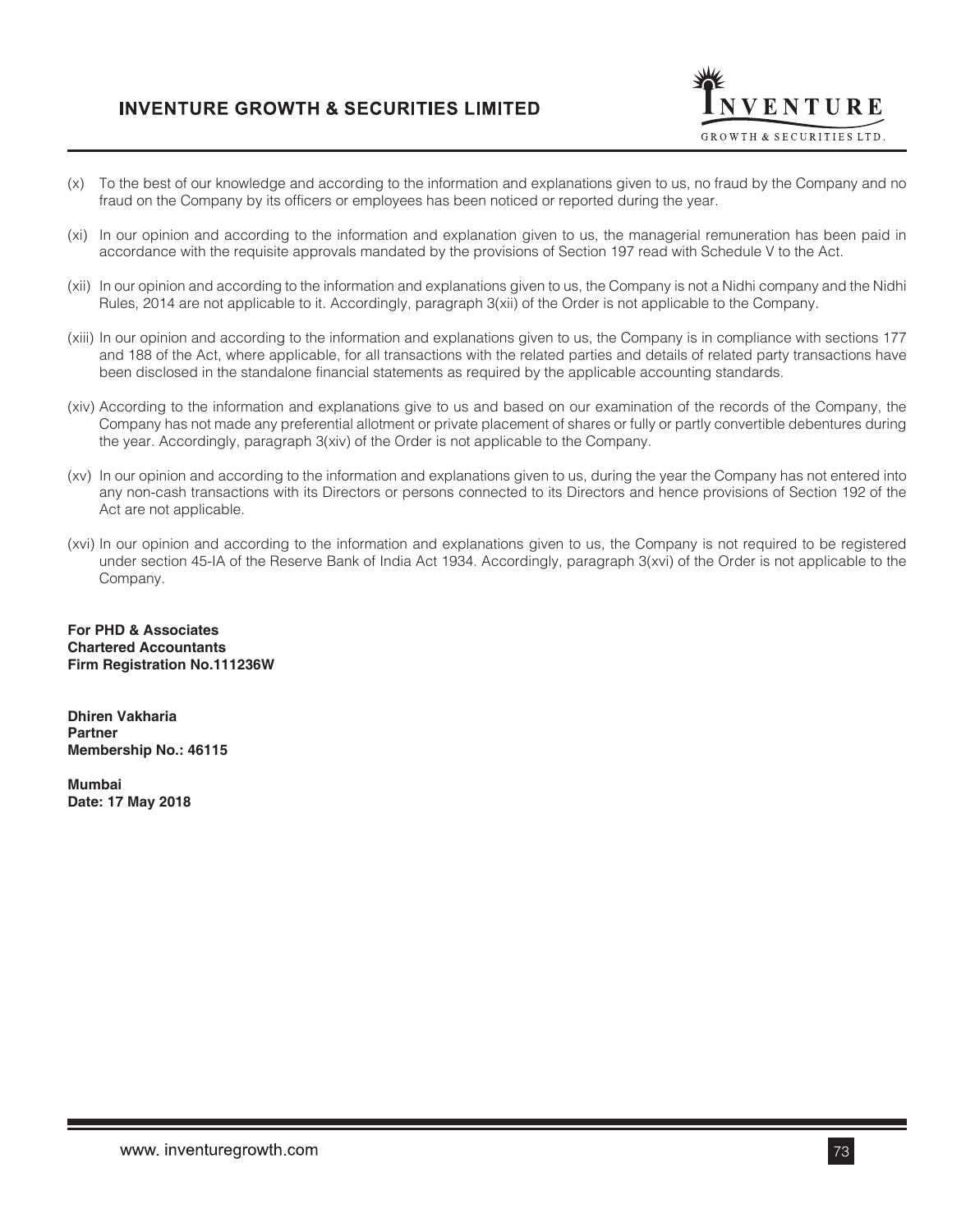(x) To the best of our knowledge and according to the information and explanations given to us, no fraud by the Company and no fraud on the Company by its officers or employees has been noticed or reported during the year.

(xi) In our opinion and according to the information and explanation given to us, the managerial remuneration has been paid in accordance with the requisite approvals mandated by the provisions of Section 197 read with Schedule V to the Act.

(xii) In our opinion and according to the information and explanations given to us, the Company is not a Nidhi company and the Nidhi Rules, 2014 are not applicable to it. Accordingly, paragraph 3(xii) of the Order is not applicable to the Company.

(xiii) In our opinion and according to the information and explanations given to us, the Company is in compliance with sections 177 and 188 of the Act, where applicable, for all transactions with the related parties and details of related party transactions have been disclosed in the standalone financial statements as required by the applicable accounting standards.

(xiv) According to the information and explanations give to us and based on our examination of the records of the Company, the Company has not made any preferential allotment or private placement of shares or fully or partly convertible debentures during the year. Accordingly, paragraph 3(xiv) of the Order is not applicable to the Company.

(xv) In our opinion and according to the information and explanations given to us, during the year the Company has not entered into any non-cash transactions with its Directors or persons connected to its Directors and hence provisions of Section 192 of the Act are not applicable.

(xvi) In our opinion and according to the information and explanations given to us, the Company is not required to be registered under section 45-IA of the Reserve Bank of India Act 1934. Accordingly, paragraph 3(xvi) of the Order is not applicable to the Company.

**For PHD & Associates**
**Chartered Accountants**
**Firm Registration No.111236W**

**Dhiren Vakharia**
**Partner**
**Membership No.: 46115**

**Mumbai**
**Date: 17 May 2018**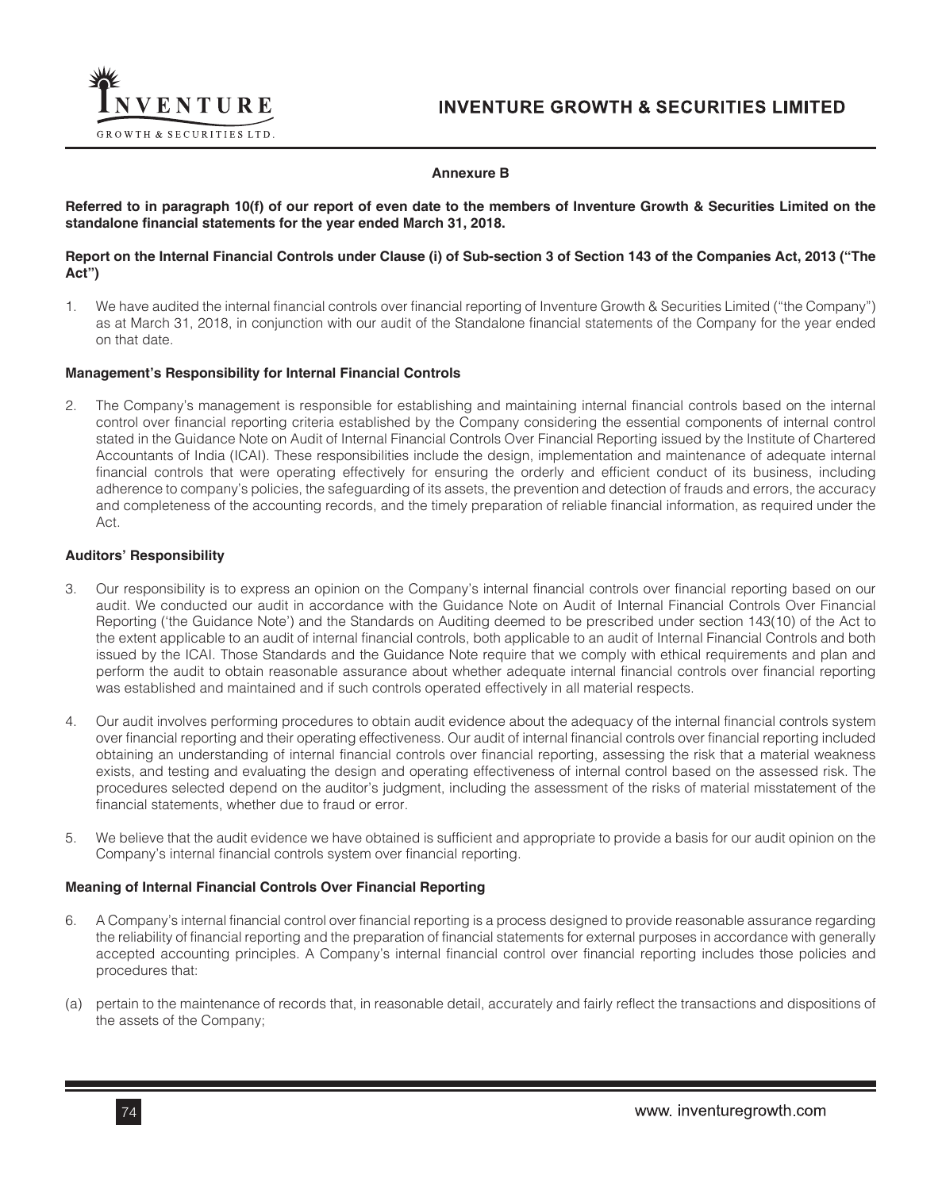## Annexure B

**Referred to in paragraph 10(f) of our report of even date to the members of Inventure Growth & Securities Limited on the standalone financial statements for the year ended March 31, 2018.**

**Report on the Internal Financial Controls under Clause (i) of Sub-section 3 of Section 143 of the Companies Act, 2013 ("The Act")**

1. We have audited the internal financial controls over financial reporting of Inventure Growth & Securities Limited ("the Company") as at March 31, 2018, in conjunction with our audit of the Standalone financial statements of the Company for the year ended on that date.

### Management's Responsibility for Internal Financial Controls

2. The Company's management is responsible for establishing and maintaining internal financial controls based on the internal control over financial reporting criteria established by the Company considering the essential components of internal control stated in the Guidance Note on Audit of Internal Financial Controls Over Financial Reporting issued by the Institute of Chartered Accountants of India (ICAI). These responsibilities include the design, implementation and maintenance of adequate internal financial controls that were operating effectively for ensuring the orderly and efficient conduct of its business, including adherence to company's policies, the safeguarding of its assets, the prevention and detection of frauds and errors, the accuracy and completeness of the accounting records, and the timely preparation of reliable financial information, as required under the Act.

### Auditors' Responsibility

3. Our responsibility is to express an opinion on the Company's internal financial controls over financial reporting based on our audit. We conducted our audit in accordance with the Guidance Note on Audit of Internal Financial Controls Over Financial Reporting ('the Guidance Note') and the Standards on Auditing deemed to be prescribed under section 143(10) of the Act to the extent applicable to an audit of internal financial controls, both applicable to an audit of Internal Financial Controls and both issued by the ICAI. Those Standards and the Guidance Note require that we comply with ethical requirements and plan and perform the audit to obtain reasonable assurance about whether adequate internal financial controls over financial reporting was established and maintained and if such controls operated effectively in all material respects.

4. Our audit involves performing procedures to obtain audit evidence about the adequacy of the internal financial controls system over financial reporting and their operating effectiveness. Our audit of internal financial controls over financial reporting included obtaining an understanding of internal financial controls over financial reporting, assessing the risk that a material weakness exists, and testing and evaluating the design and operating effectiveness of internal control based on the assessed risk. The procedures selected depend on the auditor's judgment, including the assessment of the risks of material misstatement of the financial statements, whether due to fraud or error.

5. We believe that the audit evidence we have obtained is sufficient and appropriate to provide a basis for our audit opinion on the Company's internal financial controls system over financial reporting.

### Meaning of Internal Financial Controls Over Financial Reporting

6. A Company's internal financial control over financial reporting is a process designed to provide reasonable assurance regarding the reliability of financial reporting and the preparation of financial statements for external purposes in accordance with generally accepted accounting principles. A Company's internal financial control over financial reporting includes those policies and procedures that:

(a) pertain to the maintenance of records that, in reasonable detail, accurately and fairly reflect the transactions and dispositions of the assets of the Company;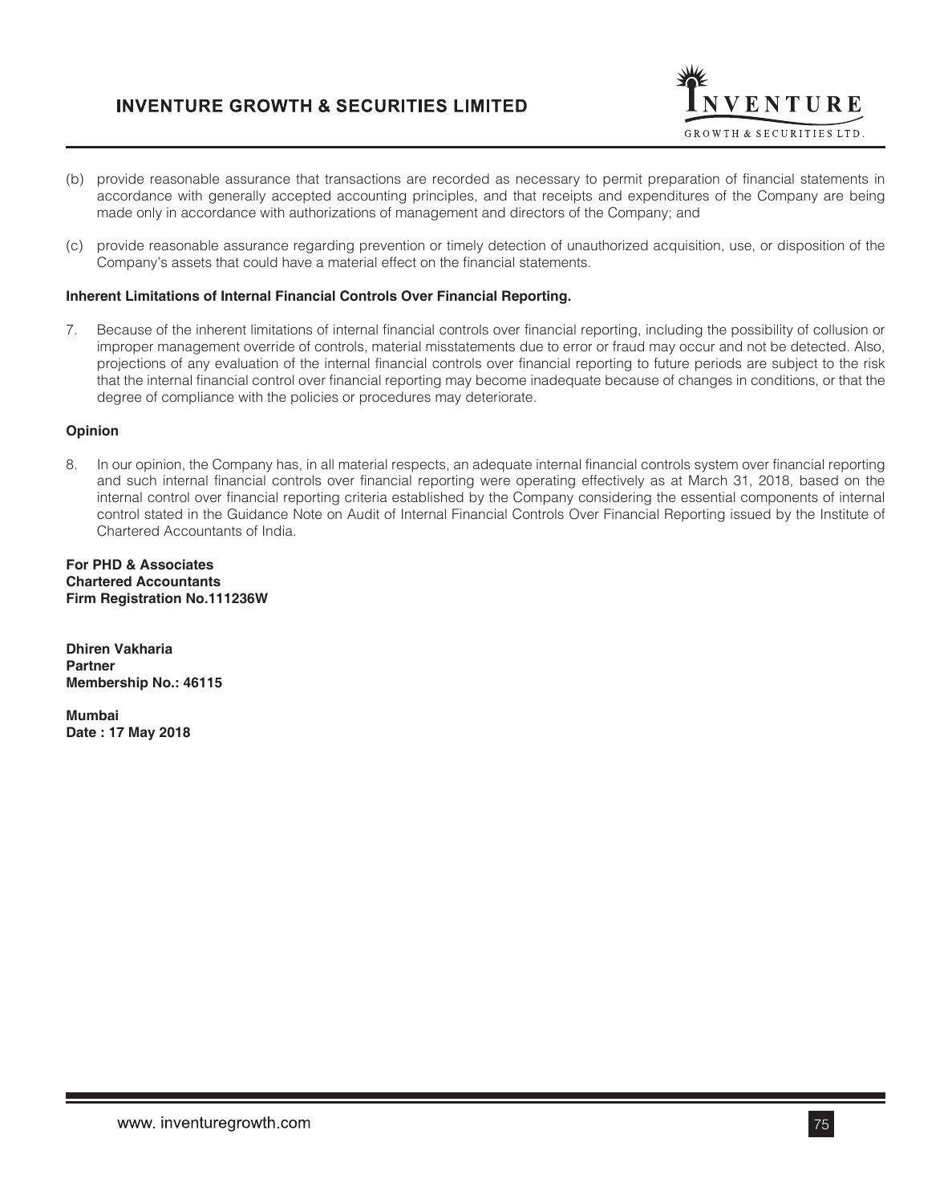(b) provide reasonable assurance that transactions are recorded as necessary to permit preparation of financial statements in accordance with generally accepted accounting principles, and that receipts and expenditures of the Company are being made only in accordance with authorizations of management and directors of the Company; and

(c) provide reasonable assurance regarding prevention or timely detection of unauthorized acquisition, use, or disposition of the Company's assets that could have a material effect on the financial statements.

**Inherent Limitations of Internal Financial Controls Over Financial Reporting.**

7. Because of the inherent limitations of internal financial controls over financial reporting, including the possibility of collusion or improper management override of controls, material misstatements due to error or fraud may occur and not be detected. Also, projections of any evaluation of the internal financial controls over financial reporting to future periods are subject to the risk that the internal financial control over financial reporting may become inadequate because of changes in conditions, or that the degree of compliance with the policies or procedures may deteriorate.

**Opinion**

8. In our opinion, the Company has, in all material respects, an adequate internal financial controls system over financial reporting and such internal financial controls over financial reporting were operating effectively as at March 31, 2018, based on the internal control over financial reporting criteria established by the Company considering the essential components of internal control stated in the Guidance Note on Audit of Internal Financial Controls Over Financial Reporting issued by the Institute of Chartered Accountants of India.

**For PHD & Associates**
**Chartered Accountants**
**Firm Registration No.111236W**

**Dhiren Vakharia**
**Partner**
**Membership No.: 46115**

**Mumbai**
**Date : 17 May 2018**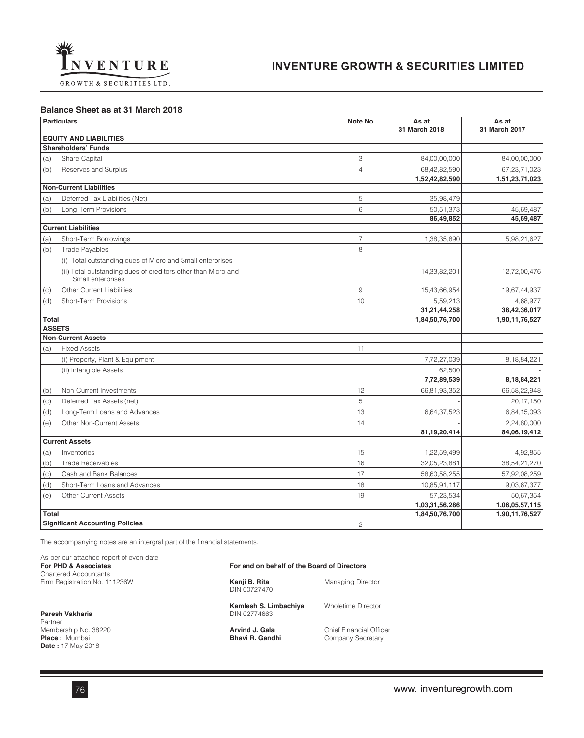## Balance Sheet as at 31 March 2018

| | Particulars | Note No. | As at 31 March 2018 | As at 31 March 2017 |
|---|---|---|---|---|
| **EQUITY AND LIABILITIES** | | | | |
| **Shareholders' Funds** | | | | |
| (a) | Share Capital | 3 | 84,00,00,000 | 84,00,00,000 |
| (b) | Reserves and Surplus | 4 | 68,42,82,590 | 67,23,71,023 |
| | | | **1,52,42,82,590** | **1,51,23,71,023** |
| **Non-Current Liabilities** | | | | |
| (a) | Deferred Tax Liabilities (Net) | 5 | 35,98,479 | - |
| (b) | Long-Term Provisions | 6 | 50,51,373 | 45,69,487 |
| | | | **86,49,852** | **45,69,487** |
| **Current Liabilities** | | | | |
| (a) | Short-Term Borrowings | 7 | 1,38,35,890 | 5,98,21,627 |
| (b) | Trade Payables | 8 | | |
| | (i) Total outstanding dues of Micro and Small enterprises | | - | - |
| | (ii) Total outstanding dues of creditors other than Micro and Small enterprises | | 14,33,82,201 | 12,72,00,476 |
| (c) | Other Current Liabilities | 9 | 15,43,66,954 | 19,67,44,937 |
| (d) | Short-Term Provisions | 10 | 5,59,213 | 4,68,977 |
| | | | **31,21,44,258** | **38,42,36,017** |
| **Total** | | | **1,84,50,76,700** | **1,90,11,76,527** |
| **ASSETS** | | | | |
| **Non-Current Assets** | | | | |
| (a) | Fixed Assets | 11 | | |
| | (i) Property, Plant & Equipment | | 7,72,27,039 | 8,18,84,221 |
| | (ii) Intangible Assets | | 62,500 | - |
| | | | **7,72,89,539** | **8,18,84,221** |
| (b) | Non-Current Investments | 12 | 66,81,93,352 | 66,58,22,948 |
| (c) | Deferred Tax Assets (net) | 5 | - | 20,17,150 |
| (d) | Long-Term Loans and Advances | 13 | 6,64,37,523 | 6,84,15,093 |
| (e) | Other Non-Current Assets | 14 | - | 2,24,80,000 |
| | | | **81,19,20,414** | **84,06,19,412** |
| **Current Assets** | | | | |
| (a) | Inventories | 15 | 1,22,59,499 | 4,92,855 |
| (b) | Trade Receivables | 16 | 32,05,23,881 | 38,54,21,270 |
| (c) | Cash and Bank Balances | 17 | 58,60,58,255 | 57,92,08,259 |
| (d) | Short-Term Loans and Advances | 18 | 10,85,91,117 | 9,03,67,377 |
| (e) | Other Current Assets | 19 | 57,23,534 | 50,67,354 |
| | | | **1,03,31,56,286** | **1,06,05,57,115** |
| **Total** | | | **1,84,50,76,700** | **1,90,11,76,527** |
| **Significant Accounting Policies** | | 2 | | |

The accompanying notes are an intergral part of the financial statements.

As per our attached report of even date
**For PHD & Associates**
Chartered Accountants
Firm Registration No. 111236W

**Paresh Vakharia**
Partner
Membership No. 38220
**Place :** Mumbai
**Date :** 17 May 2018

**For and on behalf of the Board of Directors**

**Kanji B. Rita** — Managing Director
DIN 00727470

**Kamlesh S. Limbachiya** — Wholetime Director
DIN 02774663

**Arvind J. Gala** — Chief Financial Officer
**Bhavi R. Gandhi** — Company Secretary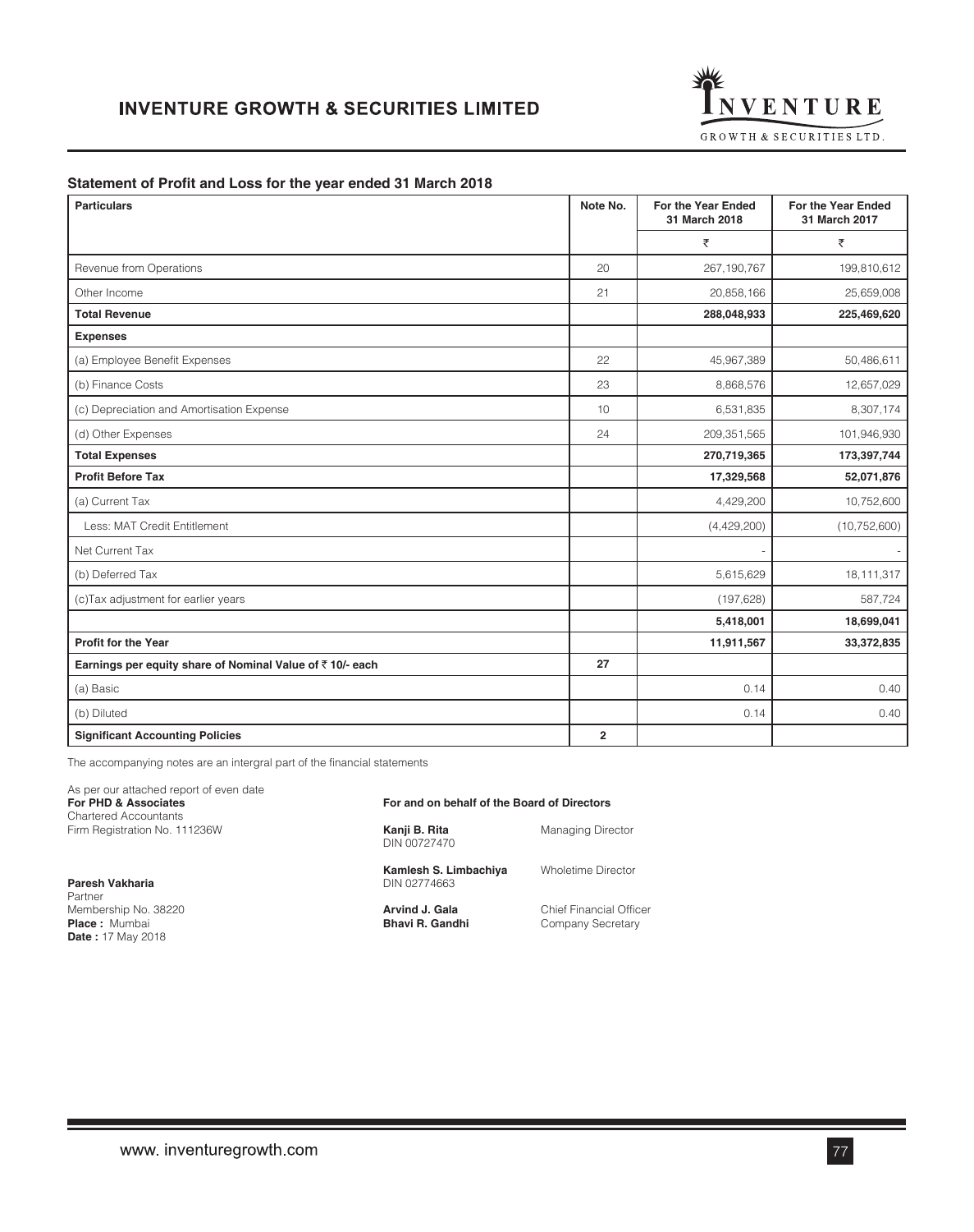## Statement of Profit and Loss for the year ended 31 March 2018

| Particulars | Note No. | For the Year Ended 31 March 2018 | For the Year Ended 31 March 2017 |
|---|---|---|---|
| | | ₹ | ₹ |
| Revenue from Operations | 20 | 267,190,767 | 199,810,612 |
| Other Income | 21 | 20,858,166 | 25,659,008 |
| **Total Revenue** | | **288,048,933** | **225,469,620** |
| **Expenses** | | | |
| (a) Employee Benefit Expenses | 22 | 45,967,389 | 50,486,611 |
| (b) Finance Costs | 23 | 8,868,576 | 12,657,029 |
| (c) Depreciation and Amortisation Expense | 10 | 6,531,835 | 8,307,174 |
| (d) Other Expenses | 24 | 209,351,565 | 101,946,930 |
| **Total Expenses** | | **270,719,365** | **173,397,744** |
| **Profit Before Tax** | | **17,329,568** | **52,071,876** |
| (a) Current Tax | | 4,429,200 | 10,752,600 |
| Less: MAT Credit Entitlement | | (4,429,200) | (10,752,600) |
| Net Current Tax | | - | - |
| (b) Deferred Tax | | 5,615,629 | 18,111,317 |
| (c)Tax adjustment for earlier years | | (197,628) | 587,724 |
| | | **5,418,001** | **18,699,041** |
| **Profit for the Year** | | **11,911,567** | **33,372,835** |
| **Earnings per equity share of Nominal Value of ₹ 10/- each** | **27** | | |
| (a) Basic | | 0.14 | 0.40 |
| (b) Diluted | | 0.14 | 0.40 |
| **Significant Accounting Policies** | **2** | | |

The accompanying notes are an intergral part of the financial statements

As per our attached report of even date
**For PHD & Associates**
Chartered Accountants
Firm Registration No. 111236W

**Paresh Vakharia**
Partner
Membership No. 38220
**Place :** Mumbai
**Date :** 17 May 2018

**For and on behalf of the Board of Directors**

**Kanji B. Rita** — Managing Director
DIN 00727470

**Kamlesh S. Limbachiya** — Wholetime Director
DIN 02774663

**Arvind J. Gala** — Chief Financial Officer

**Bhavi R. Gandhi** — Company Secretary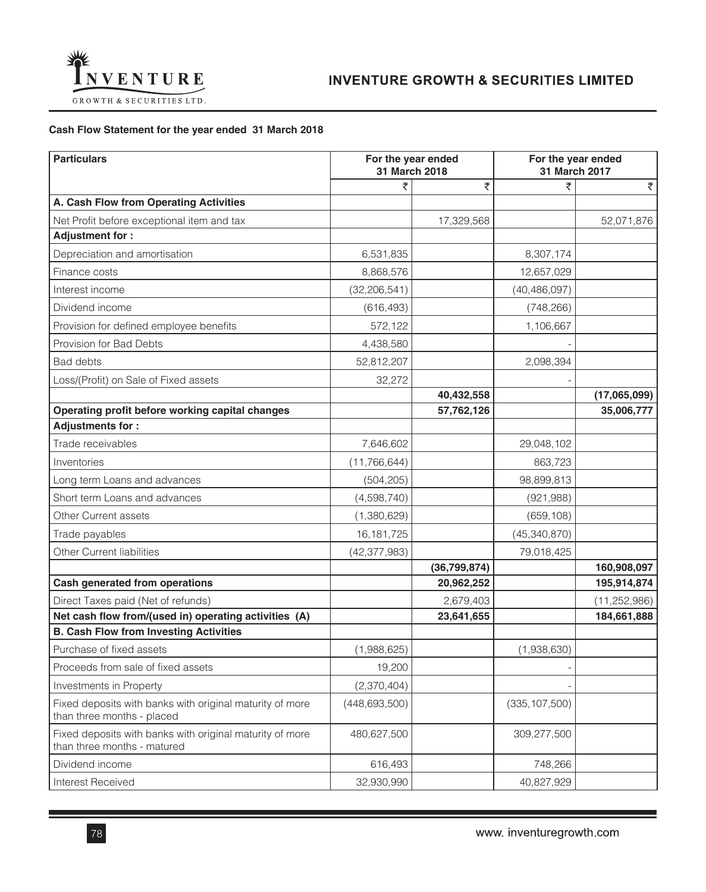**Cash Flow Statement for the year ended 31 March 2018**

| Particulars | For the year ended 31 March 2018 | | For the year ended 31 March 2017 | |
|---|---|---|---|---|
| | ₹ | ₹ | ₹ | ₹ |
| **A. Cash Flow from Operating Activities** | | | | |
| Net Profit before exceptional item and tax | | 17,329,568 | | 52,071,876 |
| **Adjustment for :** | | | | |
| Depreciation and amortisation | 6,531,835 | | 8,307,174 | |
| Finance costs | 8,868,576 | | 12,657,029 | |
| Interest income | (32,206,541) | | (40,486,097) | |
| Dividend income | (616,493) | | (748,266) | |
| Provision for defined employee benefits | 572,122 | | 1,106,667 | |
| Provision for Bad Debts | 4,438,580 | | - | |
| Bad debts | 52,812,207 | | 2,098,394 | |
| Loss/(Profit) on Sale of Fixed assets | 32,272 | | - | |
| | | **40,432,558** | | **(17,065,099)** |
| **Operating profit before working capital changes** | | **57,762,126** | | **35,006,777** |
| **Adjustments for :** | | | | |
| Trade receivables | 7,646,602 | | 29,048,102 | |
| Inventories | (11,766,644) | | 863,723 | |
| Long term Loans and advances | (504,205) | | 98,899,813 | |
| Short term Loans and advances | (4,598,740) | | (921,988) | |
| Other Current assets | (1,380,629) | | (659,108) | |
| Trade payables | 16,181,725 | | (45,340,870) | |
| Other Current liabilities | (42,377,983) | | 79,018,425 | |
| | | **(36,799,874)** | | **160,908,097** |
| **Cash generated from operations** | | **20,962,252** | | **195,914,874** |
| Direct Taxes paid (Net of refunds) | | 2,679,403 | | (11,252,986) |
| **Net cash flow from/(used in) operating activities (A)** | | **23,641,655** | | **184,661,888** |
| **B. Cash Flow from Investing Activities** | | | | |
| Purchase of fixed assets | (1,988,625) | | (1,938,630) | |
| Proceeds from sale of fixed assets | 19,200 | | - | |
| Investments in Property | (2,370,404) | | - | |
| Fixed deposits with banks with original maturity of more than three months - placed | (448,693,500) | | (335,107,500) | |
| Fixed deposits with banks with original maturity of more than three months - matured | 480,627,500 | | 309,277,500 | |
| Dividend income | 616,493 | | 748,266 | |
| Interest Received | 32,930,990 | | 40,827,929 | |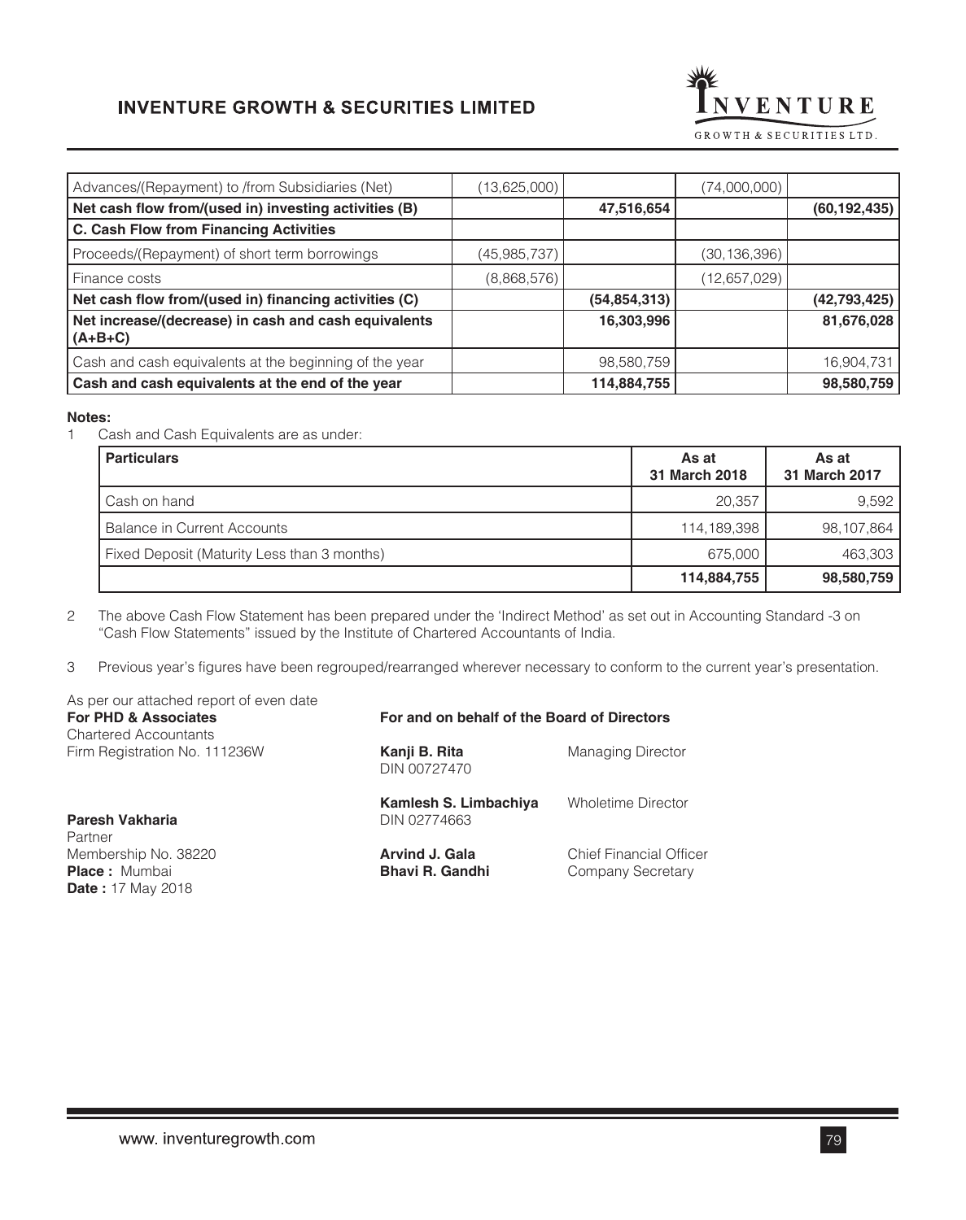| | | | | |
|---|---|---|---|---|
| Advances/(Repayment) to /from Subsidiaries (Net) | (13,625,000) | | (74,000,000) | |
| **Net cash flow from/(used in) investing activities (B)** | | **47,516,654** | | **(60,192,435)** |
| **C. Cash Flow from Financing Activities** | | | | |
| Proceeds/(Repayment) of short term borrowings | (45,985,737) | | (30,136,396) | |
| Finance costs | (8,868,576) | | (12,657,029) | |
| **Net cash flow from/(used in) financing activities (C)** | | **(54,854,313)** | | **(42,793,425)** |
| **Net increase/(decrease) in cash and cash equivalents (A+B+C)** | | **16,303,996** | | **81,676,028** |
| Cash and cash equivalents at the beginning of the year | | 98,580,759 | | 16,904,731 |
| **Cash and cash equivalents at the end of the year** | | **114,884,755** | | **98,580,759** |

**Notes:**

1 Cash and Cash Equivalents are as under:

| **Particulars** | **As at 31 March 2018** | **As at 31 March 2017** |
|---|---|---|
| Cash on hand | 20,357 | 9,592 |
| Balance in Current Accounts | 114,189,398 | 98,107,864 |
| Fixed Deposit (Maturity Less than 3 months) | 675,000 | 463,303 |
| | **114,884,755** | **98,580,759** |

2 The above Cash Flow Statement has been prepared under the 'Indirect Method' as set out in Accounting Standard -3 on "Cash Flow Statements" issued by the Institute of Chartered Accountants of India.

3 Previous year's figures have been regrouped/rearranged wherever necessary to conform to the current year's presentation.

As per our attached report of even date
**For PHD & Associates**
Chartered Accountants
Firm Registration No. 111236W

**Paresh Vakharia**
Partner
Membership No. 38220
**Place :** Mumbai
**Date :** 17 May 2018

**For and on behalf of the Board of Directors**

**Kanji B. Rita** — Managing Director
DIN 00727470

**Kamlesh S. Limbachiya** — Wholetime Director
DIN 02774663

**Arvind J. Gala** — Chief Financial Officer

**Bhavi R. Gandhi** — Company Secretary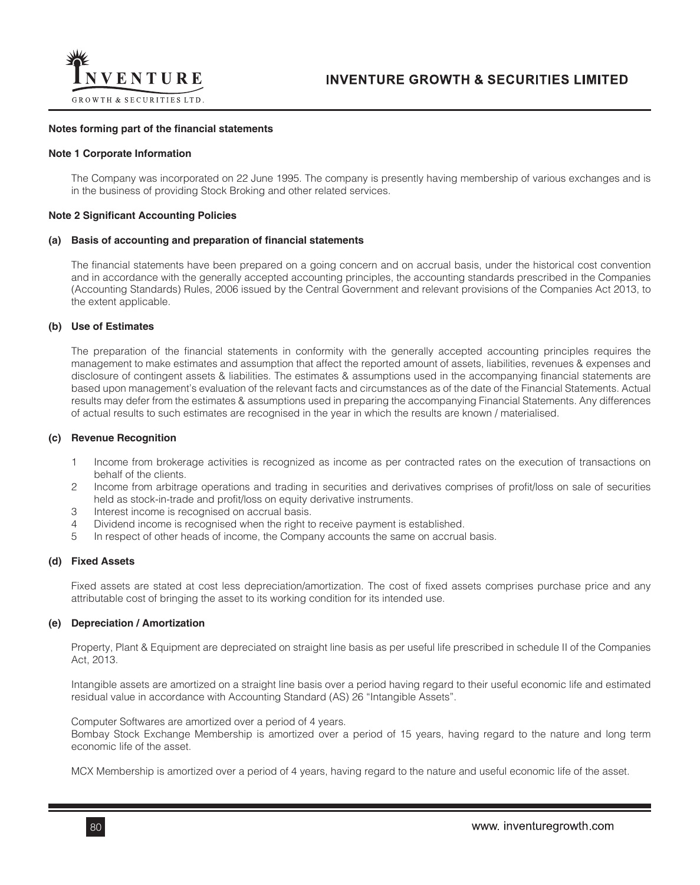**Notes forming part of the financial statements**

**Note 1 Corporate Information**

The Company was incorporated on 22 June 1995. The company is presently having membership of various exchanges and is in the business of providing Stock Broking and other related services.

**Note 2 Significant Accounting Policies**

**(a) Basis of accounting and preparation of financial statements**

The financial statements have been prepared on a going concern and on accrual basis, under the historical cost convention and in accordance with the generally accepted accounting principles, the accounting standards prescribed in the Companies (Accounting Standards) Rules, 2006 issued by the Central Government and relevant provisions of the Companies Act 2013, to the extent applicable.

**(b) Use of Estimates**

The preparation of the financial statements in conformity with the generally accepted accounting principles requires the management to make estimates and assumption that affect the reported amount of assets, liabilities, revenues & expenses and disclosure of contingent assets & liabilities. The estimates & assumptions used in the accompanying financial statements are based upon management's evaluation of the relevant facts and circumstances as of the date of the Financial Statements. Actual results may defer from the estimates & assumptions used in preparing the accompanying Financial Statements. Any differences of actual results to such estimates are recognised in the year in which the results are known / materialised.

**(c) Revenue Recognition**

1. Income from brokerage activities is recognized as income as per contracted rates on the execution of transactions on behalf of the clients.
2. Income from arbitrage operations and trading in securities and derivatives comprises of profit/loss on sale of securities held as stock-in-trade and profit/loss on equity derivative instruments.
3. Interest income is recognised on accrual basis.
4. Dividend income is recognised when the right to receive payment is established.
5. In respect of other heads of income, the Company accounts the same on accrual basis.

**(d) Fixed Assets**

Fixed assets are stated at cost less depreciation/amortization. The cost of fixed assets comprises purchase price and any attributable cost of bringing the asset to its working condition for its intended use.

**(e) Depreciation / Amortization**

Property, Plant & Equipment are depreciated on straight line basis as per useful life prescribed in schedule II of the Companies Act, 2013.

Intangible assets are amortized on a straight line basis over a period having regard to their useful economic life and estimated residual value in accordance with Accounting Standard (AS) 26 "Intangible Assets".

Computer Softwares are amortized over a period of 4 years.
Bombay Stock Exchange Membership is amortized over a period of 15 years, having regard to the nature and long term economic life of the asset.

MCX Membership is amortized over a period of 4 years, having regard to the nature and useful economic life of the asset.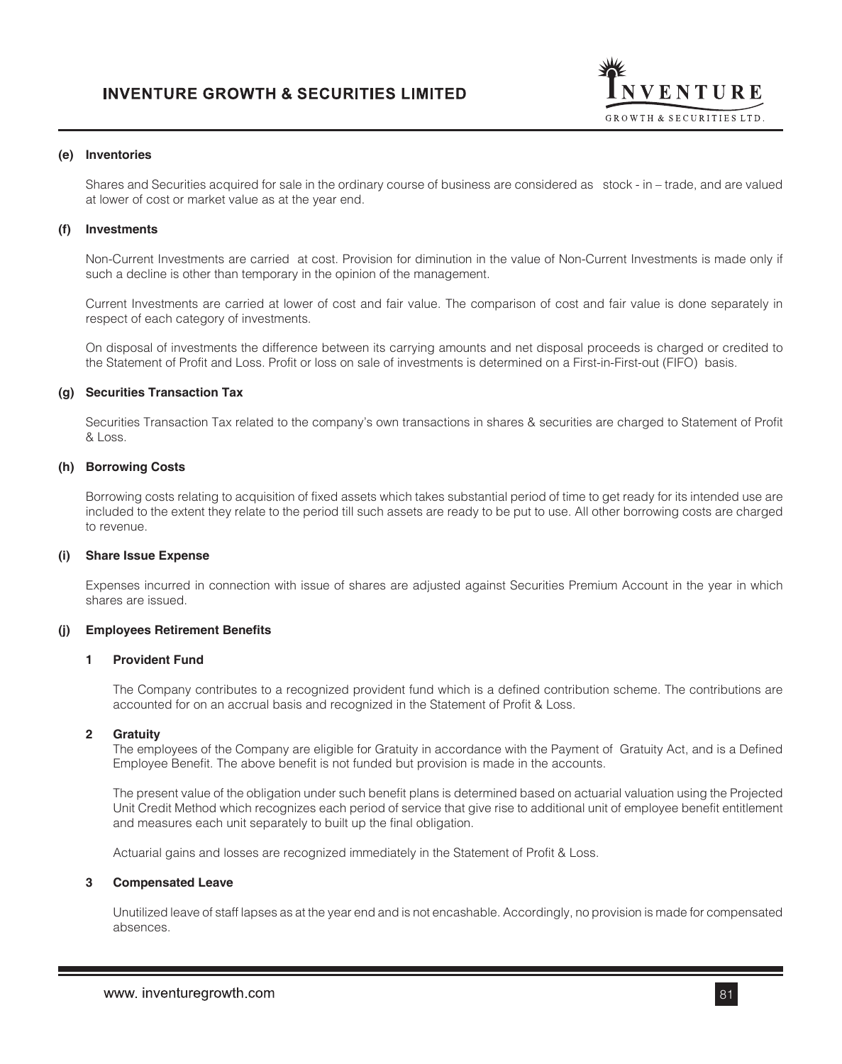## (e) Inventories

Shares and Securities acquired for sale in the ordinary course of business are considered as stock - in – trade, and are valued at lower of cost or market value as at the year end.

## (f) Investments

Non-Current Investments are carried at cost. Provision for diminution in the value of Non-Current Investments is made only if such a decline is other than temporary in the opinion of the management.

Current Investments are carried at lower of cost and fair value. The comparison of cost and fair value is done separately in respect of each category of investments.

On disposal of investments the difference between its carrying amounts and net disposal proceeds is charged or credited to the Statement of Profit and Loss. Profit or loss on sale of investments is determined on a First-in-First-out (FIFO) basis.

## (g) Securities Transaction Tax

Securities Transaction Tax related to the company's own transactions in shares & securities are charged to Statement of Profit & Loss.

## (h) Borrowing Costs

Borrowing costs relating to acquisition of fixed assets which takes substantial period of time to get ready for its intended use are included to the extent they relate to the period till such assets are ready to be put to use. All other borrowing costs are charged to revenue.

## (i) Share Issue Expense

Expenses incurred in connection with issue of shares are adjusted against Securities Premium Account in the year in which shares are issued.

## (j) Employees Retirement Benefits

### 1 Provident Fund

The Company contributes to a recognized provident fund which is a defined contribution scheme. The contributions are accounted for on an accrual basis and recognized in the Statement of Profit & Loss.

### 2 Gratuity

The employees of the Company are eligible for Gratuity in accordance with the Payment of Gratuity Act, and is a Defined Employee Benefit. The above benefit is not funded but provision is made in the accounts.

The present value of the obligation under such benefit plans is determined based on actuarial valuation using the Projected Unit Credit Method which recognizes each period of service that give rise to additional unit of employee benefit entitlement and measures each unit separately to built up the final obligation.

Actuarial gains and losses are recognized immediately in the Statement of Profit & Loss.

### 3 Compensated Leave

Unutilized leave of staff lapses as at the year end and is not encashable. Accordingly, no provision is made for compensated absences.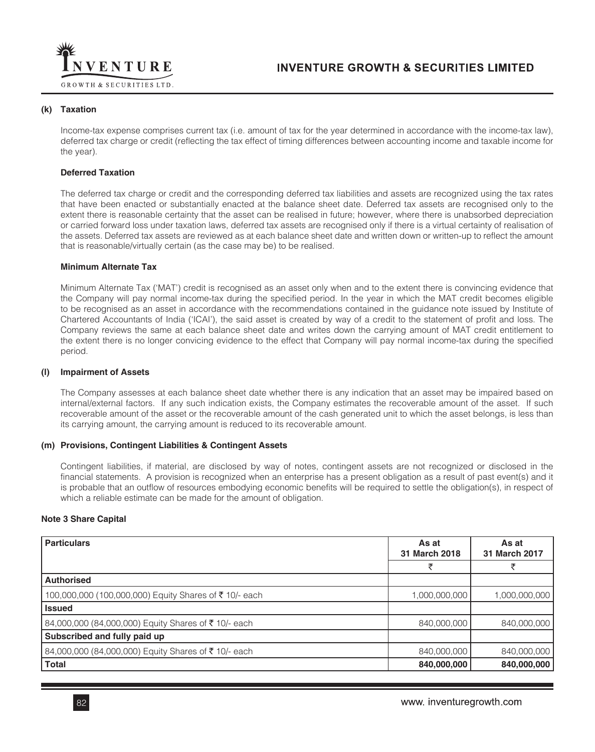**(k) Taxation**

Income-tax expense comprises current tax (i.e. amount of tax for the year determined in accordance with the income-tax law), deferred tax charge or credit (reflecting the tax effect of timing differences between accounting income and taxable income for the year).

**Deferred Taxation**

The deferred tax charge or credit and the corresponding deferred tax liabilities and assets are recognized using the tax rates that have been enacted or substantially enacted at the balance sheet date. Deferred tax assets are recognised only to the extent there is reasonable certainty that the asset can be realised in future; however, where there is unabsorbed depreciation or carried forward loss under taxation laws, deferred tax assets are recognised only if there is a virtual certainty of realisation of the assets. Deferred tax assets are reviewed as at each balance sheet date and written down or written-up to reflect the amount that is reasonable/virtually certain (as the case may be) to be realised.

**Minimum Alternate Tax**

Minimum Alternate Tax ('MAT') credit is recognised as an asset only when and to the extent there is convincing evidence that the Company will pay normal income-tax during the specified period. In the year in which the MAT credit becomes eligible to be recognised as an asset in accordance with the recommendations contained in the guidance note issued by Institute of Chartered Accountants of India ('ICAI'), the said asset is created by way of a credit to the statement of profit and loss. The Company reviews the same at each balance sheet date and writes down the carrying amount of MAT credit entitlement to the extent there is no longer convicing evidence to the effect that Company will pay normal income-tax during the specified period.

**(l) Impairment of Assets**

The Company assesses at each balance sheet date whether there is any indication that an asset may be impaired based on internal/external factors. If any such indication exists, the Company estimates the recoverable amount of the asset. If such recoverable amount of the asset or the recoverable amount of the cash generated unit to which the asset belongs, is less than its carrying amount, the carrying amount is reduced to its recoverable amount.

**(m) Provisions, Contingent Liabilities & Contingent Assets**

Contingent liabilities, if material, are disclosed by way of notes, contingent assets are not recognized or disclosed in the financial statements. A provision is recognized when an enterprise has a present obligation as a result of past event(s) and it is probable that an outflow of resources embodying economic benefits will be required to settle the obligation(s), in respect of which a reliable estimate can be made for the amount of obligation.

**Note 3 Share Capital**

| Particulars | As at 31 March 2018 | As at 31 March 2017 |
|---|---|---|
| | ₹ | ₹ |
| **Authorised** | | |
| 100,000,000 (100,000,000) Equity Shares of ₹ 10/- each | 1,000,000,000 | 1,000,000,000 |
| **Issued** | | |
| 84,000,000 (84,000,000) Equity Shares of ₹ 10/- each | 840,000,000 | 840,000,000 |
| **Subscribed and fully paid up** | | |
| 84,000,000 (84,000,000) Equity Shares of ₹ 10/- each | 840,000,000 | 840,000,000 |
| **Total** | **840,000,000** | **840,000,000** |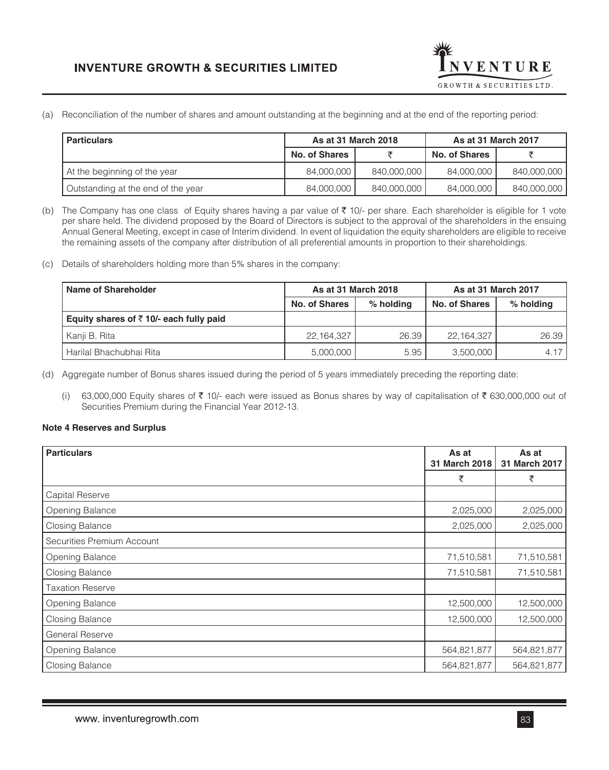(a) Reconciliation of the number of shares and amount outstanding at the beginning and at the end of the reporting period:

| Particulars | As at 31 March 2018 | | As at 31 March 2017 | |
|---|---|---|---|---|
| | No. of Shares | ₹ | No. of Shares | ₹ |
| At the beginning of the year | 84,000,000 | 840,000,000 | 84,000,000 | 840,000,000 |
| Outstanding at the end of the year | 84,000,000 | 840,000,000 | 84,000,000 | 840,000,000 |

(b) The Company has one class of Equity shares having a par value of ₹ 10/- per share. Each shareholder is eligible for 1 vote per share held. The dividend proposed by the Board of Directors is subject to the approval of the shareholders in the ensuing Annual General Meeting, except in case of Interim dividend. In event of liquidation the equity shareholders are eligible to receive the remaining assets of the company after distribution of all preferential amounts in proportion to their shareholdings.

(c) Details of shareholders holding more than 5% shares in the company:

| Name of Shareholder | As at 31 March 2018 | | As at 31 March 2017 | |
|---|---|---|---|---|
| | No. of Shares | % holding | No. of Shares | % holding |
| **Equity shares of ₹ 10/- each fully paid** | | | | |
| Kanji B. Rita | 22,164,327 | 26.39 | 22,164,327 | 26.39 |
| Harilal Bhachubhai Rita | 5,000,000 | 5.95 | 3,500,000 | 4.17 |

(d) Aggregate number of Bonus shares issued during the period of 5 years immediately preceding the reporting date:

(i) 63,000,000 Equity shares of ₹ 10/- each were issued as Bonus shares by way of capitalisation of ₹ 630,000,000 out of Securities Premium during the Financial Year 2012-13.

**Note 4 Reserves and Surplus**

| Particulars | As at 31 March 2018 | As at 31 March 2017 |
|---|---|---|
| | ₹ | ₹ |
| Capital Reserve | | |
| Opening Balance | 2,025,000 | 2,025,000 |
| Closing Balance | 2,025,000 | 2,025,000 |
| Securities Premium Account | | |
| Opening Balance | 71,510,581 | 71,510,581 |
| Closing Balance | 71,510,581 | 71,510,581 |
| Taxation Reserve | | |
| Opening Balance | 12,500,000 | 12,500,000 |
| Closing Balance | 12,500,000 | 12,500,000 |
| General Reserve | | |
| Opening Balance | 564,821,877 | 564,821,877 |
| Closing Balance | 564,821,877 | 564,821,877 |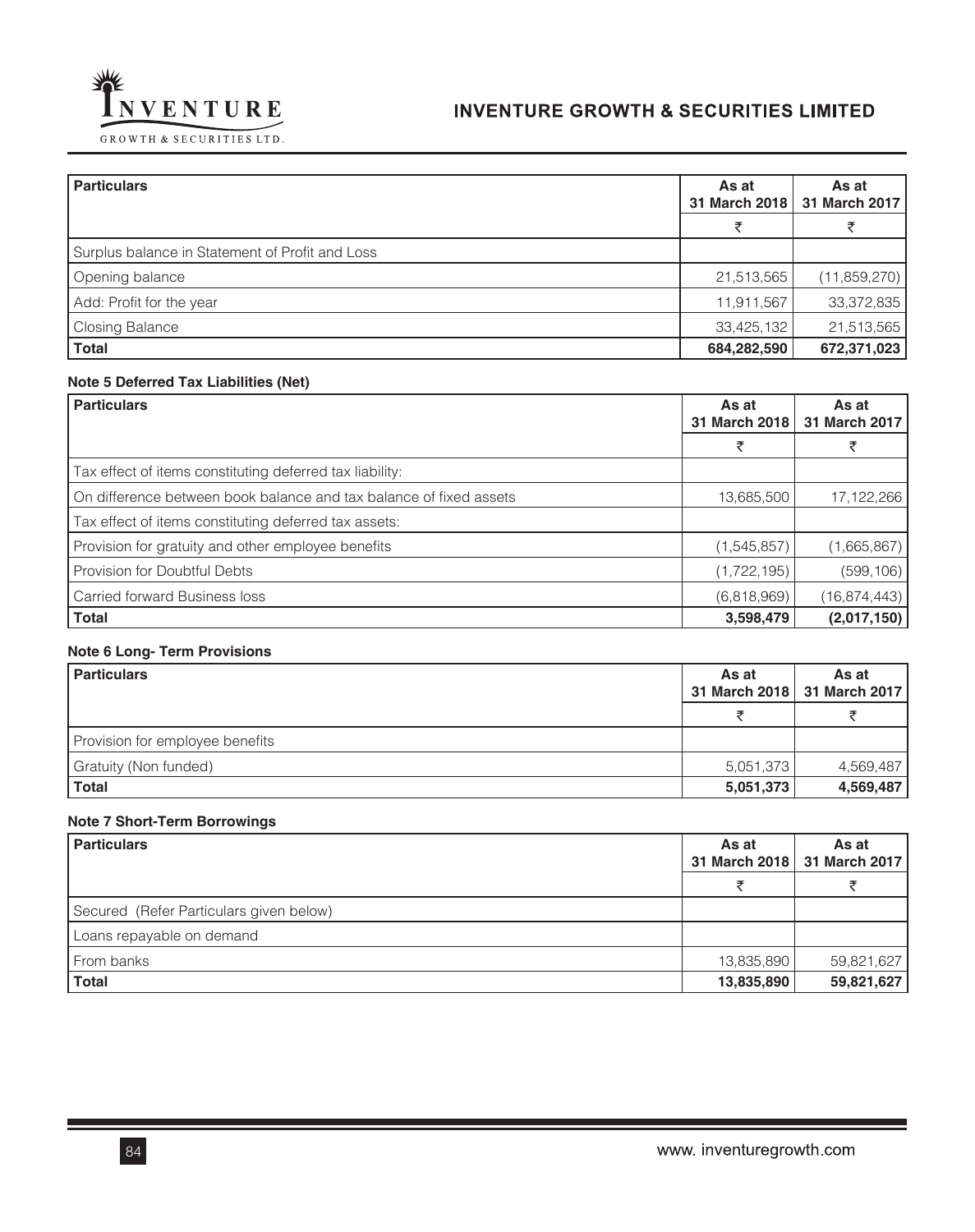| Particulars | As at 31 March 2018 | As at 31 March 2017 |
|---|---|---|
| | ₹ | ₹ |
| Surplus balance in Statement of Profit and Loss | | |
| Opening balance | 21,513,565 | (11,859,270) |
| Add: Profit for the year | 11,911,567 | 33,372,835 |
| Closing Balance | 33,425,132 | 21,513,565 |
| **Total** | **684,282,590** | **672,371,023** |

**Note 5 Deferred Tax Liabilities (Net)**

| Particulars | As at 31 March 2018 | As at 31 March 2017 |
|---|---|---|
| | ₹ | ₹ |
| Tax effect of items constituting deferred tax liability: | | |
| On difference between book balance and tax balance of fixed assets | 13,685,500 | 17,122,266 |
| Tax effect of items constituting deferred tax assets: | | |
| Provision for gratuity and other employee benefits | (1,545,857) | (1,665,867) |
| Provision for Doubtful Debts | (1,722,195) | (599,106) |
| Carried forward Business loss | (6,818,969) | (16,874,443) |
| **Total** | **3,598,479** | **(2,017,150)** |

**Note 6 Long- Term Provisions**

| Particulars | As at 31 March 2018 | As at 31 March 2017 |
|---|---|---|
| | ₹ | ₹ |
| Provision for employee benefits | | |
| Gratuity (Non funded) | 5,051,373 | 4,569,487 |
| **Total** | **5,051,373** | **4,569,487** |

**Note 7 Short-Term Borrowings**

| Particulars | As at 31 March 2018 | As at 31 March 2017 |
|---|---|---|
| | ₹ | ₹ |
| Secured (Refer Particulars given below) | | |
| Loans repayable on demand | | |
| From banks | 13,835,890 | 59,821,627 |
| **Total** | **13,835,890** | **59,821,627** |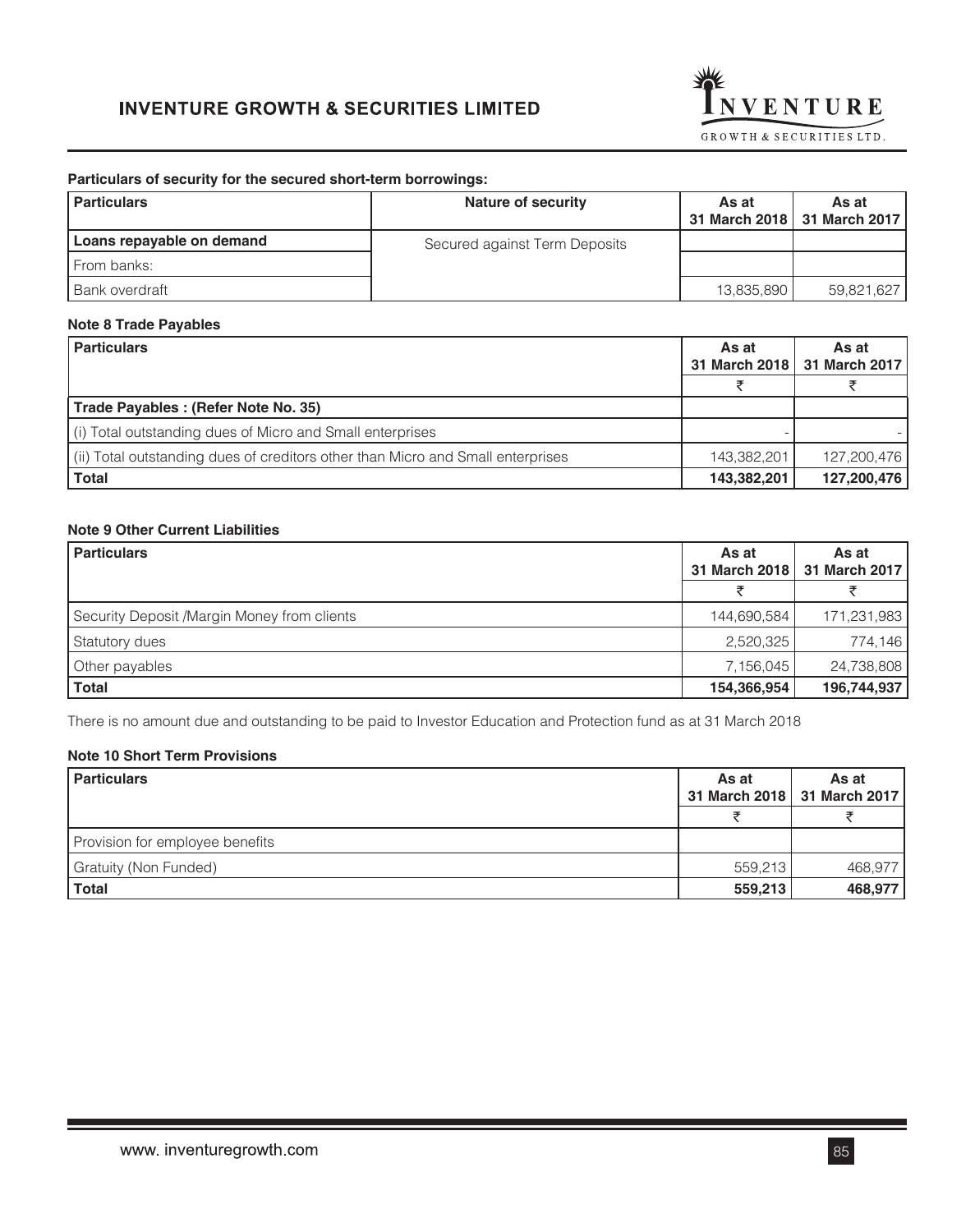**Particulars of security for the secured short-term borrowings:**

| Particulars | Nature of security | As at 31 March 2018 | As at 31 March 2017 |
|---|---|---|---|
| **Loans repayable on demand** | Secured against Term Deposits | | |
| From banks: | | | |
| Bank overdraft | | 13,835,890 | 59,821,627 |

**Note 8 Trade Payables**

| Particulars | As at 31 March 2018 | As at 31 March 2017 |
|---|---|---|
| | ₹ | ₹ |
| **Trade Payables : (Refer Note No. 35)** | | |
| (i) Total outstanding dues of Micro and Small enterprises | - | - |
| (ii) Total outstanding dues of creditors other than Micro and Small enterprises | 143,382,201 | 127,200,476 |
| **Total** | **143,382,201** | **127,200,476** |

**Note 9 Other Current Liabilities**

| Particulars | As at 31 March 2018 | As at 31 March 2017 |
|---|---|---|
| | ₹ | ₹ |
| Security Deposit /Margin Money from clients | 144,690,584 | 171,231,983 |
| Statutory dues | 2,520,325 | 774,146 |
| Other payables | 7,156,045 | 24,738,808 |
| **Total** | **154,366,954** | **196,744,937** |

There is no amount due and outstanding to be paid to Investor Education and Protection fund as at 31 March 2018

**Note 10 Short Term Provisions**

| Particulars | As at 31 March 2018 | As at 31 March 2017 |
|---|---|---|
| | ₹ | ₹ |
| Provision for employee benefits | | |
| Gratuity (Non Funded) | 559,213 | 468,977 |
| **Total** | **559,213** | **468,977** |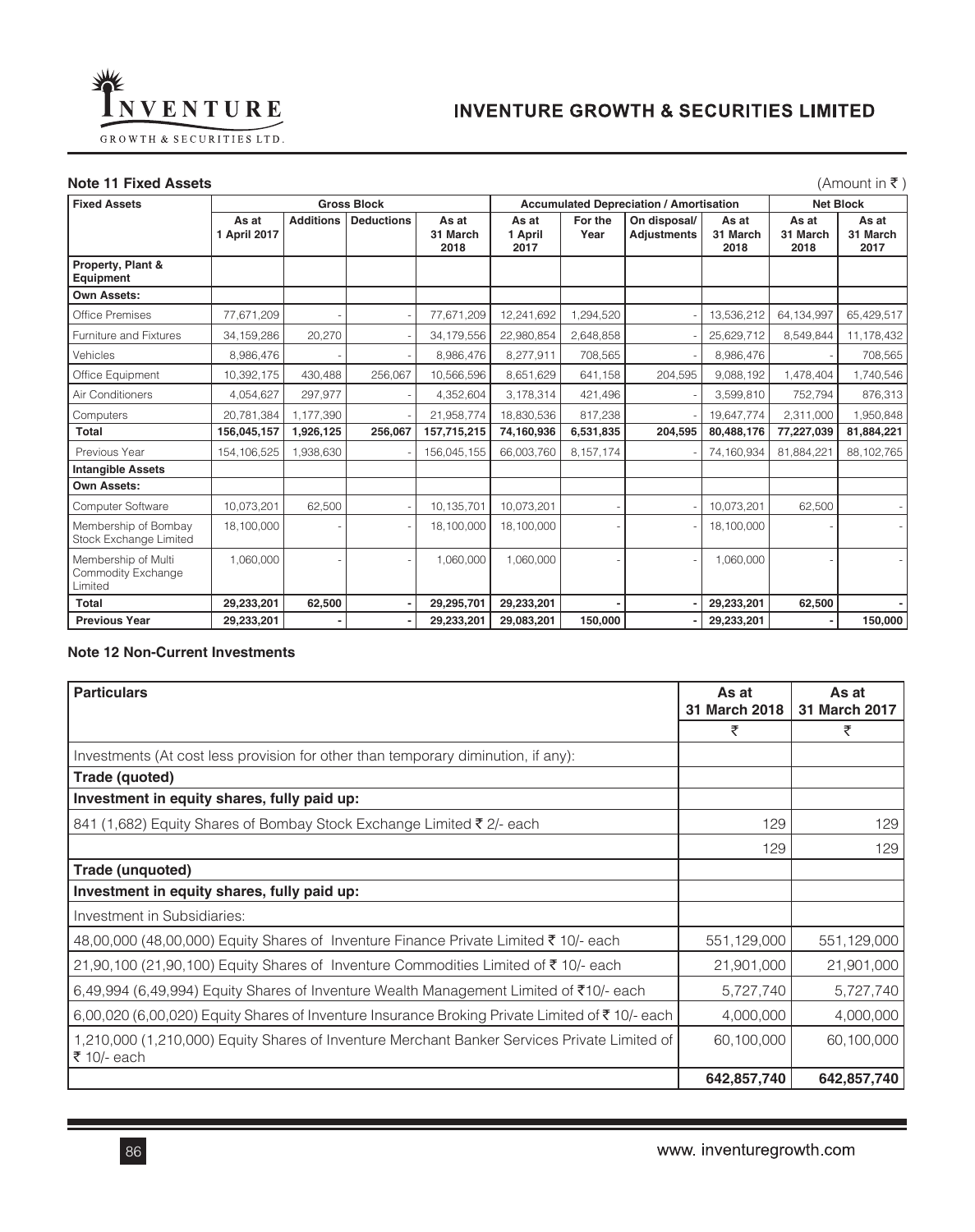**Note 11 Fixed Assets**

(Amount in ₹ )

| Fixed Assets | Gross Block | | | | Accumulated Depreciation / Amortisation | | | | Net Block | |
|---|---|---|---|---|---|---|---|---|---|---|
| | As at 1 April 2017 | Additions | Deductions | As at 31 March 2018 | As at 1 April 2017 | For the Year | On disposal/ Adjustments | As at 31 March 2018 | As at 31 March 2018 | As at 31 March 2017 |
| **Property, Plant & Equipment** | | | | | | | | | | |
| **Own Assets:** | | | | | | | | | | |
| Office Premises | 77,671,209 | - | - | 77,671,209 | 12,241,692 | 1,294,520 | - | 13,536,212 | 64,134,997 | 65,429,517 |
| Furniture and Fixtures | 34,159,286 | 20,270 | - | 34,179,556 | 22,980,854 | 2,648,858 | - | 25,629,712 | 8,549,844 | 11,178,432 |
| Vehicles | 8,986,476 | - | - | 8,986,476 | 8,277,911 | 708,565 | - | 8,986,476 | - | 708,565 |
| Office Equipment | 10,392,175 | 430,488 | 256,067 | 10,566,596 | 8,651,629 | 641,158 | 204,595 | 9,088,192 | 1,478,404 | 1,740,546 |
| Air Conditioners | 4,054,627 | 297,977 | - | 4,352,604 | 3,178,314 | 421,496 | - | 3,599,810 | 752,794 | 876,313 |
| Computers | 20,781,384 | 1,177,390 | - | 21,958,774 | 18,830,536 | 817,238 | - | 19,647,774 | 2,311,000 | 1,950,848 |
| **Total** | **156,045,157** | **1,926,125** | **256,067** | **157,715,215** | **74,160,936** | **6,531,835** | **204,595** | **80,488,176** | **77,227,039** | **81,884,221** |
| Previous Year | 154,106,525 | 1,938,630 | - | 156,045,155 | 66,003,760 | 8,157,174 | - | 74,160,934 | 81,884,221 | 88,102,765 |
| **Intangible Assets** | | | | | | | | | | |
| **Own Assets:** | | | | | | | | | | |
| Computer Software | 10,073,201 | 62,500 | - | 10,135,701 | 10,073,201 | - | - | 10,073,201 | 62,500 | - |
| Membership of Bombay Stock Exchange Limited | 18,100,000 | - | - | 18,100,000 | 18,100,000 | - | - | 18,100,000 | - | - |
| Membership of Multi Commodity Exchange Limited | 1,060,000 | - | - | 1,060,000 | 1,060,000 | - | - | 1,060,000 | - | - |
| **Total** | **29,233,201** | **62,500** | **-** | **29,295,701** | **29,233,201** | **-** | **-** | **29,233,201** | **62,500** | **-** |
| **Previous Year** | **29,233,201** | **-** | **-** | **29,233,201** | **29,083,201** | **150,000** | **-** | **29,233,201** | **-** | **150,000** |

**Note 12 Non-Current Investments**

| Particulars | As at 31 March 2018 | As at 31 March 2017 |
|---|---|---|
| | ₹ | ₹ |
| Investments (At cost less provision for other than temporary diminution, if any): | | |
| **Trade (quoted)** | | |
| **Investment in equity shares, fully paid up:** | | |
| 841 (1,682) Equity Shares of Bombay Stock Exchange Limited ₹ 2/- each | 129 | 129 |
| | 129 | 129 |
| **Trade (unquoted)** | | |
| **Investment in equity shares, fully paid up:** | | |
| Investment in Subsidiaries: | | |
| 48,00,000 (48,00,000) Equity Shares of Inventure Finance Private Limited ₹ 10/- each | 551,129,000 | 551,129,000 |
| 21,90,100 (21,90,100) Equity Shares of Inventure Commodities Limited of ₹ 10/- each | 21,901,000 | 21,901,000 |
| 6,49,994 (6,49,994) Equity Shares of Inventure Wealth Management Limited of ₹10/- each | 5,727,740 | 5,727,740 |
| 6,00,020 (6,00,020) Equity Shares of Inventure Insurance Broking Private Limited of ₹ 10/- each | 4,000,000 | 4,000,000 |
| 1,210,000 (1,210,000) Equity Shares of Inventure Merchant Banker Services Private Limited of ₹ 10/- each | 60,100,000 | 60,100,000 |
| | **642,857,740** | **642,857,740** |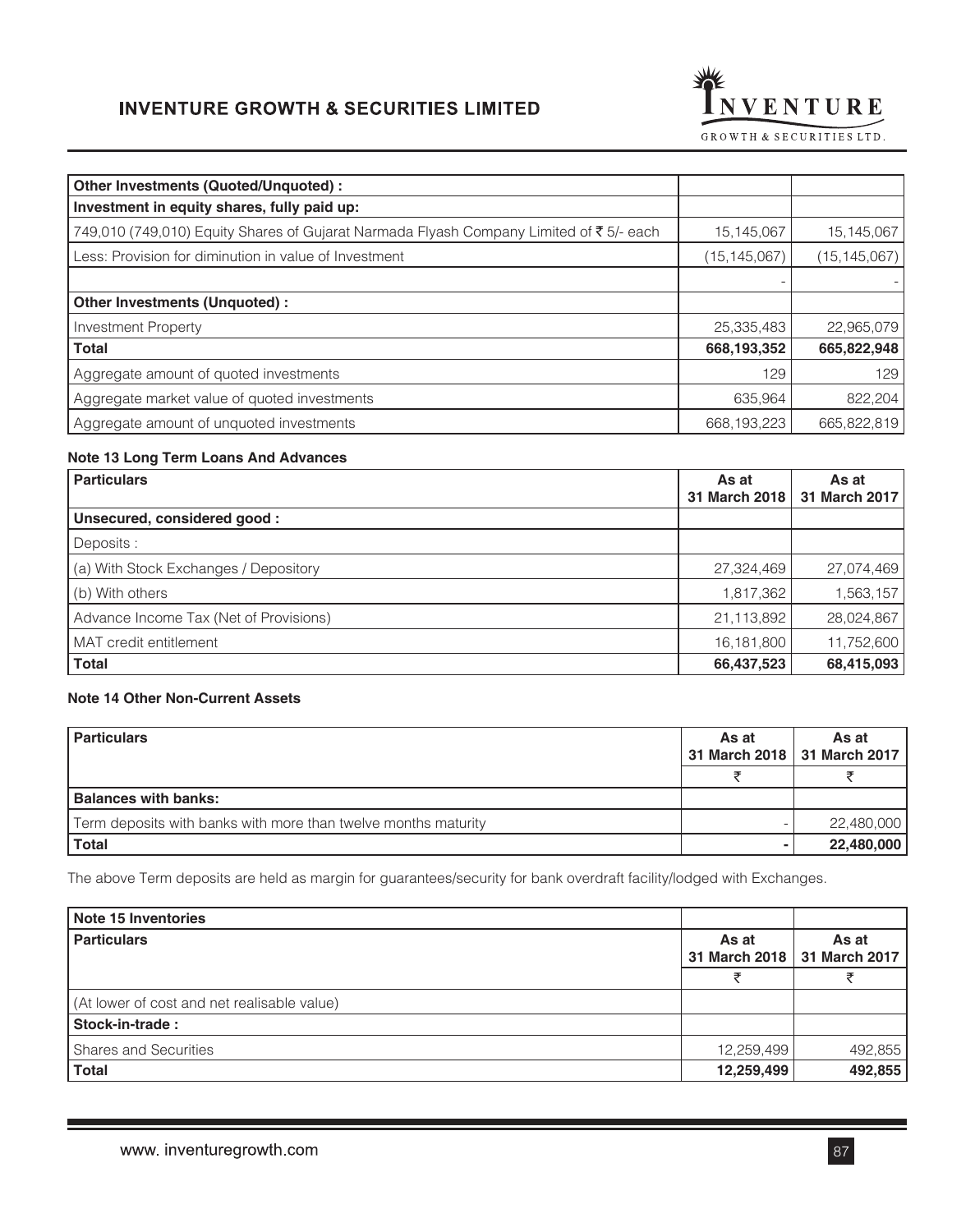| Other Investments (Quoted/Unquoted) : | | |
|---|---|---|
| **Investment in equity shares, fully paid up:** | | |
| 749,010 (749,010) Equity Shares of Gujarat Narmada Flyash Company Limited of ₹ 5/- each | 15,145,067 | 15,145,067 |
| Less: Provision for diminution in value of Investment | (15,145,067) | (15,145,067) |
| | - | - |
| **Other Investments (Unquoted) :** | | |
| Investment Property | 25,335,483 | 22,965,079 |
| **Total** | **668,193,352** | **665,822,948** |
| Aggregate amount of quoted investments | 129 | 129 |
| Aggregate market value of quoted investments | 635,964 | 822,204 |
| Aggregate amount of unquoted investments | 668,193,223 | 665,822,819 |

### Note 13 Long Term Loans And Advances

| Particulars | As at 31 March 2018 | As at 31 March 2017 |
|---|---|---|
| **Unsecured, considered good :** | | |
| Deposits : | | |
| (a) With Stock Exchanges / Depository | 27,324,469 | 27,074,469 |
| (b) With others | 1,817,362 | 1,563,157 |
| Advance Income Tax (Net of Provisions) | 21,113,892 | 28,024,867 |
| MAT credit entitlement | 16,181,800 | 11,752,600 |
| **Total** | **66,437,523** | **68,415,093** |

### Note 14 Other Non-Current Assets

| Particulars | As at 31 March 2018 | As at 31 March 2017 |
|---|---|---|
| | ₹ | ₹ |
| **Balances with banks:** | | |
| Term deposits with banks with more than twelve months maturity | - | 22,480,000 |
| **Total** | **-** | **22,480,000** |

The above Term deposits are held as margin for guarantees/security for bank overdraft facility/lodged with Exchanges.

### Note 15 Inventories

| Particulars | As at 31 March 2018 | As at 31 March 2017 |
|---|---|---|
| | ₹ | ₹ |
| (At lower of cost and net realisable value) | | |
| **Stock-in-trade :** | | |
| Shares and Securities | 12,259,499 | 492,855 |
| **Total** | **12,259,499** | **492,855** |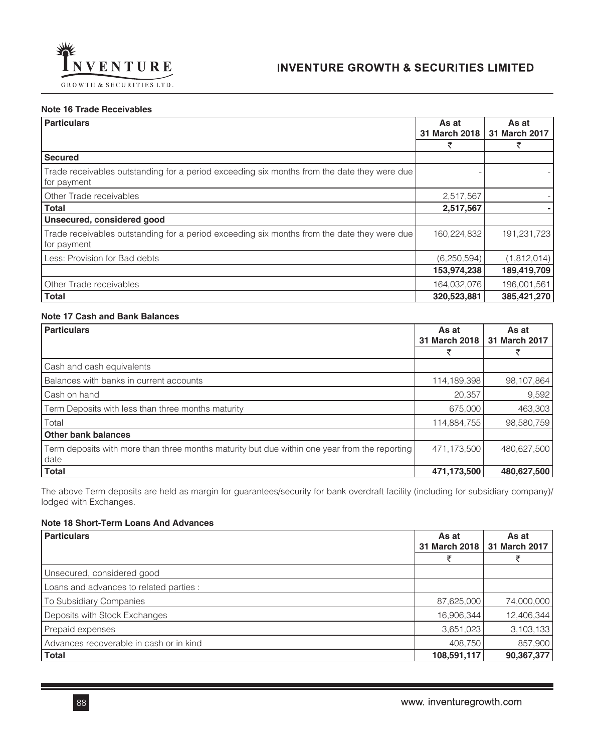### Note 16 Trade Receivables

| Particulars | As at 31 March 2018 | As at 31 March 2017 |
|---|---|---|
| | ₹ | ₹ |
| **Secured** | | |
| Trade receivables outstanding for a period exceeding six months from the date they were due for payment | - | - |
| Other Trade receivables | 2,517,567 | - |
| **Total** | **2,517,567** | **-** |
| **Unsecured, considered good** | | |
| Trade receivables outstanding for a period exceeding six months from the date they were due for payment | 160,224,832 | 191,231,723 |
| Less: Provision for Bad debts | (6,250,594) | (1,812,014) |
| | **153,974,238** | **189,419,709** |
| Other Trade receivables | 164,032,076 | 196,001,561 |
| **Total** | **320,523,881** | **385,421,270** |

### Note 17 Cash and Bank Balances

| Particulars | As at 31 March 2018 | As at 31 March 2017 |
|---|---|---|
| | ₹ | ₹ |
| Cash and cash equivalents | | |
| Balances with banks in current accounts | 114,189,398 | 98,107,864 |
| Cash on hand | 20,357 | 9,592 |
| Term Deposits with less than three months maturity | 675,000 | 463,303 |
| Total | 114,884,755 | 98,580,759 |
| **Other bank balances** | | |
| Term deposits with more than three months maturity but due within one year from the reporting date | 471,173,500 | 480,627,500 |
| **Total** | **471,173,500** | **480,627,500** |

The above Term deposits are held as margin for guarantees/security for bank overdraft facility (including for subsidiary company)/ lodged with Exchanges.

### Note 18 Short-Term Loans And Advances

| Particulars | As at 31 March 2018 | As at 31 March 2017 |
|---|---|---|
| | ₹ | ₹ |
| Unsecured, considered good | | |
| Loans and advances to related parties : | | |
| To Subsidiary Companies | 87,625,000 | 74,000,000 |
| Deposits with Stock Exchanges | 16,906,344 | 12,406,344 |
| Prepaid expenses | 3,651,023 | 3,103,133 |
| Advances recoverable in cash or in kind | 408,750 | 857,900 |
| **Total** | **108,591,117** | **90,367,377** |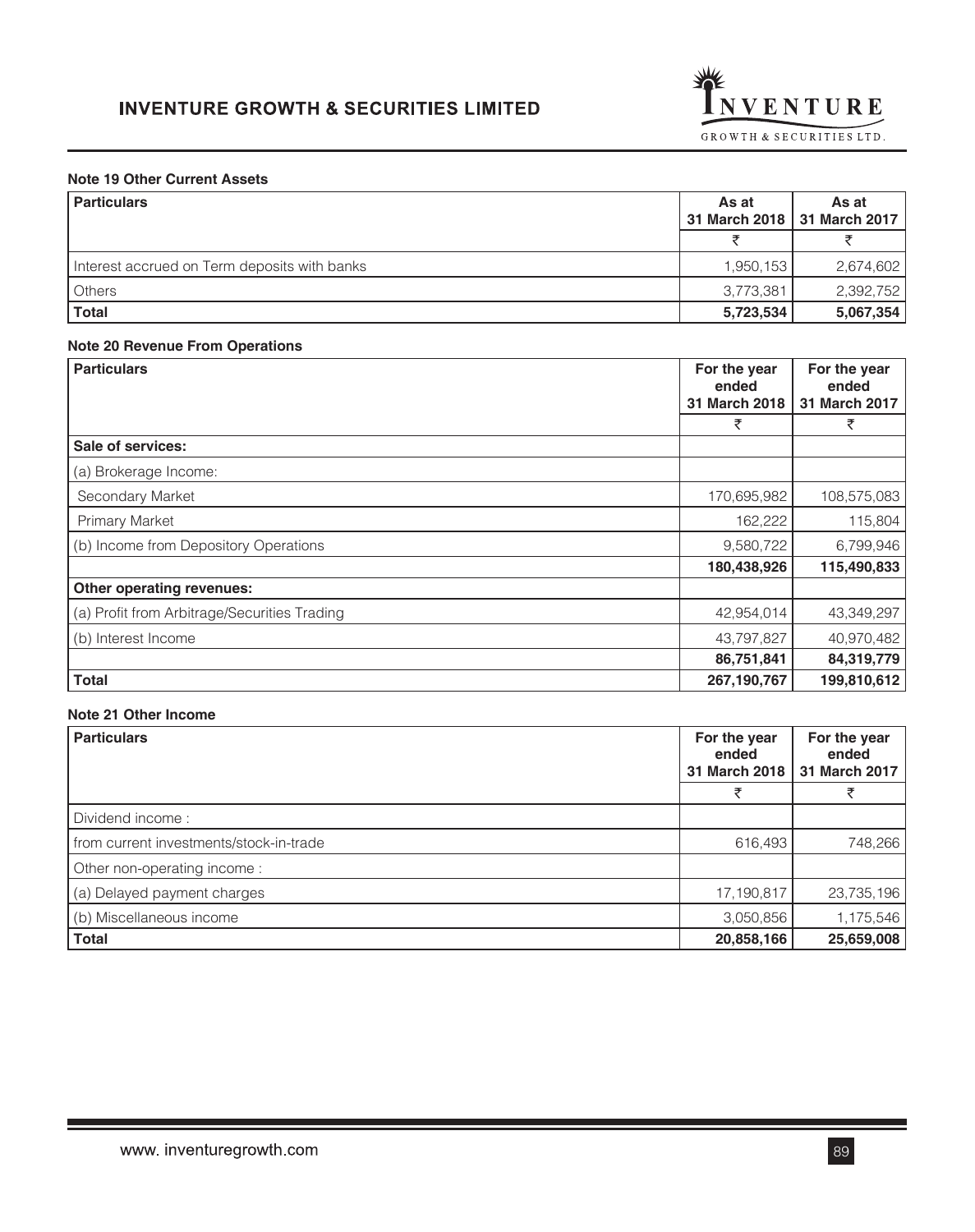**Note 19 Other Current Assets**

| Particulars | As at 31 March 2018 | As at 31 March 2017 |
|---|---|---|
| | ₹ | ₹ |
| Interest accrued on Term deposits with banks | 1,950,153 | 2,674,602 |
| Others | 3,773,381 | 2,392,752 |
| **Total** | **5,723,534** | **5,067,354** |

**Note 20 Revenue From Operations**

| Particulars | For the year ended 31 March 2018 | For the year ended 31 March 2017 |
|---|---|---|
| | ₹ | ₹ |
| **Sale of services:** | | |
| (a) Brokerage Income: | | |
| Secondary Market | 170,695,982 | 108,575,083 |
| Primary Market | 162,222 | 115,804 |
| (b) Income from Depository Operations | 9,580,722 | 6,799,946 |
| | **180,438,926** | **115,490,833** |
| **Other operating revenues:** | | |
| (a) Profit from Arbitrage/Securities Trading | 42,954,014 | 43,349,297 |
| (b) Interest Income | 43,797,827 | 40,970,482 |
| | **86,751,841** | **84,319,779** |
| **Total** | **267,190,767** | **199,810,612** |

**Note 21 Other Income**

| Particulars | For the year ended 31 March 2018 | For the year ended 31 March 2017 |
|---|---|---|
| | ₹ | ₹ |
| Dividend income : | | |
| from current investments/stock-in-trade | 616,493 | 748,266 |
| Other non-operating income : | | |
| (a) Delayed payment charges | 17,190,817 | 23,735,196 |
| (b) Miscellaneous income | 3,050,856 | 1,175,546 |
| **Total** | **20,858,166** | **25,659,008** |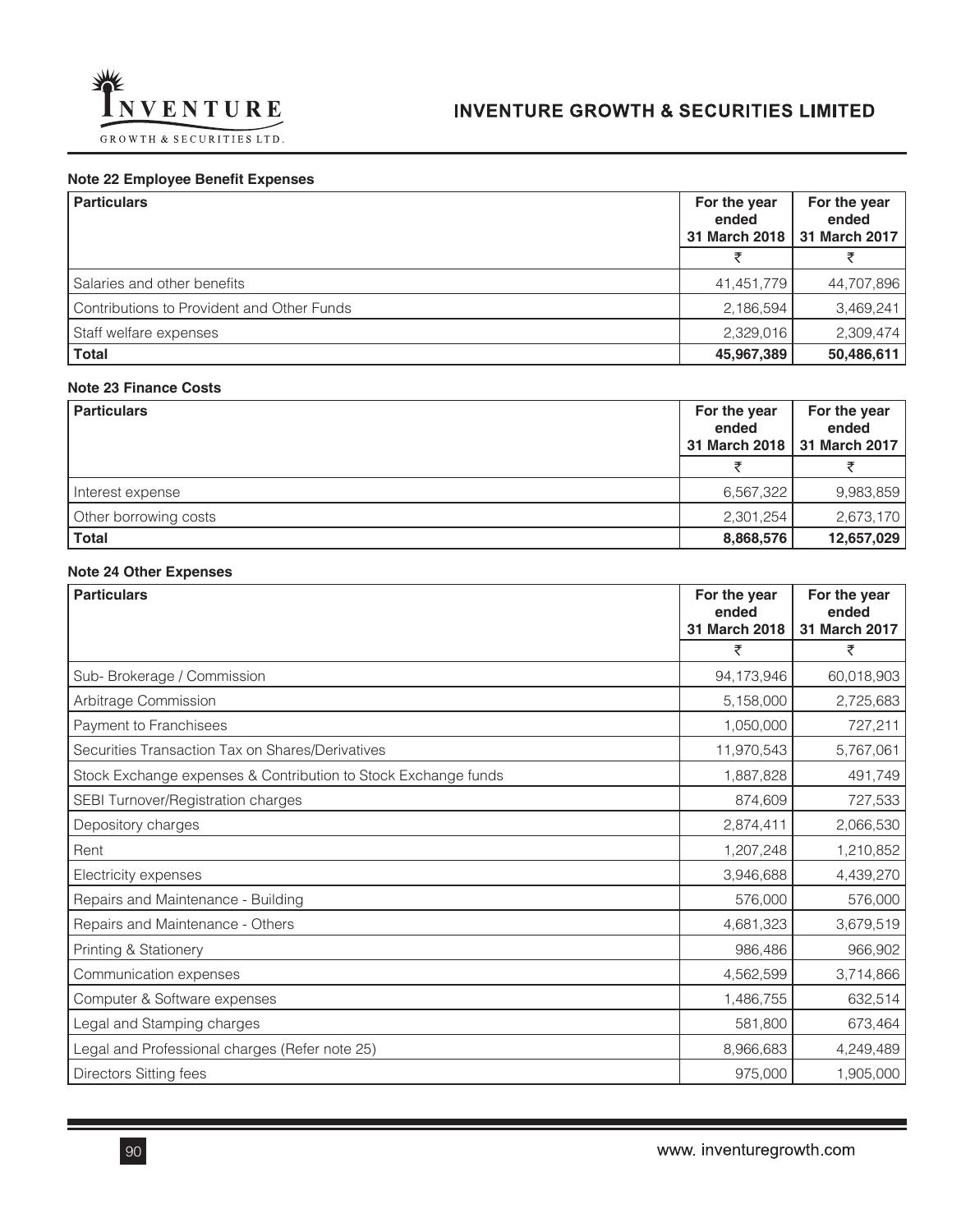**Note 22 Employee Benefit Expenses**

| Particulars | For the year ended 31 March 2018 | For the year ended 31 March 2017 |
|---|---|---|
| | ₹ | ₹ |
| Salaries and other benefits | 41,451,779 | 44,707,896 |
| Contributions to Provident and Other Funds | 2,186,594 | 3,469,241 |
| Staff welfare expenses | 2,329,016 | 2,309,474 |
| **Total** | **45,967,389** | **50,486,611** |

**Note 23 Finance Costs**

| Particulars | For the year ended 31 March 2018 | For the year ended 31 March 2017 |
|---|---|---|
| | ₹ | ₹ |
| Interest expense | 6,567,322 | 9,983,859 |
| Other borrowing costs | 2,301,254 | 2,673,170 |
| **Total** | **8,868,576** | **12,657,029** |

**Note 24 Other Expenses**

| Particulars | For the year ended 31 March 2018 | For the year ended 31 March 2017 |
|---|---|---|
| | ₹ | ₹ |
| Sub- Brokerage / Commission | 94,173,946 | 60,018,903 |
| Arbitrage Commission | 5,158,000 | 2,725,683 |
| Payment to Franchisees | 1,050,000 | 727,211 |
| Securities Transaction Tax on Shares/Derivatives | 11,970,543 | 5,767,061 |
| Stock Exchange expenses & Contribution to Stock Exchange funds | 1,887,828 | 491,749 |
| SEBI Turnover/Registration charges | 874,609 | 727,533 |
| Depository charges | 2,874,411 | 2,066,530 |
| Rent | 1,207,248 | 1,210,852 |
| Electricity expenses | 3,946,688 | 4,439,270 |
| Repairs and Maintenance - Building | 576,000 | 576,000 |
| Repairs and Maintenance - Others | 4,681,323 | 3,679,519 |
| Printing & Stationery | 986,486 | 966,902 |
| Communication expenses | 4,562,599 | 3,714,866 |
| Computer & Software expenses | 1,486,755 | 632,514 |
| Legal and Stamping charges | 581,800 | 673,464 |
| Legal and Professional charges (Refer note 25) | 8,966,683 | 4,249,489 |
| Directors Sitting fees | 975,000 | 1,905,000 |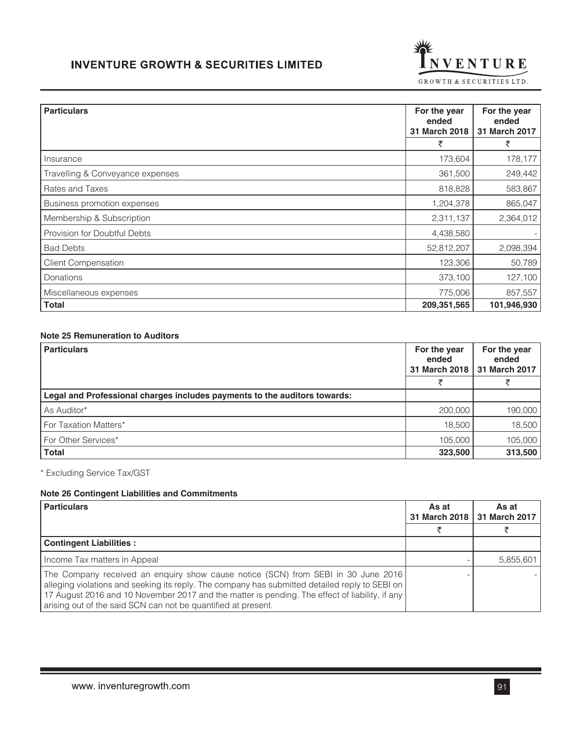| Particulars | For the year ended 31 March 2018 | For the year ended 31 March 2017 |
|---|---|---|
| | ₹ | ₹ |
| Insurance | 173,604 | 178,177 |
| Travelling & Conveyance expenses | 361,500 | 249,442 |
| Rates and Taxes | 818,828 | 583,867 |
| Business promotion expenses | 1,204,378 | 865,047 |
| Membership & Subscription | 2,311,137 | 2,364,012 |
| Provision for Doubtful Debts | 4,438,580 | - |
| Bad Debts | 52,812,207 | 2,098,394 |
| Client Compensation | 123,306 | 50,789 |
| Donations | 373,100 | 127,100 |
| Miscellaneous expenses | 775,006 | 857,557 |
| **Total** | **209,351,565** | **101,946,930** |

#### Note 25 Remuneration to Auditors

| Particulars | For the year ended 31 March 2018 | For the year ended 31 March 2017 |
|---|---|---|
| | ₹ | ₹ |
| **Legal and Professional charges includes payments to the auditors towards:** | | |
| As Auditor* | 200,000 | 190,000 |
| For Taxation Matters* | 18,500 | 18,500 |
| For Other Services* | 105,000 | 105,000 |
| **Total** | **323,500** | **313,500** |

* Excluding Service Tax/GST

#### Note 26 Contingent Liabilities and Commitments

| Particulars | As at 31 March 2018 | As at 31 March 2017 |
|---|---|---|
| | ₹ | ₹ |
| **Contingent Liabilities :** | | |
| Income Tax matters in Appeal | - | 5,855,601 |
| The Company received an enquiry show cause notice (SCN) from SEBI in 30 June 2016 alleging violations and seeking its reply. The company has submitted detailed reply to SEBI on 17 August 2016 and 10 November 2017 and the matter is pending. The effect of liability, if any arising out of the said SCN can not be quantified at present. | - | - |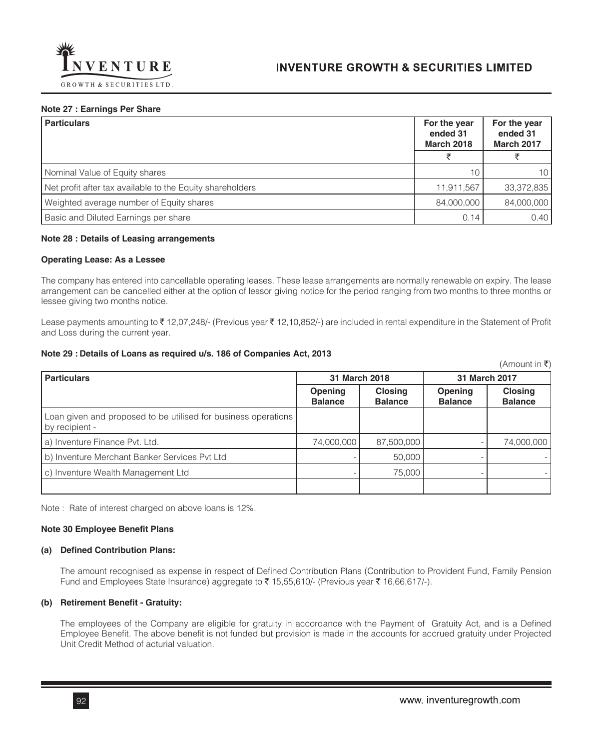#### Note 27 : Earnings Per Share

| Particulars | For the year ended 31 March 2018 | For the year ended 31 March 2017 |
|---|---|---|
| | ₹ | ₹ |
| Nominal Value of Equity shares | 10 | 10 |
| Net profit after tax available to the Equity shareholders | 11,911,567 | 33,372,835 |
| Weighted average number of Equity shares | 84,000,000 | 84,000,000 |
| Basic and Diluted Earnings per share | 0.14 | 0.40 |

#### Note 28 : Details of Leasing arrangements

**Operating Lease: As a Lessee**

The company has entered into cancellable operating leases. These lease arrangements are normally renewable on expiry. The lease arrangement can be cancelled either at the option of lessor giving notice for the period ranging from two months to three months or lessee giving two months notice.

Lease payments amounting to ₹ 12,07,248/- (Previous year ₹ 12,10,852/-) are included in rental expenditure in the Statement of Profit and Loss during the current year.

#### Note 29 : Details of Loans as required u/s. 186 of Companies Act, 2013

(Amount in ₹)

| Particulars | 31 March 2018 | | 31 March 2017 | |
|---|---|---|---|---|
| | Opening Balance | Closing Balance | Opening Balance | Closing Balance |
| Loan given and proposed to be utilised for business operations by recipient - | | | | |
| a) Inventure Finance Pvt. Ltd. | 74,000,000 | 87,500,000 | - | 74,000,000 |
| b) Inventure Merchant Banker Services Pvt Ltd | - | 50,000 | - | - |
| c) Inventure Wealth Management Ltd | - | 75,000 | - | - |
| | | | | |

Note : Rate of interest charged on above loans is 12%.

#### Note 30 Employee Benefit Plans

**(a) Defined Contribution Plans:**

The amount recognised as expense in respect of Defined Contribution Plans (Contribution to Provident Fund, Family Pension Fund and Employees State Insurance) aggregate to ₹ 15,55,610/- (Previous year ₹ 16,66,617/-).

**(b) Retirement Benefit - Gratuity:**

The employees of the Company are eligible for gratuity in accordance with the Payment of Gratuity Act, and is a Defined Employee Benefit. The above benefit is not funded but provision is made in the accounts for accrued gratuity under Projected Unit Credit Method of acturial valuation.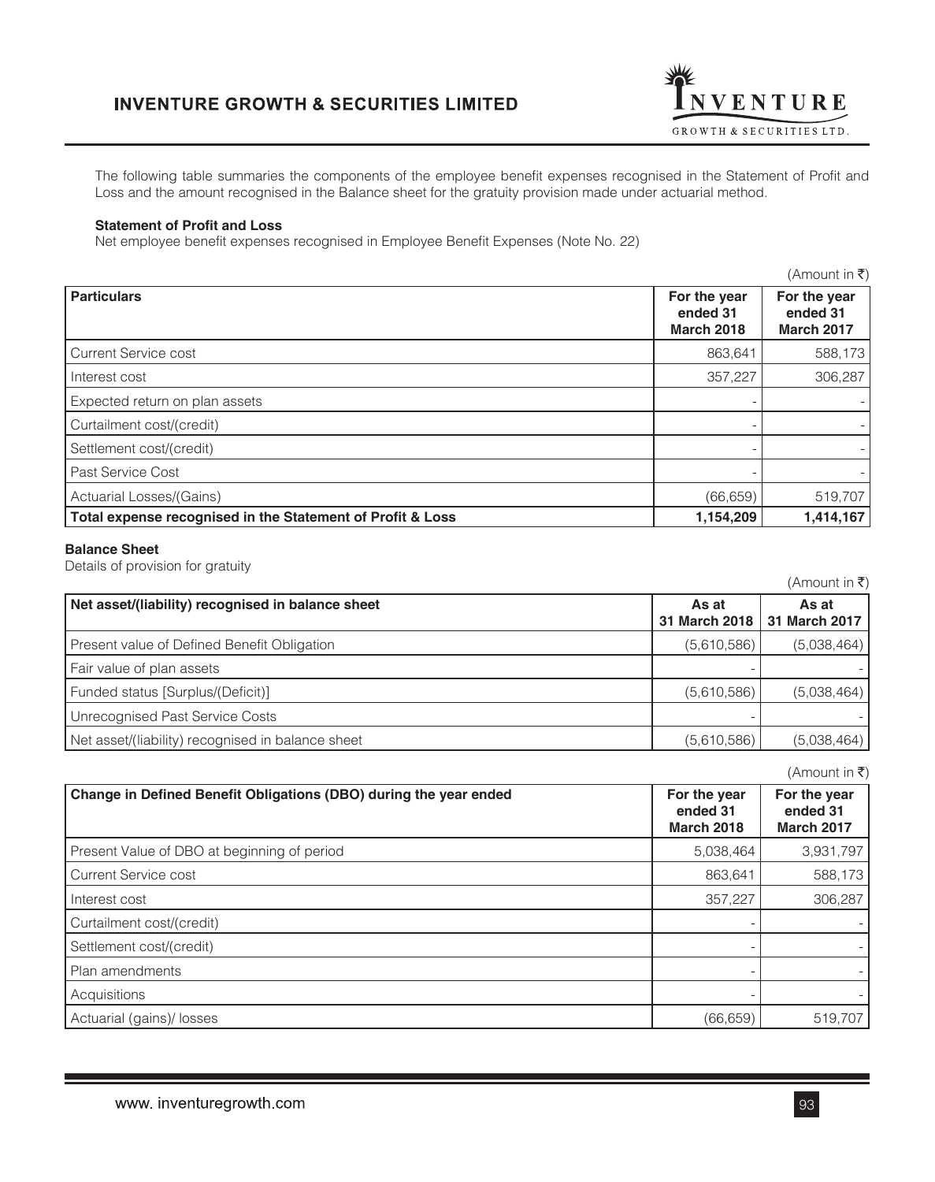The following table summaries the components of the employee benefit expenses recognised in the Statement of Profit and Loss and the amount recognised in the Balance sheet for the gratuity provision made under actuarial method.

**Statement of Profit and Loss**

Net employee benefit expenses recognised in Employee Benefit Expenses (Note No. 22)

(Amount in ₹)

| Particulars | For the year ended 31 March 2018 | For the year ended 31 March 2017 |
|---|---|---|
| Current Service cost | 863,641 | 588,173 |
| Interest cost | 357,227 | 306,287 |
| Expected return on plan assets | - | - |
| Curtailment cost/(credit) | - | - |
| Settlement cost/(credit) | - | - |
| Past Service Cost | - | - |
| Actuarial Losses/(Gains) | (66,659) | 519,707 |
| **Total expense recognised in the Statement of Profit & Loss** | **1,154,209** | **1,414,167** |

**Balance Sheet**

Details of provision for gratuity

(Amount in ₹)

| Net asset/(liability) recognised in balance sheet | As at 31 March 2018 | As at 31 March 2017 |
|---|---|---|
| Present value of Defined Benefit Obligation | (5,610,586) | (5,038,464) |
| Fair value of plan assets | - | - |
| Funded status [Surplus/(Deficit)] | (5,610,586) | (5,038,464) |
| Unrecognised Past Service Costs | - | - |
| Net asset/(liability) recognised in balance sheet | (5,610,586) | (5,038,464) |

(Amount in ₹)

| Change in Defined Benefit Obligations (DBO) during the year ended | For the year ended 31 March 2018 | For the year ended 31 March 2017 |
|---|---|---|
| Present Value of DBO at beginning of period | 5,038,464 | 3,931,797 |
| Current Service cost | 863,641 | 588,173 |
| Interest cost | 357,227 | 306,287 |
| Curtailment cost/(credit) | - | - |
| Settlement cost/(credit) | - | - |
| Plan amendments | - | - |
| Acquisitions | - | - |
| Actuarial (gains)/ losses | (66,659) | 519,707 |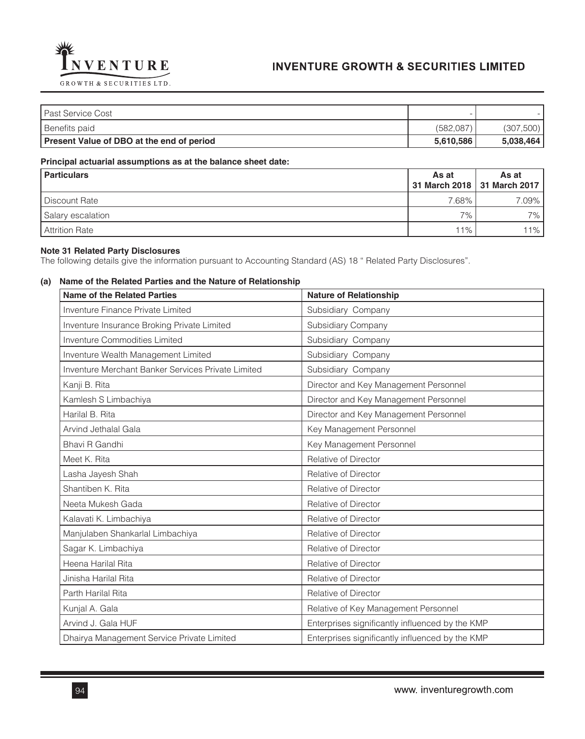| | | |
|---|---|---|
| Past Service Cost | - | - |
| Benefits paid | (582,087) | (307,500) |
| **Present Value of DBO at the end of period** | **5,610,586** | **5,038,464** |

**Principal actuarial assumptions as at the balance sheet date:**

| **Particulars** | **As at 31 March 2018** | **As at 31 March 2017** |
|---|---|---|
| Discount Rate | 7.68% | 7.09% |
| Salary escalation | 7% | 7% |
| Attrition Rate | 11% | 11% |

**Note 31 Related Party Disclosures**

The following details give the information pursuant to Accounting Standard (AS) 18 " Related Party Disclosures".

**(a) Name of the Related Parties and the Nature of Relationship**

| **Name of the Related Parties** | **Nature of Relationship** |
|---|---|
| Inventure Finance Private Limited | Subsidiary Company |
| Inventure Insurance Broking Private Limited | Subsidiary Company |
| Inventure Commodities Limited | Subsidiary Company |
| Inventure Wealth Management Limited | Subsidiary Company |
| Inventure Merchant Banker Services Private Limited | Subsidiary Company |
| Kanji B. Rita | Director and Key Management Personnel |
| Kamlesh S Limbachiya | Director and Key Management Personnel |
| Harilal B. Rita | Director and Key Management Personnel |
| Arvind Jethalal Gala | Key Management Personnel |
| Bhavi R Gandhi | Key Management Personnel |
| Meet K. Rita | Relative of Director |
| Lasha Jayesh Shah | Relative of Director |
| Shantiben K. Rita | Relative of Director |
| Neeta Mukesh Gada | Relative of Director |
| Kalavati K. Limbachiya | Relative of Director |
| Manjulaben Shankarlal Limbachiya | Relative of Director |
| Sagar K. Limbachiya | Relative of Director |
| Heena Harilal Rita | Relative of Director |
| Jinisha Harilal Rita | Relative of Director |
| Parth Harilal Rita | Relative of Director |
| Kunjal A. Gala | Relative of Key Management Personnel |
| Arvind J. Gala HUF | Enterprises significantly influenced by the KMP |
| Dhairya Management Service Private Limited | Enterprises significantly influenced by the KMP |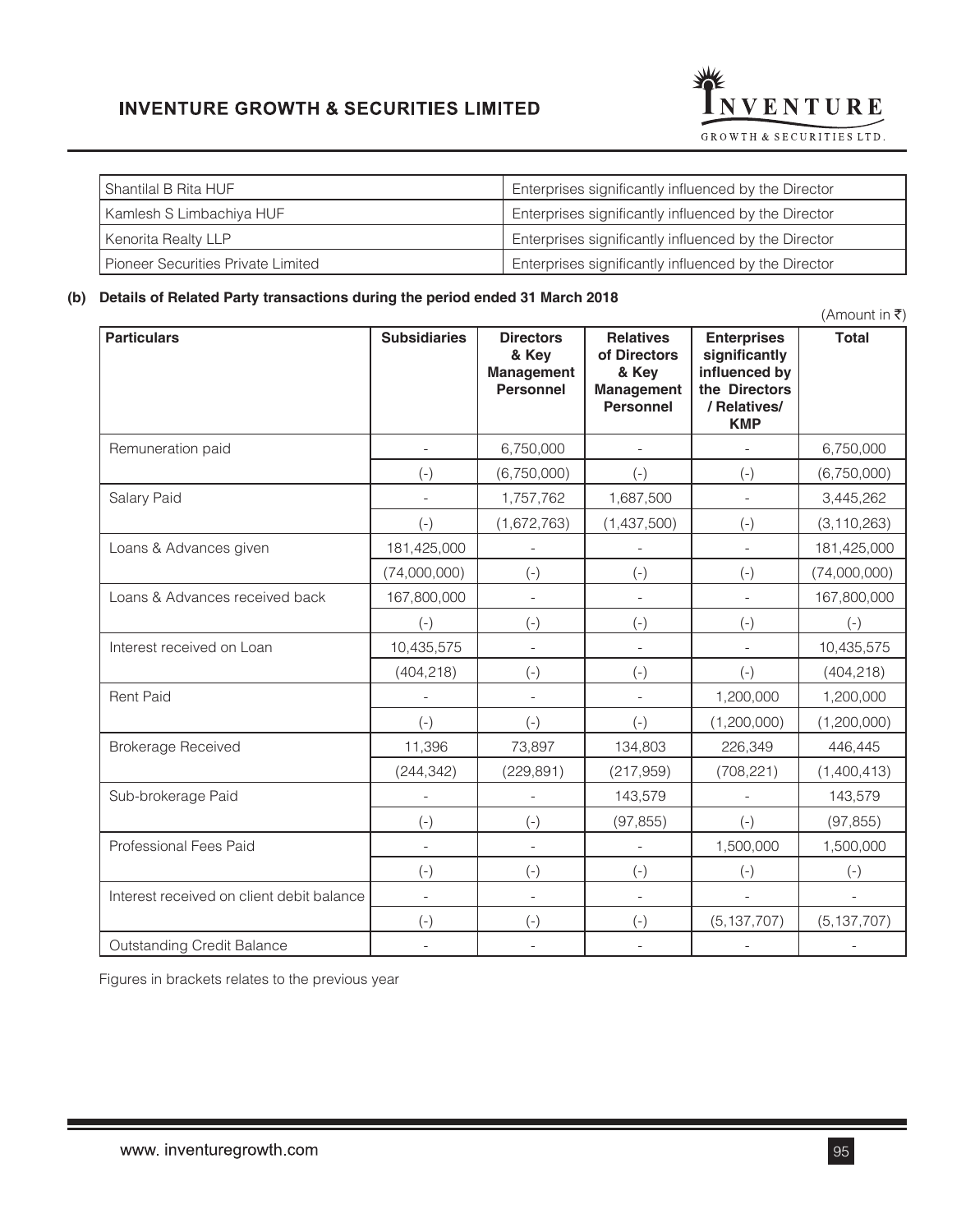| Shantilal B Rita HUF | Enterprises significantly influenced by the Director |
|---|---|
| Kamlesh S Limbachiya HUF | Enterprises significantly influenced by the Director |
| Kenorita Realty LLP | Enterprises significantly influenced by the Director |
| Pioneer Securities Private Limited | Enterprises significantly influenced by the Director |

**(b) Details of Related Party transactions during the period ended 31 March 2018**

(Amount in ₹)

| Particulars | Subsidiaries | Directors & Key Management Personnel | Relatives of Directors & Key Management Personnel | Enterprises significantly influenced by the Directors / Relatives/ KMP | Total |
|---|---|---|---|---|---|
| Remuneration paid | - | 6,750,000 | - | - | 6,750,000 |
| | (-) | (6,750,000) | (-) | (-) | (6,750,000) |
| Salary Paid | - | 1,757,762 | 1,687,500 | - | 3,445,262 |
| | (-) | (1,672,763) | (1,437,500) | (-) | (3,110,263) |
| Loans & Advances given | 181,425,000 | - | - | - | 181,425,000 |
| | (74,000,000) | (-) | (-) | (-) | (74,000,000) |
| Loans & Advances received back | 167,800,000 | - | - | - | 167,800,000 |
| | (-) | (-) | (-) | (-) | (-) |
| Interest received on Loan | 10,435,575 | - | - | - | 10,435,575 |
| | (404,218) | (-) | (-) | (-) | (404,218) |
| Rent Paid | - | - | - | 1,200,000 | 1,200,000 |
| | (-) | (-) | (-) | (1,200,000) | (1,200,000) |
| Brokerage Received | 11,396 | 73,897 | 134,803 | 226,349 | 446,445 |
| | (244,342) | (229,891) | (217,959) | (708,221) | (1,400,413) |
| Sub-brokerage Paid | - | - | 143,579 | - | 143,579 |
| | (-) | (-) | (97,855) | (-) | (97,855) |
| Professional Fees Paid | - | - | - | 1,500,000 | 1,500,000 |
| | (-) | (-) | (-) | (-) | (-) |
| Interest received on client debit balance | - | - | - | - | - |
| | (-) | (-) | (-) | (5,137,707) | (5,137,707) |
| Outstanding Credit Balance | - | - | - | - | - |

Figures in brackets relates to the previous year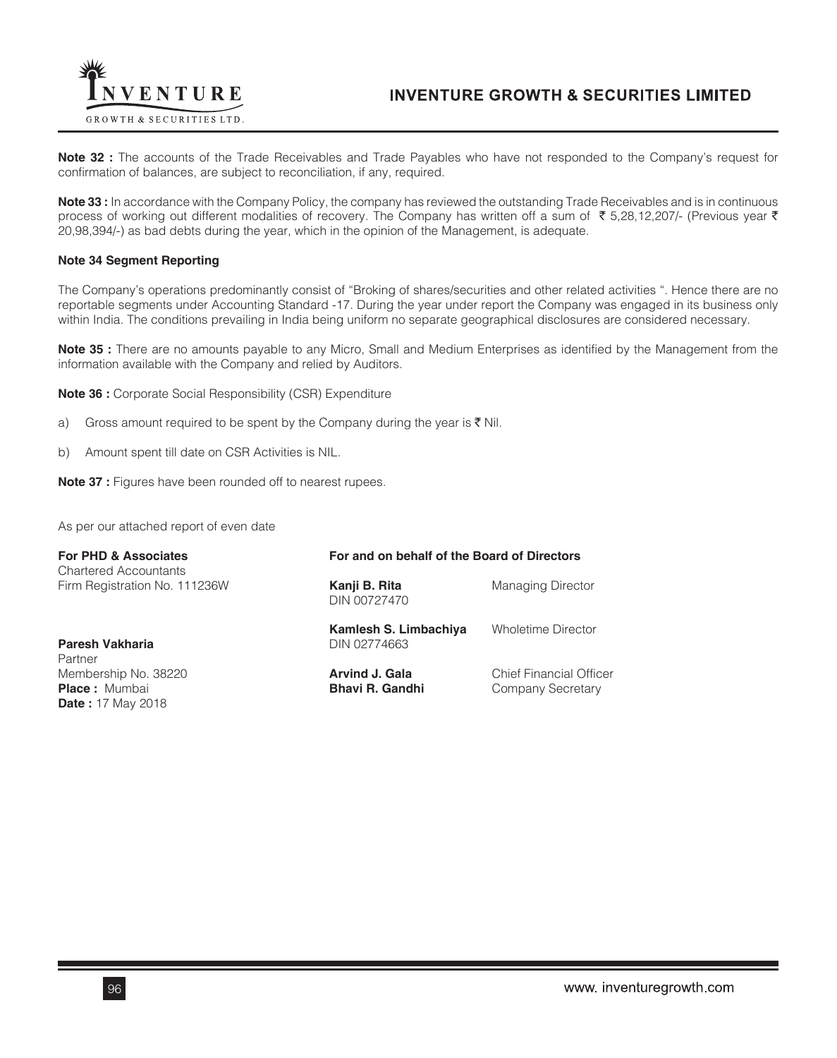**Note 32 :** The accounts of the Trade Receivables and Trade Payables who have not responded to the Company's request for confirmation of balances, are subject to reconciliation, if any, required.

**Note 33 :** In accordance with the Company Policy, the company has reviewed the outstanding Trade Receivables and is in continuous process of working out different modalities of recovery. The Company has written off a sum of ₹ 5,28,12,207/- (Previous year ₹ 20,98,394/-) as bad debts during the year, which in the opinion of the Management, is adequate.

**Note 34 Segment Reporting**

The Company's operations predominantly consist of "Broking of shares/securities and other related activities ". Hence there are no reportable segments under Accounting Standard -17. During the year under report the Company was engaged in its business only within India. The conditions prevailing in India being uniform no separate geographical disclosures are considered necessary.

**Note 35 :** There are no amounts payable to any Micro, Small and Medium Enterprises as identified by the Management from the information available with the Company and relied by Auditors.

**Note 36 :** Corporate Social Responsibility (CSR) Expenditure

a) Gross amount required to be spent by the Company during the year is ₹ Nil.

b) Amount spent till date on CSR Activities is NIL.

**Note 37 :** Figures have been rounded off to nearest rupees.

As per our attached report of even date

**For PHD & Associates**
Chartered Accountants
Firm Registration No. 111236W

**Paresh Vakharia**
Partner
Membership No. 38220
**Place :** Mumbai
**Date :** 17 May 2018

**For and on behalf of the Board of Directors**

**Kanji B. Rita** — Managing Director
DIN 00727470

**Kamlesh S. Limbachiya** — Wholetime Director
DIN 02774663

**Arvind J. Gala** — Chief Financial Officer

**Bhavi R. Gandhi** — Company Secretary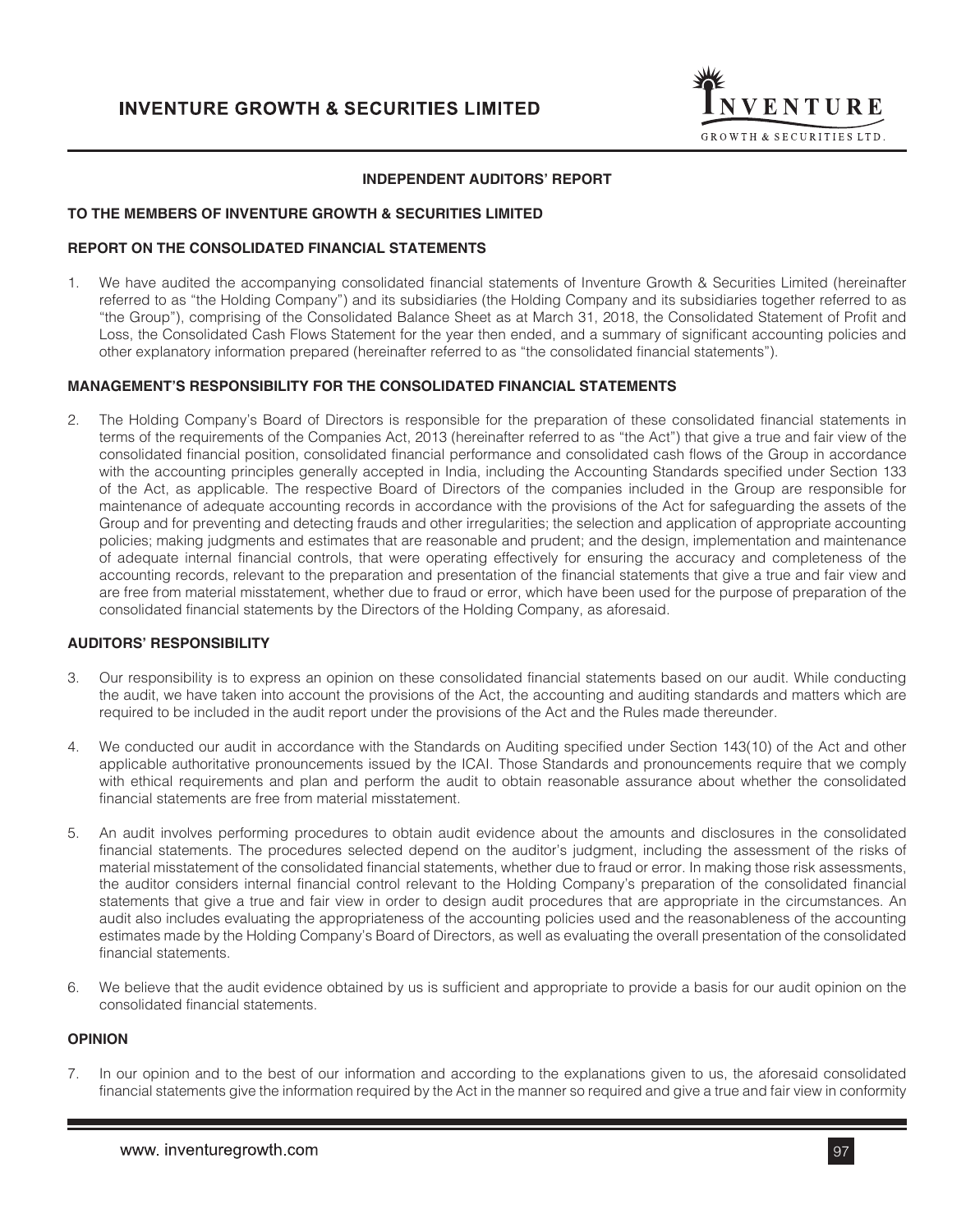## INDEPENDENT AUDITORS' REPORT

**TO THE MEMBERS OF INVENTURE GROWTH & SECURITIES LIMITED**

### REPORT ON THE CONSOLIDATED FINANCIAL STATEMENTS

1. We have audited the accompanying consolidated financial statements of Inventure Growth & Securities Limited (hereinafter referred to as "the Holding Company") and its subsidiaries (the Holding Company and its subsidiaries together referred to as "the Group"), comprising of the Consolidated Balance Sheet as at March 31, 2018, the Consolidated Statement of Profit and Loss, the Consolidated Cash Flows Statement for the year then ended, and a summary of significant accounting policies and other explanatory information prepared (hereinafter referred to as "the consolidated financial statements").

### MANAGEMENT'S RESPONSIBILITY FOR THE CONSOLIDATED FINANCIAL STATEMENTS

2. The Holding Company's Board of Directors is responsible for the preparation of these consolidated financial statements in terms of the requirements of the Companies Act, 2013 (hereinafter referred to as "the Act") that give a true and fair view of the consolidated financial position, consolidated financial performance and consolidated cash flows of the Group in accordance with the accounting principles generally accepted in India, including the Accounting Standards specified under Section 133 of the Act, as applicable. The respective Board of Directors of the companies included in the Group are responsible for maintenance of adequate accounting records in accordance with the provisions of the Act for safeguarding the assets of the Group and for preventing and detecting frauds and other irregularities; the selection and application of appropriate accounting policies; making judgments and estimates that are reasonable and prudent; and the design, implementation and maintenance of adequate internal financial controls, that were operating effectively for ensuring the accuracy and completeness of the accounting records, relevant to the preparation and presentation of the financial statements that give a true and fair view and are free from material misstatement, whether due to fraud or error, which have been used for the purpose of preparation of the consolidated financial statements by the Directors of the Holding Company, as aforesaid.

### AUDITORS' RESPONSIBILITY

3. Our responsibility is to express an opinion on these consolidated financial statements based on our audit. While conducting the audit, we have taken into account the provisions of the Act, the accounting and auditing standards and matters which are required to be included in the audit report under the provisions of the Act and the Rules made thereunder.

4. We conducted our audit in accordance with the Standards on Auditing specified under Section 143(10) of the Act and other applicable authoritative pronouncements issued by the ICAI. Those Standards and pronouncements require that we comply with ethical requirements and plan and perform the audit to obtain reasonable assurance about whether the consolidated financial statements are free from material misstatement.

5. An audit involves performing procedures to obtain audit evidence about the amounts and disclosures in the consolidated financial statements. The procedures selected depend on the auditor's judgment, including the assessment of the risks of material misstatement of the consolidated financial statements, whether due to fraud or error. In making those risk assessments, the auditor considers internal financial control relevant to the Holding Company's preparation of the consolidated financial statements that give a true and fair view in order to design audit procedures that are appropriate in the circumstances. An audit also includes evaluating the appropriateness of the accounting policies used and the reasonableness of the accounting estimates made by the Holding Company's Board of Directors, as well as evaluating the overall presentation of the consolidated financial statements.

6. We believe that the audit evidence obtained by us is sufficient and appropriate to provide a basis for our audit opinion on the consolidated financial statements.

### OPINION

7. In our opinion and to the best of our information and according to the explanations given to us, the aforesaid consolidated financial statements give the information required by the Act in the manner so required and give a true and fair view in conformity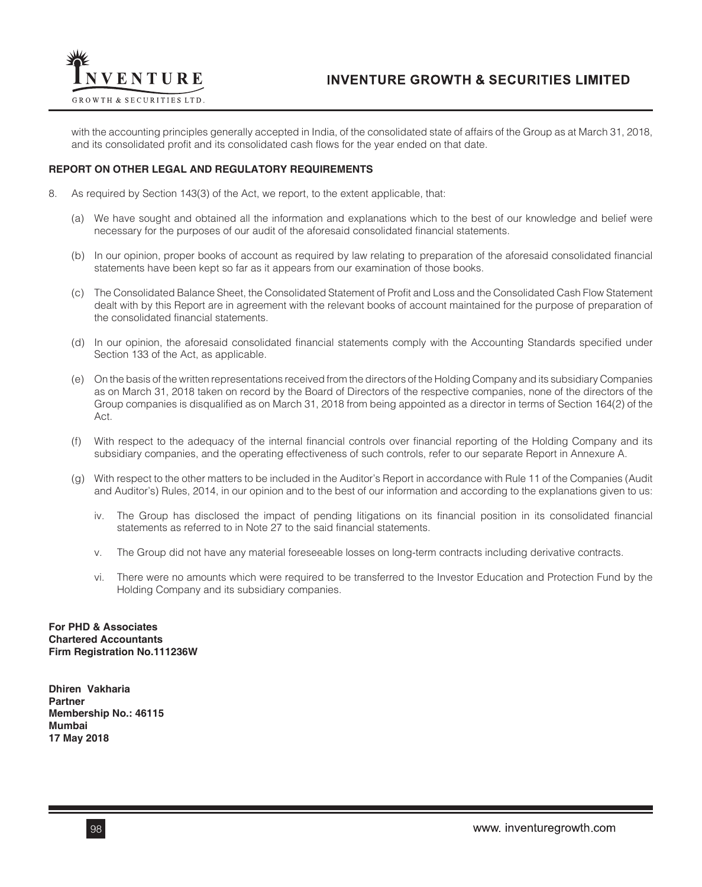with the accounting principles generally accepted in India, of the consolidated state of affairs of the Group as at March 31, 2018, and its consolidated profit and its consolidated cash flows for the year ended on that date.

**REPORT ON OTHER LEGAL AND REGULATORY REQUIREMENTS**

8. As required by Section 143(3) of the Act, we report, to the extent applicable, that:

   (a) We have sought and obtained all the information and explanations which to the best of our knowledge and belief were necessary for the purposes of our audit of the aforesaid consolidated financial statements.

   (b) In our opinion, proper books of account as required by law relating to preparation of the aforesaid consolidated financial statements have been kept so far as it appears from our examination of those books.

   (c) The Consolidated Balance Sheet, the Consolidated Statement of Profit and Loss and the Consolidated Cash Flow Statement dealt with by this Report are in agreement with the relevant books of account maintained for the purpose of preparation of the consolidated financial statements.

   (d) In our opinion, the aforesaid consolidated financial statements comply with the Accounting Standards specified under Section 133 of the Act, as applicable.

   (e) On the basis of the written representations received from the directors of the Holding Company and its subsidiary Companies as on March 31, 2018 taken on record by the Board of Directors of the respective companies, none of the directors of the Group companies is disqualified as on March 31, 2018 from being appointed as a director in terms of Section 164(2) of the Act.

   (f) With respect to the adequacy of the internal financial controls over financial reporting of the Holding Company and its subsidiary companies, and the operating effectiveness of such controls, refer to our separate Report in Annexure A.

   (g) With respect to the other matters to be included in the Auditor's Report in accordance with Rule 11 of the Companies (Audit and Auditor's) Rules, 2014, in our opinion and to the best of our information and according to the explanations given to us:

      iv. The Group has disclosed the impact of pending litigations on its financial position in its consolidated financial statements as referred to in Note 27 to the said financial statements.

      v. The Group did not have any material foreseeable losses on long-term contracts including derivative contracts.

      vi. There were no amounts which were required to be transferred to the Investor Education and Protection Fund by the Holding Company and its subsidiary companies.

**For PHD & Associates**
**Chartered Accountants**
**Firm Registration No.111236W**

**Dhiren Vakharia**
**Partner**
**Membership No.: 46115**
**Mumbai**
**17 May 2018**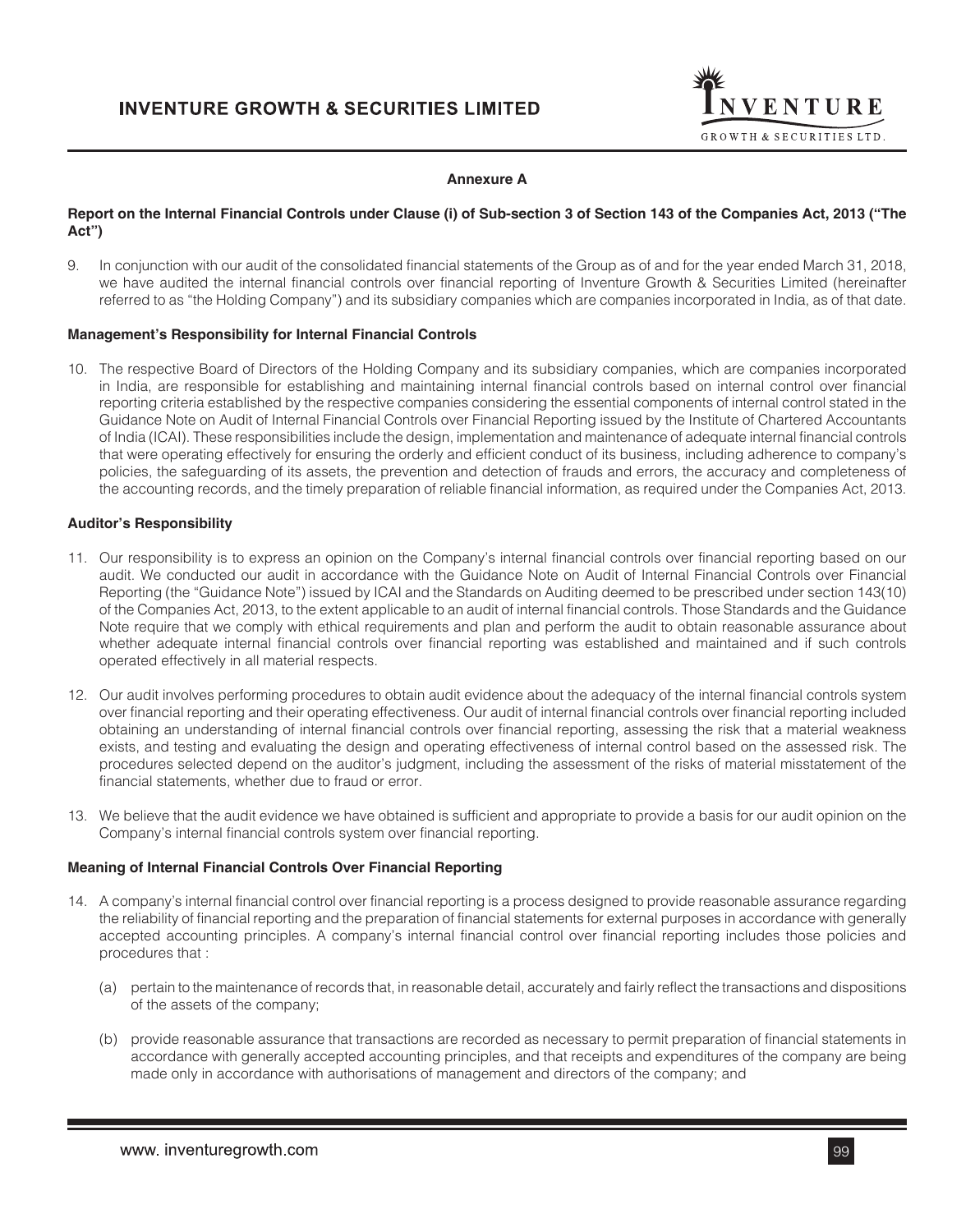## Annexure A

**Report on the Internal Financial Controls under Clause (i) of Sub-section 3 of Section 143 of the Companies Act, 2013 ("The Act")**

9. In conjunction with our audit of the consolidated financial statements of the Group as of and for the year ended March 31, 2018, we have audited the internal financial controls over financial reporting of Inventure Growth & Securities Limited (hereinafter referred to as "the Holding Company") and its subsidiary companies which are companies incorporated in India, as of that date.

### Management's Responsibility for Internal Financial Controls

10. The respective Board of Directors of the Holding Company and its subsidiary companies, which are companies incorporated in India, are responsible for establishing and maintaining internal financial controls based on internal control over financial reporting criteria established by the respective companies considering the essential components of internal control stated in the Guidance Note on Audit of Internal Financial Controls over Financial Reporting issued by the Institute of Chartered Accountants of India (ICAI). These responsibilities include the design, implementation and maintenance of adequate internal financial controls that were operating effectively for ensuring the orderly and efficient conduct of its business, including adherence to company's policies, the safeguarding of its assets, the prevention and detection of frauds and errors, the accuracy and completeness of the accounting records, and the timely preparation of reliable financial information, as required under the Companies Act, 2013.

### Auditor's Responsibility

11. Our responsibility is to express an opinion on the Company's internal financial controls over financial reporting based on our audit. We conducted our audit in accordance with the Guidance Note on Audit of Internal Financial Controls over Financial Reporting (the "Guidance Note") issued by ICAI and the Standards on Auditing deemed to be prescribed under section 143(10) of the Companies Act, 2013, to the extent applicable to an audit of internal financial controls. Those Standards and the Guidance Note require that we comply with ethical requirements and plan and perform the audit to obtain reasonable assurance about whether adequate internal financial controls over financial reporting was established and maintained and if such controls operated effectively in all material respects.

12. Our audit involves performing procedures to obtain audit evidence about the adequacy of the internal financial controls system over financial reporting and their operating effectiveness. Our audit of internal financial controls over financial reporting included obtaining an understanding of internal financial controls over financial reporting, assessing the risk that a material weakness exists, and testing and evaluating the design and operating effectiveness of internal control based on the assessed risk. The procedures selected depend on the auditor's judgment, including the assessment of the risks of material misstatement of the financial statements, whether due to fraud or error.

13. We believe that the audit evidence we have obtained is sufficient and appropriate to provide a basis for our audit opinion on the Company's internal financial controls system over financial reporting.

### Meaning of Internal Financial Controls Over Financial Reporting

14. A company's internal financial control over financial reporting is a process designed to provide reasonable assurance regarding the reliability of financial reporting and the preparation of financial statements for external purposes in accordance with generally accepted accounting principles. A company's internal financial control over financial reporting includes those policies and procedures that :

    (a) pertain to the maintenance of records that, in reasonable detail, accurately and fairly reflect the transactions and dispositions of the assets of the company;

    (b) provide reasonable assurance that transactions are recorded as necessary to permit preparation of financial statements in accordance with generally accepted accounting principles, and that receipts and expenditures of the company are being made only in accordance with authorisations of management and directors of the company; and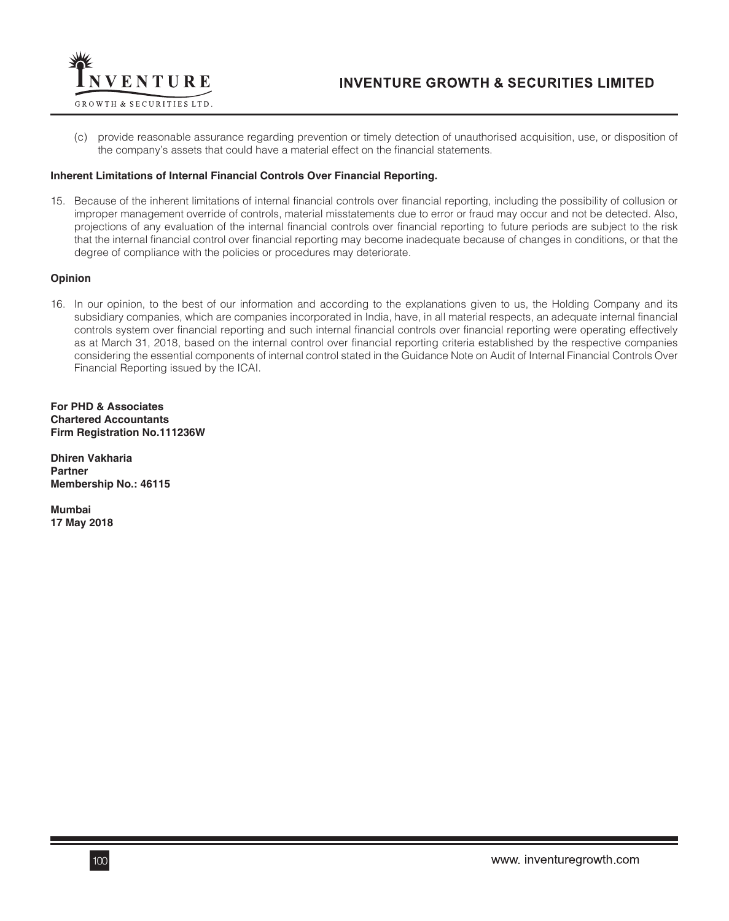(c) provide reasonable assurance regarding prevention or timely detection of unauthorised acquisition, use, or disposition of the company's assets that could have a material effect on the financial statements.

**Inherent Limitations of Internal Financial Controls Over Financial Reporting.**

15. Because of the inherent limitations of internal financial controls over financial reporting, including the possibility of collusion or improper management override of controls, material misstatements due to error or fraud may occur and not be detected. Also, projections of any evaluation of the internal financial controls over financial reporting to future periods are subject to the risk that the internal financial control over financial reporting may become inadequate because of changes in conditions, or that the degree of compliance with the policies or procedures may deteriorate.

**Opinion**

16. In our opinion, to the best of our information and according to the explanations given to us, the Holding Company and its subsidiary companies, which are companies incorporated in India, have, in all material respects, an adequate internal financial controls system over financial reporting and such internal financial controls over financial reporting were operating effectively as at March 31, 2018, based on the internal control over financial reporting criteria established by the respective companies considering the essential components of internal control stated in the Guidance Note on Audit of Internal Financial Controls Over Financial Reporting issued by the ICAI.

**For PHD & Associates**
**Chartered Accountants**
**Firm Registration No.111236W**

**Dhiren Vakharia**
**Partner**
**Membership No.: 46115**

**Mumbai**
**17 May 2018**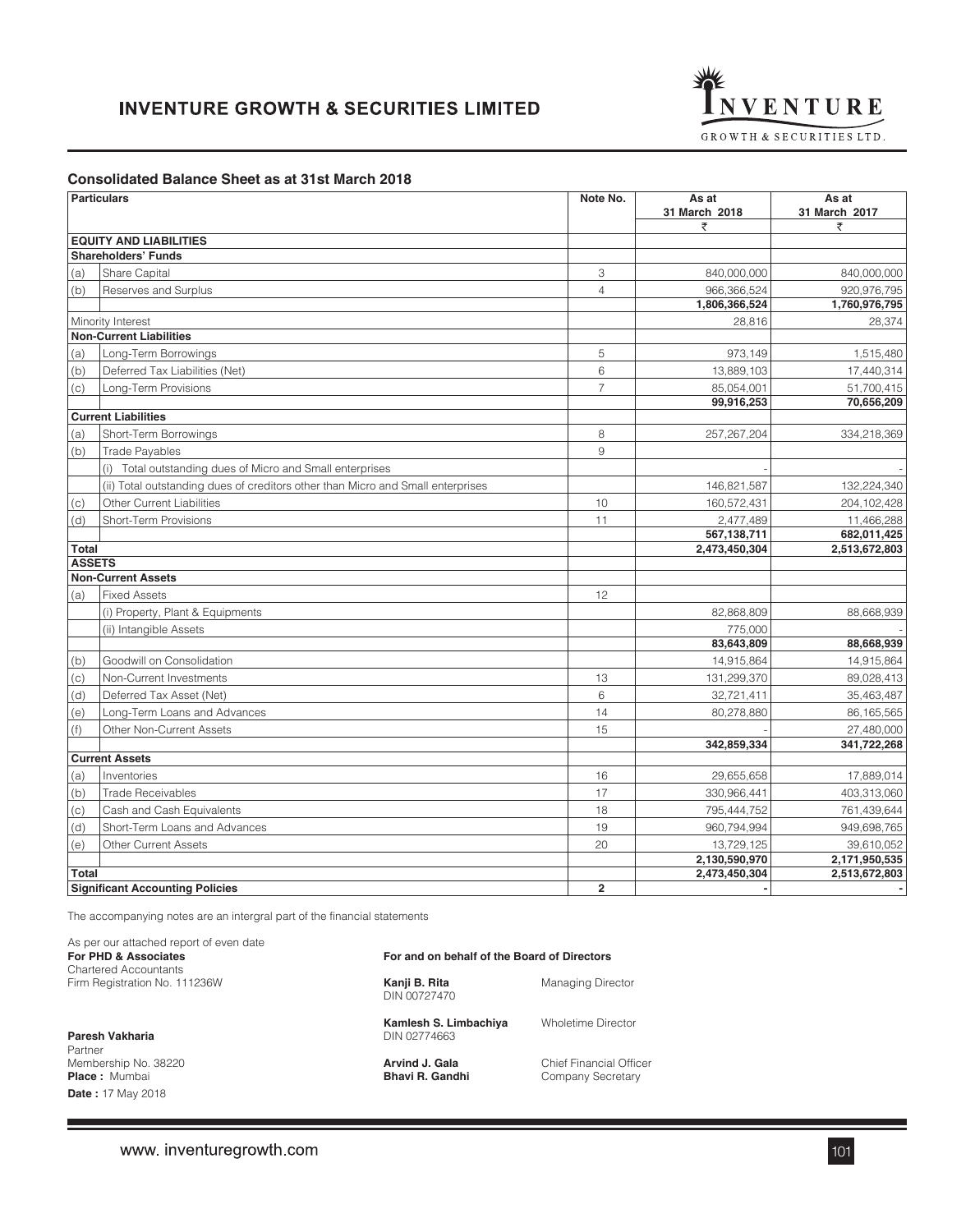# INVENTURE GROWTH & SECURITIES LIMITED

## Consolidated Balance Sheet as at 31st March 2018

| | Particulars | Note No. | As at 31 March 2018 ₹ | As at 31 March 2017 ₹ |
|---|---|---|---|---|
| | **EQUITY AND LIABILITIES** | | | |
| | **Shareholders' Funds** | | | |
| (a) | Share Capital | 3 | 840,000,000 | 840,000,000 |
| (b) | Reserves and Surplus | 4 | 966,366,524 | 920,976,795 |
| | | | **1,806,366,524** | **1,760,976,795** |
| | Minority Interest | | 28,816 | 28,374 |
| | **Non-Current Liabilities** | | | |
| (a) | Long-Term Borrowings | 5 | 973,149 | 1,515,480 |
| (b) | Deferred Tax Liabilities (Net) | 6 | 13,889,103 | 17,440,314 |
| (c) | Long-Term Provisions | 7 | 85,054,001 | 51,700,415 |
| | | | **99,916,253** | **70,656,209** |
| | **Current Liabilities** | | | |
| (a) | Short-Term Borrowings | 8 | 257,267,204 | 334,218,369 |
| (b) | Trade Payables | 9 | | |
| | (i) Total outstanding dues of Micro and Small enterprises | | - | - |
| | (ii) Total outstanding dues of creditors other than Micro and Small enterprises | | 146,821,587 | 132,224,340 |
| (c) | Other Current Liabilities | 10 | 160,572,431 | 204,102,428 |
| (d) | Short-Term Provisions | 11 | 2,477,489 | 11,466,288 |
| | | | **567,138,711** | **682,011,425** |
| **Total** | | | **2,473,450,304** | **2,513,672,803** |
| **ASSETS** | | | | |
| | **Non-Current Assets** | | | |
| (a) | Fixed Assets | 12 | | |
| | (i) Property, Plant & Equipments | | 82,868,809 | 88,668,939 |
| | (ii) Intangible Assets | | 775,000 | - |
| | | | **83,643,809** | **88,668,939** |
| (b) | Goodwill on Consolidation | | 14,915,864 | 14,915,864 |
| (c) | Non-Current Investments | 13 | 131,299,370 | 89,028,413 |
| (d) | Deferred Tax Asset (Net) | 6 | 32,721,411 | 35,463,487 |
| (e) | Long-Term Loans and Advances | 14 | 80,278,880 | 86,165,565 |
| (f) | Other Non-Current Assets | 15 | - | 27,480,000 |
| | | | **342,859,334** | **341,722,268** |
| | **Current Assets** | | | |
| (a) | Inventories | 16 | 29,655,658 | 17,889,014 |
| (b) | Trade Receivables | 17 | 330,966,441 | 403,313,060 |
| (c) | Cash and Cash Equivalents | 18 | 795,444,752 | 761,439,644 |
| (d) | Short-Term Loans and Advances | 19 | 960,794,994 | 949,698,765 |
| (e) | Other Current Assets | 20 | 13,729,125 | 39,610,052 |
| | | | **2,130,590,970** | **2,171,950,535** |
| **Total** | | | **2,473,450,304** | **2,513,672,803** |
| | **Significant Accounting Policies** | **2** | - | - |

The accompanying notes are an intergral part of the financial statements

As per our attached report of even date
**For PHD & Associates**
Chartered Accountants
Firm Registration No. 111236W

**Paresh Vakharia**
Partner
Membership No. 38220
**Place :** Mumbai
**Date :** 17 May 2018

**For and on behalf of the Board of Directors**

**Kanji B. Rita** — Managing Director
DIN 00727470

**Kamlesh S. Limbachiya** — Wholetime Director
DIN 02774663

**Arvind J. Gala** — Chief Financial Officer

**Bhavi R. Gandhi** — Company Secretary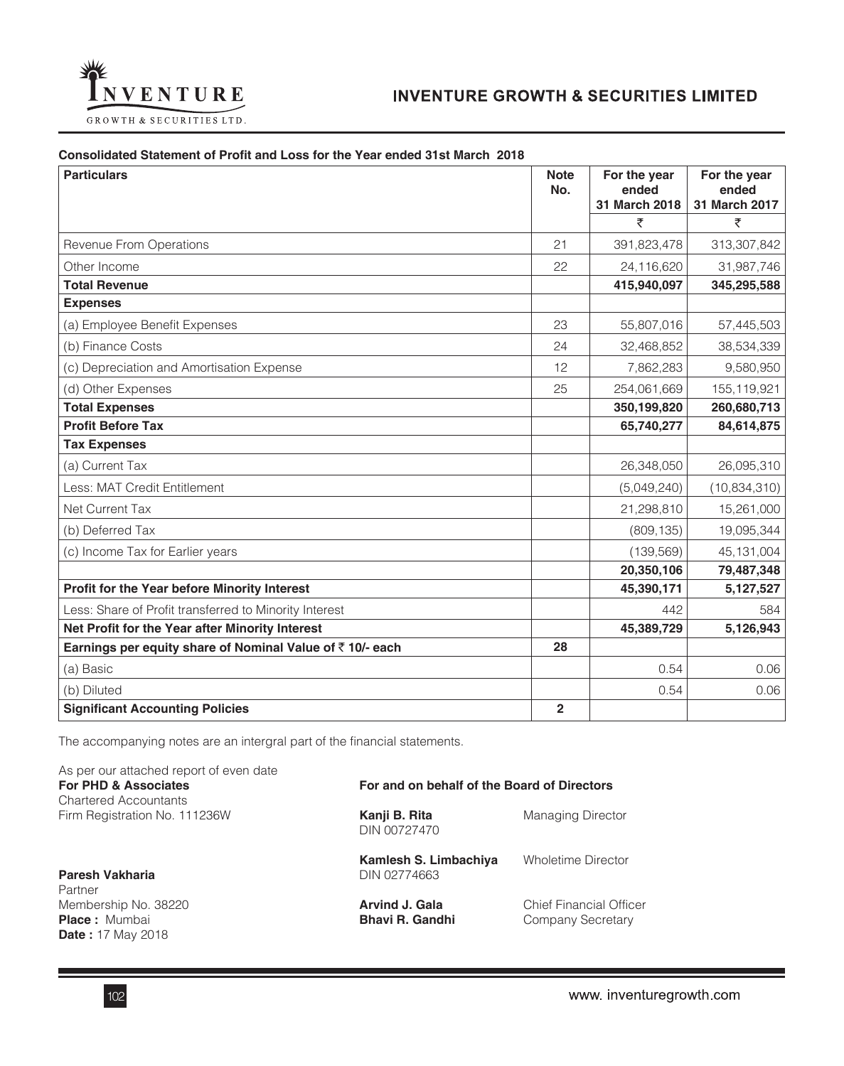**Consolidated Statement of Profit and Loss for the Year ended 31st March 2018**

| Particulars | Note No. | For the year ended 31 March 2018 | For the year ended 31 March 2017 |
|---|---|---|---|
| | | ₹ | ₹ |
| Revenue From Operations | 21 | 391,823,478 | 313,307,842 |
| Other Income | 22 | 24,116,620 | 31,987,746 |
| **Total Revenue** | | **415,940,097** | **345,295,588** |
| **Expenses** | | | |
| (a) Employee Benefit Expenses | 23 | 55,807,016 | 57,445,503 |
| (b) Finance Costs | 24 | 32,468,852 | 38,534,339 |
| (c) Depreciation and Amortisation Expense | 12 | 7,862,283 | 9,580,950 |
| (d) Other Expenses | 25 | 254,061,669 | 155,119,921 |
| **Total Expenses** | | **350,199,820** | **260,680,713** |
| **Profit Before Tax** | | **65,740,277** | **84,614,875** |
| **Tax Expenses** | | | |
| (a) Current Tax | | 26,348,050 | 26,095,310 |
| Less: MAT Credit Entitlement | | (5,049,240) | (10,834,310) |
| Net Current Tax | | 21,298,810 | 15,261,000 |
| (b) Deferred Tax | | (809,135) | 19,095,344 |
| (c) Income Tax for Earlier years | | (139,569) | 45,131,004 |
| | | **20,350,106** | **79,487,348** |
| **Profit for the Year before Minority Interest** | | **45,390,171** | **5,127,527** |
| Less: Share of Profit transferred to Minority Interest | | 442 | 584 |
| **Net Profit for the Year after Minority Interest** | | **45,389,729** | **5,126,943** |
| **Earnings per equity share of Nominal Value of ₹ 10/- each** | **28** | | |
| (a) Basic | | 0.54 | 0.06 |
| (b) Diluted | | 0.54 | 0.06 |
| **Significant Accounting Policies** | **2** | | |

The accompanying notes are an intergral part of the financial statements.

As per our attached report of even date
**For PHD & Associates**
Chartered Accountants
Firm Registration No. 111236W

**Paresh Vakharia**
Partner
Membership No. 38220
**Place :** Mumbai
**Date :** 17 May 2018

**For and on behalf of the Board of Directors**

**Kanji B. Rita** — Managing Director
DIN 00727470

**Kamlesh S. Limbachiya** — Wholetime Director
DIN 02774663

**Arvind J. Gala** — Chief Financial Officer

**Bhavi R. Gandhi** — Company Secretary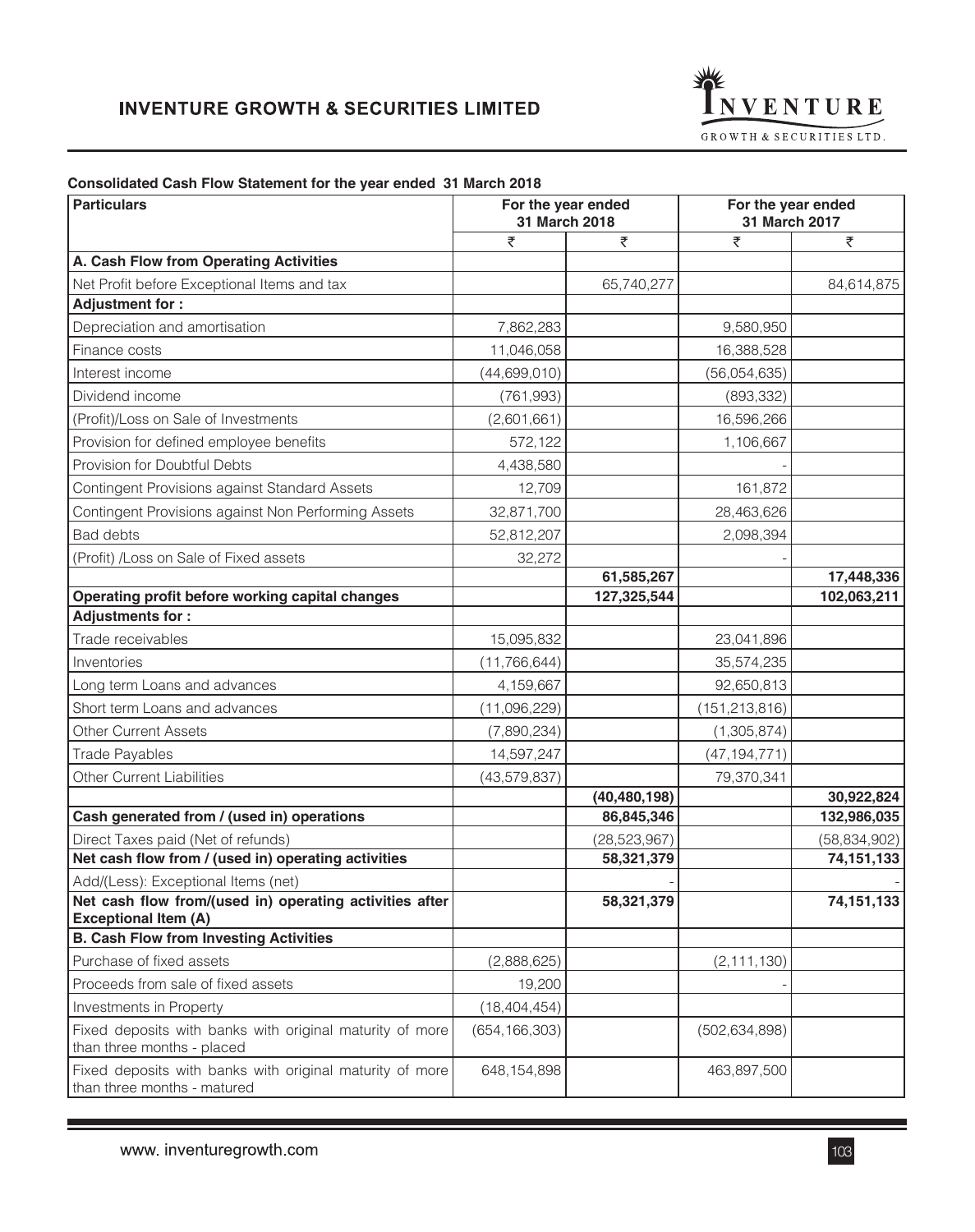**Consolidated Cash Flow Statement for the year ended 31 March 2018**

| Particulars | For the year ended 31 March 2018 | | For the year ended 31 March 2017 | |
|---|---|---|---|---|
| | ₹ | ₹ | ₹ | ₹ |
| **A. Cash Flow from Operating Activities** | | | | |
| Net Profit before Exceptional Items and tax | | 65,740,277 | | 84,614,875 |
| **Adjustment for :** | | | | |
| Depreciation and amortisation | 7,862,283 | | 9,580,950 | |
| Finance costs | 11,046,058 | | 16,388,528 | |
| Interest income | (44,699,010) | | (56,054,635) | |
| Dividend income | (761,993) | | (893,332) | |
| (Profit)/Loss on Sale of Investments | (2,601,661) | | 16,596,266 | |
| Provision for defined employee benefits | 572,122 | | 1,106,667 | |
| Provision for Doubtful Debts | 4,438,580 | | - | |
| Contingent Provisions against Standard Assets | 12,709 | | 161,872 | |
| Contingent Provisions against Non Performing Assets | 32,871,700 | | 28,463,626 | |
| Bad debts | 52,812,207 | | 2,098,394 | |
| (Profit) /Loss on Sale of Fixed assets | 32,272 | | - | |
| | | **61,585,267** | | **17,448,336** |
| **Operating profit before working capital changes** | | **127,325,544** | | **102,063,211** |
| **Adjustments for :** | | | | |
| Trade receivables | 15,095,832 | | 23,041,896 | |
| Inventories | (11,766,644) | | 35,574,235 | |
| Long term Loans and advances | 4,159,667 | | 92,650,813 | |
| Short term Loans and advances | (11,096,229) | | (151,213,816) | |
| Other Current Assets | (7,890,234) | | (1,305,874) | |
| Trade Payables | 14,597,247 | | (47,194,771) | |
| Other Current Liabilities | (43,579,837) | | 79,370,341 | |
| | | **(40,480,198)** | | **30,922,824** |
| **Cash generated from / (used in) operations** | | **86,845,346** | | **132,986,035** |
| Direct Taxes paid (Net of refunds) | | (28,523,967) | | (58,834,902) |
| **Net cash flow from / (used in) operating activities** | | **58,321,379** | | **74,151,133** |
| Add/(Less): Exceptional Items (net) | | - | | - |
| **Net cash flow from/(used in) operating activities after Exceptional Item (A)** | | **58,321,379** | | **74,151,133** |
| **B. Cash Flow from Investing Activities** | | | | |
| Purchase of fixed assets | (2,888,625) | | (2,111,130) | |
| Proceeds from sale of fixed assets | 19,200 | | - | |
| Investments in Property | (18,404,454) | | | |
| Fixed deposits with banks with original maturity of more than three months - placed | (654,166,303) | | (502,634,898) | |
| Fixed deposits with banks with original maturity of more than three months - matured | 648,154,898 | | 463,897,500 | |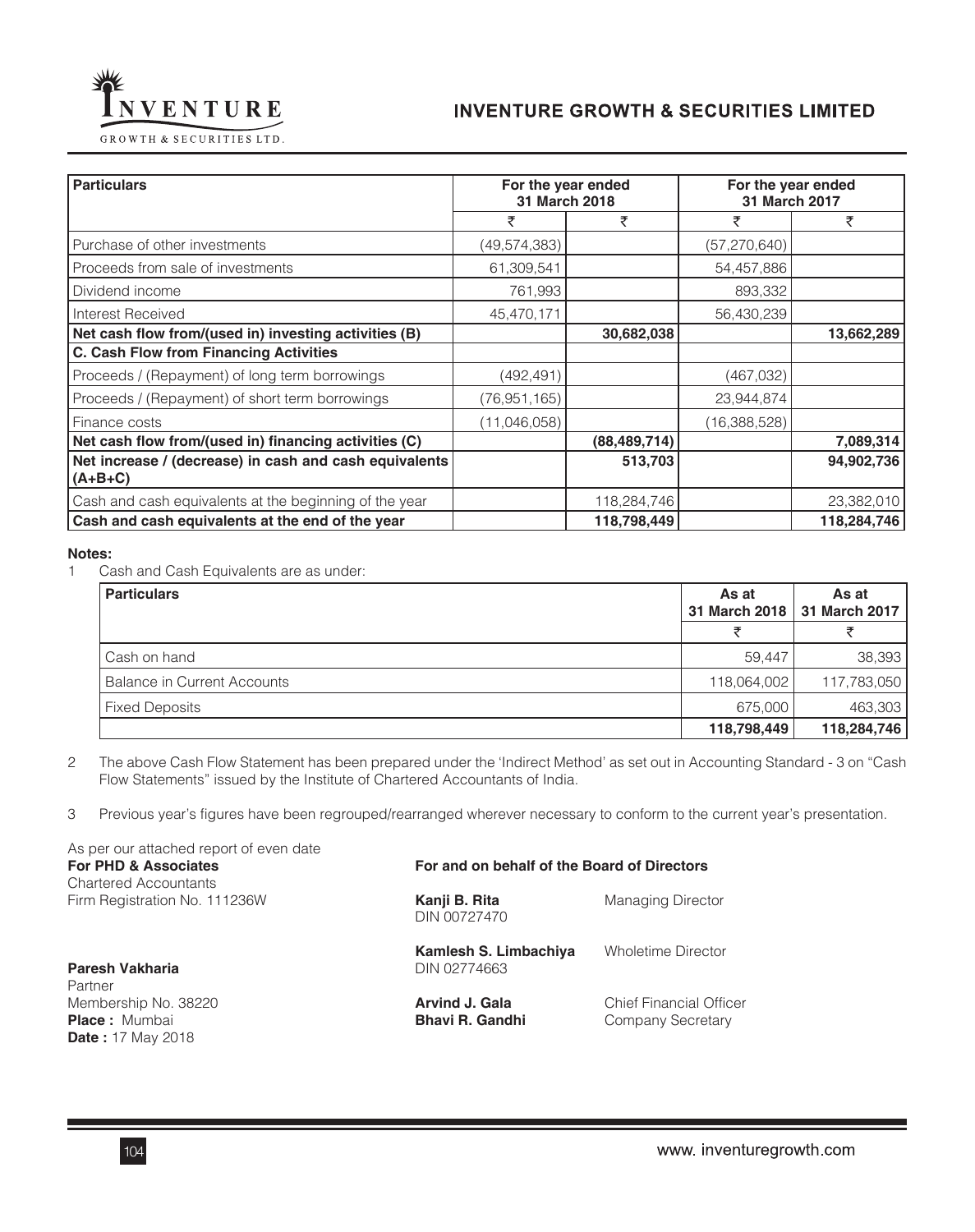| Particulars | For the year ended 31 March 2018 | | For the year ended 31 March 2017 | |
|---|---|---|---|---|
| | ₹ | ₹ | ₹ | ₹ |
| Purchase of other investments | (49,574,383) | | (57,270,640) | |
| Proceeds from sale of investments | 61,309,541 | | 54,457,886 | |
| Dividend income | 761,993 | | 893,332 | |
| Interest Received | 45,470,171 | | 56,430,239 | |
| **Net cash flow from/(used in) investing activities (B)** | | **30,682,038** | | **13,662,289** |
| **C. Cash Flow from Financing Activities** | | | | |
| Proceeds / (Repayment) of long term borrowings | (492,491) | | (467,032) | |
| Proceeds / (Repayment) of short term borrowings | (76,951,165) | | 23,944,874 | |
| Finance costs | (11,046,058) | | (16,388,528) | |
| **Net cash flow from/(used in) financing activities (C)** | | **(88,489,714)** | | **7,089,314** |
| **Net increase / (decrease) in cash and cash equivalents (A+B+C)** | | **513,703** | | **94,902,736** |
| Cash and cash equivalents at the beginning of the year | | 118,284,746 | | 23,382,010 |
| **Cash and cash equivalents at the end of the year** | | **118,798,449** | | **118,284,746** |

**Notes:**

1 Cash and Cash Equivalents are as under:

| Particulars | As at 31 March 2018 | As at 31 March 2017 |
|---|---|---|
| | ₹ | ₹ |
| Cash on hand | 59,447 | 38,393 |
| Balance in Current Accounts | 118,064,002 | 117,783,050 |
| Fixed Deposits | 675,000 | 463,303 |
| | **118,798,449** | **118,284,746** |

2 The above Cash Flow Statement has been prepared under the 'Indirect Method' as set out in Accounting Standard - 3 on "Cash Flow Statements" issued by the Institute of Chartered Accountants of India.

3 Previous year's figures have been regrouped/rearranged wherever necessary to conform to the current year's presentation.

As per our attached report of even date
**For PHD & Associates**
Chartered Accountants
Firm Registration No. 111236W

**Paresh Vakharia**
Partner
Membership No. 38220
**Place :** Mumbai
**Date :** 17 May 2018

**For and on behalf of the Board of Directors**

**Kanji B. Rita** — Managing Director
DIN 00727470

**Kamlesh S. Limbachiya** — Wholetime Director
DIN 02774663

**Arvind J. Gala** — Chief Financial Officer

**Bhavi R. Gandhi** — Company Secretary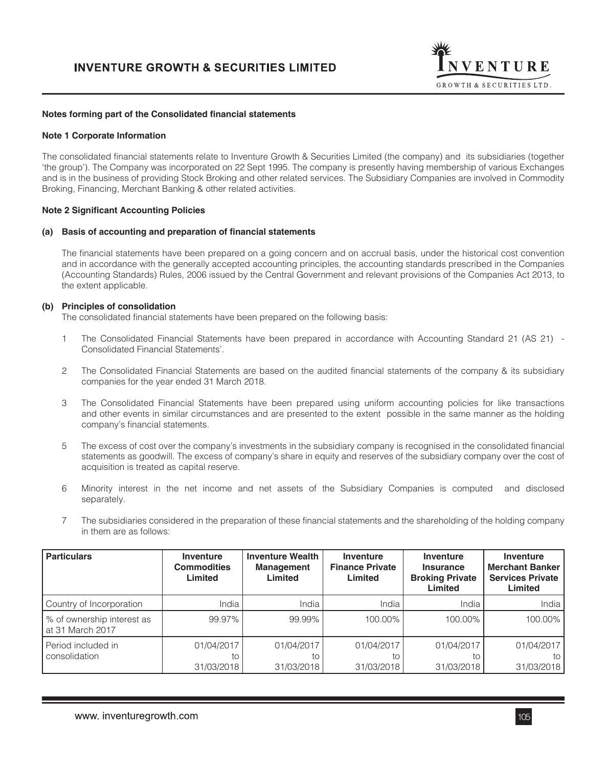## Notes forming part of the Consolidated financial statements

### Note 1 Corporate Information

The consolidated financial statements relate to Inventure Growth & Securities Limited (the company) and its subsidiaries (together 'the group'). The Company was incorporated on 22 Sept 1995. The company is presently having membership of various Exchanges and is in the business of providing Stock Broking and other related services. The Subsidiary Companies are involved in Commodity Broking, Financing, Merchant Banking & other related activities.

### Note 2 Significant Accounting Policies

**(a) Basis of accounting and preparation of financial statements**

The financial statements have been prepared on a going concern and on accrual basis, under the historical cost convention and in accordance with the generally accepted accounting principles, the accounting standards prescribed in the Companies (Accounting Standards) Rules, 2006 issued by the Central Government and relevant provisions of the Companies Act 2013, to the extent applicable.

**(b) Principles of consolidation**

The consolidated financial statements have been prepared on the following basis:

1 The Consolidated Financial Statements have been prepared in accordance with Accounting Standard 21 (AS 21) - Consolidated Financial Statements'.

2 The Consolidated Financial Statements are based on the audited financial statements of the company & its subsidiary companies for the year ended 31 March 2018.

3 The Consolidated Financial Statements have been prepared using uniform accounting policies for like transactions and other events in similar circumstances and are presented to the extent possible in the same manner as the holding company's financial statements.

5 The excess of cost over the company's investments in the subsidiary company is recognised in the consolidated financial statements as goodwill. The excess of company's share in equity and reserves of the subsidiary company over the cost of acquisition is treated as capital reserve.

6 Minority interest in the net income and net assets of the Subsidiary Companies is computed and disclosed separately.

7 The subsidiaries considered in the preparation of these financial statements and the shareholding of the holding company in them are as follows:

| Particulars | Inventure Commodities Limited | Inventure Wealth Management Limited | Inventure Finance Private Limited | Inventure Insurance Broking Private Limited | Inventure Merchant Banker Services Private Limited |
|---|---|---|---|---|---|
| Country of Incorporation | India | India | India | India | India |
| % of ownership interest as at 31 March 2017 | 99.97% | 99.99% | 100.00% | 100.00% | 100.00% |
| Period included in consolidation | 01/04/2017 to 31/03/2018 | 01/04/2017 to 31/03/2018 | 01/04/2017 to 31/03/2018 | 01/04/2017 to 31/03/2018 | 01/04/2017 to 31/03/2018 |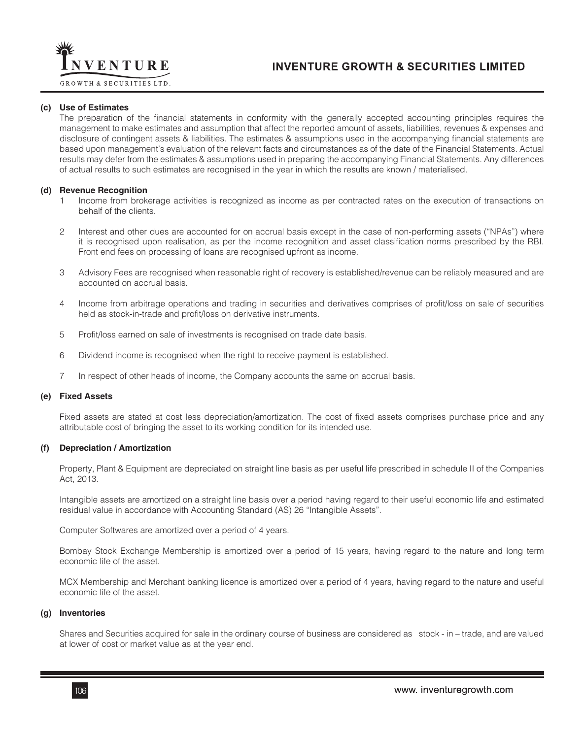### (c) Use of Estimates

The preparation of the financial statements in conformity with the generally accepted accounting principles requires the management to make estimates and assumption that affect the reported amount of assets, liabilities, revenues & expenses and disclosure of contingent assets & liabilities. The estimates & assumptions used in the accompanying financial statements are based upon management's evaluation of the relevant facts and circumstances as of the date of the Financial Statements. Actual results may defer from the estimates & assumptions used in preparing the accompanying Financial Statements. Any differences of actual results to such estimates are recognised in the year in which the results are known / materialised.

### (d) Revenue Recognition

1. Income from brokerage activities is recognized as income as per contracted rates on the execution of transactions on behalf of the clients.

2. Interest and other dues are accounted for on accrual basis except in the case of non-performing assets ("NPAs") where it is recognised upon realisation, as per the income recognition and asset classification norms prescribed by the RBI. Front end fees on processing of loans are recognised upfront as income.

3. Advisory Fees are recognised when reasonable right of recovery is established/revenue can be reliably measured and are accounted on accrual basis.

4. Income from arbitrage operations and trading in securities and derivatives comprises of profit/loss on sale of securities held as stock-in-trade and profit/loss on derivative instruments.

5. Profit/loss earned on sale of investments is recognised on trade date basis.

6. Dividend income is recognised when the right to receive payment is established.

7. In respect of other heads of income, the Company accounts the same on accrual basis.

### (e) Fixed Assets

Fixed assets are stated at cost less depreciation/amortization. The cost of fixed assets comprises purchase price and any attributable cost of bringing the asset to its working condition for its intended use.

### (f) Depreciation / Amortization

Property, Plant & Equipment are depreciated on straight line basis as per useful life prescribed in schedule II of the Companies Act, 2013.

Intangible assets are amortized on a straight line basis over a period having regard to their useful economic life and estimated residual value in accordance with Accounting Standard (AS) 26 "Intangible Assets".

Computer Softwares are amortized over a period of 4 years.

Bombay Stock Exchange Membership is amortized over a period of 15 years, having regard to the nature and long term economic life of the asset.

MCX Membership and Merchant banking licence is amortized over a period of 4 years, having regard to the nature and useful economic life of the asset.

### (g) Inventories

Shares and Securities acquired for sale in the ordinary course of business are considered as stock - in – trade, and are valued at lower of cost or market value as at the year end.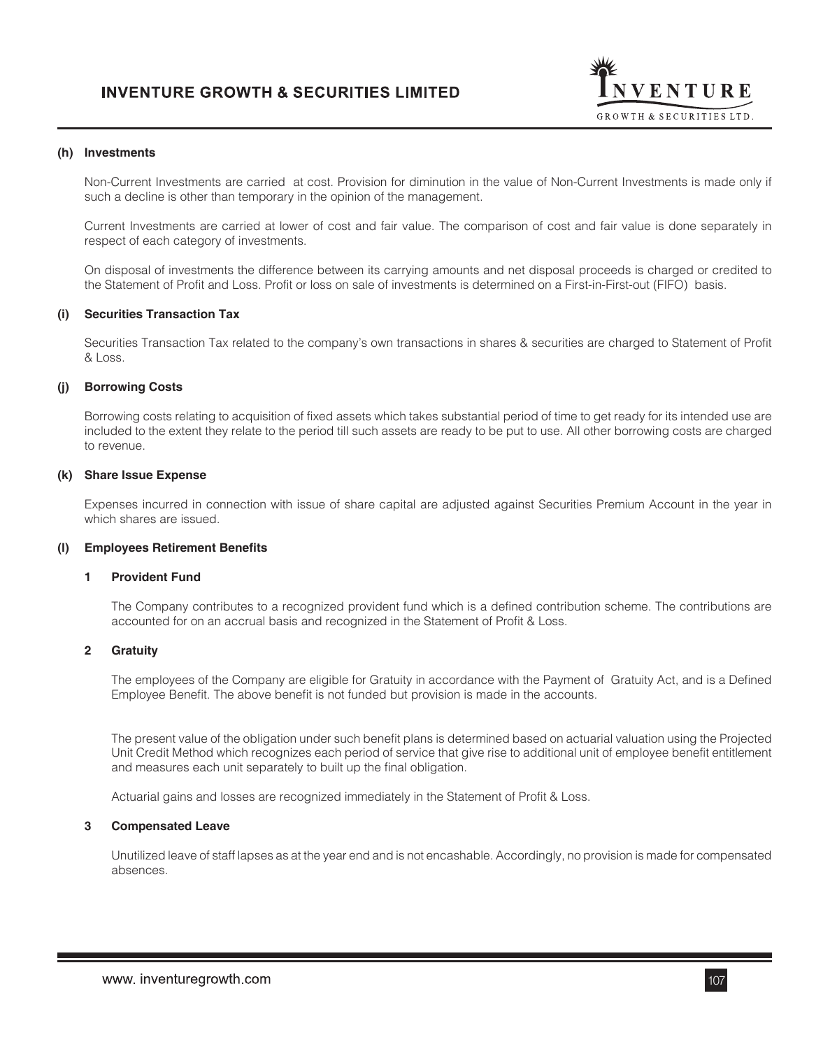**(h) Investments**

Non-Current Investments are carried at cost. Provision for diminution in the value of Non-Current Investments is made only if such a decline is other than temporary in the opinion of the management.

Current Investments are carried at lower of cost and fair value. The comparison of cost and fair value is done separately in respect of each category of investments.

On disposal of investments the difference between its carrying amounts and net disposal proceeds is charged or credited to the Statement of Profit and Loss. Profit or loss on sale of investments is determined on a First-in-First-out (FIFO) basis.

**(i) Securities Transaction Tax**

Securities Transaction Tax related to the company's own transactions in shares & securities are charged to Statement of Profit & Loss.

**(j) Borrowing Costs**

Borrowing costs relating to acquisition of fixed assets which takes substantial period of time to get ready for its intended use are included to the extent they relate to the period till such assets are ready to be put to use. All other borrowing costs are charged to revenue.

**(k) Share Issue Expense**

Expenses incurred in connection with issue of share capital are adjusted against Securities Premium Account in the year in which shares are issued.

**(l) Employees Retirement Benefits**

**1 Provident Fund**

The Company contributes to a recognized provident fund which is a defined contribution scheme. The contributions are accounted for on an accrual basis and recognized in the Statement of Profit & Loss.

**2 Gratuity**

The employees of the Company are eligible for Gratuity in accordance with the Payment of Gratuity Act, and is a Defined Employee Benefit. The above benefit is not funded but provision is made in the accounts.

The present value of the obligation under such benefit plans is determined based on actuarial valuation using the Projected Unit Credit Method which recognizes each period of service that give rise to additional unit of employee benefit entitlement and measures each unit separately to built up the final obligation.

Actuarial gains and losses are recognized immediately in the Statement of Profit & Loss.

**3 Compensated Leave**

Unutilized leave of staff lapses as at the year end and is not encashable. Accordingly, no provision is made for compensated absences.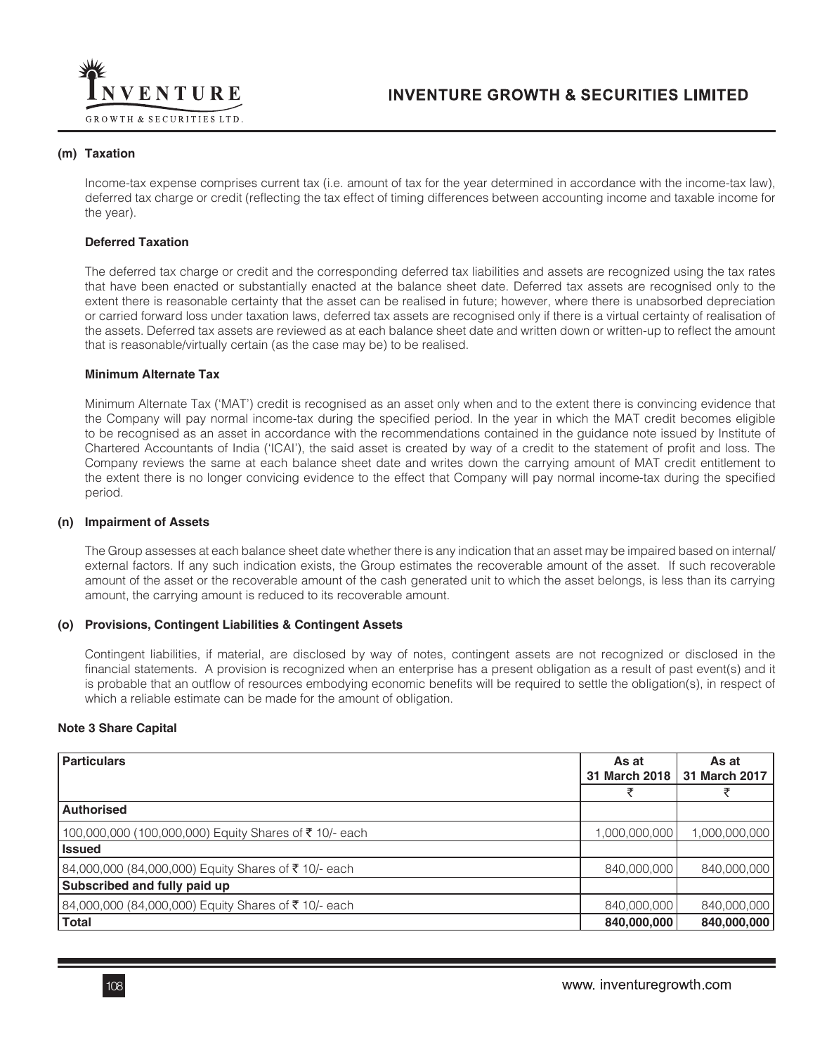### (m) Taxation

Income-tax expense comprises current tax (i.e. amount of tax for the year determined in accordance with the income-tax law), deferred tax charge or credit (reflecting the tax effect of timing differences between accounting income and taxable income for the year).

#### Deferred Taxation

The deferred tax charge or credit and the corresponding deferred tax liabilities and assets are recognized using the tax rates that have been enacted or substantially enacted at the balance sheet date. Deferred tax assets are recognised only to the extent there is reasonable certainty that the asset can be realised in future; however, where there is unabsorbed depreciation or carried forward loss under taxation laws, deferred tax assets are recognised only if there is a virtual certainty of realisation of the assets. Deferred tax assets are reviewed as at each balance sheet date and written down or written-up to reflect the amount that is reasonable/virtually certain (as the case may be) to be realised.

#### Minimum Alternate Tax

Minimum Alternate Tax ('MAT') credit is recognised as an asset only when and to the extent there is convincing evidence that the Company will pay normal income-tax during the specified period. In the year in which the MAT credit becomes eligible to be recognised as an asset in accordance with the recommendations contained in the guidance note issued by Institute of Chartered Accountants of India ('ICAI'), the said asset is created by way of a credit to the statement of profit and loss. The Company reviews the same at each balance sheet date and writes down the carrying amount of MAT credit entitlement to the extent there is no longer convicing evidence to the effect that Company will pay normal income-tax during the specified period.

### (n) Impairment of Assets

The Group assesses at each balance sheet date whether there is any indication that an asset may be impaired based on internal/ external factors. If any such indication exists, the Group estimates the recoverable amount of the asset. If such recoverable amount of the asset or the recoverable amount of the cash generated unit to which the asset belongs, is less than its carrying amount, the carrying amount is reduced to its recoverable amount.

### (o) Provisions, Contingent Liabilities & Contingent Assets

Contingent liabilities, if material, are disclosed by way of notes, contingent assets are not recognized or disclosed in the financial statements. A provision is recognized when an enterprise has a present obligation as a result of past event(s) and it is probable that an outflow of resources embodying economic benefits will be required to settle the obligation(s), in respect of which a reliable estimate can be made for the amount of obligation.

## Note 3 Share Capital

| Particulars | As at 31 March 2018 | As at 31 March 2017 |
|---|---|---|
| | ₹ | ₹ |
| **Authorised** | | |
| 100,000,000 (100,000,000) Equity Shares of ₹ 10/- each | 1,000,000,000 | 1,000,000,000 |
| **Issued** | | |
| 84,000,000 (84,000,000) Equity Shares of ₹ 10/- each | 840,000,000 | 840,000,000 |
| **Subscribed and fully paid up** | | |
| 84,000,000 (84,000,000) Equity Shares of ₹ 10/- each | 840,000,000 | 840,000,000 |
| **Total** | **840,000,000** | **840,000,000** |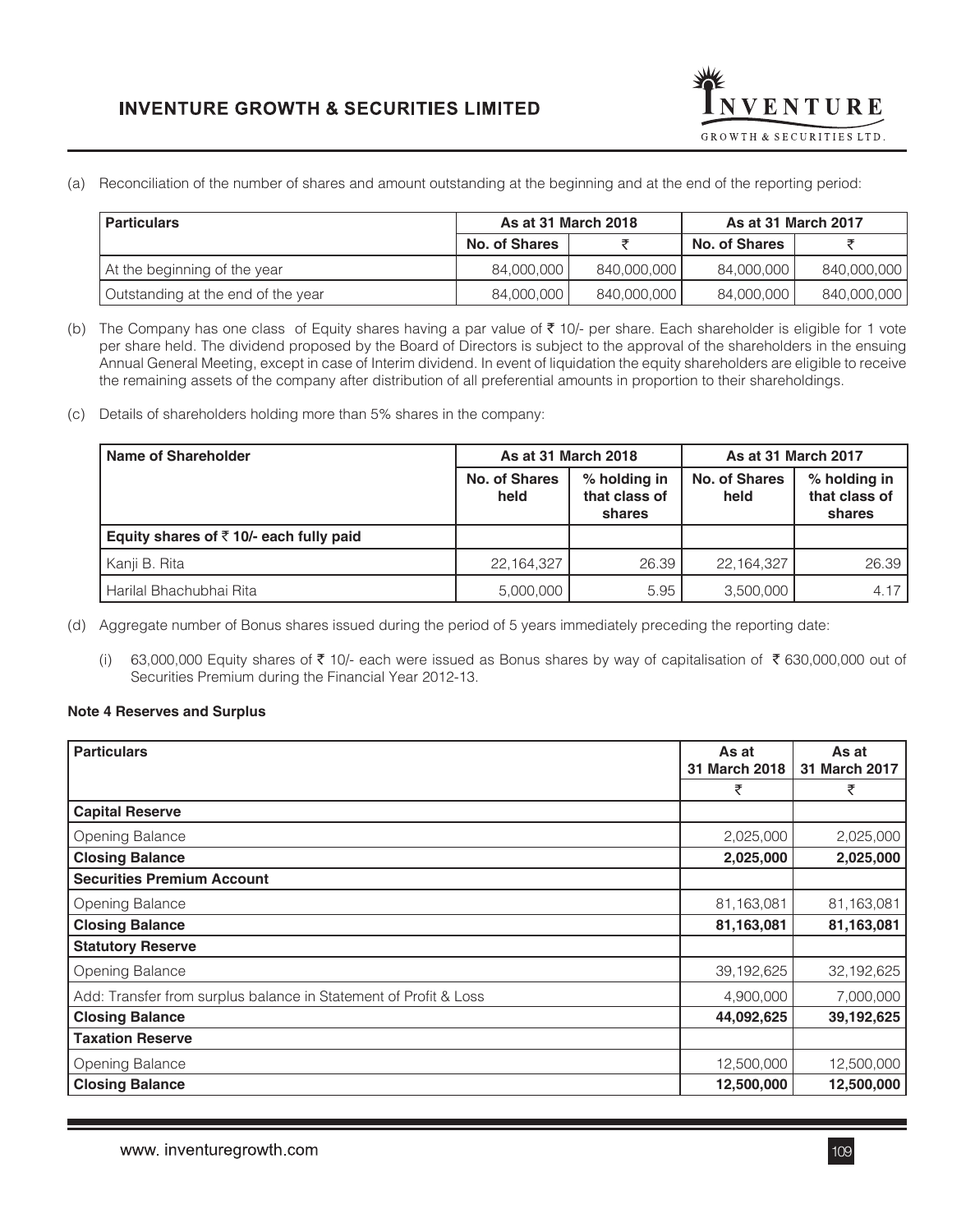(a) Reconciliation of the number of shares and amount outstanding at the beginning and at the end of the reporting period:

| Particulars | As at 31 March 2018 | | As at 31 March 2017 | |
|---|---|---|---|---|
| | No. of Shares | ₹ | No. of Shares | ₹ |
| At the beginning of the year | 84,000,000 | 840,000,000 | 84,000,000 | 840,000,000 |
| Outstanding at the end of the year | 84,000,000 | 840,000,000 | 84,000,000 | 840,000,000 |

(b) The Company has one class of Equity shares having a par value of ₹ 10/- per share. Each shareholder is eligible for 1 vote per share held. The dividend proposed by the Board of Directors is subject to the approval of the shareholders in the ensuing Annual General Meeting, except in case of Interim dividend. In event of liquidation the equity shareholders are eligible to receive the remaining assets of the company after distribution of all preferential amounts in proportion to their shareholdings.

(c) Details of shareholders holding more than 5% shares in the company:

| Name of Shareholder | As at 31 March 2018 | | As at 31 March 2017 | |
|---|---|---|---|---|
| | No. of Shares held | % holding in that class of shares | No. of Shares held | % holding in that class of shares |
| **Equity shares of ₹ 10/- each fully paid** | | | | |
| Kanji B. Rita | 22,164,327 | 26.39 | 22,164,327 | 26.39 |
| Harilal Bhachubhai Rita | 5,000,000 | 5.95 | 3,500,000 | 4.17 |

(d) Aggregate number of Bonus shares issued during the period of 5 years immediately preceding the reporting date:

(i) 63,000,000 Equity shares of ₹ 10/- each were issued as Bonus shares by way of capitalisation of ₹ 630,000,000 out of Securities Premium during the Financial Year 2012-13.

**Note 4 Reserves and Surplus**

| Particulars | As at 31 March 2018 | As at 31 March 2017 |
|---|---|---|
| | ₹ | ₹ |
| **Capital Reserve** | | |
| Opening Balance | 2,025,000 | 2,025,000 |
| **Closing Balance** | **2,025,000** | **2,025,000** |
| **Securities Premium Account** | | |
| Opening Balance | 81,163,081 | 81,163,081 |
| **Closing Balance** | **81,163,081** | **81,163,081** |
| **Statutory Reserve** | | |
| Opening Balance | 39,192,625 | 32,192,625 |
| Add: Transfer from surplus balance in Statement of Profit & Loss | 4,900,000 | 7,000,000 |
| **Closing Balance** | **44,092,625** | **39,192,625** |
| **Taxation Reserve** | | |
| Opening Balance | 12,500,000 | 12,500,000 |
| **Closing Balance** | **12,500,000** | **12,500,000** |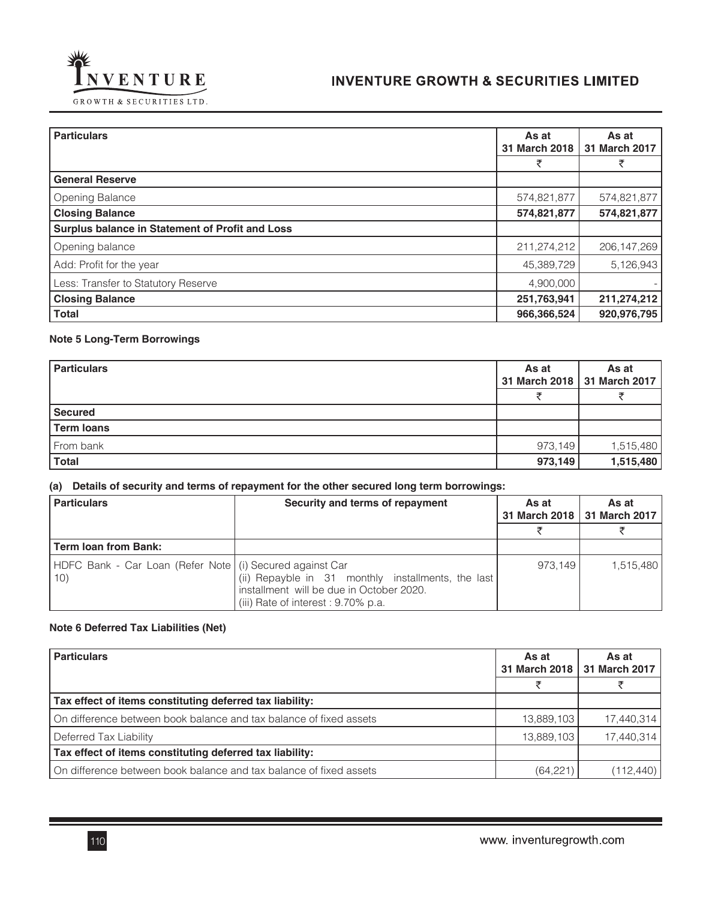| Particulars | As at 31 March 2018 | As at 31 March 2017 |
|---|---|---|
| | ₹ | ₹ |
| **General Reserve** | | |
| Opening Balance | 574,821,877 | 574,821,877 |
| **Closing Balance** | **574,821,877** | **574,821,877** |
| **Surplus balance in Statement of Profit and Loss** | | |
| Opening balance | 211,274,212 | 206,147,269 |
| Add: Profit for the year | 45,389,729 | 5,126,943 |
| Less: Transfer to Statutory Reserve | 4,900,000 | - |
| **Closing Balance** | **251,763,941** | **211,274,212** |
| **Total** | **966,366,524** | **920,976,795** |

### Note 5 Long-Term Borrowings

| Particulars | As at 31 March 2018 | As at 31 March 2017 |
|---|---|---|
| | ₹ | ₹ |
| **Secured** | | |
| **Term loans** | | |
| From bank | 973,149 | 1,515,480 |
| **Total** | **973,149** | **1,515,480** |

**(a) Details of security and terms of repayment for the other secured long term borrowings:**

| Particulars | Security and terms of repayment | As at 31 March 2018 | As at 31 March 2017 |
|---|---|---|---|
| | | ₹ | ₹ |
| **Term loan from Bank:** | | | |
| HDFC Bank - Car Loan (Refer Note 10) | (i) Secured against Car (ii) Repayble in 31 monthly installments, the last installment will be due in October 2020. (iii) Rate of interest : 9.70% p.a. | 973,149 | 1,515,480 |

### Note 6 Deferred Tax Liabilities (Net)

| Particulars | As at 31 March 2018 | As at 31 March 2017 |
|---|---|---|
| | ₹ | ₹ |
| **Tax effect of items constituting deferred tax liability:** | | |
| On difference between book balance and tax balance of fixed assets | 13,889,103 | 17,440,314 |
| Deferred Tax Liability | 13,889,103 | 17,440,314 |
| **Tax effect of items constituting deferred tax liability:** | | |
| On difference between book balance and tax balance of fixed assets | (64,221) | (112,440) |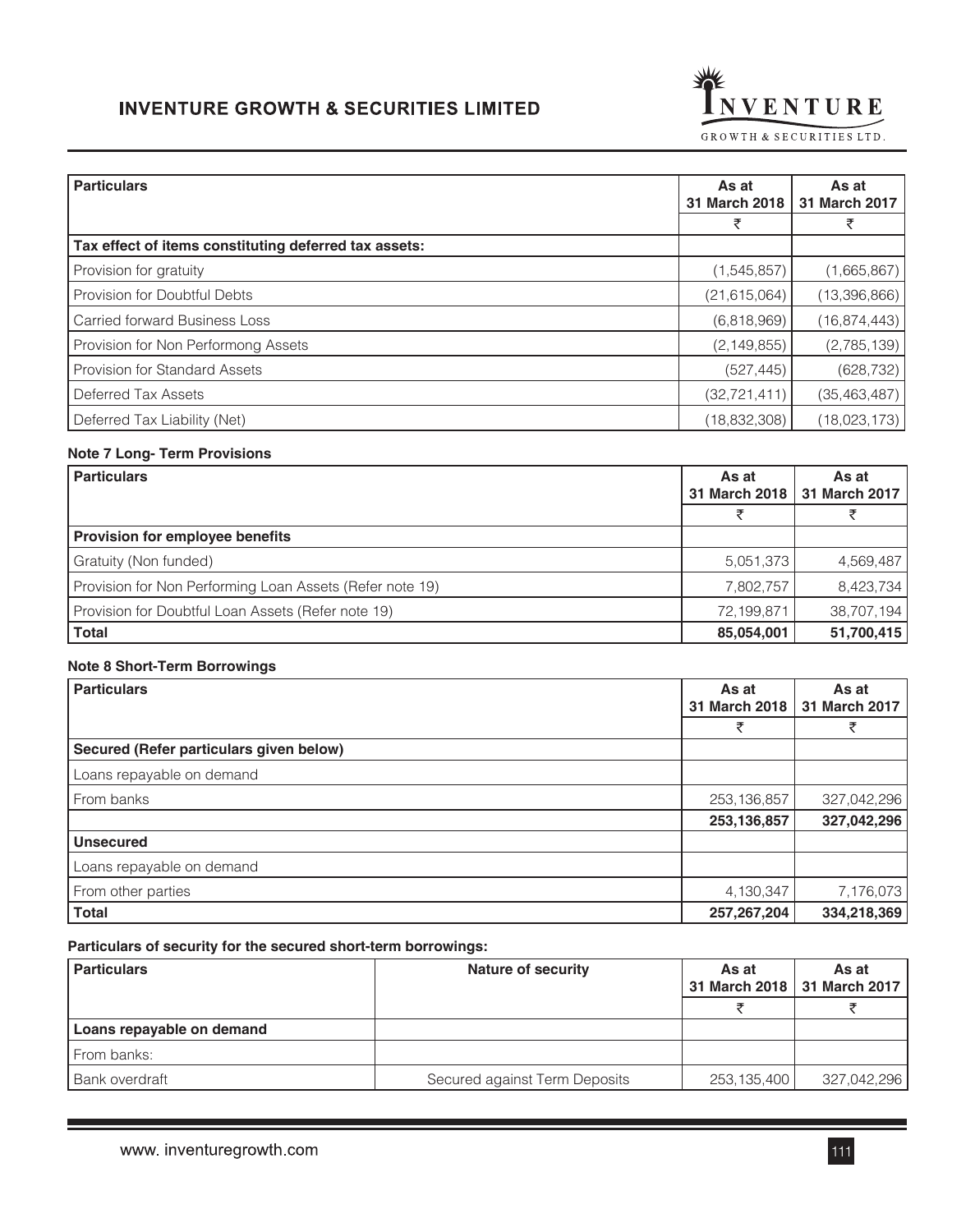| Particulars | As at 31 March 2018 | As at 31 March 2017 |
|---|---|---|
| | ₹ | ₹ |
| **Tax effect of items constituting deferred tax assets:** | | |
| Provision for gratuity | (1,545,857) | (1,665,867) |
| Provision for Doubtful Debts | (21,615,064) | (13,396,866) |
| Carried forward Business Loss | (6,818,969) | (16,874,443) |
| Provision for Non Performong Assets | (2,149,855) | (2,785,139) |
| Provision for Standard Assets | (527,445) | (628,732) |
| Deferred Tax Assets | (32,721,411) | (35,463,487) |
| Deferred Tax Liability (Net) | (18,832,308) | (18,023,173) |

### Note 7 Long- Term Provisions

| Particulars | As at 31 March 2018 | As at 31 March 2017 |
|---|---|---|
| | ₹ | ₹ |
| **Provision for employee benefits** | | |
| Gratuity (Non funded) | 5,051,373 | 4,569,487 |
| Provision for Non Performing Loan Assets (Refer note 19) | 7,802,757 | 8,423,734 |
| Provision for Doubtful Loan Assets (Refer note 19) | 72,199,871 | 38,707,194 |
| **Total** | **85,054,001** | **51,700,415** |

### Note 8 Short-Term Borrowings

| Particulars | As at 31 March 2018 | As at 31 March 2017 |
|---|---|---|
| | ₹ | ₹ |
| **Secured (Refer particulars given below)** | | |
| Loans repayable on demand | | |
| From banks | 253,136,857 | 327,042,296 |
| | **253,136,857** | **327,042,296** |
| **Unsecured** | | |
| Loans repayable on demand | | |
| From other parties | 4,130,347 | 7,176,073 |
| **Total** | **257,267,204** | **334,218,369** |

**Particulars of security for the secured short-term borrowings:**

| Particulars | Nature of security | As at 31 March 2018 | As at 31 March 2017 |
|---|---|---|---|
| | | ₹ | ₹ |
| **Loans repayable on demand** | | | |
| From banks: | | | |
| Bank overdraft | Secured against Term Deposits | 253,135,400 | 327,042,296 |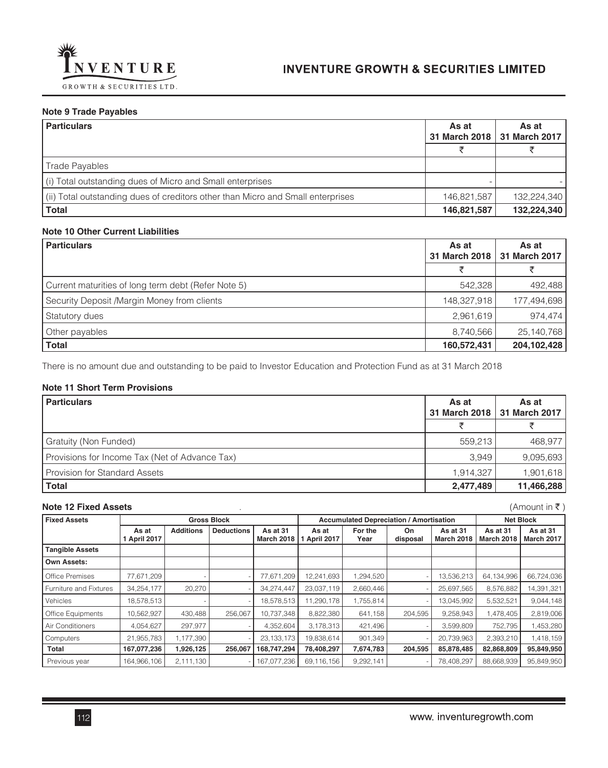### Note 9 Trade Payables

| Particulars | As at 31 March 2018 | As at 31 March 2017 |
|---|---|---|
| | ₹ | ₹ |
| Trade Payables | | |
| (i) Total outstanding dues of Micro and Small enterprises | - | - |
| (ii) Total outstanding dues of creditors other than Micro and Small enterprises | 146,821,587 | 132,224,340 |
| **Total** | **146,821,587** | **132,224,340** |

### Note 10 Other Current Liabilities

| Particulars | As at 31 March 2018 | As at 31 March 2017 |
|---|---|---|
| | ₹ | ₹ |
| Current maturities of long term debt (Refer Note 5) | 542,328 | 492,488 |
| Security Deposit /Margin Money from clients | 148,327,918 | 177,494,698 |
| Statutory dues | 2,961,619 | 974,474 |
| Other payables | 8,740,566 | 25,140,768 |
| **Total** | **160,572,431** | **204,102,428** |

There is no amount due and outstanding to be paid to Investor Education and Protection Fund as at 31 March 2018

### Note 11 Short Term Provisions

| Particulars | As at 31 March 2018 | As at 31 March 2017 |
|---|---|---|
| | ₹ | ₹ |
| Gratuity (Non Funded) | 559,213 | 468,977 |
| Provisions for Income Tax (Net of Advance Tax) | 3,949 | 9,095,693 |
| Provision for Standard Assets | 1,914,327 | 1,901,618 |
| **Total** | **2,477,489** | **11,466,288** |

### Note 12 Fixed Assets

(Amount in ₹ )

| Fixed Assets | Gross Block | | | | Accumulated Depreciation / Amortisation | | | | Net Block | |
|---|---|---|---|---|---|---|---|---|---|---|
| | As at 1 April 2017 | Additions | Deductions | As at 31 March 2018 | As at 1 April 2017 | For the Year | On disposal | As at 31 March 2018 | As at 31 March 2018 | As at 31 March 2017 |
| **Tangible Assets** | | | | | | | | | | |
| **Own Assets:** | | | | | | | | | | |
| Office Premises | 77,671,209 | - | - | 77,671,209 | 12,241,693 | 1,294,520 | - | 13,536,213 | 64,134,996 | 66,724,036 |
| Furniture and Fixtures | 34,254,177 | 20,270 | - | 34,274,447 | 23,037,119 | 2,660,446 | - | 25,697,565 | 8,576,882 | 14,391,321 |
| Vehicles | 18,578,513 | - | - | 18,578,513 | 11,290,178 | 1,755,814 | - | 13,045,992 | 5,532,521 | 9,044,148 |
| Office Equipments | 10,562,927 | 430,488 | 256,067 | 10,737,348 | 8,822,380 | 641,158 | 204,595 | 9,258,943 | 1,478,405 | 2,819,006 |
| Air Conditioners | 4,054,627 | 297,977 | - | 4,352,604 | 3,178,313 | 421,496 | - | 3,599,809 | 752,795 | 1,453,280 |
| Computers | 21,955,783 | 1,177,390 | - | 23,133,173 | 19,838,614 | 901,349 | - | 20,739,963 | 2,393,210 | 1,418,159 |
| **Total** | **167,077,236** | **1,926,125** | **256,067** | **168,747,294** | **78,408,297** | **7,674,783** | **204,595** | **85,878,485** | **82,868,809** | **95,849,950** |
| Previous year | 164,966,106 | 2,111,130 | - | 167,077,236 | 69,116,156 | 9,292,141 | - | 78,408,297 | 88,668,939 | 95,849,950 |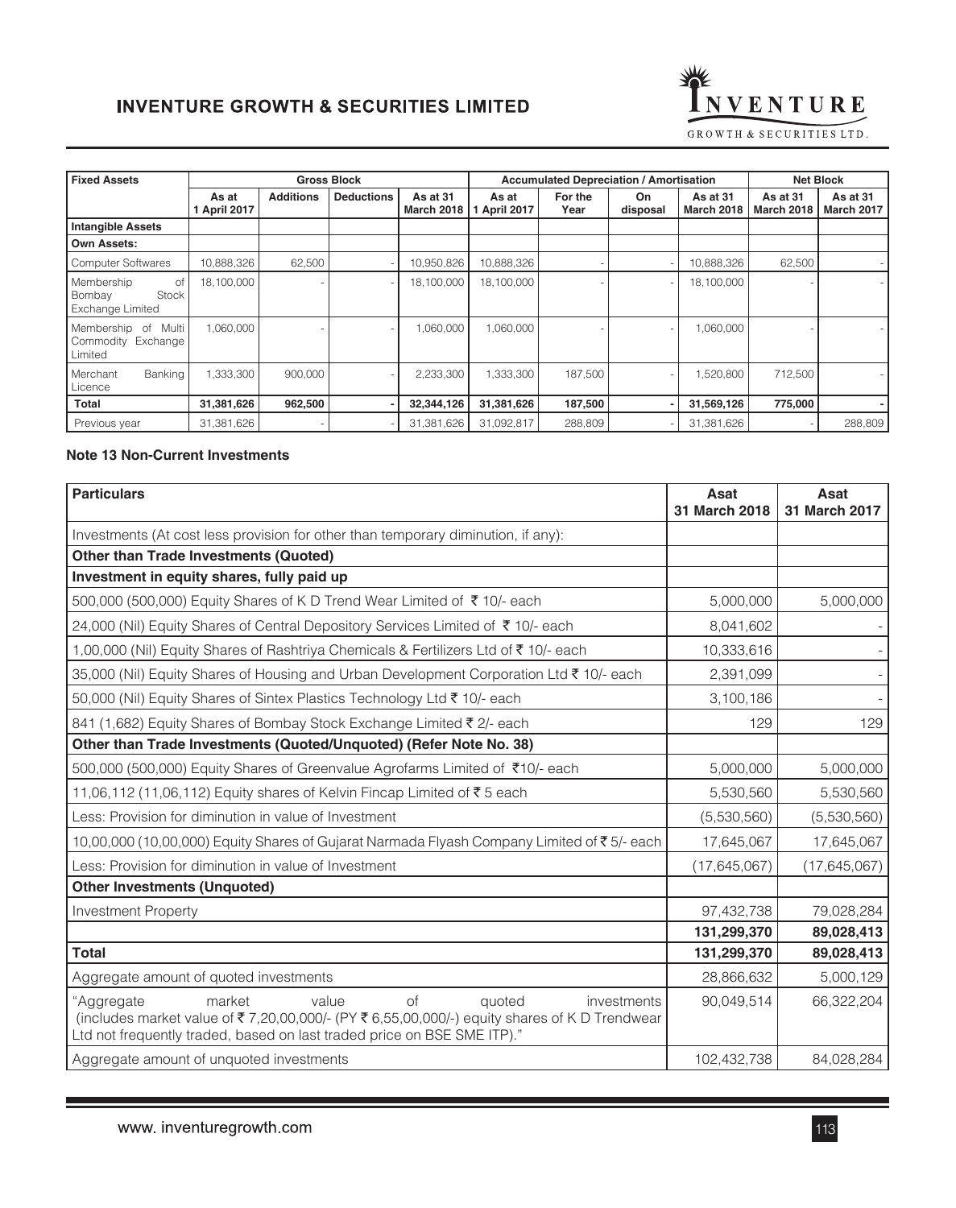| Fixed Assets | Gross Block | | | | Accumulated Depreciation / Amortisation | | | | Net Block | |
|---|---|---|---|---|---|---|---|---|---|---|
| | As at 1 April 2017 | Additions | Deductions | As at 31 March 2018 | As at 1 April 2017 | For the Year | On disposal | As at 31 March 2018 | As at 31 March 2018 | As at 31 March 2017 |
| **Intangible Assets** | | | | | | | | | | |
| **Own Assets:** | | | | | | | | | | |
| Computer Softwares | 10,888,326 | 62,500 | - | 10,950,826 | 10,888,326 | - | - | 10,888,326 | 62,500 | - |
| Membership of Bombay Stock Exchange Limited | 18,100,000 | - | - | 18,100,000 | 18,100,000 | - | - | 18,100,000 | - | - |
| Membership of Multi Commodity Exchange Limited | 1,060,000 | - | - | 1,060,000 | 1,060,000 | - | - | 1,060,000 | - | - |
| Merchant Banking Licence | 1,333,300 | 900,000 | - | 2,233,300 | 1,333,300 | 187,500 | - | 1,520,800 | 712,500 | - |
| **Total** | **31,381,626** | **962,500** | **-** | **32,344,126** | **31,381,626** | **187,500** | **-** | **31,569,126** | **775,000** | **-** |
| Previous year | 31,381,626 | - | - | 31,381,626 | 31,092,817 | 288,809 | - | 31,381,626 | - | 288,809 |

### Note 13 Non-Current Investments

| Particulars | Asat 31 March 2018 | Asat 31 March 2017 |
|---|---|---|
| Investments (At cost less provision for other than temporary diminution, if any): | | |
| **Other than Trade Investments (Quoted)** | | |
| **Investment in equity shares, fully paid up** | | |
| 500,000 (500,000) Equity Shares of K D Trend Wear Limited of ₹ 10/- each | 5,000,000 | 5,000,000 |
| 24,000 (Nil) Equity Shares of Central Depository Services Limited of ₹ 10/- each | 8,041,602 | - |
| 1,00,000 (Nil) Equity Shares of Rashtriya Chemicals & Fertilizers Ltd of ₹ 10/- each | 10,333,616 | - |
| 35,000 (Nil) Equity Shares of Housing and Urban Development Corporation Ltd ₹ 10/- each | 2,391,099 | - |
| 50,000 (Nil) Equity Shares of Sintex Plastics Technology Ltd ₹ 10/- each | 3,100,186 | - |
| 841 (1,682) Equity Shares of Bombay Stock Exchange Limited ₹ 2/- each | 129 | 129 |
| **Other than Trade Investments (Quoted/Unquoted) (Refer Note No. 38)** | | |
| 500,000 (500,000) Equity Shares of Greenvalue Agrofarms Limited of ₹10/- each | 5,000,000 | 5,000,000 |
| 11,06,112 (11,06,112) Equity shares of Kelvin Fincap Limited of ₹ 5 each | 5,530,560 | 5,530,560 |
| Less: Provision for diminution in value of Investment | (5,530,560) | (5,530,560) |
| 10,00,000 (10,00,000) Equity Shares of Gujarat Narmada Flyash Company Limited of ₹ 5/- each | 17,645,067 | 17,645,067 |
| Less: Provision for diminution in value of Investment | (17,645,067) | (17,645,067) |
| **Other Investments (Unquoted)** | | |
| Investment Property | 97,432,738 | 79,028,284 |
| | **131,299,370** | **89,028,413** |
| **Total** | **131,299,370** | **89,028,413** |
| Aggregate amount of quoted investments | 28,866,632 | 5,000,129 |
| "Aggregate market value of quoted investments (includes market value of ₹ 7,20,00,000/- (PY ₹ 6,55,00,000/-) equity shares of K D Trendwear Ltd not frequently traded, based on last traded price on BSE SME ITP)." | 90,049,514 | 66,322,204 |
| Aggregate amount of unquoted investments | 102,432,738 | 84,028,284 |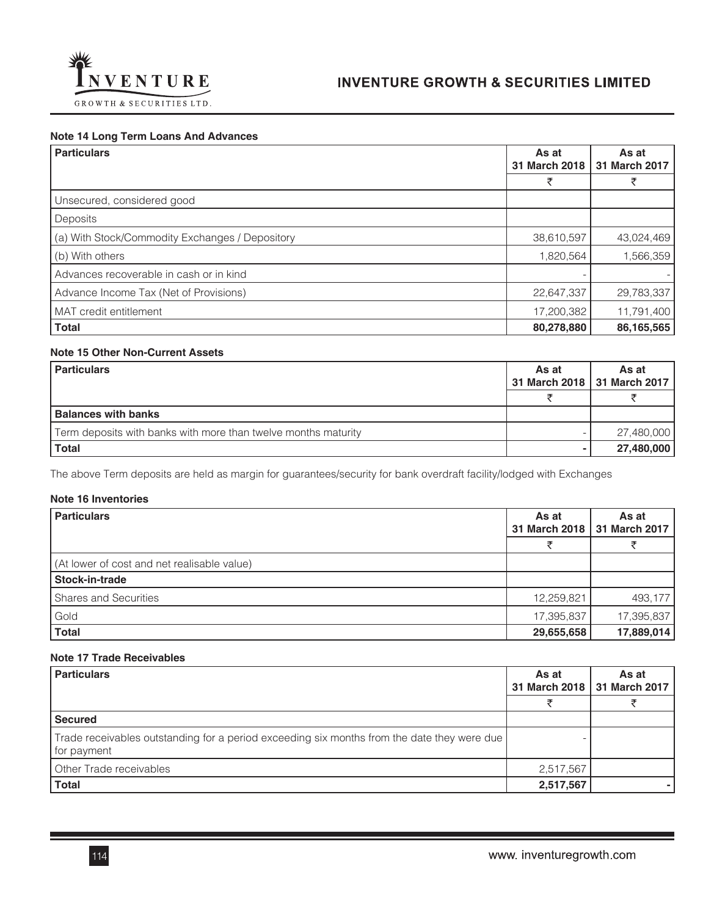#### Note 14 Long Term Loans And Advances

| Particulars | As at 31 March 2018 | As at 31 March 2017 |
|---|---|---|
| | ₹ | ₹ |
| Unsecured, considered good | | |
| Deposits | | |
| (a) With Stock/Commodity Exchanges / Depository | 38,610,597 | 43,024,469 |
| (b) With others | 1,820,564 | 1,566,359 |
| Advances recoverable in cash or in kind | - | - |
| Advance Income Tax (Net of Provisions) | 22,647,337 | 29,783,337 |
| MAT credit entitlement | 17,200,382 | 11,791,400 |
| **Total** | **80,278,880** | **86,165,565** |

#### Note 15 Other Non-Current Assets

| Particulars | As at 31 March 2018 | As at 31 March 2017 |
|---|---|---|
| | ₹ | ₹ |
| **Balances with banks** | | |
| Term deposits with banks with more than twelve months maturity | - | 27,480,000 |
| **Total** | **-** | **27,480,000** |

The above Term deposits are held as margin for guarantees/security for bank overdraft facility/lodged with Exchanges

#### Note 16 Inventories

| Particulars | As at 31 March 2018 | As at 31 March 2017 |
|---|---|---|
| | ₹ | ₹ |
| (At lower of cost and net realisable value) | | |
| **Stock-in-trade** | | |
| Shares and Securities | 12,259,821 | 493,177 |
| Gold | 17,395,837 | 17,395,837 |
| **Total** | **29,655,658** | **17,889,014** |

#### Note 17 Trade Receivables

| Particulars | As at 31 March 2018 | As at 31 March 2017 |
|---|---|---|
| | ₹ | ₹ |
| **Secured** | | |
| Trade receivables outstanding for a period exceeding six months from the date they were due for payment | - | |
| Other Trade receivables | 2,517,567 | |
| **Total** | **2,517,567** | **-** |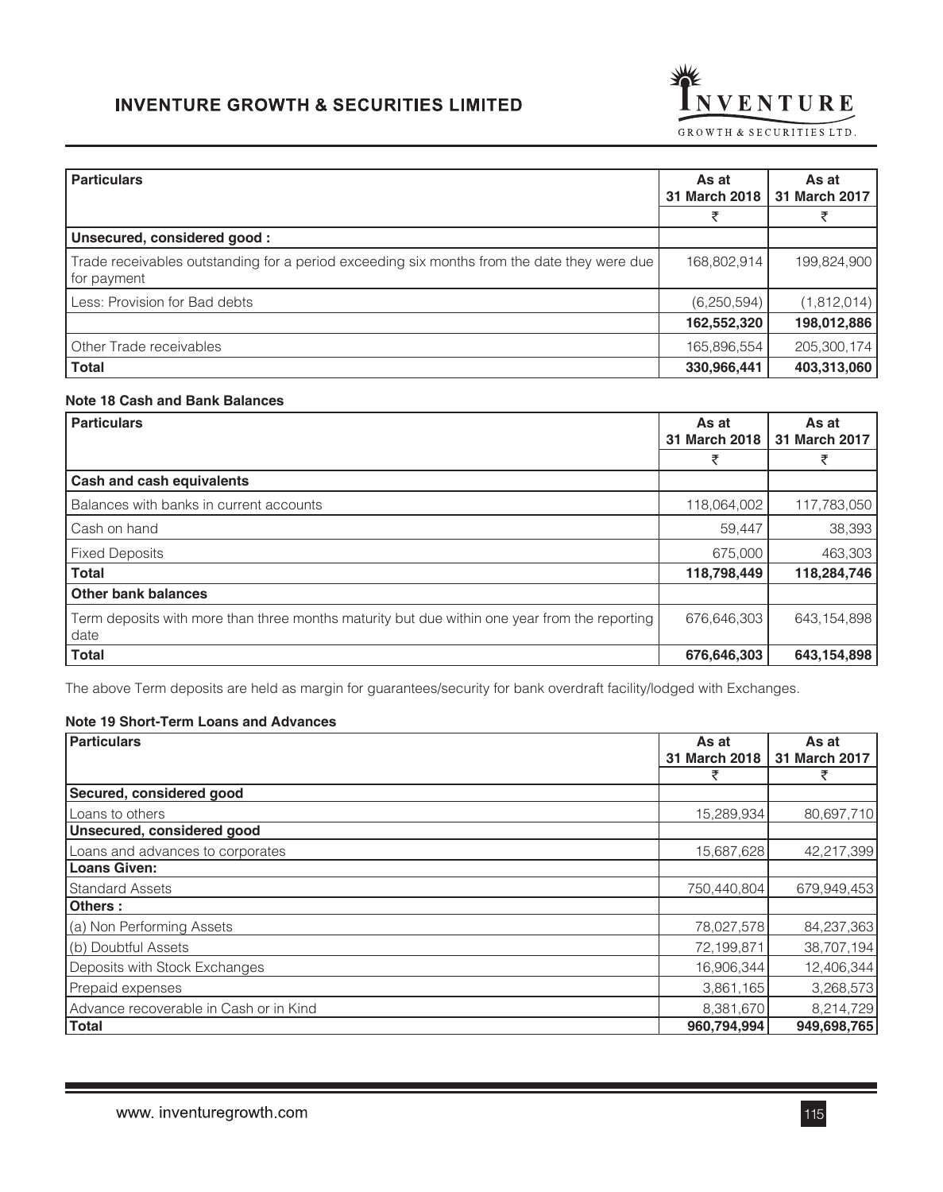| Particulars | As at 31 March 2018 | As at 31 March 2017 |
|---|---|---|
| | ₹ | ₹ |
| **Unsecured, considered good :** | | |
| Trade receivables outstanding for a period exceeding six months from the date they were due for payment | 168,802,914 | 199,824,900 |
| Less: Provision for Bad debts | (6,250,594) | (1,812,014) |
| | **162,552,320** | **198,012,886** |
| Other Trade receivables | 165,896,554 | 205,300,174 |
| **Total** | **330,966,441** | **403,313,060** |

#### Note 18 Cash and Bank Balances

| Particulars | As at 31 March 2018 | As at 31 March 2017 |
|---|---|---|
| | ₹ | ₹ |
| **Cash and cash equivalents** | | |
| Balances with banks in current accounts | 118,064,002 | 117,783,050 |
| Cash on hand | 59,447 | 38,393 |
| Fixed Deposits | 675,000 | 463,303 |
| **Total** | **118,798,449** | **118,284,746** |
| **Other bank balances** | | |
| Term deposits with more than three months maturity but due within one year from the reporting date | 676,646,303 | 643,154,898 |
| **Total** | **676,646,303** | **643,154,898** |

The above Term deposits are held as margin for guarantees/security for bank overdraft facility/lodged with Exchanges.

#### Note 19 Short-Term Loans and Advances

| Particulars | As at 31 March 2018 | As at 31 March 2017 |
|---|---|---|
| | ₹ | ₹ |
| **Secured, considered good** | | |
| Loans to others | 15,289,934 | 80,697,710 |
| **Unsecured, considered good** | | |
| Loans and advances to corporates | 15,687,628 | 42,217,399 |
| **Loans Given:** | | |
| Standard Assets | 750,440,804 | 679,949,453 |
| **Others :** | | |
| (a) Non Performing Assets | 78,027,578 | 84,237,363 |
| (b) Doubtful Assets | 72,199,871 | 38,707,194 |
| Deposits with Stock Exchanges | 16,906,344 | 12,406,344 |
| Prepaid expenses | 3,861,165 | 3,268,573 |
| Advance recoverable in Cash or in Kind | 8,381,670 | 8,214,729 |
| **Total** | **960,794,994** | **949,698,765** |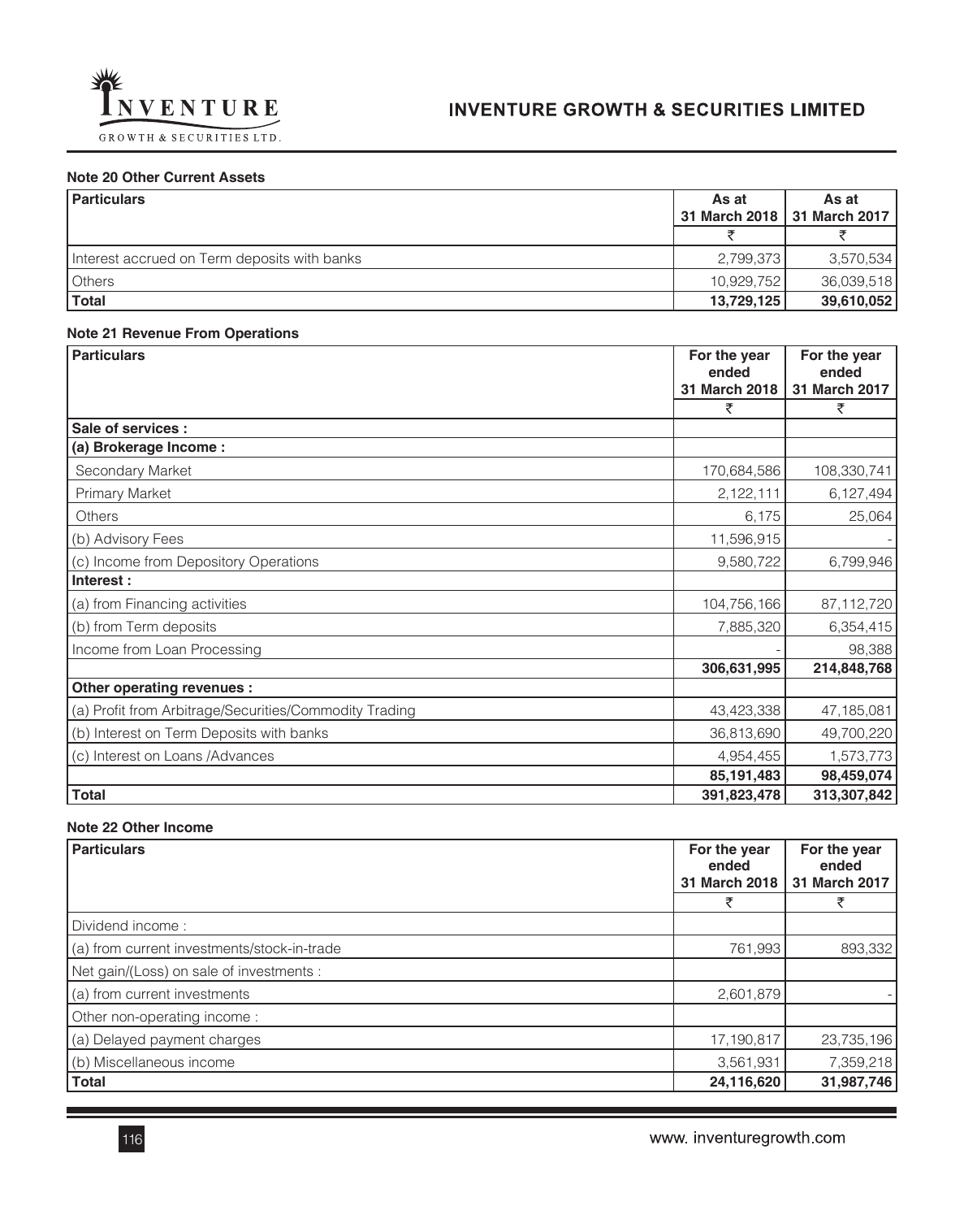### Note 20 Other Current Assets

| Particulars | As at 31 March 2018 | As at 31 March 2017 |
|---|---|---|
| | ₹ | ₹ |
| Interest accrued on Term deposits with banks | 2,799,373 | 3,570,534 |
| Others | 10,929,752 | 36,039,518 |
| **Total** | **13,729,125** | **39,610,052** |

### Note 21 Revenue From Operations

| Particulars | For the year ended 31 March 2018 | For the year ended 31 March 2017 |
|---|---|---|
| | ₹ | ₹ |
| **Sale of services :** | | |
| **(a) Brokerage Income :** | | |
| Secondary Market | 170,684,586 | 108,330,741 |
| Primary Market | 2,122,111 | 6,127,494 |
| Others | 6,175 | 25,064 |
| (b) Advisory Fees | 11,596,915 | - |
| (c) Income from Depository Operations | 9,580,722 | 6,799,946 |
| **Interest :** | | |
| (a) from Financing activities | 104,756,166 | 87,112,720 |
| (b) from Term deposits | 7,885,320 | 6,354,415 |
| Income from Loan Processing | - | 98,388 |
| | **306,631,995** | **214,848,768** |
| **Other operating revenues :** | | |
| (a) Profit from Arbitrage/Securities/Commodity Trading | 43,423,338 | 47,185,081 |
| (b) Interest on Term Deposits with banks | 36,813,690 | 49,700,220 |
| (c) Interest on Loans /Advances | 4,954,455 | 1,573,773 |
| | **85,191,483** | **98,459,074** |
| **Total** | **391,823,478** | **313,307,842** |

### Note 22 Other Income

| Particulars | For the year ended 31 March 2018 | For the year ended 31 March 2017 |
|---|---|---|
| | ₹ | ₹ |
| Dividend income : | | |
| (a) from current investments/stock-in-trade | 761,993 | 893,332 |
| Net gain/(Loss) on sale of investments : | | |
| (a) from current investments | 2,601,879 | - |
| Other non-operating income : | | |
| (a) Delayed payment charges | 17,190,817 | 23,735,196 |
| (b) Miscellaneous income | 3,561,931 | 7,359,218 |
| **Total** | **24,116,620** | **31,987,746** |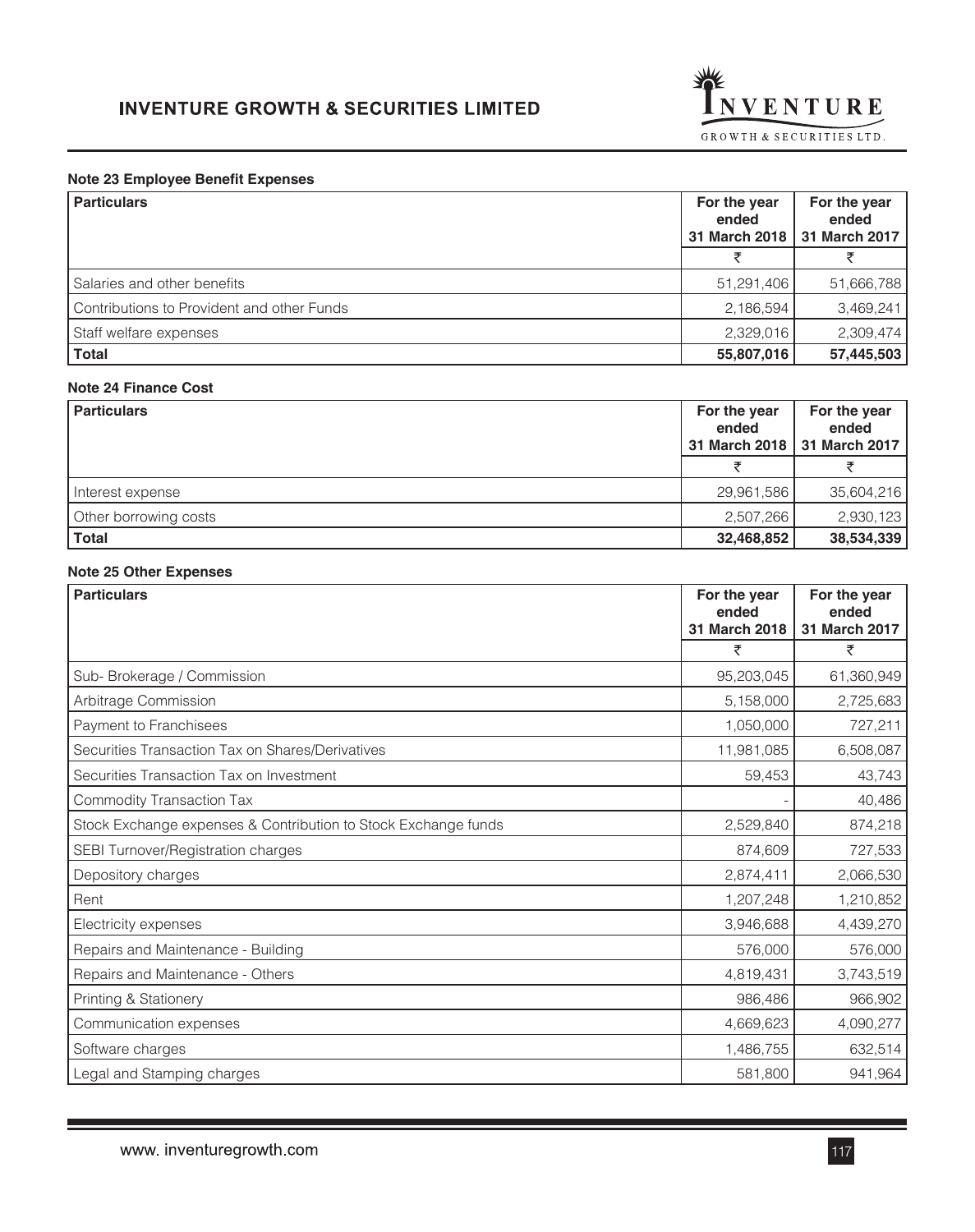### Note 23 Employee Benefit Expenses

| Particulars | For the year ended 31 March 2018 | For the year ended 31 March 2017 |
|---|---|---|
| | ₹ | ₹ |
| Salaries and other benefits | 51,291,406 | 51,666,788 |
| Contributions to Provident and other Funds | 2,186,594 | 3,469,241 |
| Staff welfare expenses | 2,329,016 | 2,309,474 |
| **Total** | **55,807,016** | **57,445,503** |

### Note 24 Finance Cost

| Particulars | For the year ended 31 March 2018 | For the year ended 31 March 2017 |
|---|---|---|
| | ₹ | ₹ |
| Interest expense | 29,961,586 | 35,604,216 |
| Other borrowing costs | 2,507,266 | 2,930,123 |
| **Total** | **32,468,852** | **38,534,339** |

### Note 25 Other Expenses

| Particulars | For the year ended 31 March 2018 | For the year ended 31 March 2017 |
|---|---|---|
| | ₹ | ₹ |
| Sub- Brokerage / Commission | 95,203,045 | 61,360,949 |
| Arbitrage Commission | 5,158,000 | 2,725,683 |
| Payment to Franchisees | 1,050,000 | 727,211 |
| Securities Transaction Tax on Shares/Derivatives | 11,981,085 | 6,508,087 |
| Securities Transaction Tax on Investment | 59,453 | 43,743 |
| Commodity Transaction Tax | - | 40,486 |
| Stock Exchange expenses & Contribution to Stock Exchange funds | 2,529,840 | 874,218 |
| SEBI Turnover/Registration charges | 874,609 | 727,533 |
| Depository charges | 2,874,411 | 2,066,530 |
| Rent | 1,207,248 | 1,210,852 |
| Electricity expenses | 3,946,688 | 4,439,270 |
| Repairs and Maintenance - Building | 576,000 | 576,000 |
| Repairs and Maintenance - Others | 4,819,431 | 3,743,519 |
| Printing & Stationery | 986,486 | 966,902 |
| Communication expenses | 4,669,623 | 4,090,277 |
| Software charges | 1,486,755 | 632,514 |
| Legal and Stamping charges | 581,800 | 941,964 |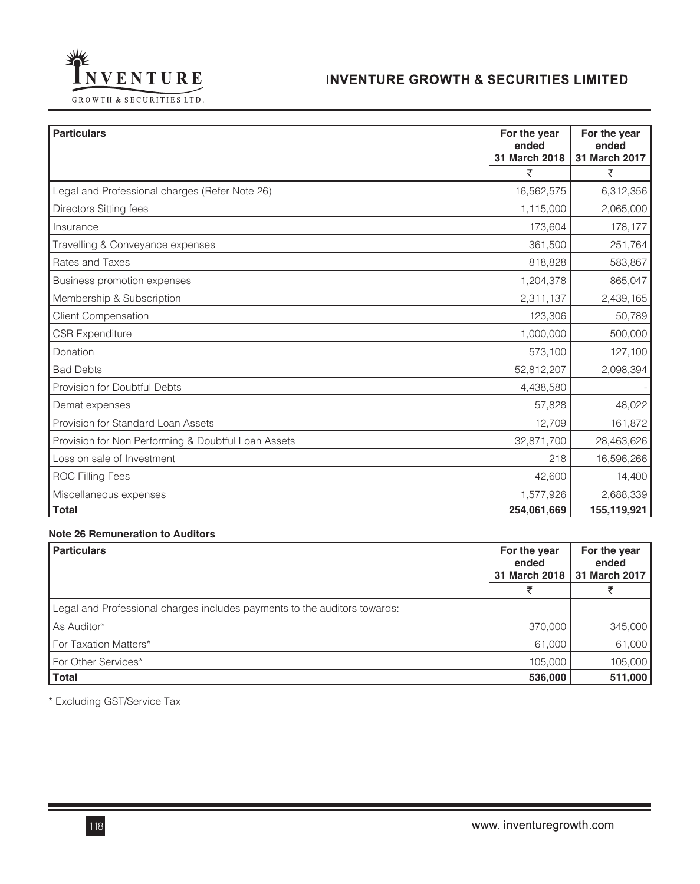| Particulars | For the year ended 31 March 2018 | For the year ended 31 March 2017 |
|---|---|---|
| | ₹ | ₹ |
| Legal and Professional charges (Refer Note 26) | 16,562,575 | 6,312,356 |
| Directors Sitting fees | 1,115,000 | 2,065,000 |
| Insurance | 173,604 | 178,177 |
| Travelling & Conveyance expenses | 361,500 | 251,764 |
| Rates and Taxes | 818,828 | 583,867 |
| Business promotion expenses | 1,204,378 | 865,047 |
| Membership & Subscription | 2,311,137 | 2,439,165 |
| Client Compensation | 123,306 | 50,789 |
| CSR Expenditure | 1,000,000 | 500,000 |
| Donation | 573,100 | 127,100 |
| Bad Debts | 52,812,207 | 2,098,394 |
| Provision for Doubtful Debts | 4,438,580 | - |
| Demat expenses | 57,828 | 48,022 |
| Provision for Standard Loan Assets | 12,709 | 161,872 |
| Provision for Non Performing & Doubtful Loan Assets | 32,871,700 | 28,463,626 |
| Loss on sale of Investment | 218 | 16,596,266 |
| ROC Filling Fees | 42,600 | 14,400 |
| Miscellaneous expenses | 1,577,926 | 2,688,339 |
| **Total** | **254,061,669** | **155,119,921** |

#### Note 26 Remuneration to Auditors

| Particulars | For the year ended 31 March 2018 | For the year ended 31 March 2017 |
|---|---|---|
| | ₹ | ₹ |
| Legal and Professional charges includes payments to the auditors towards: | | |
| As Auditor* | 370,000 | 345,000 |
| For Taxation Matters* | 61,000 | 61,000 |
| For Other Services* | 105,000 | 105,000 |
| **Total** | **536,000** | **511,000** |

* Excluding GST/Service Tax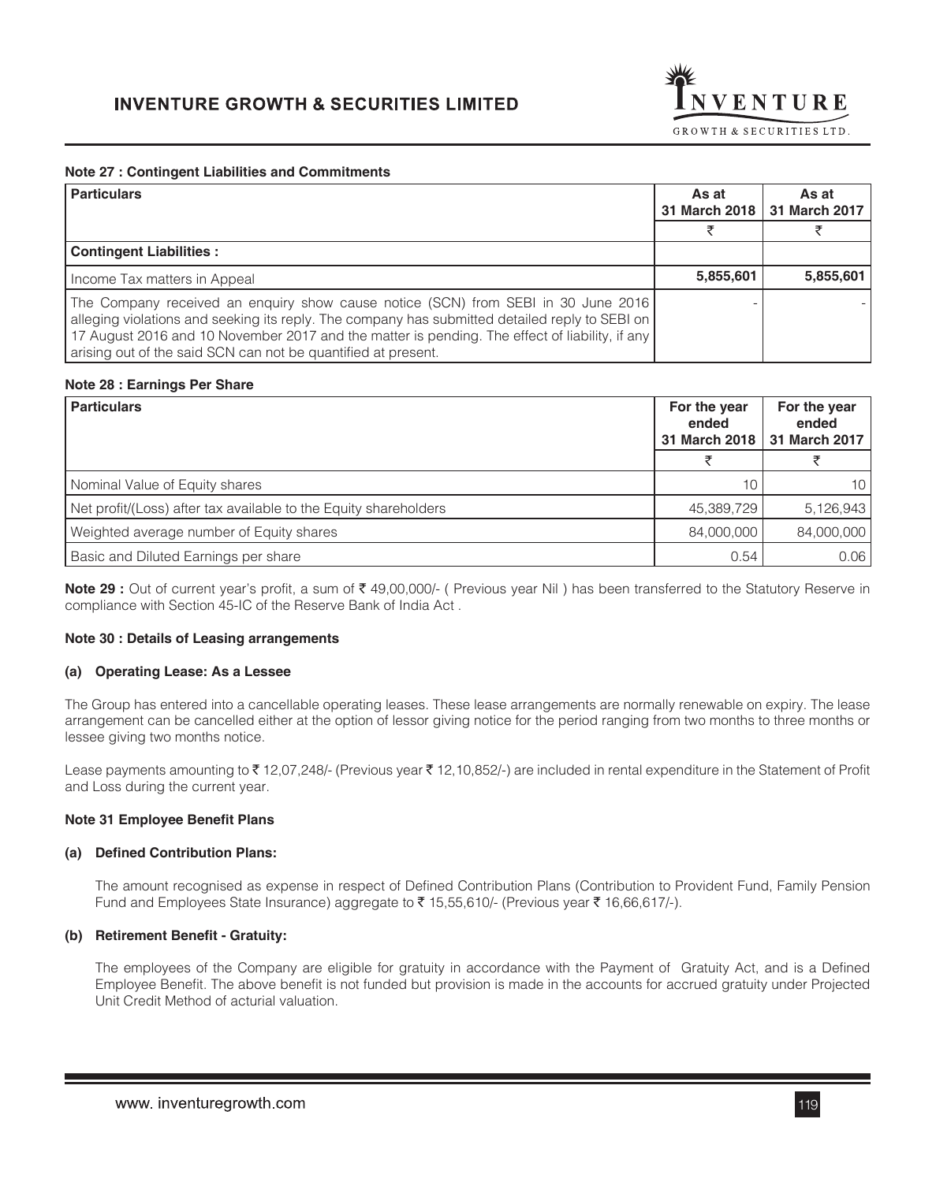### Note 27 : Contingent Liabilities and Commitments

| Particulars | As at 31 March 2018 | As at 31 March 2017 |
|---|---|---|
| | ₹ | ₹ |
| **Contingent Liabilities :** | | |
| Income Tax matters in Appeal | **5,855,601** | **5,855,601** |
| The Company received an enquiry show cause notice (SCN) from SEBI in 30 June 2016 alleging violations and seeking its reply. The company has submitted detailed reply to SEBI on 17 August 2016 and 10 November 2017 and the matter is pending. The effect of liability, if any arising out of the said SCN can not be quantified at present. | - | - |

### Note 28 : Earnings Per Share

| Particulars | For the year ended 31 March 2018 | For the year ended 31 March 2017 |
|---|---|---|
| | ₹ | ₹ |
| Nominal Value of Equity shares | 10 | 10 |
| Net profit/(Loss) after tax available to the Equity shareholders | 45,389,729 | 5,126,943 |
| Weighted average number of Equity shares | 84,000,000 | 84,000,000 |
| Basic and Diluted Earnings per share | 0.54 | 0.06 |

**Note 29 :** Out of current year's profit, a sum of ₹ 49,00,000/- ( Previous year Nil ) has been transferred to the Statutory Reserve in compliance with Section 45-IC of the Reserve Bank of India Act .

### Note 30 : Details of Leasing arrangements

**(a) Operating Lease: As a Lessee**

The Group has entered into a cancellable operating leases. These lease arrangements are normally renewable on expiry. The lease arrangement can be cancelled either at the option of lessor giving notice for the period ranging from two months to three months or lessee giving two months notice.

Lease payments amounting to ₹ 12,07,248/- (Previous year ₹ 12,10,852/-) are included in rental expenditure in the Statement of Profit and Loss during the current year.

### Note 31 Employee Benefit Plans

**(a) Defined Contribution Plans:**

The amount recognised as expense in respect of Defined Contribution Plans (Contribution to Provident Fund, Family Pension Fund and Employees State Insurance) aggregate to ₹ 15,55,610/- (Previous year ₹ 16,66,617/-).

**(b) Retirement Benefit - Gratuity:**

The employees of the Company are eligible for gratuity in accordance with the Payment of Gratuity Act, and is a Defined Employee Benefit. The above benefit is not funded but provision is made in the accounts for accrued gratuity under Projected Unit Credit Method of acturial valuation.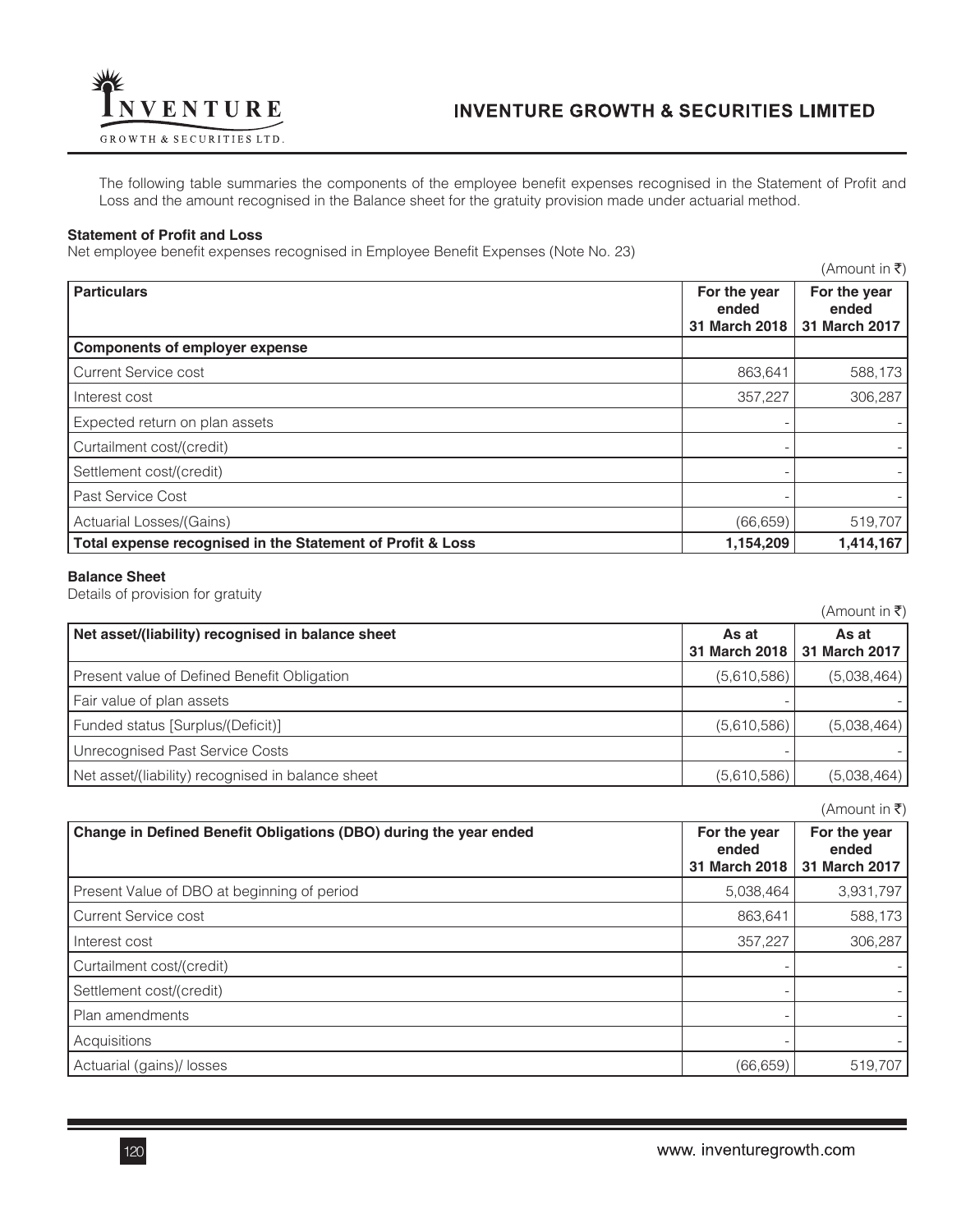The following table summaries the components of the employee benefit expenses recognised in the Statement of Profit and Loss and the amount recognised in the Balance sheet for the gratuity provision made under actuarial method.

**Statement of Profit and Loss**

Net employee benefit expenses recognised in Employee Benefit Expenses (Note No. 23)

(Amount in ₹)

| Particulars | For the year ended 31 March 2018 | For the year ended 31 March 2017 |
|---|---|---|
| **Components of employer expense** | | |
| Current Service cost | 863,641 | 588,173 |
| Interest cost | 357,227 | 306,287 |
| Expected return on plan assets | - | - |
| Curtailment cost/(credit) | - | - |
| Settlement cost/(credit) | - | - |
| Past Service Cost | - | - |
| Actuarial Losses/(Gains) | (66,659) | 519,707 |
| **Total expense recognised in the Statement of Profit & Loss** | **1,154,209** | **1,414,167** |

**Balance Sheet**

Details of provision for gratuity

(Amount in ₹)

| Net asset/(liability) recognised in balance sheet | As at 31 March 2018 | As at 31 March 2017 |
|---|---|---|
| Present value of Defined Benefit Obligation | (5,610,586) | (5,038,464) |
| Fair value of plan assets | - | - |
| Funded status [Surplus/(Deficit)] | (5,610,586) | (5,038,464) |
| Unrecognised Past Service Costs | - | - |
| Net asset/(liability) recognised in balance sheet | (5,610,586) | (5,038,464) |

(Amount in ₹)

| Change in Defined Benefit Obligations (DBO) during the year ended | For the year ended 31 March 2018 | For the year ended 31 March 2017 |
|---|---|---|
| Present Value of DBO at beginning of period | 5,038,464 | 3,931,797 |
| Current Service cost | 863,641 | 588,173 |
| Interest cost | 357,227 | 306,287 |
| Curtailment cost/(credit) | - | - |
| Settlement cost/(credit) | - | - |
| Plan amendments | - | - |
| Acquisitions | - | - |
| Actuarial (gains)/ losses | (66,659) | 519,707 |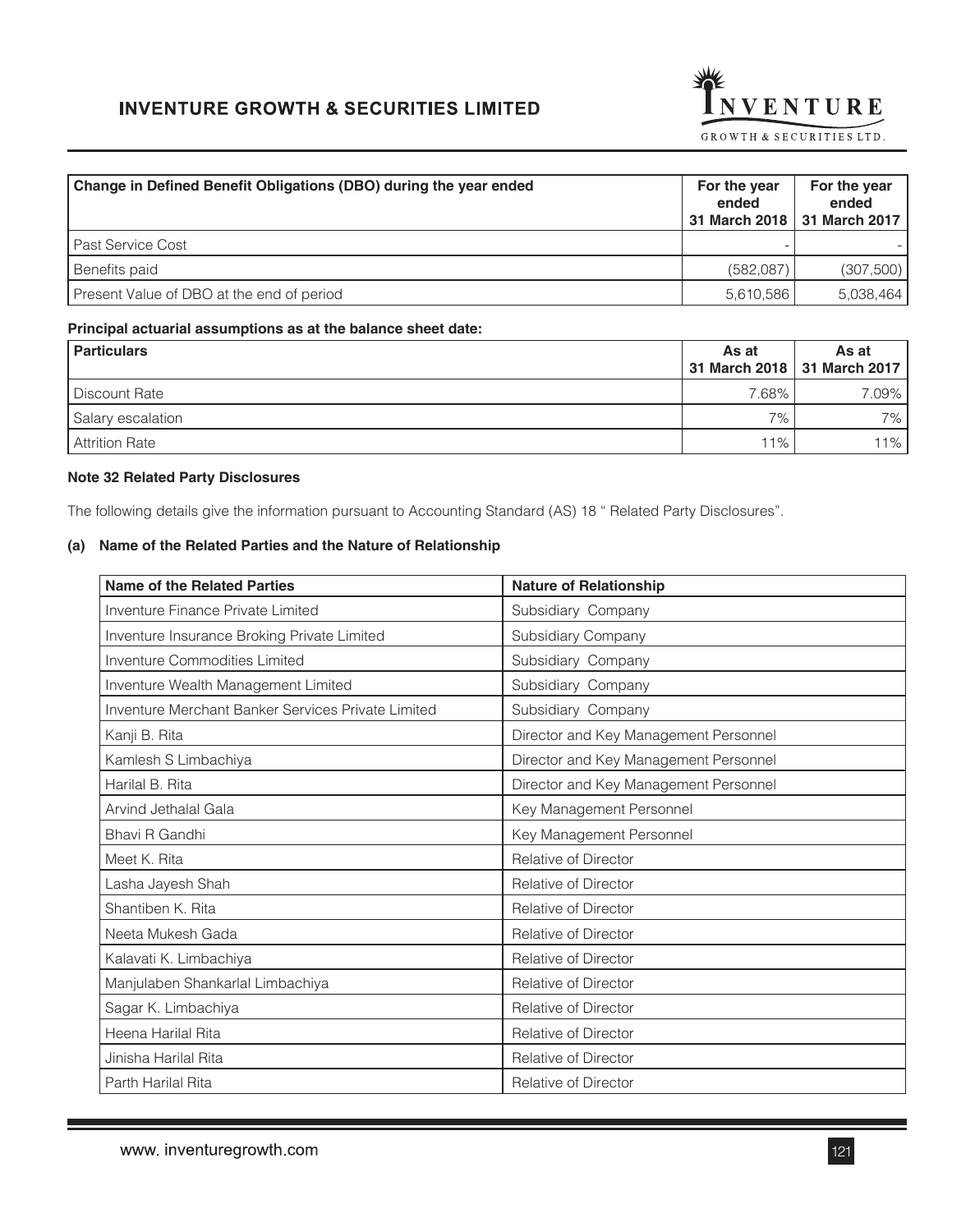| Change in Defined Benefit Obligations (DBO) during the year ended | For the year ended 31 March 2018 | For the year ended 31 March 2017 |
|---|---|---|
| Past Service Cost | - | - |
| Benefits paid | (582,087) | (307,500) |
| Present Value of DBO at the end of period | 5,610,586 | 5,038,464 |

**Principal actuarial assumptions as at the balance sheet date:**

| Particulars | As at 31 March 2018 | As at 31 March 2017 |
|---|---|---|
| Discount Rate | 7.68% | 7.09% |
| Salary escalation | 7% | 7% |
| Attrition Rate | 11% | 11% |

### Note 32 Related Party Disclosures

The following details give the information pursuant to Accounting Standard (AS) 18 " Related Party Disclosures".

**(a) Name of the Related Parties and the Nature of Relationship**

| Name of the Related Parties | Nature of Relationship |
|---|---|
| Inventure Finance Private Limited | Subsidiary Company |
| Inventure Insurance Broking Private Limited | Subsidiary Company |
| Inventure Commodities Limited | Subsidiary Company |
| Inventure Wealth Management Limited | Subsidiary Company |
| Inventure Merchant Banker Services Private Limited | Subsidiary Company |
| Kanji B. Rita | Director and Key Management Personnel |
| Kamlesh S Limbachiya | Director and Key Management Personnel |
| Harilal B. Rita | Director and Key Management Personnel |
| Arvind Jethalal Gala | Key Management Personnel |
| Bhavi R Gandhi | Key Management Personnel |
| Meet K. Rita | Relative of Director |
| Lasha Jayesh Shah | Relative of Director |
| Shantiben K. Rita | Relative of Director |
| Neeta Mukesh Gada | Relative of Director |
| Kalavati K. Limbachiya | Relative of Director |
| Manjulaben Shankarlal Limbachiya | Relative of Director |
| Sagar K. Limbachiya | Relative of Director |
| Heena Harilal Rita | Relative of Director |
| Jinisha Harilal Rita | Relative of Director |
| Parth Harilal Rita | Relative of Director |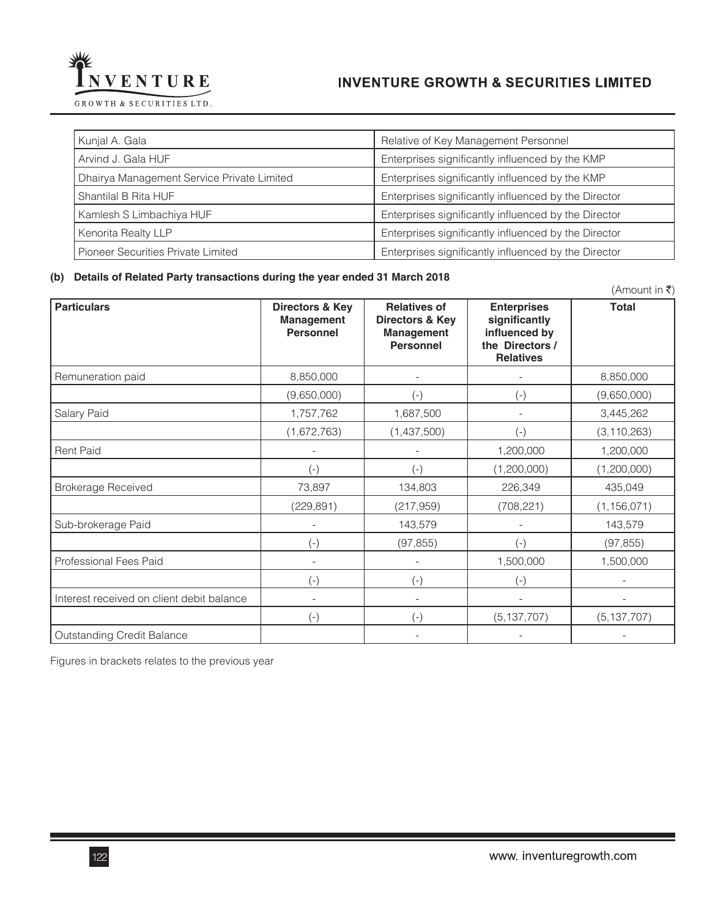| Kunjal A. Gala | Relative of Key Management Personnel |
|---|---|
| Arvind J. Gala HUF | Enterprises significantly influenced by the KMP |
| Dhairya Management Service Private Limited | Enterprises significantly influenced by the KMP |
| Shantilal B Rita HUF | Enterprises significantly influenced by the Director |
| Kamlesh S Limbachiya HUF | Enterprises significantly influenced by the Director |
| Kenorita Realty LLP | Enterprises significantly influenced by the Director |
| Pioneer Securities Private Limited | Enterprises significantly influenced by the Director |

**(b) Details of Related Party transactions during the year ended 31 March 2018**

(Amount in ₹)

| Particulars | Directors & Key Management Personnel | Relatives of Directors & Key Management Personnel | Enterprises significantly influenced by the Directors / Relatives | Total |
|---|---|---|---|---|
| Remuneration paid | 8,850,000 | - | - | 8,850,000 |
| | (9,650,000) | (-) | (-) | (9,650,000) |
| Salary Paid | 1,757,762 | 1,687,500 | - | 3,445,262 |
| | (1,672,763) | (1,437,500) | (-) | (3,110,263) |
| Rent Paid | - | - | 1,200,000 | 1,200,000 |
| | (-) | (-) | (1,200,000) | (1,200,000) |
| Brokerage Received | 73,897 | 134,803 | 226,349 | 435,049 |
| | (229,891) | (217,959) | (708,221) | (1,156,071) |
| Sub-brokerage Paid | - | 143,579 | - | 143,579 |
| | (-) | (97,855) | (-) | (97,855) |
| Professional Fees Paid | - | - | 1,500,000 | 1,500,000 |
| | (-) | (-) | (-) | - |
| Interest received on client debit balance | - | - | - | - |
| | (-) | (-) | (5,137,707) | (5,137,707) |
| Outstanding Credit Balance | | - | - | - |

Figures in brackets relates to the previous year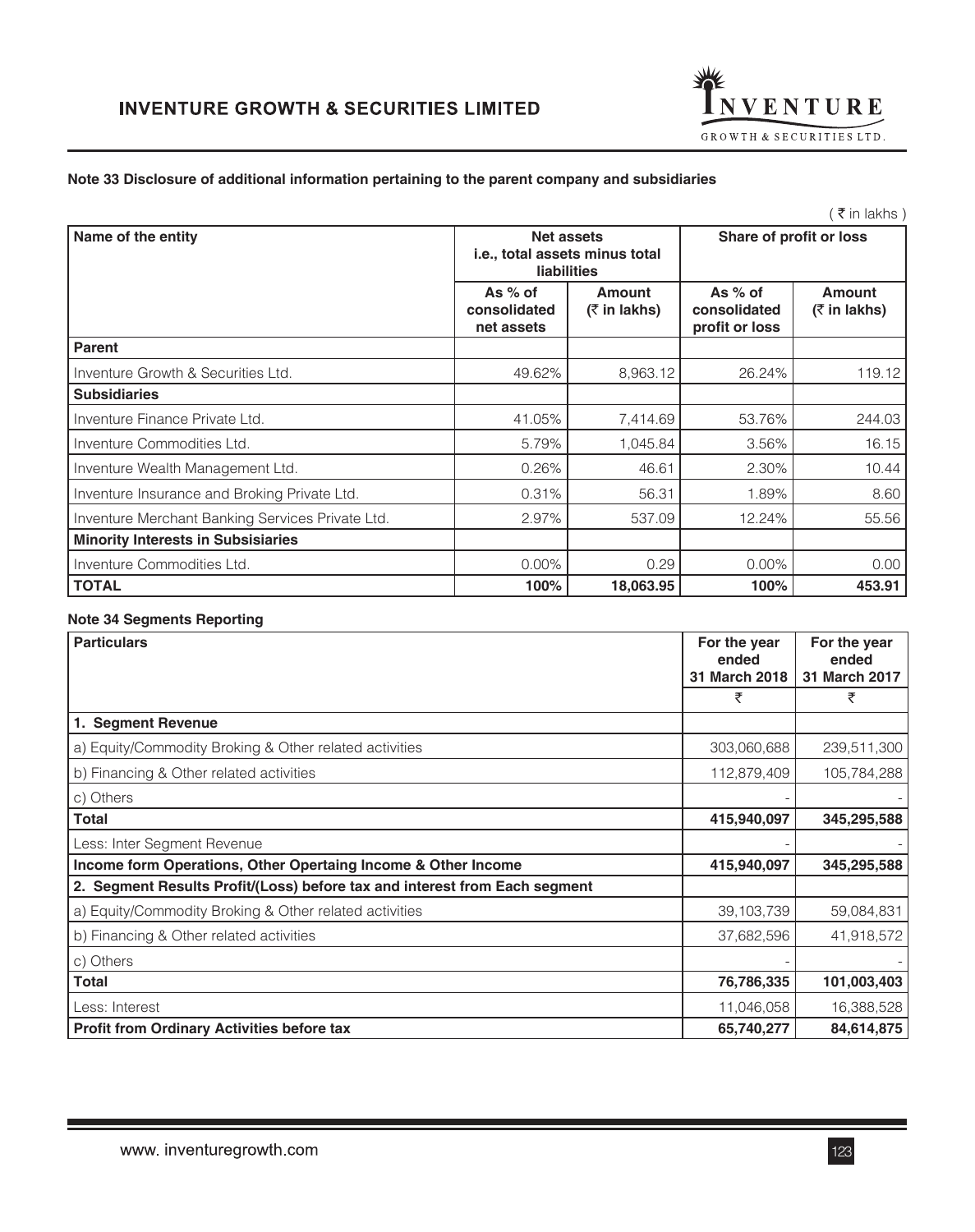## Note 33 Disclosure of additional information pertaining to the parent company and subsidiaries

( ₹ in lakhs )

| Name of the entity | Net assets i.e., total assets minus total liabilities | | Share of profit or loss | |
|---|---|---|---|---|
| | As % of consolidated net assets | Amount (₹ in lakhs) | As % of consolidated profit or loss | Amount (₹ in lakhs) |
| **Parent** | | | | |
| Inventure Growth & Securities Ltd. | 49.62% | 8,963.12 | 26.24% | 119.12 |
| **Subsidiaries** | | | | |
| Inventure Finance Private Ltd. | 41.05% | 7,414.69 | 53.76% | 244.03 |
| Inventure Commodities Ltd. | 5.79% | 1,045.84 | 3.56% | 16.15 |
| Inventure Wealth Management Ltd. | 0.26% | 46.61 | 2.30% | 10.44 |
| Inventure Insurance and Broking Private Ltd. | 0.31% | 56.31 | 1.89% | 8.60 |
| Inventure Merchant Banking Services Private Ltd. | 2.97% | 537.09 | 12.24% | 55.56 |
| **Minority Interests in Subsisiaries** | | | | |
| Inventure Commodities Ltd. | 0.00% | 0.29 | 0.00% | 0.00 |
| **TOTAL** | **100%** | **18,063.95** | **100%** | **453.91** |

## Note 34 Segments Reporting

| Particulars | For the year ended 31 March 2018 | For the year ended 31 March 2017 |
|---|---|---|
| | ₹ | ₹ |
| **1. Segment Revenue** | | |
| a) Equity/Commodity Broking & Other related activities | 303,060,688 | 239,511,300 |
| b) Financing & Other related activities | 112,879,409 | 105,784,288 |
| c) Others | - | - |
| **Total** | **415,940,097** | **345,295,588** |
| Less: Inter Segment Revenue | - | - |
| **Income form Operations, Other Opertaing Income & Other Income** | **415,940,097** | **345,295,588** |
| **2. Segment Results Profit/(Loss) before tax and interest from Each segment** | | |
| a) Equity/Commodity Broking & Other related activities | 39,103,739 | 59,084,831 |
| b) Financing & Other related activities | 37,682,596 | 41,918,572 |
| c) Others | - | - |
| **Total** | **76,786,335** | **101,003,403** |
| Less: Interest | 11,046,058 | 16,388,528 |
| **Profit from Ordinary Activities before tax** | **65,740,277** | **84,614,875** |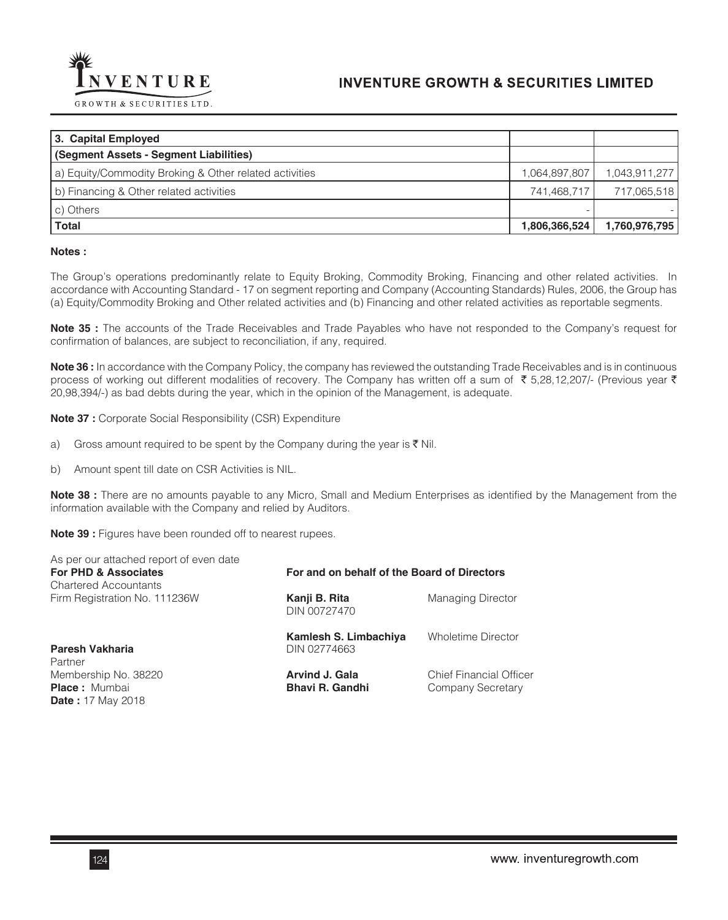| 3. Capital Employed | | |
|---|---|---|
| (Segment Assets - Segment Liabilities) | | |
| a) Equity/Commodity Broking & Other related activities | 1,064,897,807 | 1,043,911,277 |
| b) Financing & Other related activities | 741,468,717 | 717,065,518 |
| c) Others | - | - |
| **Total** | **1,806,366,524** | **1,760,976,795** |

**Notes :**

The Group's operations predominantly relate to Equity Broking, Commodity Broking, Financing and other related activities. In accordance with Accounting Standard - 17 on segment reporting and Company (Accounting Standards) Rules, 2006, the Group has (a) Equity/Commodity Broking and Other related activities and (b) Financing and other related activities as reportable segments.

**Note 35 :** The accounts of the Trade Receivables and Trade Payables who have not responded to the Company's request for confirmation of balances, are subject to reconciliation, if any, required.

**Note 36 :** In accordance with the Company Policy, the company has reviewed the outstanding Trade Receivables and is in continuous process of working out different modalities of recovery. The Company has written off a sum of ₹ 5,28,12,207/- (Previous year ₹ 20,98,394/-) as bad debts during the year, which in the opinion of the Management, is adequate.

**Note 37 :** Corporate Social Responsibility (CSR) Expenditure

a) Gross amount required to be spent by the Company during the year is ₹ Nil.

b) Amount spent till date on CSR Activities is NIL.

**Note 38 :** There are no amounts payable to any Micro, Small and Medium Enterprises as identified by the Management from the information available with the Company and relied by Auditors.

**Note 39 :** Figures have been rounded off to nearest rupees.

As per our attached report of even date
**For PHD & Associates**
Chartered Accountants
Firm Registration No. 111236W

**Paresh Vakharia**
Partner
Membership No. 38220
**Place :** Mumbai
**Date :** 17 May 2018

**For and on behalf of the Board of Directors**

**Kanji B. Rita** — Managing Director
DIN 00727470

**Kamlesh S. Limbachiya** — Wholetime Director
DIN 02774663

**Arvind J. Gala** — Chief Financial Officer

**Bhavi R. Gandhi** — Company Secretary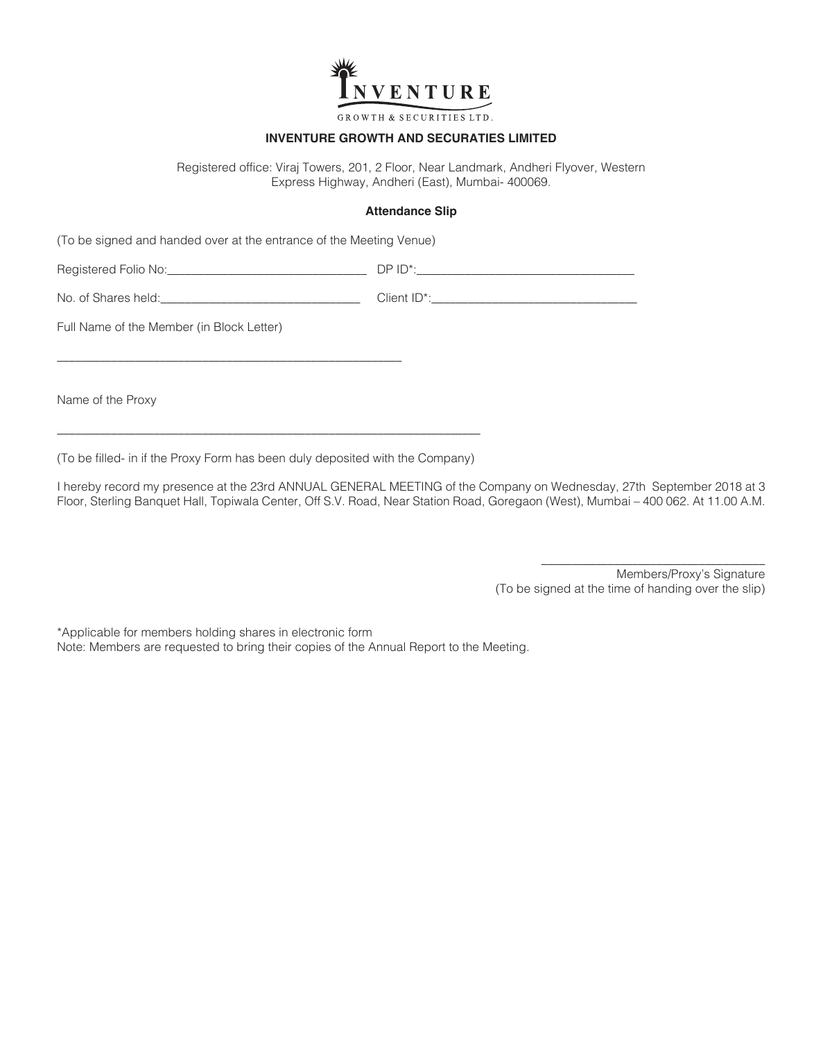INVENTURE
GROWTH & SECURITIES LTD.

**INVENTURE GROWTH AND SECURATIES LIMITED**

Registered office: Viraj Towers, 201, 2 Floor, Near Landmark, Andheri Flyover, Western Express Highway, Andheri (East), Mumbai- 400069.

**Attendance Slip**

(To be signed and handed over at the entrance of the Meeting Venue)

Registered Folio No:______________________________ DP ID*:_________________________________

No. of Shares held:______________________________ Client ID*:_______________________________

Full Name of the Member (in Block Letter)

_____________________________________________________

Name of the Proxy

_________________________________________________________________

(To be filled- in if the Proxy Form has been duly deposited with the Company)

I hereby record my presence at the 23rd ANNUAL GENERAL MEETING of the Company on Wednesday, 27th September 2018 at 3 Floor, Sterling Banquet Hall, Topiwala Center, Off S.V. Road, Near Station Road, Goregaon (West), Mumbai – 400 062. At 11.00 A.M.

__________________________________

Members/Proxy's Signature

(To be signed at the time of handing over the slip)

*Applicable for members holding shares in electronic form

Note: Members are requested to bring their copies of the Annual Report to the Meeting.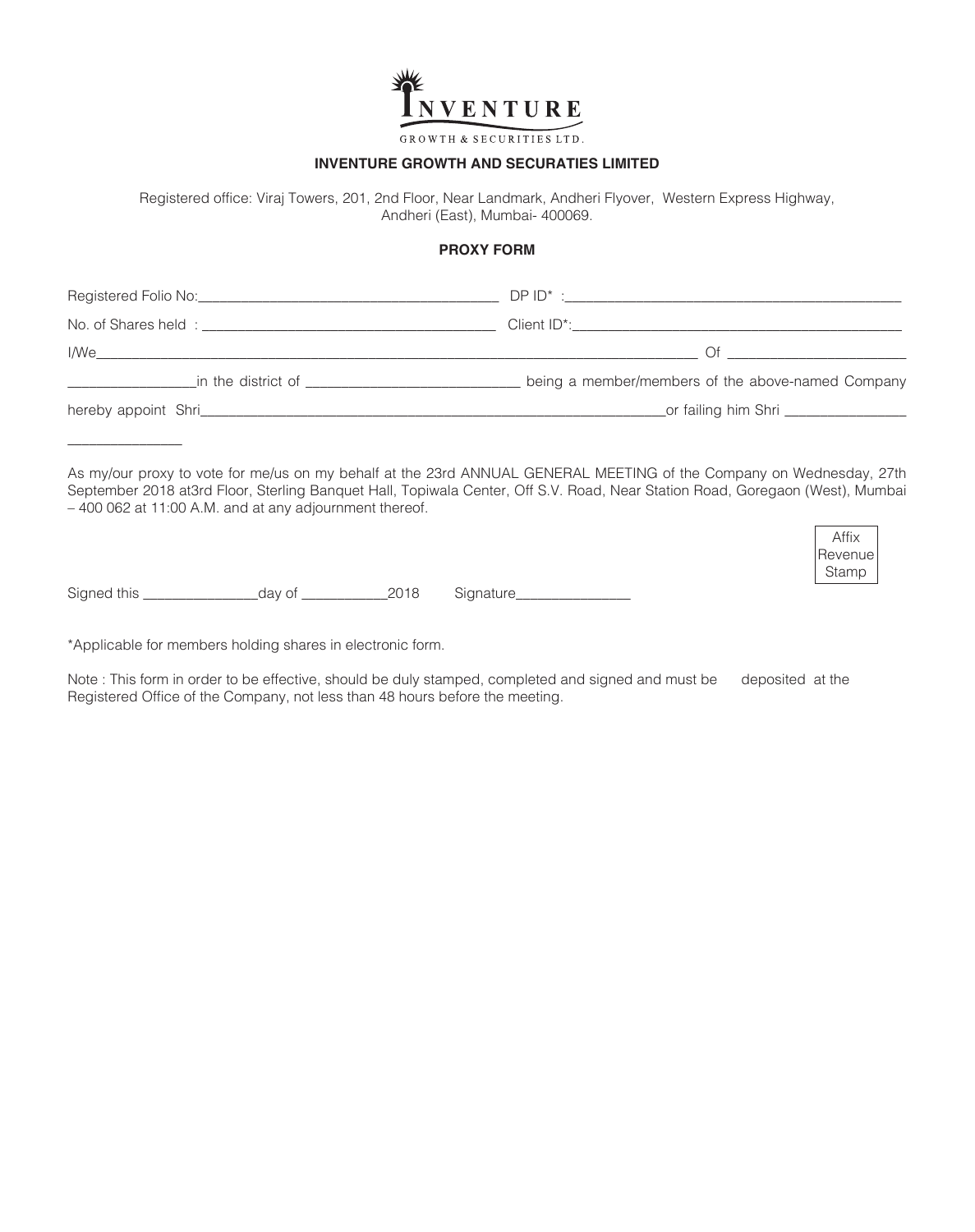INVENTURE
GROWTH & SECURITIES LTD.

**INVENTURE GROWTH AND SECURATIES LIMITED**

Registered office: Viraj Towers, 201, 2nd Floor, Near Landmark, Andheri Flyover, Western Express Highway, Andheri (East), Mumbai- 400069.

**PROXY FORM**

Registered Folio No:______________________________________ DP ID* :____________________________________________

No. of Shares held : _____________________________________ Client ID*:___________________________________________

I/We________________________________________________________________________________ Of ______________________

________________in the district of ___________________________ being a member/members of the above-named Company

hereby appoint Shri_________________________________________________________________or failing him Shri _______________

______________

As my/our proxy to vote for me/us on my behalf at the 23rd ANNUAL GENERAL MEETING of the Company on Wednesday, 27th September 2018 at3rd Floor, Sterling Banquet Hall, Topiwala Center, Off S.V. Road, Near Station Road, Goregaon (West), Mumbai – 400 062 at 11:00 A.M. and at any adjournment thereof.

Affix Revenue Stamp

Signed this ______________day of ___________2018 Signature_______________

*Applicable for members holding shares in electronic form.

Note : This form in order to be effective, should be duly stamped, completed and signed and must be deposited at the Registered Office of the Company, not less than 48 hours before the meeting.